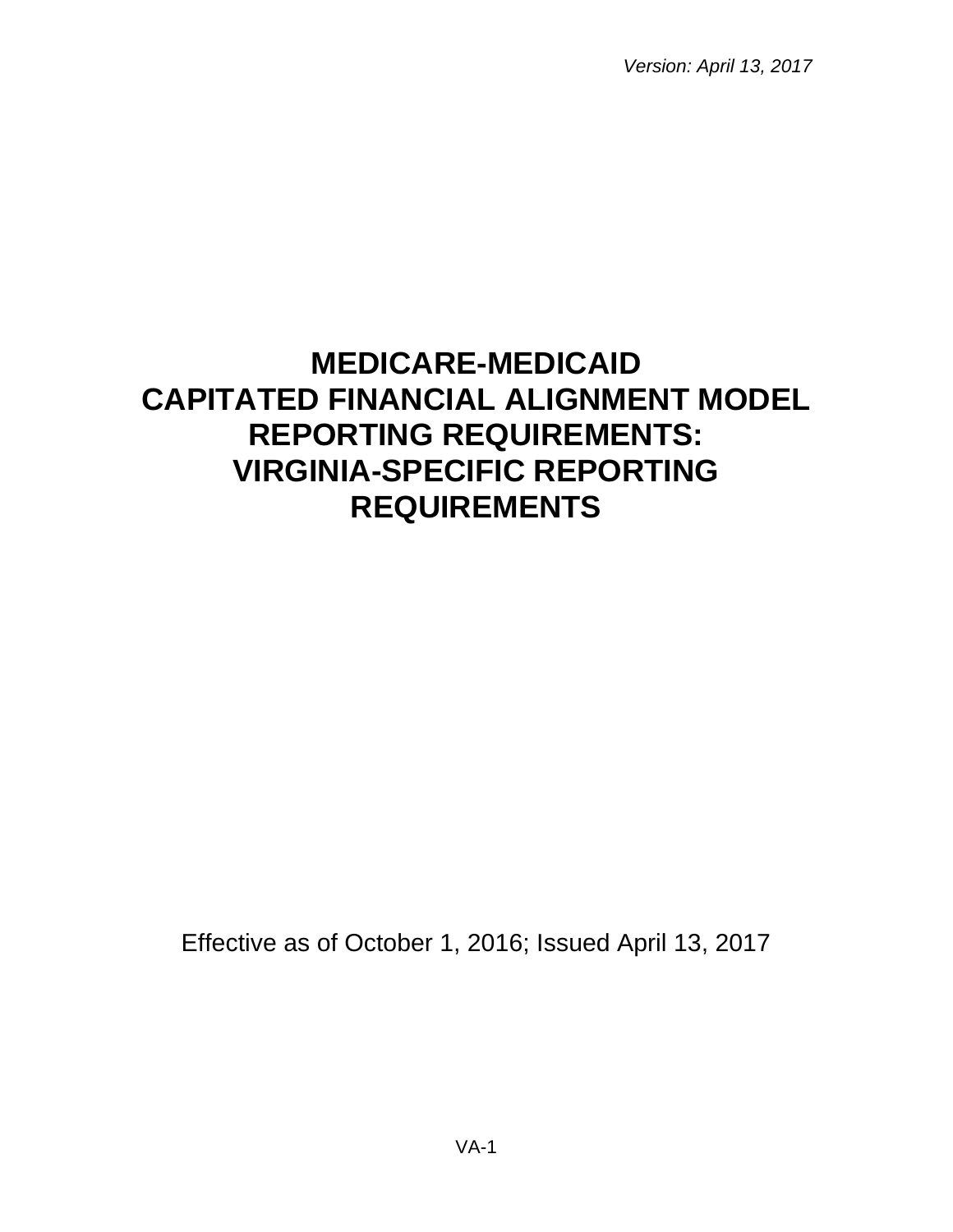*Version: April 13, 2017*

# MEDICARE-MEDICAID CAPITATED FINANCIAL ALIGNMENT MODEL REPORTING REQUIREMENTS: VIRGINIA-SPECIFIC REPORTING REQUIREMENTS

Effective as of October 1, 2016; Issued April 13, 2017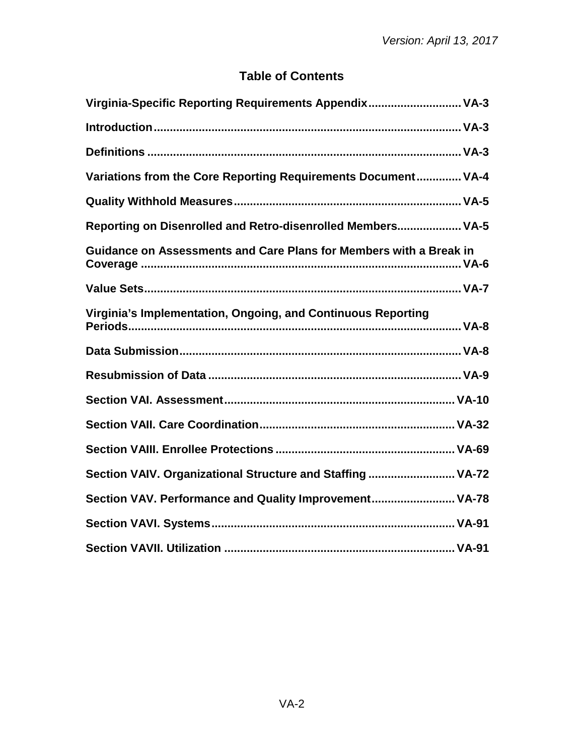*Version: April 13, 2017*

# Table of Contents

**Virginia-Specific Reporting Requirements Appendix** ............................ VA-3

**Introduction** ............................................................................................ VA-3

**Definitions** ............................................................................................... VA-3

**Variations from the Core Reporting Requirements Document** ............. VA-4

**Quality Withhold Measures** ..................................................................... VA-5

**Reporting on Disenrolled and Retro-disenrolled Members** ................... VA-5

**Guidance on Assessments and Care Plans for Members with a Break in Coverage** ................................................................................................. VA-6

**Value Sets** ................................................................................................ VA-7

**Virginia's Implementation, Ongoing, and Continuous Reporting Periods** ..................................................................................................... VA-8

**Data Submission** ..................................................................................... VA-8

**Resubmission of Data** ............................................................................ VA-9

**Section VAI. Assessment** ....................................................................... VA-10

**Section VAII. Care Coordination** ........................................................... VA-32

**Section VAIII. Enrollee Protections** ...................................................... VA-69

**Section VAIV. Organizational Structure and Staffing** .......................... VA-72

**Section VAV. Performance and Quality Improvement** .......................... VA-78

**Section VAVI. Systems** .......................................................................... VA-91

**Section VAVII. Utilization** ...................................................................... VA-91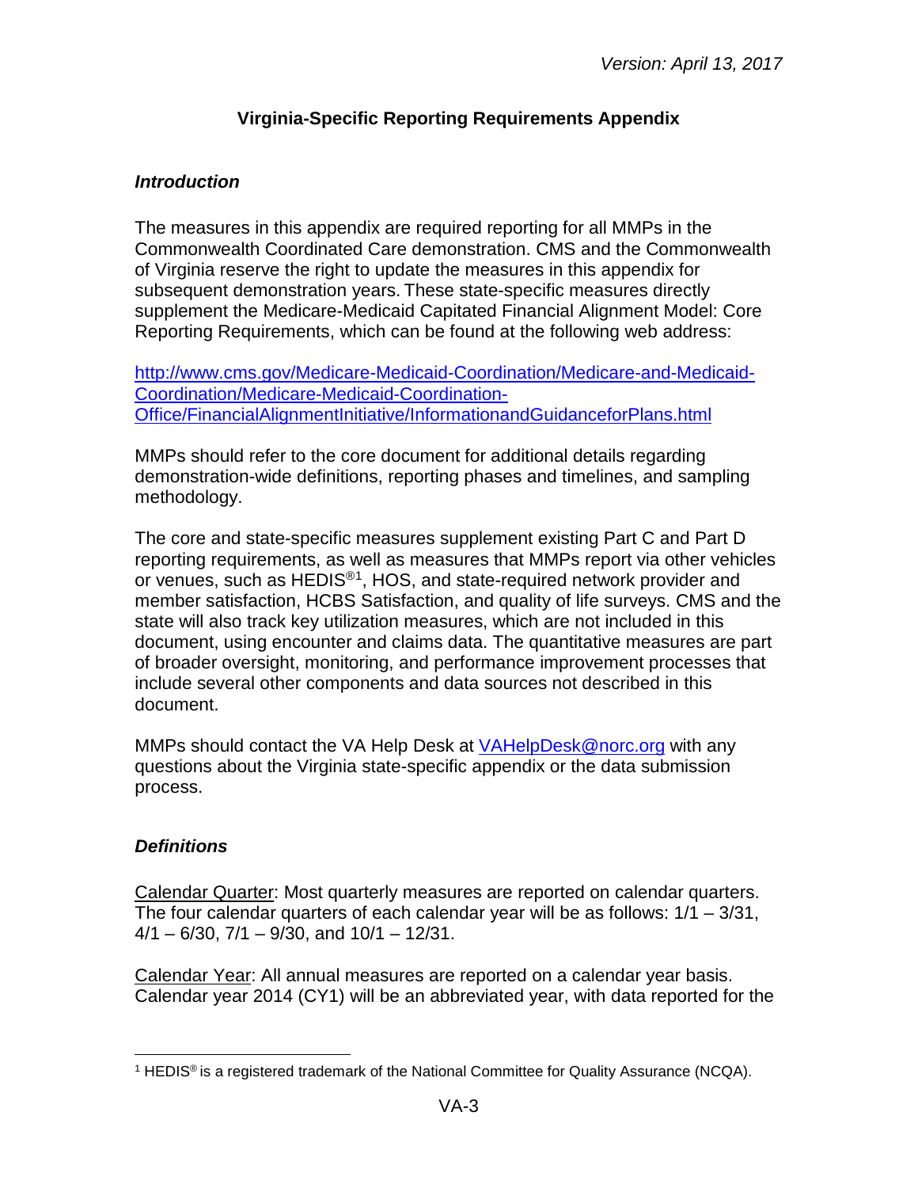# Virginia-Specific Reporting Requirements Appendix

## *Introduction*

The measures in this appendix are required reporting for all MMPs in the Commonwealth Coordinated Care demonstration. CMS and the Commonwealth of Virginia reserve the right to update the measures in this appendix for subsequent demonstration years. These state-specific measures directly supplement the Medicare-Medicaid Capitated Financial Alignment Model: Core Reporting Requirements, which can be found at the following web address:

[http://www.cms.gov/Medicare-Medicaid-Coordination/Medicare-and-Medicaid-Coordination/Medicare-Medicaid-Coordination-Office/FinancialAlignmentInitiative/InformationandGuidanceforPlans.html](http://www.cms.gov/Medicare-Medicaid-Coordination/Medicare-and-Medicaid-Coordination/Medicare-Medicaid-Coordination-Office/FinancialAlignmentInitiative/InformationandGuidanceforPlans.html)

MMPs should refer to the core document for additional details regarding demonstration-wide definitions, reporting phases and timelines, and sampling methodology.

The core and state-specific measures supplement existing Part C and Part D reporting requirements, as well as measures that MMPs report via other vehicles or venues, such as HEDIS®[1], HOS, and state-required network provider and member satisfaction, HCBS Satisfaction, and quality of life surveys. CMS and the state will also track key utilization measures, which are not included in this document, using encounter and claims data. The quantitative measures are part of broader oversight, monitoring, and performance improvement processes that include several other components and data sources not described in this document.

MMPs should contact the VA Help Desk at [VAHelpDesk@norc.org](mailto:VAHelpDesk@norc.org) with any questions about the Virginia state-specific appendix or the data submission process.

## *Definitions*

Calendar Quarter: Most quarterly measures are reported on calendar quarters. The four calendar quarters of each calendar year will be as follows: 1/1 – 3/31, 4/1 – 6/30, 7/1 – 9/30, and 10/1 – 12/31.

Calendar Year: All annual measures are reported on a calendar year basis. Calendar year 2014 (CY1) will be an abbreviated year, with data reported for the

[1] HEDIS® is a registered trademark of the National Committee for Quality Assurance (NCQA).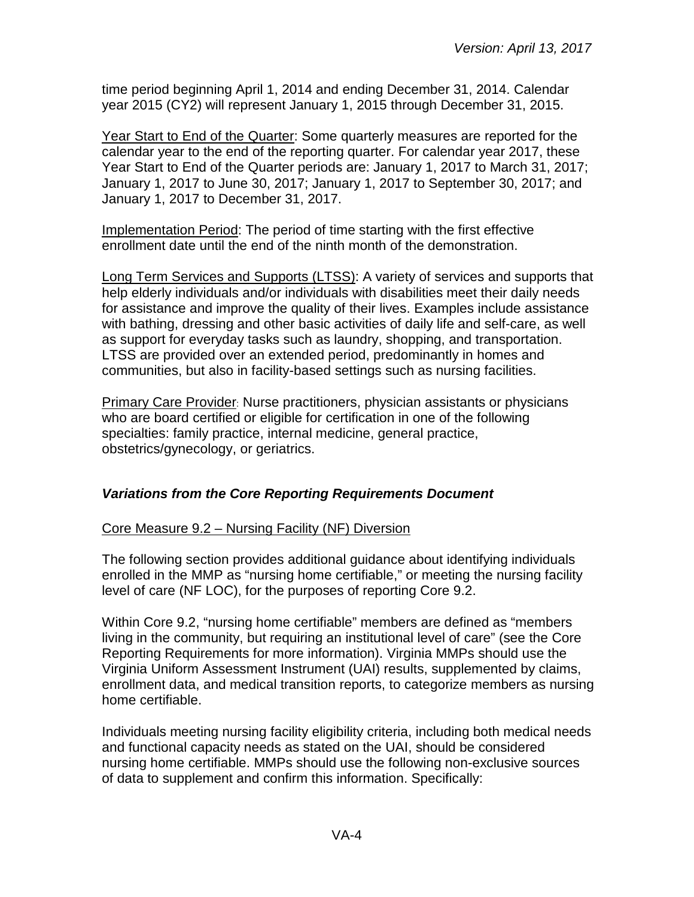time period beginning April 1, 2014 and ending December 31, 2014. Calendar year 2015 (CY2) will represent January 1, 2015 through December 31, 2015.

Year Start to End of the Quarter: Some quarterly measures are reported for the calendar year to the end of the reporting quarter. For calendar year 2017, these Year Start to End of the Quarter periods are: January 1, 2017 to March 31, 2017; January 1, 2017 to June 30, 2017; January 1, 2017 to September 30, 2017; and January 1, 2017 to December 31, 2017.

Implementation Period: The period of time starting with the first effective enrollment date until the end of the ninth month of the demonstration.

Long Term Services and Supports (LTSS): A variety of services and supports that help elderly individuals and/or individuals with disabilities meet their daily needs for assistance and improve the quality of their lives. Examples include assistance with bathing, dressing and other basic activities of daily life and self-care, as well as support for everyday tasks such as laundry, shopping, and transportation. LTSS are provided over an extended period, predominantly in homes and communities, but also in facility-based settings such as nursing facilities.

Primary Care Provider: Nurse practitioners, physician assistants or physicians who are board certified or eligible for certification in one of the following specialties: family practice, internal medicine, general practice, obstetrics/gynecology, or geriatrics.

### *Variations from the Core Reporting Requirements Document*

Core Measure 9.2 – Nursing Facility (NF) Diversion

The following section provides additional guidance about identifying individuals enrolled in the MMP as "nursing home certifiable," or meeting the nursing facility level of care (NF LOC), for the purposes of reporting Core 9.2.

Within Core 9.2, "nursing home certifiable" members are defined as "members living in the community, but requiring an institutional level of care" (see the Core Reporting Requirements for more information). Virginia MMPs should use the Virginia Uniform Assessment Instrument (UAI) results, supplemented by claims, enrollment data, and medical transition reports, to categorize members as nursing home certifiable.

Individuals meeting nursing facility eligibility criteria, including both medical needs and functional capacity needs as stated on the UAI, should be considered nursing home certifiable. MMPs should use the following non-exclusive sources of data to supplement and confirm this information. Specifically: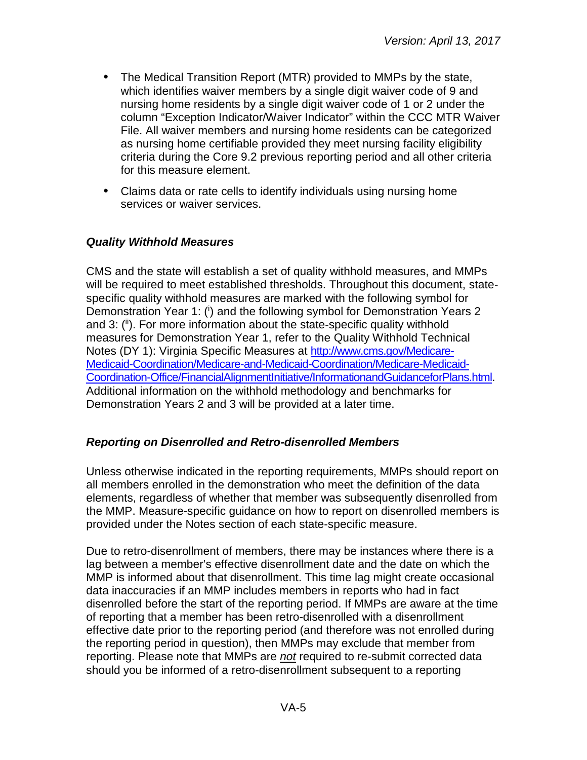- The Medical Transition Report (MTR) provided to MMPs by the state, which identifies waiver members by a single digit waiver code of 9 and nursing home residents by a single digit waiver code of 1 or 2 under the column "Exception Indicator/Waiver Indicator" within the CCC MTR Waiver File. All waiver members and nursing home residents can be categorized as nursing home certifiable provided they meet nursing facility eligibility criteria during the Core 9.2 previous reporting period and all other criteria for this measure element.
- Claims data or rate cells to identify individuals using nursing home services or waiver services.

### *Quality Withhold Measures*

CMS and the state will establish a set of quality withhold measures, and MMPs will be required to meet established thresholds. Throughout this document, state-specific quality withhold measures are marked with the following symbol for Demonstration Year 1: ([i]) and the following symbol for Demonstration Years 2 and 3: ([ii]). For more information about the state-specific quality withhold measures for Demonstration Year 1, refer to the Quality Withhold Technical Notes (DY 1): Virginia Specific Measures at [http://www.cms.gov/Medicare-Medicaid-Coordination/Medicare-and-Medicaid-Coordination/Medicare-Medicaid-Coordination-Office/FinancialAlignmentInitiative/InformationandGuidanceforPlans.html](http://www.cms.gov/Medicare-Medicaid-Coordination/Medicare-and-Medicaid-Coordination/Medicare-Medicaid-Coordination-Office/FinancialAlignmentInitiative/InformationandGuidanceforPlans.html). Additional information on the withhold methodology and benchmarks for Demonstration Years 2 and 3 will be provided at a later time.

### *Reporting on Disenrolled and Retro-disenrolled Members*

Unless otherwise indicated in the reporting requirements, MMPs should report on all members enrolled in the demonstration who meet the definition of the data elements, regardless of whether that member was subsequently disenrolled from the MMP. Measure-specific guidance on how to report on disenrolled members is provided under the Notes section of each state-specific measure.

Due to retro-disenrollment of members, there may be instances where there is a lag between a member's effective disenrollment date and the date on which the MMP is informed about that disenrollment. This time lag might create occasional data inaccuracies if an MMP includes members in reports who had in fact disenrolled before the start of the reporting period. If MMPs are aware at the time of reporting that a member has been retro-disenrolled with a disenrollment effective date prior to the reporting period (and therefore was not enrolled during the reporting period in question), then MMPs may exclude that member from reporting. Please note that MMPs are *not* required to re-submit corrected data should you be informed of a retro-disenrollment subsequent to a reporting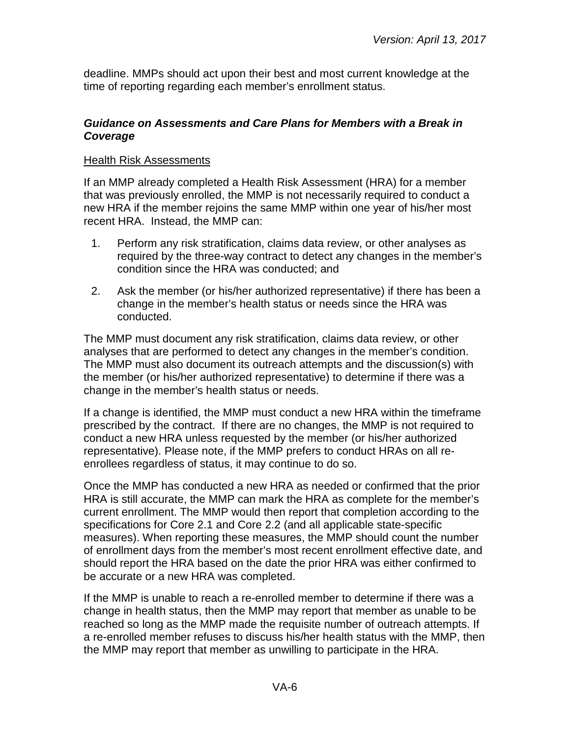deadline. MMPs should act upon their best and most current knowledge at the time of reporting regarding each member's enrollment status.

### *Guidance on Assessments and Care Plans for Members with a Break in Coverage*

#### Health Risk Assessments

If an MMP already completed a Health Risk Assessment (HRA) for a member that was previously enrolled, the MMP is not necessarily required to conduct a new HRA if the member rejoins the same MMP within one year of his/her most recent HRA. Instead, the MMP can:

1. Perform any risk stratification, claims data review, or other analyses as required by the three-way contract to detect any changes in the member's condition since the HRA was conducted; and
2. Ask the member (or his/her authorized representative) if there has been a change in the member's health status or needs since the HRA was conducted.

The MMP must document any risk stratification, claims data review, or other analyses that are performed to detect any changes in the member's condition. The MMP must also document its outreach attempts and the discussion(s) with the member (or his/her authorized representative) to determine if there was a change in the member's health status or needs.

If a change is identified, the MMP must conduct a new HRA within the timeframe prescribed by the contract. If there are no changes, the MMP is not required to conduct a new HRA unless requested by the member (or his/her authorized representative). Please note, if the MMP prefers to conduct HRAs on all re-enrollees regardless of status, it may continue to do so.

Once the MMP has conducted a new HRA as needed or confirmed that the prior HRA is still accurate, the MMP can mark the HRA as complete for the member's current enrollment. The MMP would then report that completion according to the specifications for Core 2.1 and Core 2.2 (and all applicable state-specific measures). When reporting these measures, the MMP should count the number of enrollment days from the member's most recent enrollment effective date, and should report the HRA based on the date the prior HRA was either confirmed to be accurate or a new HRA was completed.

If the MMP is unable to reach a re-enrolled member to determine if there was a change in health status, then the MMP may report that member as unable to be reached so long as the MMP made the requisite number of outreach attempts. If a re-enrolled member refuses to discuss his/her health status with the MMP, then the MMP may report that member as unwilling to participate in the HRA.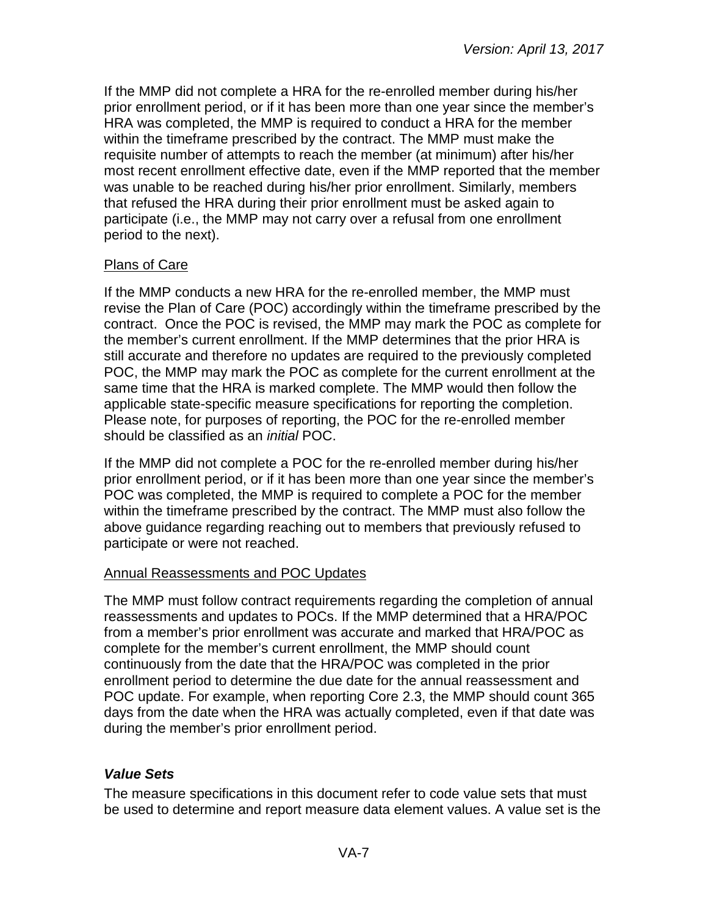If the MMP did not complete a HRA for the re-enrolled member during his/her prior enrollment period, or if it has been more than one year since the member's HRA was completed, the MMP is required to conduct a HRA for the member within the timeframe prescribed by the contract. The MMP must make the requisite number of attempts to reach the member (at minimum) after his/her most recent enrollment effective date, even if the MMP reported that the member was unable to be reached during his/her prior enrollment. Similarly, members that refused the HRA during their prior enrollment must be asked again to participate (i.e., the MMP may not carry over a refusal from one enrollment period to the next).

<u>Plans of Care</u>

If the MMP conducts a new HRA for the re-enrolled member, the MMP must revise the Plan of Care (POC) accordingly within the timeframe prescribed by the contract. Once the POC is revised, the MMP may mark the POC as complete for the member's current enrollment. If the MMP determines that the prior HRA is still accurate and therefore no updates are required to the previously completed POC, the MMP may mark the POC as complete for the current enrollment at the same time that the HRA is marked complete. The MMP would then follow the applicable state-specific measure specifications for reporting the completion. Please note, for purposes of reporting, the POC for the re-enrolled member should be classified as an *initial* POC.

If the MMP did not complete a POC for the re-enrolled member during his/her prior enrollment period, or if it has been more than one year since the member's POC was completed, the MMP is required to complete a POC for the member within the timeframe prescribed by the contract. The MMP must also follow the above guidance regarding reaching out to members that previously refused to participate or were not reached.

<u>Annual Reassessments and POC Updates</u>

The MMP must follow contract requirements regarding the completion of annual reassessments and updates to POCs. If the MMP determined that a HRA/POC from a member's prior enrollment was accurate and marked that HRA/POC as complete for the member's current enrollment, the MMP should count continuously from the date that the HRA/POC was completed in the prior enrollment period to determine the due date for the annual reassessment and POC update. For example, when reporting Core 2.3, the MMP should count 365 days from the date when the HRA was actually completed, even if that date was during the member's prior enrollment period.

### *Value Sets*

The measure specifications in this document refer to code value sets that must be used to determine and report measure data element values. A value set is the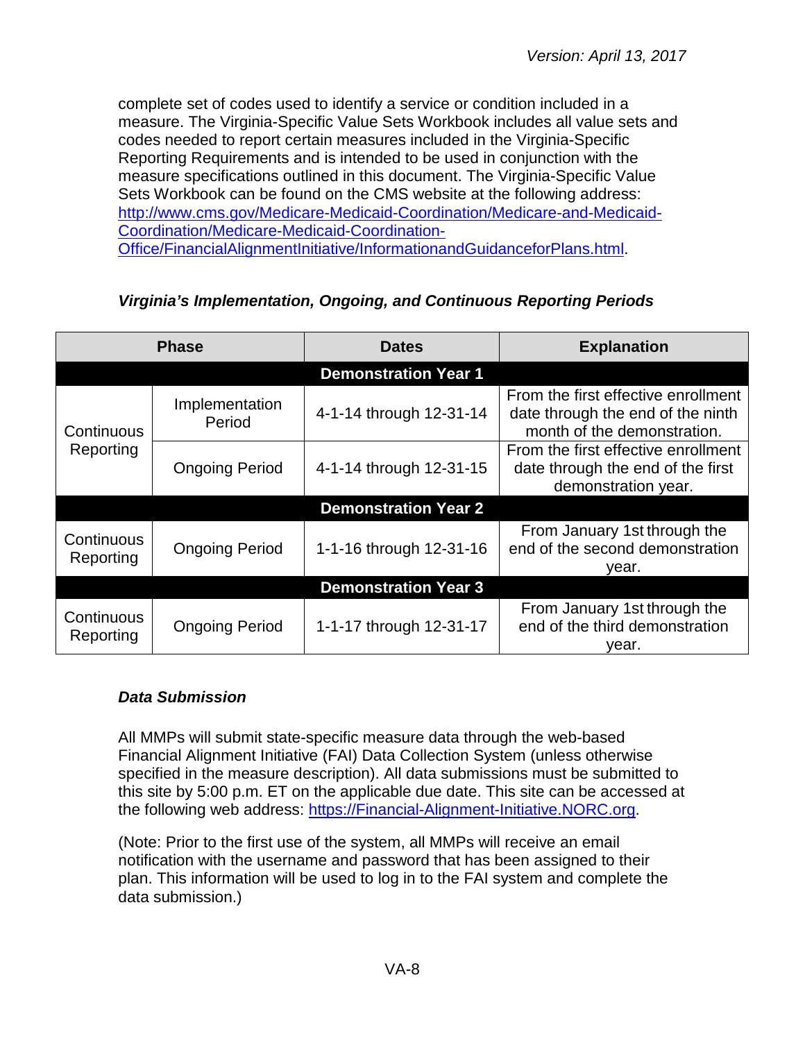complete set of codes used to identify a service or condition included in a measure. The Virginia-Specific Value Sets Workbook includes all value sets and codes needed to report certain measures included in the Virginia-Specific Reporting Requirements and is intended to be used in conjunction with the measure specifications outlined in this document. The Virginia-Specific Value Sets Workbook can be found on the CMS website at the following address: http://www.cms.gov/Medicare-Medicaid-Coordination/Medicare-and-Medicaid-Coordination/Medicare-Medicaid-Coordination-Office/FinancialAlignmentInitiative/InformationandGuidanceforPlans.html.

### *Virginia's Implementation, Ongoing, and Continuous Reporting Periods*

| Phase | | Dates | Explanation |
|---|---|---|---|
| **Demonstration Year 1** | | | |
| Continuous Reporting | Implementation Period | 4-1-14 through 12-31-14 | From the first effective enrollment date through the end of the ninth month of the demonstration. |
| | Ongoing Period | 4-1-14 through 12-31-15 | From the first effective enrollment date through the end of the first demonstration year. |
| **Demonstration Year 2** | | | |
| Continuous Reporting | Ongoing Period | 1-1-16 through 12-31-16 | From January 1st through the end of the second demonstration year. |
| **Demonstration Year 3** | | | |
| Continuous Reporting | Ongoing Period | 1-1-17 through 12-31-17 | From January 1st through the end of the third demonstration year. |

### *Data Submission*

All MMPs will submit state-specific measure data through the web-based Financial Alignment Initiative (FAI) Data Collection System (unless otherwise specified in the measure description). All data submissions must be submitted to this site by 5:00 p.m. ET on the applicable due date. This site can be accessed at the following web address: https://Financial-Alignment-Initiative.NORC.org.

(Note: Prior to the first use of the system, all MMPs will receive an email notification with the username and password that has been assigned to their plan. This information will be used to log in to the FAI system and complete the data submission.)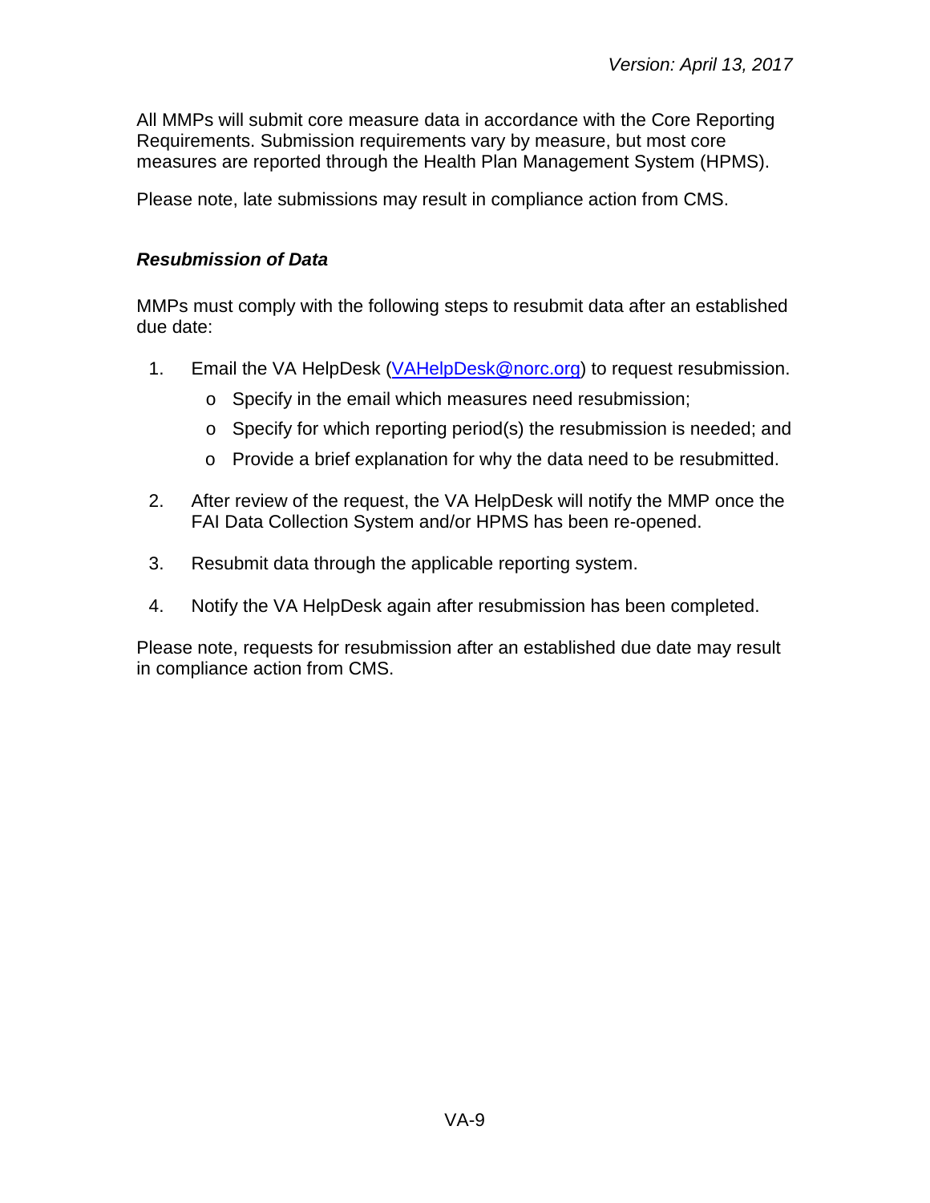All MMPs will submit core measure data in accordance with the Core Reporting Requirements. Submission requirements vary by measure, but most core measures are reported through the Health Plan Management System (HPMS).

Please note, late submissions may result in compliance action from CMS.

### *Resubmission of Data*

MMPs must comply with the following steps to resubmit data after an established due date:

1. Email the VA HelpDesk ([VAHelpDesk@norc.org](mailto:VAHelpDesk@norc.org)) to request resubmission.
   - Specify in the email which measures need resubmission;
   - Specify for which reporting period(s) the resubmission is needed; and
   - Provide a brief explanation for why the data need to be resubmitted.
2. After review of the request, the VA HelpDesk will notify the MMP once the FAI Data Collection System and/or HPMS has been re-opened.
3. Resubmit data through the applicable reporting system.
4. Notify the VA HelpDesk again after resubmission has been completed.

Please note, requests for resubmission after an established due date may result in compliance action from CMS.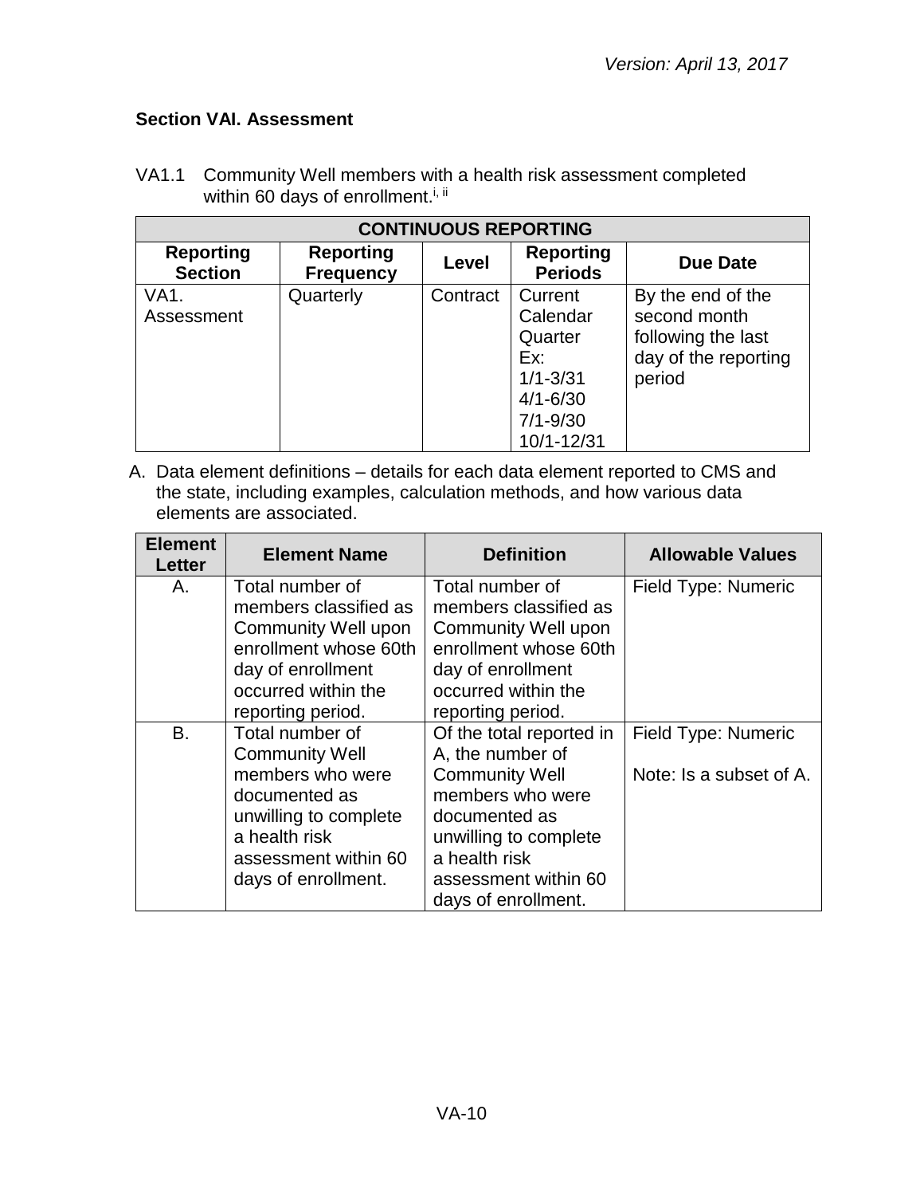*Version: April 13, 2017*

### Section VAI. Assessment

VA1.1 Community Well members with a health risk assessment completed within 60 days of enrollment.[i, ii]

| CONTINUOUS REPORTING | | | | |
|---|---|---|---|---|
| **Reporting Section** | **Reporting Frequency** | **Level** | **Reporting Periods** | **Due Date** |
| VA1. Assessment | Quarterly | Contract | Current Calendar Quarter Ex: 1/1-3/31 4/1-6/30 7/1-9/30 10/1-12/31 | By the end of the second month following the last day of the reporting period |

A. Data element definitions – details for each data element reported to CMS and the state, including examples, calculation methods, and how various data elements are associated.

| Element Letter | Element Name | Definition | Allowable Values |
|---|---|---|---|
| A. | Total number of members classified as Community Well upon enrollment whose 60th day of enrollment occurred within the reporting period. | Total number of members classified as Community Well upon enrollment whose 60th day of enrollment occurred within the reporting period. | Field Type: Numeric |
| B. | Total number of Community Well members who were documented as unwilling to complete a health risk assessment within 60 days of enrollment. | Of the total reported in A, the number of Community Well members who were documented as unwilling to complete a health risk assessment within 60 days of enrollment. | Field Type: Numeric<br><br>Note: Is a subset of A. |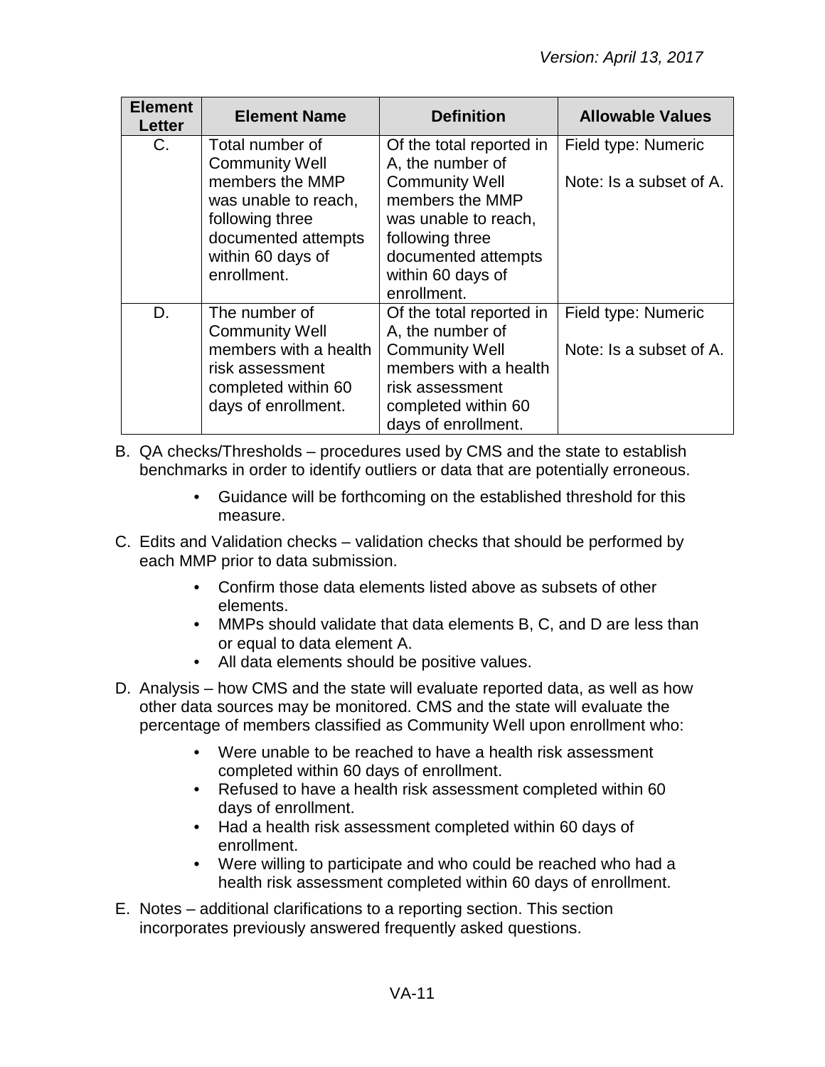| Element Letter | Element Name | Definition | Allowable Values |
|---|---|---|---|
| C. | Total number of Community Well members the MMP was unable to reach, following three documented attempts within 60 days of enrollment. | Of the total reported in A, the number of Community Well members the MMP was unable to reach, following three documented attempts within 60 days of enrollment. | Field type: Numeric<br><br>Note: Is a subset of A. |
| D. | The number of Community Well members with a health risk assessment completed within 60 days of enrollment. | Of the total reported in A, the number of Community Well members with a health risk assessment completed within 60 days of enrollment. | Field type: Numeric<br><br>Note: Is a subset of A. |

B. QA checks/Thresholds – procedures used by CMS and the state to establish benchmarks in order to identify outliers or data that are potentially erroneous.

- Guidance will be forthcoming on the established threshold for this measure.

C. Edits and Validation checks – validation checks that should be performed by each MMP prior to data submission.

- Confirm those data elements listed above as subsets of other elements.
- MMPs should validate that data elements B, C, and D are less than or equal to data element A.
- All data elements should be positive values.

D. Analysis – how CMS and the state will evaluate reported data, as well as how other data sources may be monitored. CMS and the state will evaluate the percentage of members classified as Community Well upon enrollment who:

- Were unable to be reached to have a health risk assessment completed within 60 days of enrollment.
- Refused to have a health risk assessment completed within 60 days of enrollment.
- Had a health risk assessment completed within 60 days of enrollment.
- Were willing to participate and who could be reached who had a health risk assessment completed within 60 days of enrollment.

E. Notes – additional clarifications to a reporting section. This section incorporates previously answered frequently asked questions.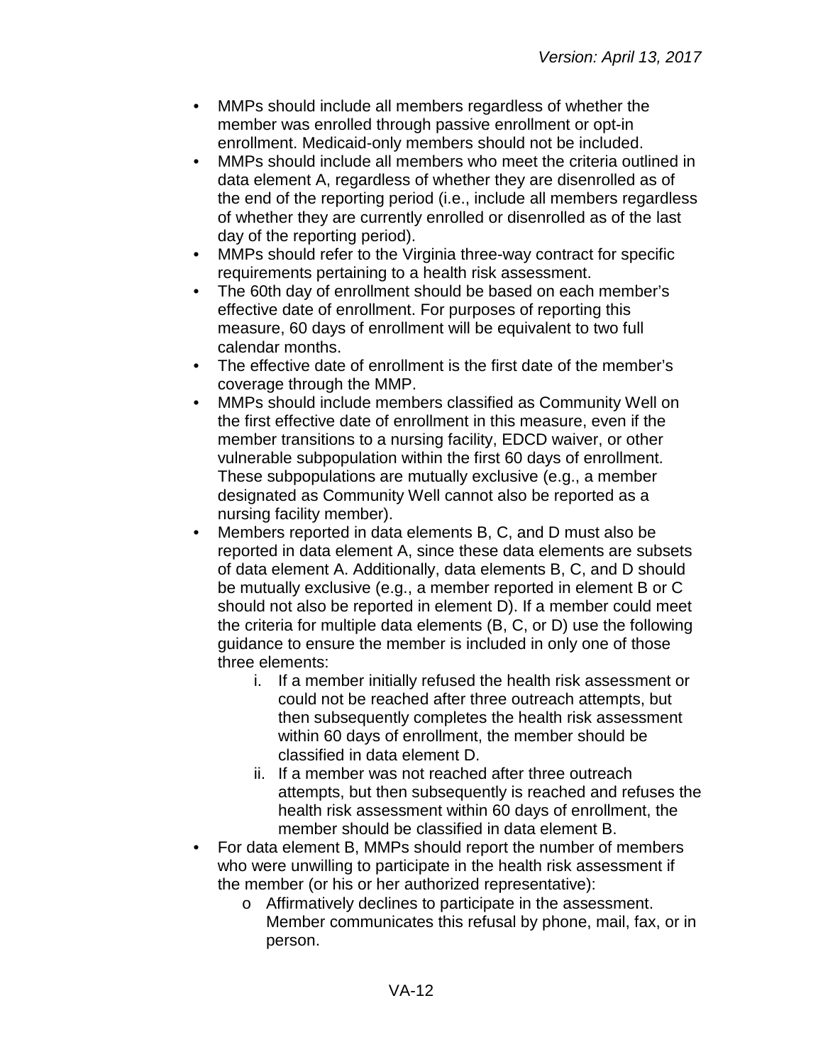- MMPs should include all members regardless of whether the member was enrolled through passive enrollment or opt-in enrollment. Medicaid-only members should not be included.
- MMPs should include all members who meet the criteria outlined in data element A, regardless of whether they are disenrolled as of the end of the reporting period (i.e., include all members regardless of whether they are currently enrolled or disenrolled as of the last day of the reporting period).
- MMPs should refer to the Virginia three-way contract for specific requirements pertaining to a health risk assessment.
- The 60th day of enrollment should be based on each member's effective date of enrollment. For purposes of reporting this measure, 60 days of enrollment will be equivalent to two full calendar months.
- The effective date of enrollment is the first date of the member's coverage through the MMP.
- MMPs should include members classified as Community Well on the first effective date of enrollment in this measure, even if the member transitions to a nursing facility, EDCD waiver, or other vulnerable subpopulation within the first 60 days of enrollment. These subpopulations are mutually exclusive (e.g., a member designated as Community Well cannot also be reported as a nursing facility member).
- Members reported in data elements B, C, and D must also be reported in data element A, since these data elements are subsets of data element A. Additionally, data elements B, C, and D should be mutually exclusive (e.g., a member reported in element B or C should not also be reported in element D). If a member could meet the criteria for multiple data elements (B, C, or D) use the following guidance to ensure the member is included in only one of those three elements:
    1. If a member initially refused the health risk assessment or could not be reached after three outreach attempts, but then subsequently completes the health risk assessment within 60 days of enrollment, the member should be classified in data element D.
    2. If a member was not reached after three outreach attempts, but then subsequently is reached and refuses the health risk assessment within 60 days of enrollment, the member should be classified in data element B.
- For data element B, MMPs should report the number of members who were unwilling to participate in the health risk assessment if the member (or his or her authorized representative):
    - Affirmatively declines to participate in the assessment. Member communicates this refusal by phone, mail, fax, or in person.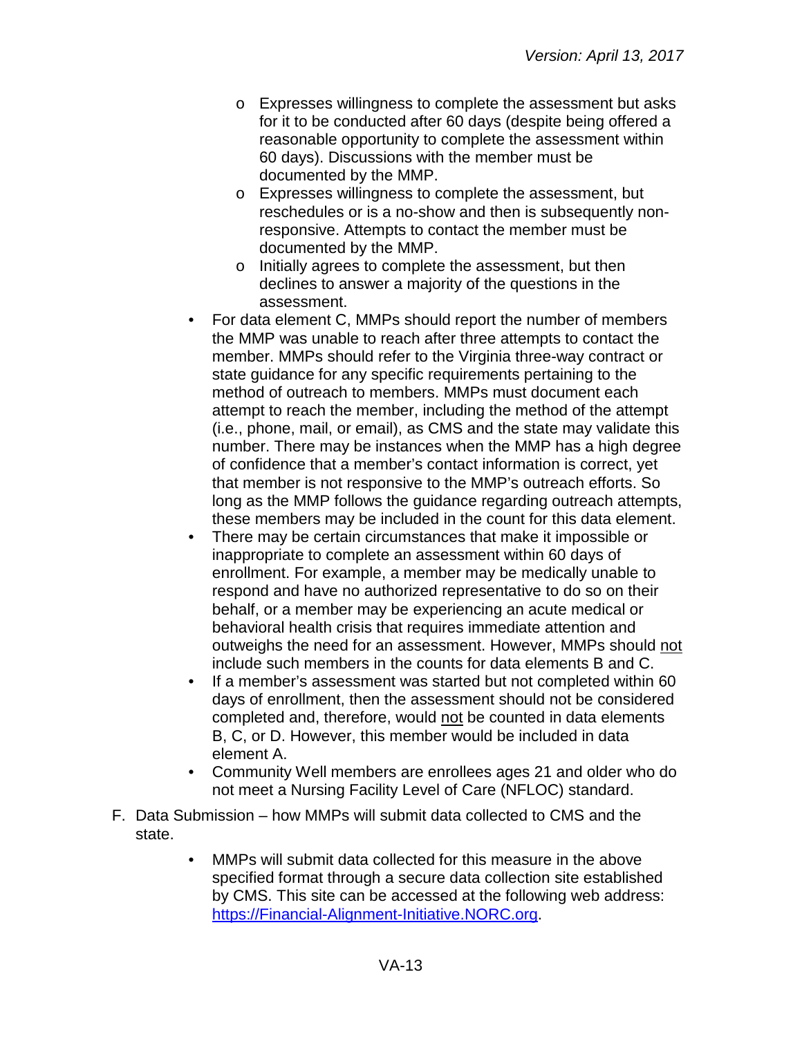- Expresses willingness to complete the assessment but asks for it to be conducted after 60 days (despite being offered a reasonable opportunity to complete the assessment within 60 days). Discussions with the member must be documented by the MMP.
    - Expresses willingness to complete the assessment, but reschedules or is a no-show and then is subsequently non-responsive. Attempts to contact the member must be documented by the MMP.
    - Initially agrees to complete the assessment, but then declines to answer a majority of the questions in the assessment.
- For data element C, MMPs should report the number of members the MMP was unable to reach after three attempts to contact the member. MMPs should refer to the Virginia three-way contract or state guidance for any specific requirements pertaining to the method of outreach to members. MMPs must document each attempt to reach the member, including the method of the attempt (i.e., phone, mail, or email), as CMS and the state may validate this number. There may be instances when the MMP has a high degree of confidence that a member's contact information is correct, yet that member is not responsive to the MMP's outreach efforts. So long as the MMP follows the guidance regarding outreach attempts, these members may be included in the count for this data element.
- There may be certain circumstances that make it impossible or inappropriate to complete an assessment within 60 days of enrollment. For example, a member may be medically unable to respond and have no authorized representative to do so on their behalf, or a member may be experiencing an acute medical or behavioral health crisis that requires immediate attention and outweighs the need for an assessment. However, MMPs should not include such members in the counts for data elements B and C.
- If a member's assessment was started but not completed within 60 days of enrollment, then the assessment should not be considered completed and, therefore, would not be counted in data elements B, C, or D. However, this member would be included in data element A.
- Community Well members are enrollees ages 21 and older who do not meet a Nursing Facility Level of Care (NFLOC) standard.

F. Data Submission – how MMPs will submit data collected to CMS and the state.

- MMPs will submit data collected for this measure in the above specified format through a secure data collection site established by CMS. This site can be accessed at the following web address: [https://Financial-Alignment-Initiative.NORC.org](https://Financial-Alignment-Initiative.NORC.org).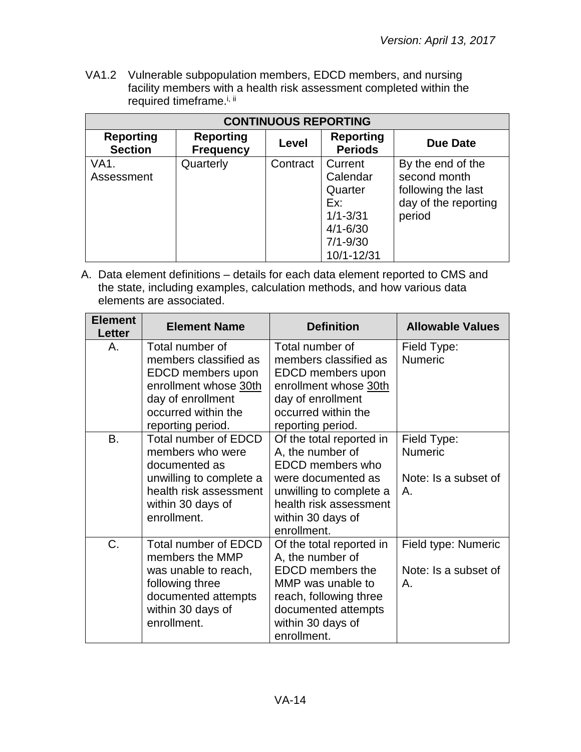VA1.2 Vulnerable subpopulation members, EDCD members, and nursing facility members with a health risk assessment completed within the required timeframe.[i, ii]

| CONTINUOUS REPORTING | | | | |
|---|---|---|---|---|
| **Reporting Section** | **Reporting Frequency** | **Level** | **Reporting Periods** | **Due Date** |
| VA1. Assessment | Quarterly | Contract | Current Calendar Quarter Ex: 1/1-3/31 4/1-6/30 7/1-9/30 10/1-12/31 | By the end of the second month following the last day of the reporting period |

A. Data element definitions – details for each data element reported to CMS and the state, including examples, calculation methods, and how various data elements are associated.

| Element Letter | Element Name | Definition | Allowable Values |
|---|---|---|---|
| A. | Total number of members classified as EDCD members upon enrollment whose 30th day of enrollment occurred within the reporting period. | Total number of members classified as EDCD members upon enrollment whose 30th day of enrollment occurred within the reporting period. | Field Type: Numeric |
| B. | Total number of EDCD members who were documented as unwilling to complete a health risk assessment within 30 days of enrollment. | Of the total reported in A, the number of EDCD members who were documented as unwilling to complete a health risk assessment within 30 days of enrollment. | Field Type: Numeric<br><br>Note: Is a subset of A. |
| C. | Total number of EDCD members the MMP was unable to reach, following three documented attempts within 30 days of enrollment. | Of the total reported in A, the number of EDCD members the MMP was unable to reach, following three documented attempts within 30 days of enrollment. | Field type: Numeric<br><br>Note: Is a subset of A. |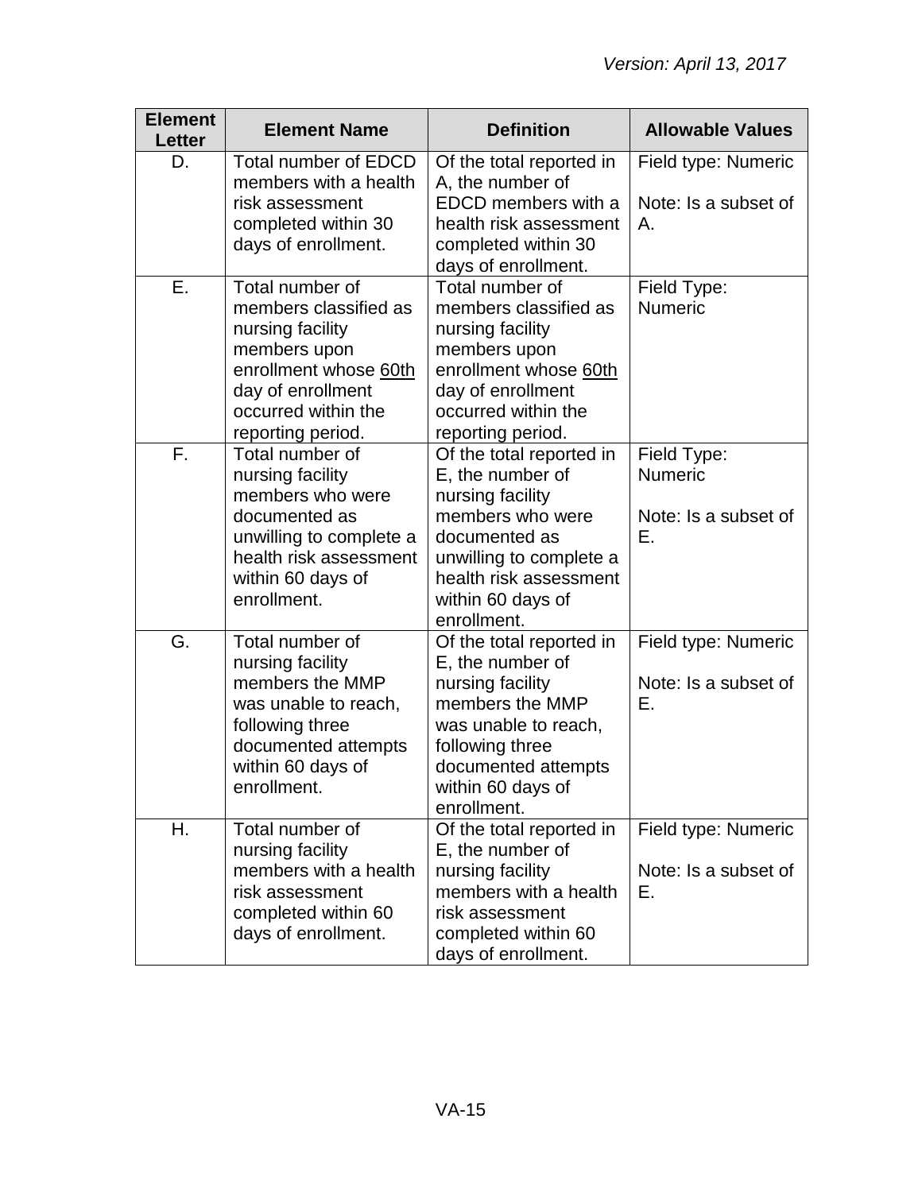| Element Letter | Element Name | Definition | Allowable Values |
|---|---|---|---|
| D. | Total number of EDCD members with a health risk assessment completed within 30 days of enrollment. | Of the total reported in A, the number of EDCD members with a health risk assessment completed within 30 days of enrollment. | Field type: Numeric<br><br>Note: Is a subset of A. |
| E. | Total number of members classified as nursing facility members upon enrollment whose <u>60th</u> day of enrollment occurred within the reporting period. | Total number of members classified as nursing facility members upon enrollment whose <u>60th</u> day of enrollment occurred within the reporting period. | Field Type: Numeric |
| F. | Total number of nursing facility members who were documented as unwilling to complete a health risk assessment within 60 days of enrollment. | Of the total reported in E, the number of nursing facility members who were documented as unwilling to complete a health risk assessment within 60 days of enrollment. | Field Type: Numeric<br><br>Note: Is a subset of E. |
| G. | Total number of nursing facility members the MMP was unable to reach, following three documented attempts within 60 days of enrollment. | Of the total reported in E, the number of nursing facility members the MMP was unable to reach, following three documented attempts within 60 days of enrollment. | Field type: Numeric<br><br>Note: Is a subset of E. |
| H. | Total number of nursing facility members with a health risk assessment completed within 60 days of enrollment. | Of the total reported in E, the number of nursing facility members with a health risk assessment completed within 60 days of enrollment. | Field type: Numeric<br><br>Note: Is a subset of E. |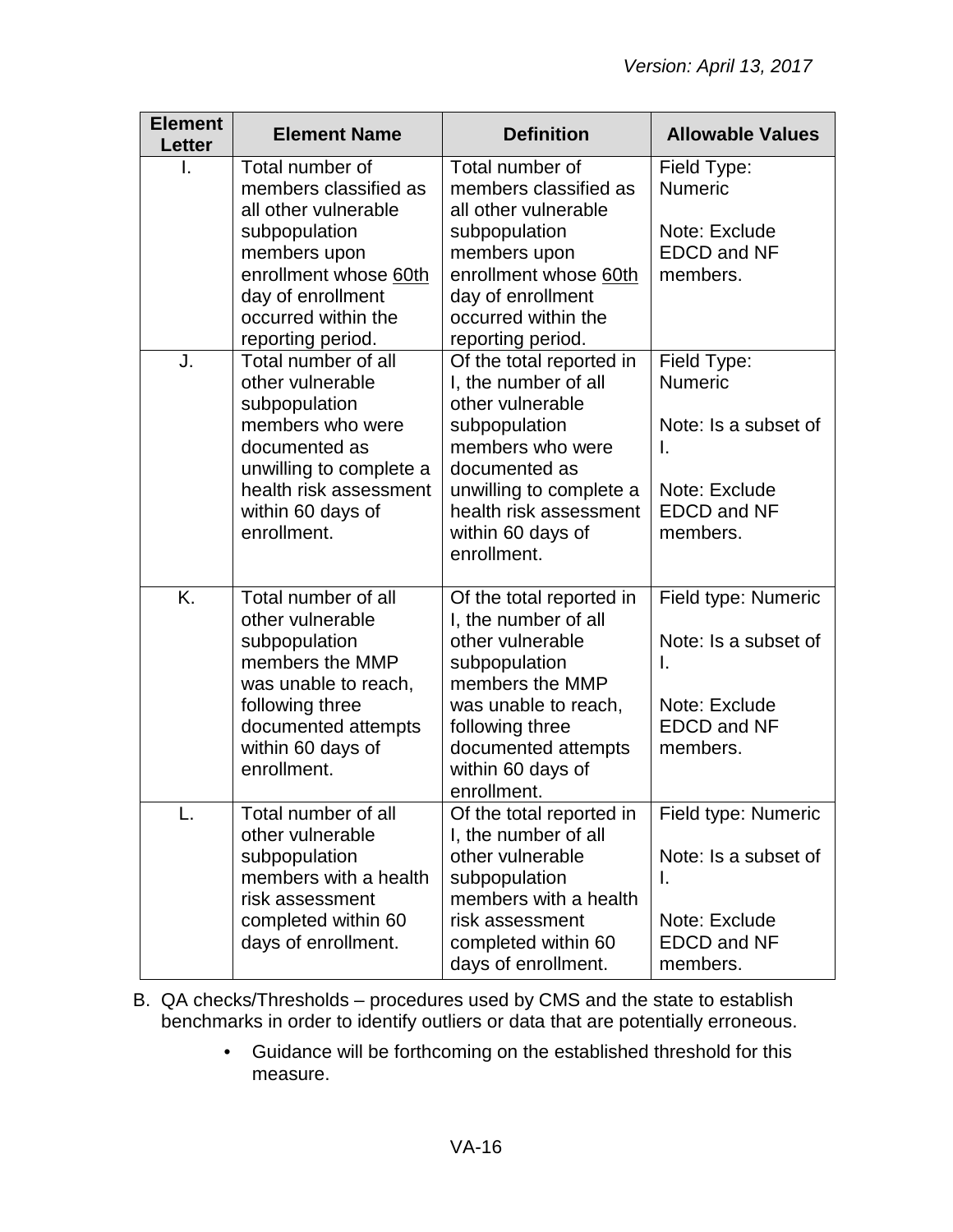| Element Letter | Element Name | Definition | Allowable Values |
|---|---|---|---|
| I. | Total number of members classified as all other vulnerable subpopulation members upon enrollment whose 60th day of enrollment occurred within the reporting period. | Total number of members classified as all other vulnerable subpopulation members upon enrollment whose 60th day of enrollment occurred within the reporting period. | Field Type: Numeric<br><br>Note: Exclude EDCD and NF members. |
| J. | Total number of all other vulnerable subpopulation members who were documented as unwilling to complete a health risk assessment within 60 days of enrollment. | Of the total reported in I, the number of all other vulnerable subpopulation members who were documented as unwilling to complete a health risk assessment within 60 days of enrollment. | Field Type: Numeric<br><br>Note: Is a subset of I.<br><br>Note: Exclude EDCD and NF members. |
| K. | Total number of all other vulnerable subpopulation members the MMP was unable to reach, following three documented attempts within 60 days of enrollment. | Of the total reported in I, the number of all other vulnerable subpopulation members the MMP was unable to reach, following three documented attempts within 60 days of enrollment. | Field type: Numeric<br><br>Note: Is a subset of I.<br><br>Note: Exclude EDCD and NF members. |
| L. | Total number of all other vulnerable subpopulation members with a health risk assessment completed within 60 days of enrollment. | Of the total reported in I, the number of all other vulnerable subpopulation members with a health risk assessment completed within 60 days of enrollment. | Field type: Numeric<br><br>Note: Is a subset of I.<br><br>Note: Exclude EDCD and NF members. |

B. QA checks/Thresholds – procedures used by CMS and the state to establish benchmarks in order to identify outliers or data that are potentially erroneous.

- Guidance will be forthcoming on the established threshold for this measure.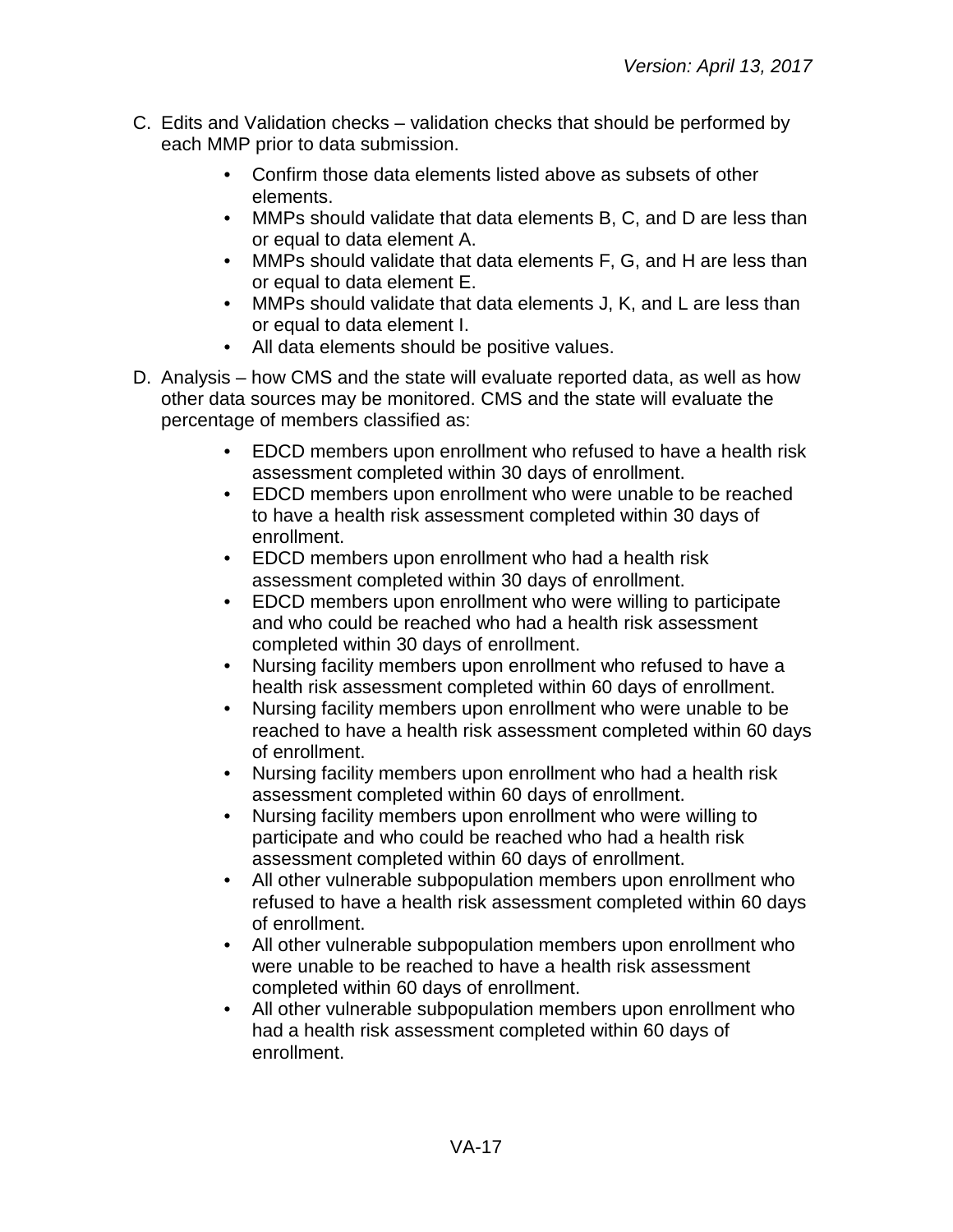C. Edits and Validation checks – validation checks that should be performed by each MMP prior to data submission.

   - Confirm those data elements listed above as subsets of other elements.
   - MMPs should validate that data elements B, C, and D are less than or equal to data element A.
   - MMPs should validate that data elements F, G, and H are less than or equal to data element E.
   - MMPs should validate that data elements J, K, and L are less than or equal to data element I.
   - All data elements should be positive values.

D. Analysis – how CMS and the state will evaluate reported data, as well as how other data sources may be monitored. CMS and the state will evaluate the percentage of members classified as:

   - EDCD members upon enrollment who refused to have a health risk assessment completed within 30 days of enrollment.
   - EDCD members upon enrollment who were unable to be reached to have a health risk assessment completed within 30 days of enrollment.
   - EDCD members upon enrollment who had a health risk assessment completed within 30 days of enrollment.
   - EDCD members upon enrollment who were willing to participate and who could be reached who had a health risk assessment completed within 30 days of enrollment.
   - Nursing facility members upon enrollment who refused to have a health risk assessment completed within 60 days of enrollment.
   - Nursing facility members upon enrollment who were unable to be reached to have a health risk assessment completed within 60 days of enrollment.
   - Nursing facility members upon enrollment who had a health risk assessment completed within 60 days of enrollment.
   - Nursing facility members upon enrollment who were willing to participate and who could be reached who had a health risk assessment completed within 60 days of enrollment.
   - All other vulnerable subpopulation members upon enrollment who refused to have a health risk assessment completed within 60 days of enrollment.
   - All other vulnerable subpopulation members upon enrollment who were unable to be reached to have a health risk assessment completed within 60 days of enrollment.
   - All other vulnerable subpopulation members upon enrollment who had a health risk assessment completed within 60 days of enrollment.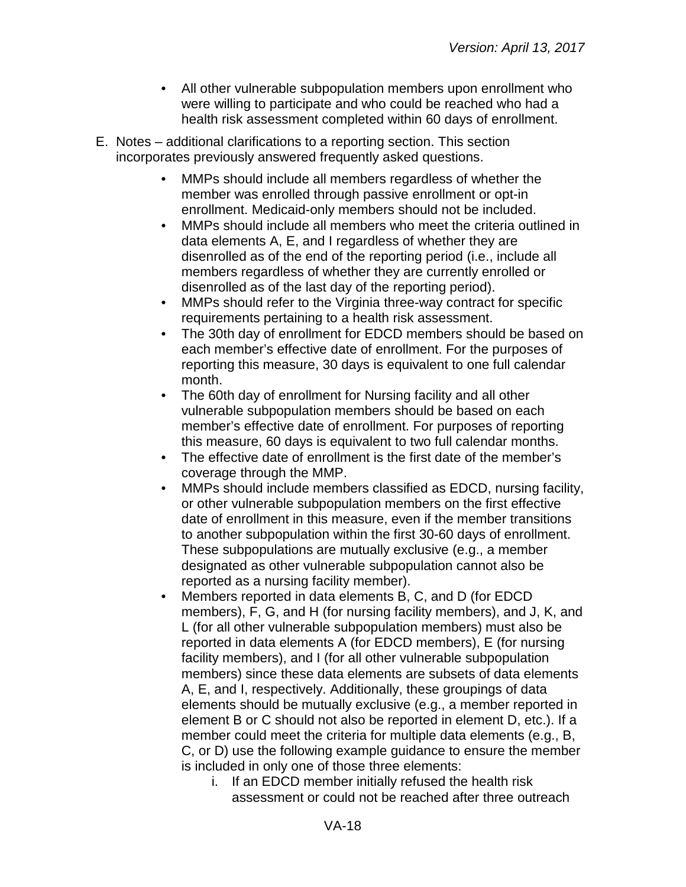- All other vulnerable subpopulation members upon enrollment who were willing to participate and who could be reached who had a health risk assessment completed within 60 days of enrollment.

E. Notes – additional clarifications to a reporting section. This section incorporates previously answered frequently asked questions.

- MMPs should include all members regardless of whether the member was enrolled through passive enrollment or opt-in enrollment. Medicaid-only members should not be included.
- MMPs should include all members who meet the criteria outlined in data elements A, E, and I regardless of whether they are disenrolled as of the end of the reporting period (i.e., include all members regardless of whether they are currently enrolled or disenrolled as of the last day of the reporting period).
- MMPs should refer to the Virginia three-way contract for specific requirements pertaining to a health risk assessment.
- The 30th day of enrollment for EDCD members should be based on each member's effective date of enrollment. For the purposes of reporting this measure, 30 days is equivalent to one full calendar month.
- The 60th day of enrollment for Nursing facility and all other vulnerable subpopulation members should be based on each member's effective date of enrollment. For purposes of reporting this measure, 60 days is equivalent to two full calendar months.
- The effective date of enrollment is the first date of the member's coverage through the MMP.
- MMPs should include members classified as EDCD, nursing facility, or other vulnerable subpopulation members on the first effective date of enrollment in this measure, even if the member transitions to another subpopulation within the first 30-60 days of enrollment. These subpopulations are mutually exclusive (e.g., a member designated as other vulnerable subpopulation cannot also be reported as a nursing facility member).
- Members reported in data elements B, C, and D (for EDCD members), F, G, and H (for nursing facility members), and J, K, and L (for all other vulnerable subpopulation members) must also be reported in data elements A (for EDCD members), E (for nursing facility members), and I (for all other vulnerable subpopulation members) since these data elements are subsets of data elements A, E, and I, respectively. Additionally, these groupings of data elements should be mutually exclusive (e.g., a member reported in element B or C should not also be reported in element D, etc.). If a member could meet the criteria for multiple data elements (e.g., B, C, or D) use the following example guidance to ensure the member is included in only one of those three elements:
    i. If an EDCD member initially refused the health risk assessment or could not be reached after three outreach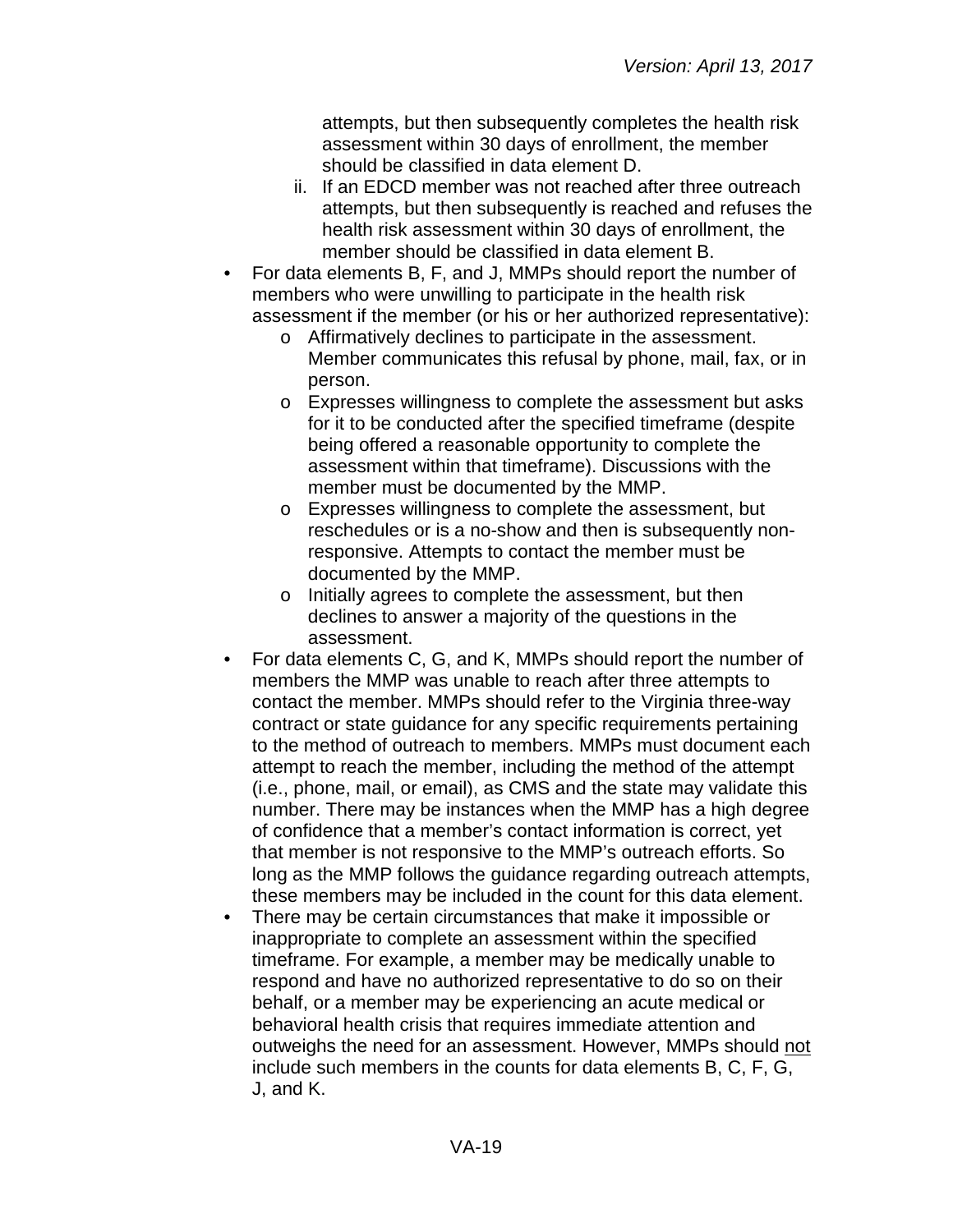attempts, but then subsequently completes the health risk assessment within 30 days of enrollment, the member should be classified in data element D.

  ii. If an EDCD member was not reached after three outreach attempts, but then subsequently is reached and refuses the health risk assessment within 30 days of enrollment, the member should be classified in data element B.

- For data elements B, F, and J, MMPs should report the number of members who were unwilling to participate in the health risk assessment if the member (or his or her authorized representative):
  - Affirmatively declines to participate in the assessment. Member communicates this refusal by phone, mail, fax, or in person.
  - Expresses willingness to complete the assessment but asks for it to be conducted after the specified timeframe (despite being offered a reasonable opportunity to complete the assessment within that timeframe). Discussions with the member must be documented by the MMP.
  - Expresses willingness to complete the assessment, but reschedules or is a no-show and then is subsequently non-responsive. Attempts to contact the member must be documented by the MMP.
  - Initially agrees to complete the assessment, but then declines to answer a majority of the questions in the assessment.
- For data elements C, G, and K, MMPs should report the number of members the MMP was unable to reach after three attempts to contact the member. MMPs should refer to the Virginia three-way contract or state guidance for any specific requirements pertaining to the method of outreach to members. MMPs must document each attempt to reach the member, including the method of the attempt (i.e., phone, mail, or email), as CMS and the state may validate this number. There may be instances when the MMP has a high degree of confidence that a member's contact information is correct, yet that member is not responsive to the MMP's outreach efforts. So long as the MMP follows the guidance regarding outreach attempts, these members may be included in the count for this data element.
- There may be certain circumstances that make it impossible or inappropriate to complete an assessment within the specified timeframe. For example, a member may be medically unable to respond and have no authorized representative to do so on their behalf, or a member may be experiencing an acute medical or behavioral health crisis that requires immediate attention and outweighs the need for an assessment. However, MMPs should <u>not</u> include such members in the counts for data elements B, C, F, G, J, and K.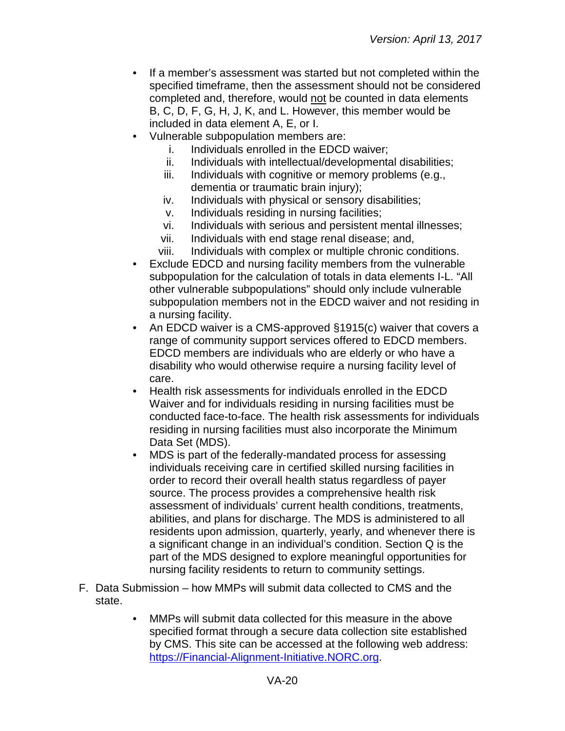- If a member's assessment was started but not completed within the specified timeframe, then the assessment should not be considered completed and, therefore, would <u>not</u> be counted in data elements B, C, D, F, G, H, J, K, and L. However, this member would be included in data element A, E, or I.
- Vulnerable subpopulation members are:
    i. Individuals enrolled in the EDCD waiver;
    ii. Individuals with intellectual/developmental disabilities;
    iii. Individuals with cognitive or memory problems (e.g., dementia or traumatic brain injury);
    iv. Individuals with physical or sensory disabilities;
    v. Individuals residing in nursing facilities;
    vi. Individuals with serious and persistent mental illnesses;
    vii. Individuals with end stage renal disease; and,
    viii. Individuals with complex or multiple chronic conditions.
- Exclude EDCD and nursing facility members from the vulnerable subpopulation for the calculation of totals in data elements I-L. "All other vulnerable subpopulations" should only include vulnerable subpopulation members not in the EDCD waiver and not residing in a nursing facility.
- An EDCD waiver is a CMS-approved §1915(c) waiver that covers a range of community support services offered to EDCD members. EDCD members are individuals who are elderly or who have a disability who would otherwise require a nursing facility level of care.
- Health risk assessments for individuals enrolled in the EDCD Waiver and for individuals residing in nursing facilities must be conducted face-to-face. The health risk assessments for individuals residing in nursing facilities must also incorporate the Minimum Data Set (MDS).
- MDS is part of the federally-mandated process for assessing individuals receiving care in certified skilled nursing facilities in order to record their overall health status regardless of payer source. The process provides a comprehensive health risk assessment of individuals' current health conditions, treatments, abilities, and plans for discharge. The MDS is administered to all residents upon admission, quarterly, yearly, and whenever there is a significant change in an individual's condition. Section Q is the part of the MDS designed to explore meaningful opportunities for nursing facility residents to return to community settings.

F. Data Submission – how MMPs will submit data collected to CMS and the state.

- MMPs will submit data collected for this measure in the above specified format through a secure data collection site established by CMS. This site can be accessed at the following web address: [https://Financial-Alignment-Initiative.NORC.org](https://Financial-Alignment-Initiative.NORC.org).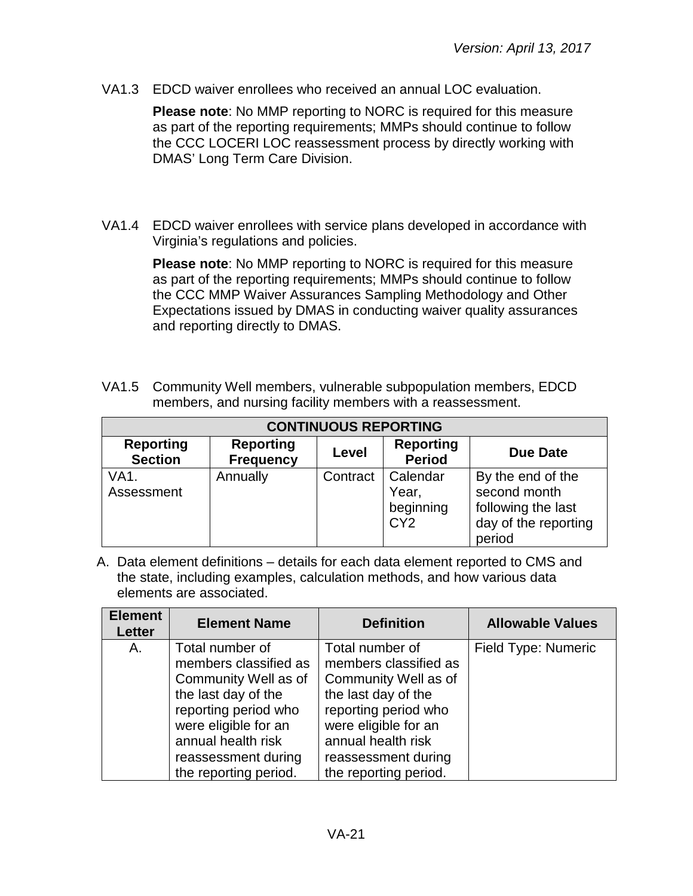VA1.3 EDCD waiver enrollees who received an annual LOC evaluation.

**Please note**: No MMP reporting to NORC is required for this measure as part of the reporting requirements; MMPs should continue to follow the CCC LOCERI LOC reassessment process by directly working with DMAS' Long Term Care Division.

VA1.4 EDCD waiver enrollees with service plans developed in accordance with Virginia's regulations and policies.

**Please note**: No MMP reporting to NORC is required for this measure as part of the reporting requirements; MMPs should continue to follow the CCC MMP Waiver Assurances Sampling Methodology and Other Expectations issued by DMAS in conducting waiver quality assurances and reporting directly to DMAS.

VA1.5 Community Well members, vulnerable subpopulation members, EDCD members, and nursing facility members with a reassessment.

| CONTINUOUS REPORTING | | | | |
|---|---|---|---|---|
| **Reporting Section** | **Reporting Frequency** | **Level** | **Reporting Period** | **Due Date** |
| VA1. Assessment | Annually | Contract | Calendar Year, beginning CY2 | By the end of the second month following the last day of the reporting period |

A. Data element definitions – details for each data element reported to CMS and the state, including examples, calculation methods, and how various data elements are associated.

| Element Letter | Element Name | Definition | Allowable Values |
|---|---|---|---|
| A. | Total number of members classified as Community Well as of the last day of the reporting period who were eligible for an annual health risk reassessment during the reporting period. | Total number of members classified as Community Well as of the last day of the reporting period who were eligible for an annual health risk reassessment during the reporting period. | Field Type: Numeric |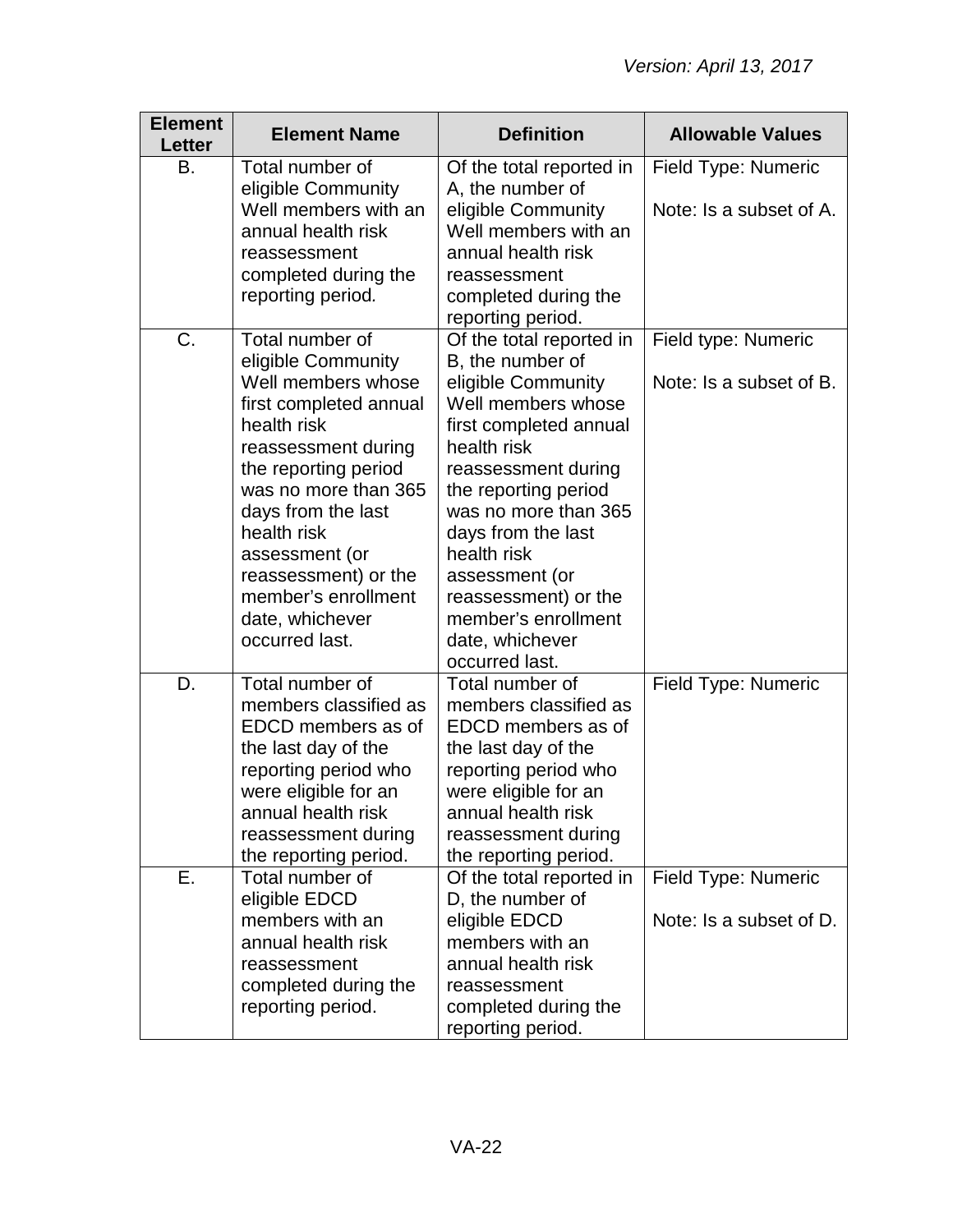| Element Letter | Element Name | Definition | Allowable Values |
|---|---|---|---|
| B. | Total number of eligible Community Well members with an annual health risk reassessment completed during the reporting period. | Of the total reported in A, the number of eligible Community Well members with an annual health risk reassessment completed during the reporting period. | Field Type: Numeric<br><br>Note: Is a subset of A. |
| C. | Total number of eligible Community Well members whose first completed annual health risk reassessment during the reporting period was no more than 365 days from the last health risk assessment (or reassessment) or the member's enrollment date, whichever occurred last. | Of the total reported in B, the number of eligible Community Well members whose first completed annual health risk reassessment during the reporting period was no more than 365 days from the last health risk assessment (or reassessment) or the member's enrollment date, whichever occurred last. | Field type: Numeric<br><br>Note: Is a subset of B. |
| D. | Total number of members classified as EDCD members as of the last day of the reporting period who were eligible for an annual health risk reassessment during the reporting period. | Total number of members classified as EDCD members as of the last day of the reporting period who were eligible for an annual health risk reassessment during the reporting period. | Field Type: Numeric |
| E. | Total number of eligible EDCD members with an annual health risk reassessment completed during the reporting period. | Of the total reported in D, the number of eligible EDCD members with an annual health risk reassessment completed during the reporting period. | Field Type: Numeric<br><br>Note: Is a subset of D. |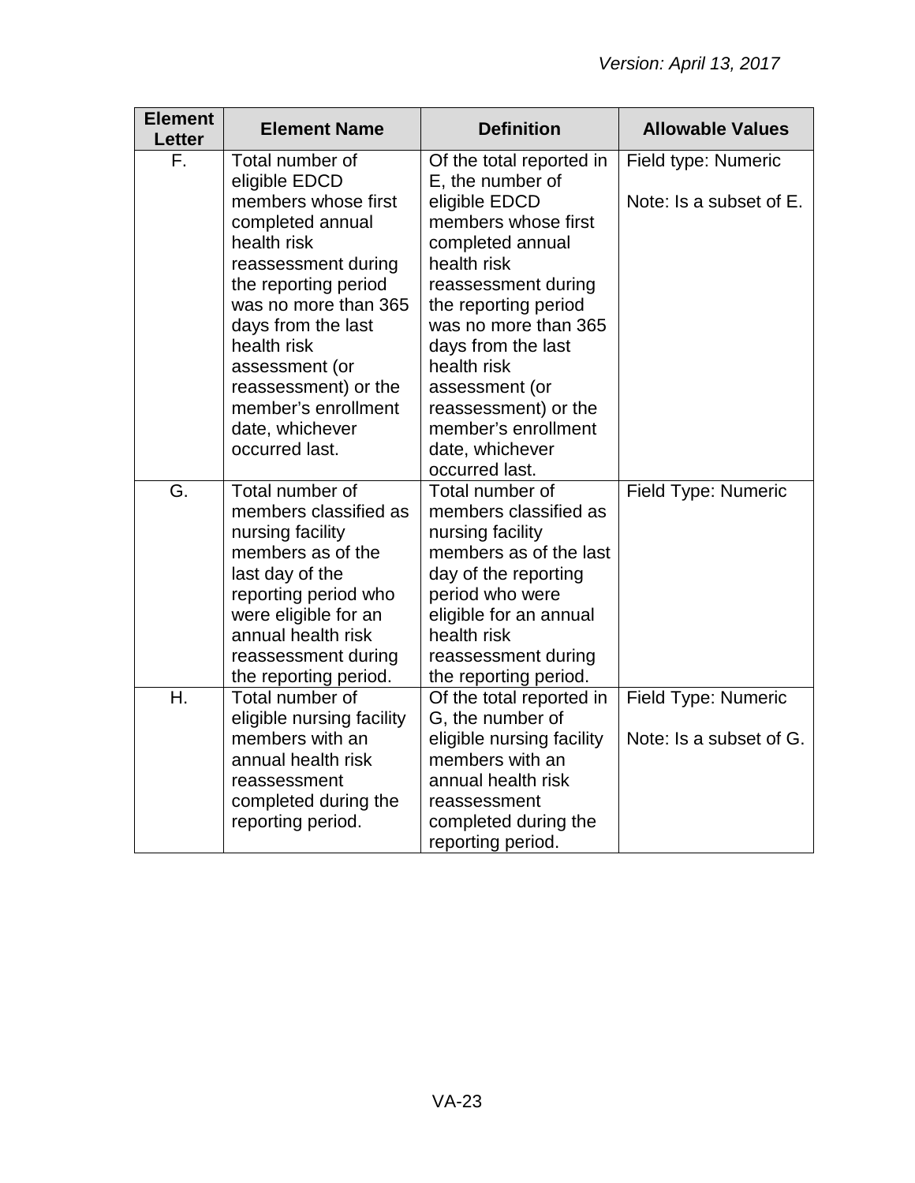| Element Letter | Element Name | Definition | Allowable Values |
| --- | --- | --- | --- |
| F. | Total number of eligible EDCD members whose first completed annual health risk reassessment during the reporting period was no more than 365 days from the last health risk assessment (or reassessment) or the member's enrollment date, whichever occurred last. | Of the total reported in E, the number of eligible EDCD members whose first completed annual health risk reassessment during the reporting period was no more than 365 days from the last health risk assessment (or reassessment) or the member's enrollment date, whichever occurred last. | Field type: Numeric<br><br>Note: Is a subset of E. |
| G. | Total number of members classified as nursing facility members as of the last day of the reporting period who were eligible for an annual health risk reassessment during the reporting period. | Total number of members classified as nursing facility members as of the last day of the reporting period who were eligible for an annual health risk reassessment during the reporting period. | Field Type: Numeric |
| H. | Total number of eligible nursing facility members with an annual health risk reassessment completed during the reporting period. | Of the total reported in G, the number of eligible nursing facility members with an annual health risk reassessment completed during the reporting period. | Field Type: Numeric<br><br>Note: Is a subset of G. |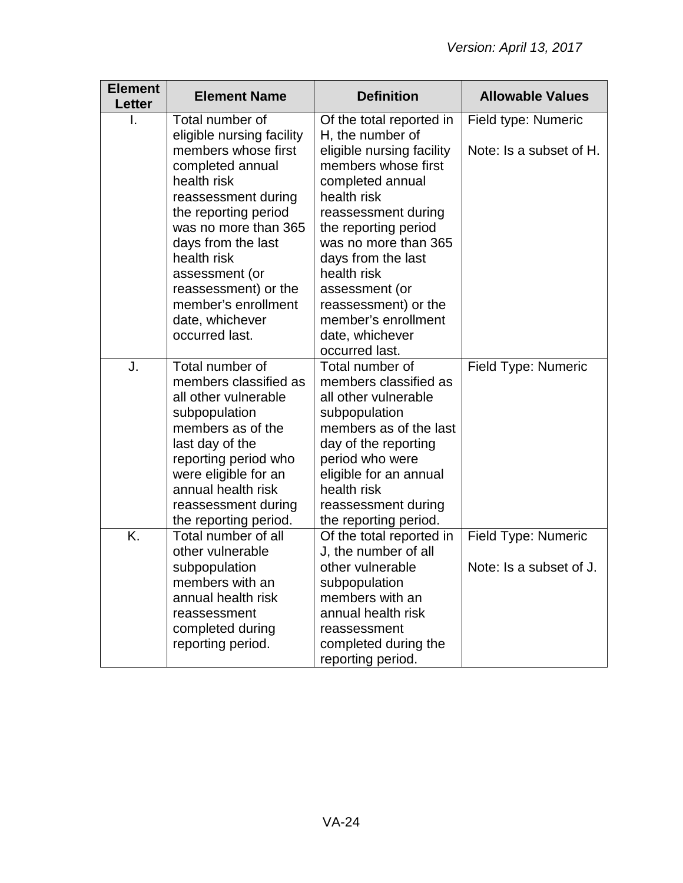| Element Letter | Element Name | Definition | Allowable Values |
|---|---|---|---|
| I. | Total number of eligible nursing facility members whose first completed annual health risk reassessment during the reporting period was no more than 365 days from the last health risk assessment (or reassessment) or the member's enrollment date, whichever occurred last. | Of the total reported in H, the number of eligible nursing facility members whose first completed annual health risk reassessment during the reporting period was no more than 365 days from the last health risk assessment (or reassessment) or the member's enrollment date, whichever occurred last. | Field type: Numeric<br><br>Note: Is a subset of H. |
| J. | Total number of members classified as all other vulnerable subpopulation members as of the last day of the reporting period who were eligible for an annual health risk reassessment during the reporting period. | Total number of members classified as all other vulnerable subpopulation members as of the last day of the reporting period who were eligible for an annual health risk reassessment during the reporting period. | Field Type: Numeric |
| K. | Total number of all other vulnerable subpopulation members with an annual health risk reassessment completed during reporting period. | Of the total reported in J, the number of all other vulnerable subpopulation members with an annual health risk reassessment completed during the reporting period. | Field Type: Numeric<br><br>Note: Is a subset of J. |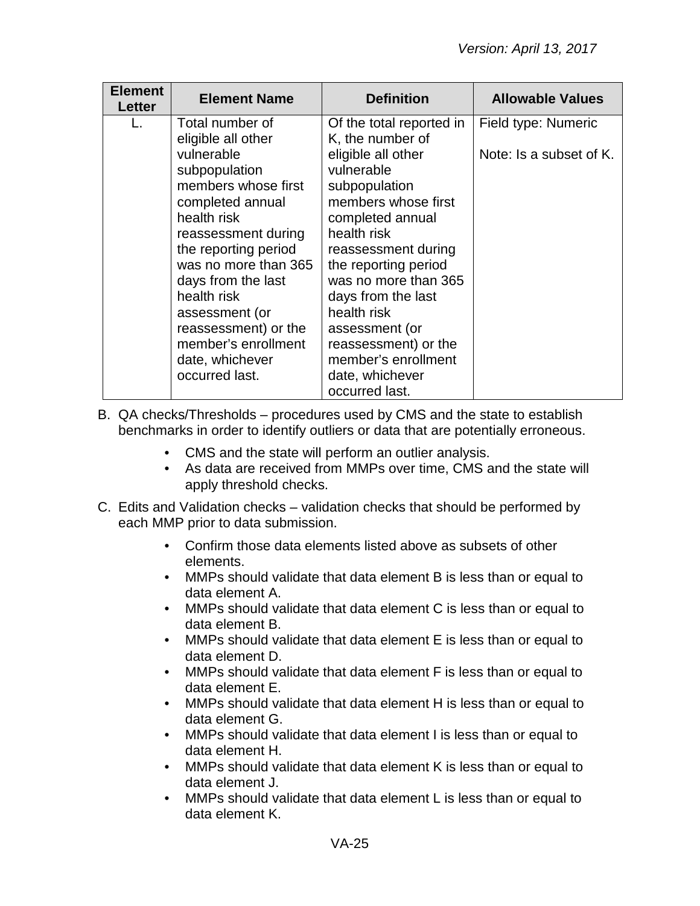| Element Letter | Element Name | Definition | Allowable Values |
|---|---|---|---|
| L. | Total number of eligible all other vulnerable subpopulation members whose first completed annual health risk reassessment during the reporting period was no more than 365 days from the last health risk assessment (or reassessment) or the member's enrollment date, whichever occurred last. | Of the total reported in K, the number of eligible all other vulnerable subpopulation members whose first completed annual health risk reassessment during the reporting period was no more than 365 days from the last health risk assessment (or reassessment) or the member's enrollment date, whichever occurred last. | Field type: Numeric<br><br>Note: Is a subset of K. |

B. QA checks/Thresholds – procedures used by CMS and the state to establish benchmarks in order to identify outliers or data that are potentially erroneous.

- CMS and the state will perform an outlier analysis.
- As data are received from MMPs over time, CMS and the state will apply threshold checks.

C. Edits and Validation checks – validation checks that should be performed by each MMP prior to data submission.

- Confirm those data elements listed above as subsets of other elements.
- MMPs should validate that data element B is less than or equal to data element A.
- MMPs should validate that data element C is less than or equal to data element B.
- MMPs should validate that data element E is less than or equal to data element D.
- MMPs should validate that data element F is less than or equal to data element E.
- MMPs should validate that data element H is less than or equal to data element G.
- MMPs should validate that data element I is less than or equal to data element H.
- MMPs should validate that data element K is less than or equal to data element J.
- MMPs should validate that data element L is less than or equal to data element K.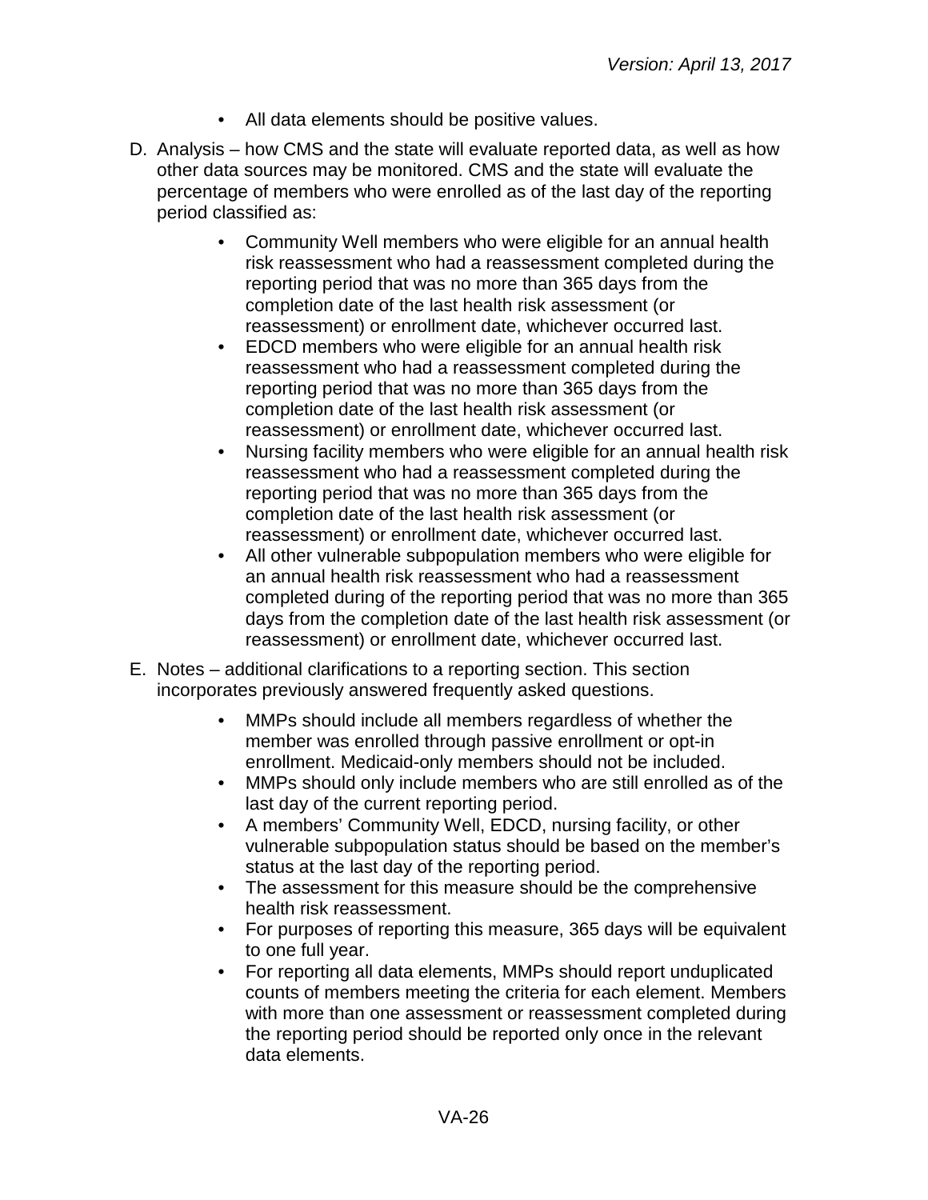- All data elements should be positive values.

D. Analysis – how CMS and the state will evaluate reported data, as well as how other data sources may be monitored. CMS and the state will evaluate the percentage of members who were enrolled as of the last day of the reporting period classified as:

  - Community Well members who were eligible for an annual health risk reassessment who had a reassessment completed during the reporting period that was no more than 365 days from the completion date of the last health risk assessment (or reassessment) or enrollment date, whichever occurred last.
  - EDCD members who were eligible for an annual health risk reassessment who had a reassessment completed during the reporting period that was no more than 365 days from the completion date of the last health risk assessment (or reassessment) or enrollment date, whichever occurred last.
  - Nursing facility members who were eligible for an annual health risk reassessment who had a reassessment completed during the reporting period that was no more than 365 days from the completion date of the last health risk assessment (or reassessment) or enrollment date, whichever occurred last.
  - All other vulnerable subpopulation members who were eligible for an annual health risk reassessment who had a reassessment completed during of the reporting period that was no more than 365 days from the completion date of the last health risk assessment (or reassessment) or enrollment date, whichever occurred last.

E. Notes – additional clarifications to a reporting section. This section incorporates previously answered frequently asked questions.

  - MMPs should include all members regardless of whether the member was enrolled through passive enrollment or opt-in enrollment. Medicaid-only members should not be included.
  - MMPs should only include members who are still enrolled as of the last day of the current reporting period.
  - A members' Community Well, EDCD, nursing facility, or other vulnerable subpopulation status should be based on the member's status at the last day of the reporting period.
  - The assessment for this measure should be the comprehensive health risk reassessment.
  - For purposes of reporting this measure, 365 days will be equivalent to one full year.
  - For reporting all data elements, MMPs should report unduplicated counts of members meeting the criteria for each element. Members with more than one assessment or reassessment completed during the reporting period should be reported only once in the relevant data elements.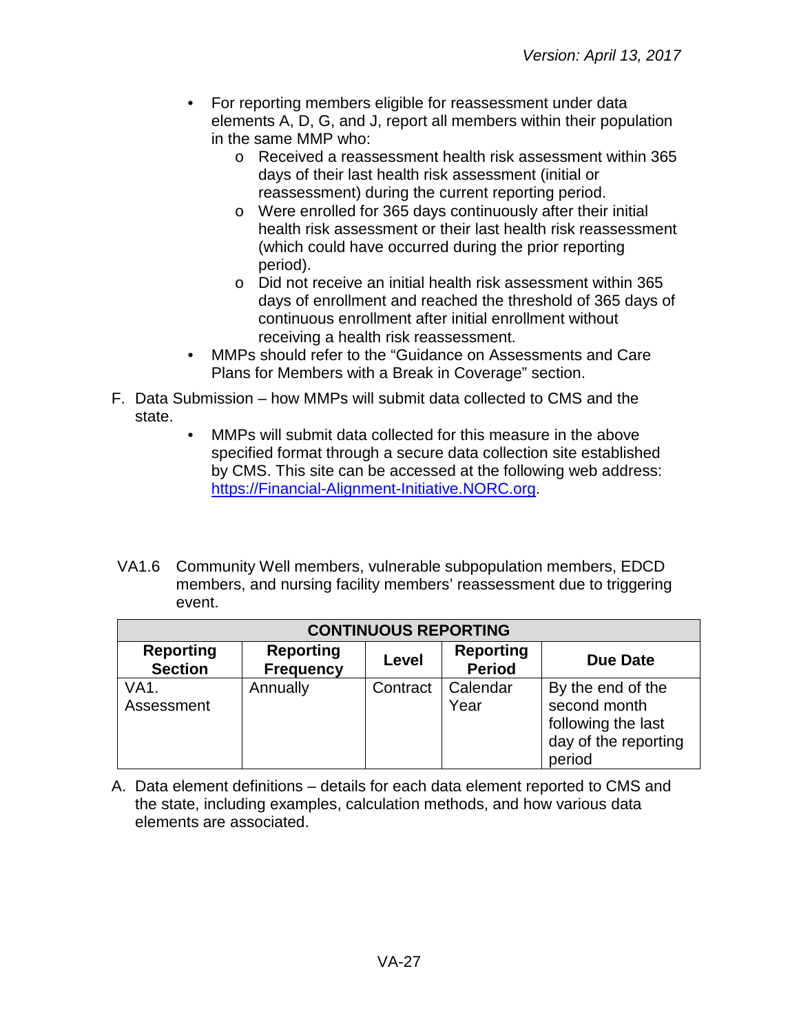- For reporting members eligible for reassessment under data elements A, D, G, and J, report all members within their population in the same MMP who:
  - Received a reassessment health risk assessment within 365 days of their last health risk assessment (initial or reassessment) during the current reporting period.
  - Were enrolled for 365 days continuously after their initial health risk assessment or their last health risk reassessment (which could have occurred during the prior reporting period).
  - Did not receive an initial health risk assessment within 365 days of enrollment and reached the threshold of 365 days of continuous enrollment after initial enrollment without receiving a health risk reassessment.
- MMPs should refer to the "Guidance on Assessments and Care Plans for Members with a Break in Coverage" section.

F. Data Submission – how MMPs will submit data collected to CMS and the state.

- MMPs will submit data collected for this measure in the above specified format through a secure data collection site established by CMS. This site can be accessed at the following web address: https://Financial-Alignment-Initiative.NORC.org.

VA1.6 Community Well members, vulnerable subpopulation members, EDCD members, and nursing facility members' reassessment due to triggering event.

| CONTINUOUS REPORTING | | | | |
|---|---|---|---|---|
| **Reporting Section** | **Reporting Frequency** | **Level** | **Reporting Period** | **Due Date** |
| VA1. Assessment | Annually | Contract | Calendar Year | By the end of the second month following the last day of the reporting period |

A. Data element definitions – details for each data element reported to CMS and the state, including examples, calculation methods, and how various data elements are associated.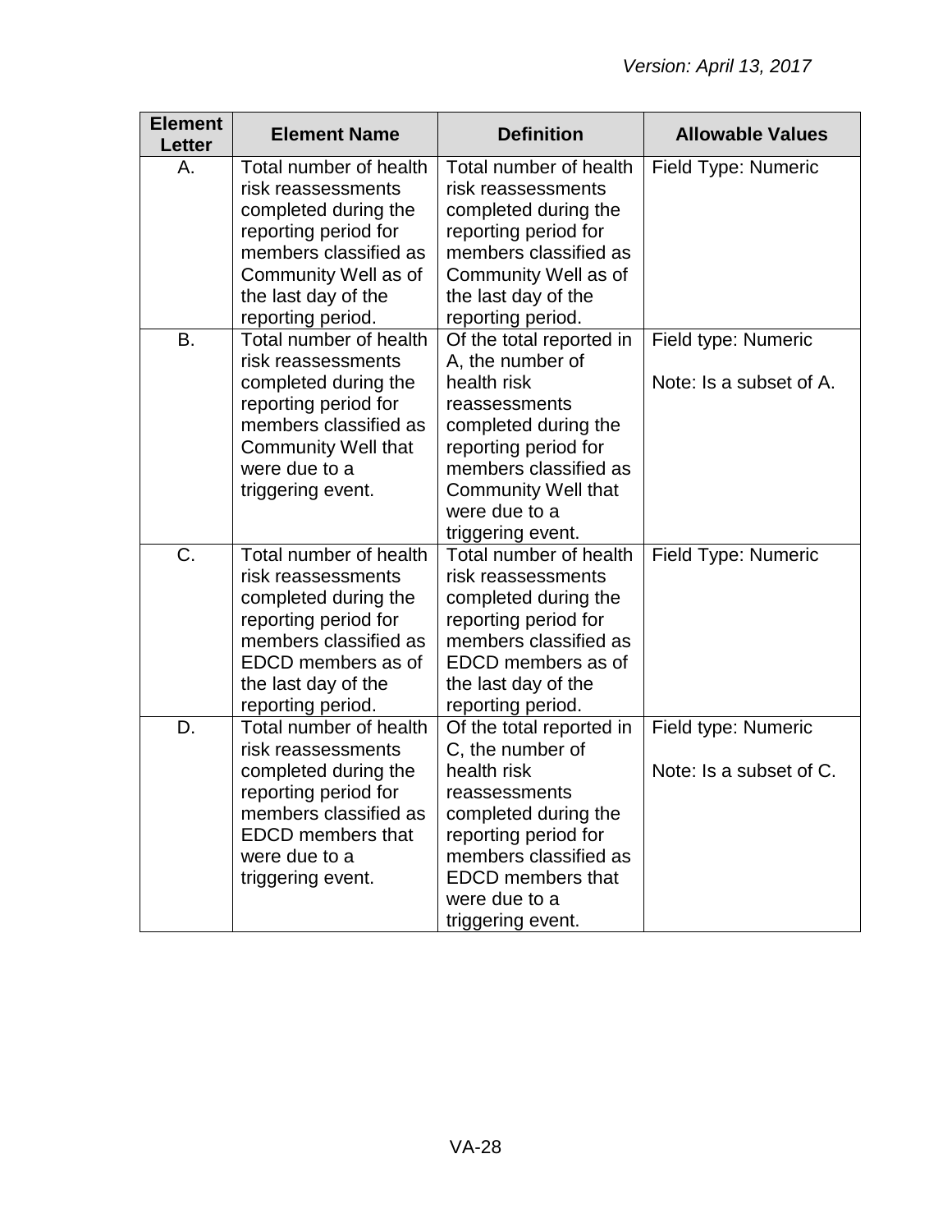| Element Letter | Element Name | Definition | Allowable Values |
|---|---|---|---|
| A. | Total number of health risk reassessments completed during the reporting period for members classified as Community Well as of the last day of the reporting period. | Total number of health risk reassessments completed during the reporting period for members classified as Community Well as of the last day of the reporting period. | Field Type: Numeric |
| B. | Total number of health risk reassessments completed during the reporting period for members classified as Community Well that were due to a triggering event. | Of the total reported in A, the number of health risk reassessments completed during the reporting period for members classified as Community Well that were due to a triggering event. | Field type: Numeric<br><br>Note: Is a subset of A. |
| C. | Total number of health risk reassessments completed during the reporting period for members classified as EDCD members as of the last day of the reporting period. | Total number of health risk reassessments completed during the reporting period for members classified as EDCD members as of the last day of the reporting period. | Field Type: Numeric |
| D. | Total number of health risk reassessments completed during the reporting period for members classified as EDCD members that were due to a triggering event. | Of the total reported in C, the number of health risk reassessments completed during the reporting period for members classified as EDCD members that were due to a triggering event. | Field type: Numeric<br><br>Note: Is a subset of C. |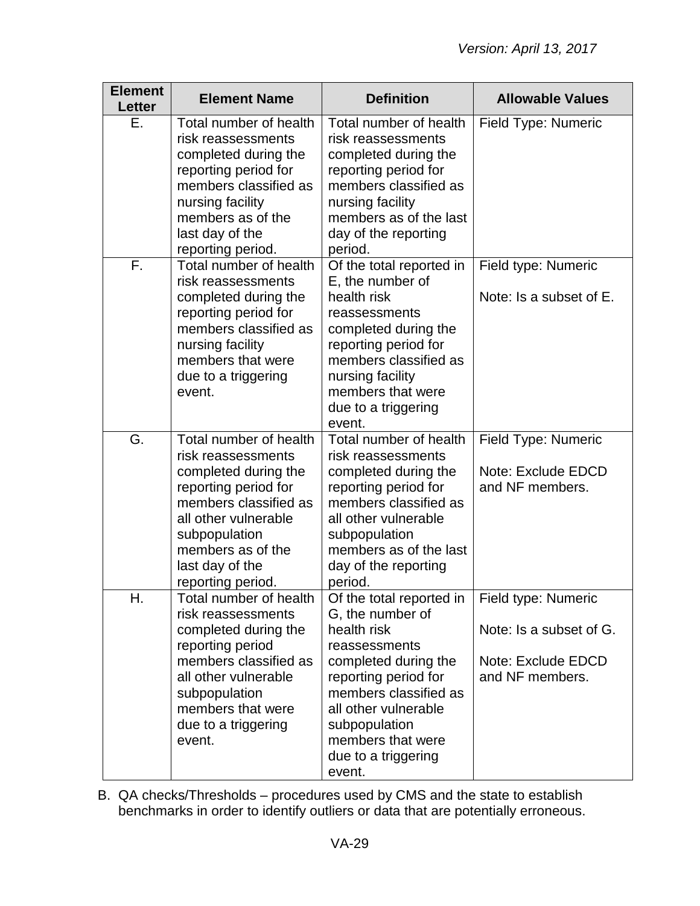| Element Letter | Element Name | Definition | Allowable Values |
|---|---|---|---|
| E. | Total number of health risk reassessments completed during the reporting period for members classified as nursing facility members as of the last day of the reporting period. | Total number of health risk reassessments completed during the reporting period for members classified as nursing facility members as of the last day of the reporting period. | Field Type: Numeric |
| F. | Total number of health risk reassessments completed during the reporting period for members classified as nursing facility members that were due to a triggering event. | Of the total reported in E, the number of health risk reassessments completed during the reporting period for members classified as nursing facility members that were due to a triggering event. | Field type: Numeric<br><br>Note: Is a subset of E. |
| G. | Total number of health risk reassessments completed during the reporting period for members classified as all other vulnerable subpopulation members as of the last day of the reporting period. | Total number of health risk reassessments completed during the reporting period for members classified as all other vulnerable subpopulation members as of the last day of the reporting period. | Field Type: Numeric<br><br>Note: Exclude EDCD and NF members. |
| H. | Total number of health risk reassessments completed during the reporting period members classified as all other vulnerable subpopulation members that were due to a triggering event. | Of the total reported in G, the number of health risk reassessments completed during the reporting period for members classified as all other vulnerable subpopulation members that were due to a triggering event. | Field type: Numeric<br><br>Note: Is a subset of G.<br><br>Note: Exclude EDCD and NF members. |

B. QA checks/Thresholds – procedures used by CMS and the state to establish benchmarks in order to identify outliers or data that are potentially erroneous.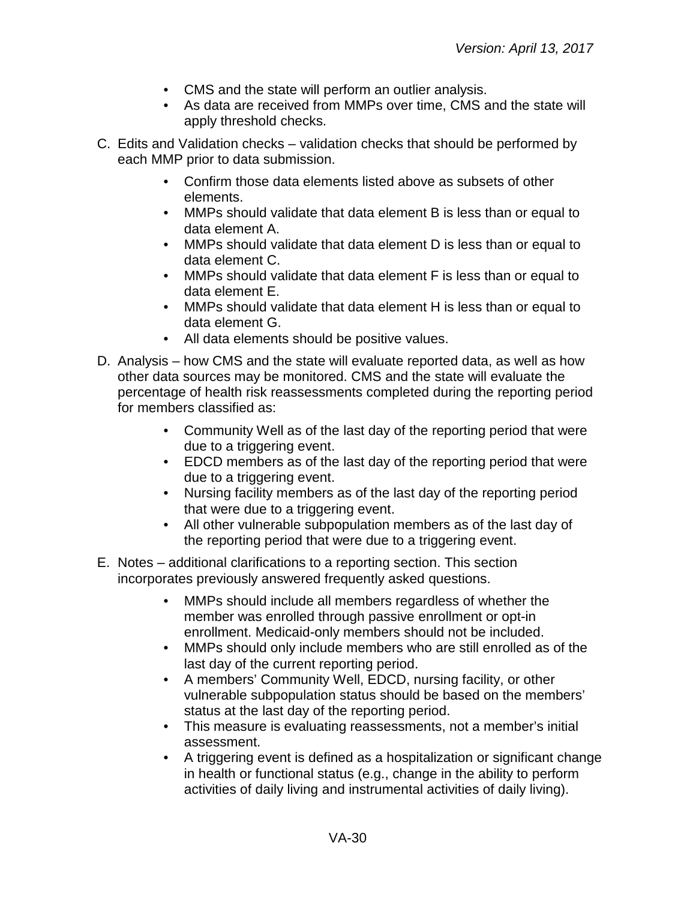- CMS and the state will perform an outlier analysis.
- As data are received from MMPs over time, CMS and the state will apply threshold checks.

C. Edits and Validation checks – validation checks that should be performed by each MMP prior to data submission.

- Confirm those data elements listed above as subsets of other elements.
- MMPs should validate that data element B is less than or equal to data element A.
- MMPs should validate that data element D is less than or equal to data element C.
- MMPs should validate that data element F is less than or equal to data element E.
- MMPs should validate that data element H is less than or equal to data element G.
- All data elements should be positive values.

D. Analysis – how CMS and the state will evaluate reported data, as well as how other data sources may be monitored. CMS and the state will evaluate the percentage of health risk reassessments completed during the reporting period for members classified as:

- Community Well as of the last day of the reporting period that were due to a triggering event.
- EDCD members as of the last day of the reporting period that were due to a triggering event.
- Nursing facility members as of the last day of the reporting period that were due to a triggering event.
- All other vulnerable subpopulation members as of the last day of the reporting period that were due to a triggering event.

E. Notes – additional clarifications to a reporting section. This section incorporates previously answered frequently asked questions.

- MMPs should include all members regardless of whether the member was enrolled through passive enrollment or opt-in enrollment. Medicaid-only members should not be included.
- MMPs should only include members who are still enrolled as of the last day of the current reporting period.
- A members' Community Well, EDCD, nursing facility, or other vulnerable subpopulation status should be based on the members' status at the last day of the reporting period.
- This measure is evaluating reassessments, not a member's initial assessment.
- A triggering event is defined as a hospitalization or significant change in health or functional status (e.g., change in the ability to perform activities of daily living and instrumental activities of daily living).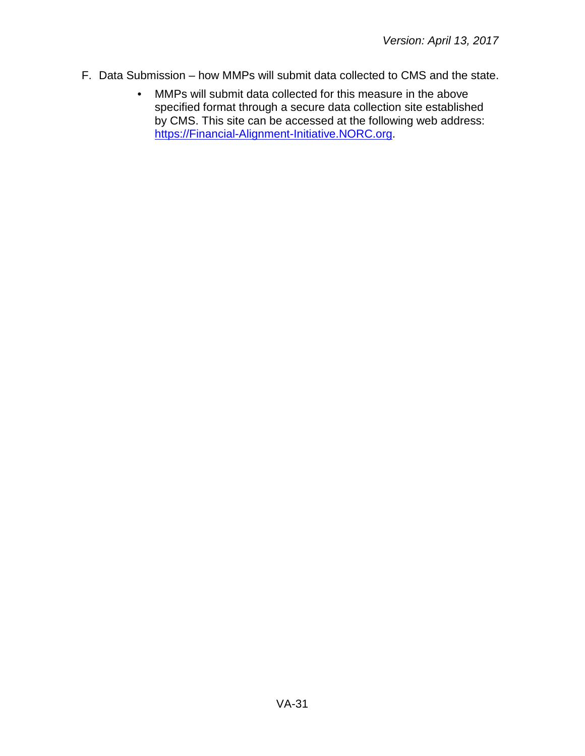F. Data Submission – how MMPs will submit data collected to CMS and the state.

- MMPs will submit data collected for this measure in the above specified format through a secure data collection site established by CMS. This site can be accessed at the following web address: https://Financial-Alignment-Initiative.NORC.org.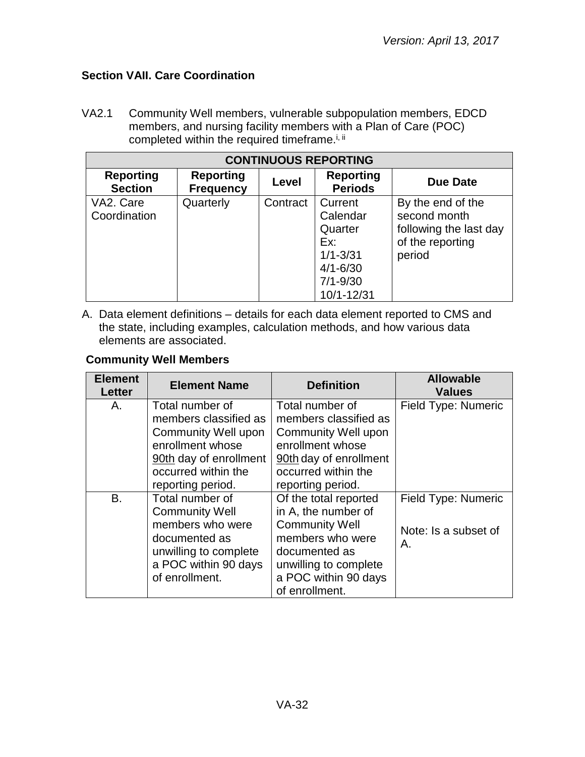### Section VAII. Care Coordination

VA2.1 Community Well members, vulnerable subpopulation members, EDCD members, and nursing facility members with a Plan of Care (POC) completed within the required timeframe.[i, ii]

| CONTINUOUS REPORTING | | | | |
|---|---|---|---|---|
| **Reporting Section** | **Reporting Frequency** | **Level** | **Reporting Periods** | **Due Date** |
| VA2. Care Coordination | Quarterly | Contract | Current Calendar Quarter Ex: 1/1-3/31 4/1-6/30 7/1-9/30 10/1-12/31 | By the end of the second month following the last day of the reporting period |

A. Data element definitions – details for each data element reported to CMS and the state, including examples, calculation methods, and how various data elements are associated.

**Community Well Members**

| Element Letter | Element Name | Definition | Allowable Values |
|---|---|---|---|
| A. | Total number of members classified as Community Well upon enrollment whose 90th day of enrollment occurred within the reporting period. | Total number of members classified as Community Well upon enrollment whose 90th day of enrollment occurred within the reporting period. | Field Type: Numeric |
| B. | Total number of Community Well members who were documented as unwilling to complete a POC within 90 days of enrollment. | Of the total reported in A, the number of Community Well members who were documented as unwilling to complete a POC within 90 days of enrollment. | Field Type: Numeric<br><br>Note: Is a subset of A. |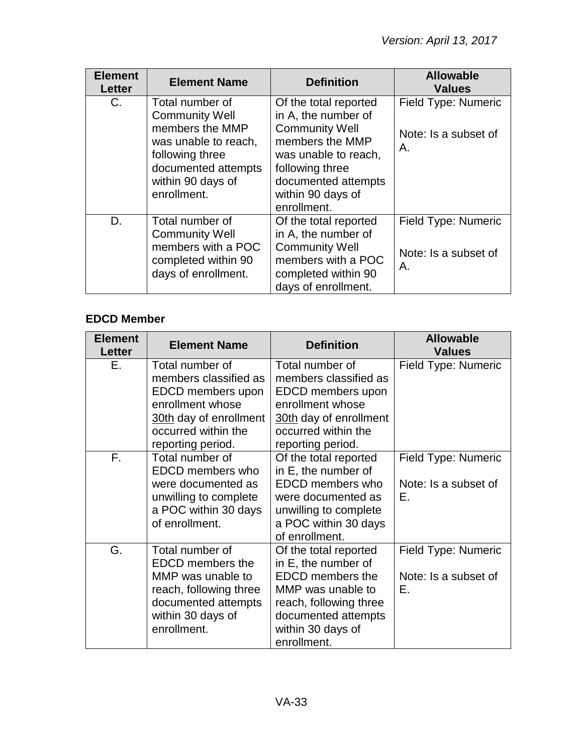| Element Letter | Element Name | Definition | Allowable Values |
| --- | --- | --- | --- |
| C. | Total number of Community Well members the MMP was unable to reach, following three documented attempts within 90 days of enrollment. | Of the total reported in A, the number of Community Well members the MMP was unable to reach, following three documented attempts within 90 days of enrollment. | Field Type: Numeric<br><br>Note: Is a subset of A. |
| D. | Total number of Community Well members with a POC completed within 90 days of enrollment. | Of the total reported in A, the number of Community Well members with a POC completed within 90 days of enrollment. | Field Type: Numeric<br><br>Note: Is a subset of A. |

**EDCD Member**

| Element Letter | Element Name | Definition | Allowable Values |
| --- | --- | --- | --- |
| E. | Total number of members classified as EDCD members upon enrollment whose 30th day of enrollment occurred within the reporting period. | Total number of members classified as EDCD members upon enrollment whose 30th day of enrollment occurred within the reporting period. | Field Type: Numeric |
| F. | Total number of EDCD members who were documented as unwilling to complete a POC within 30 days of enrollment. | Of the total reported in E, the number of EDCD members who were documented as unwilling to complete a POC within 30 days of enrollment. | Field Type: Numeric<br><br>Note: Is a subset of E. |
| G. | Total number of EDCD members the MMP was unable to reach, following three documented attempts within 30 days of enrollment. | Of the total reported in E, the number of EDCD members the MMP was unable to reach, following three documented attempts within 30 days of enrollment. | Field Type: Numeric<br><br>Note: Is a subset of E. |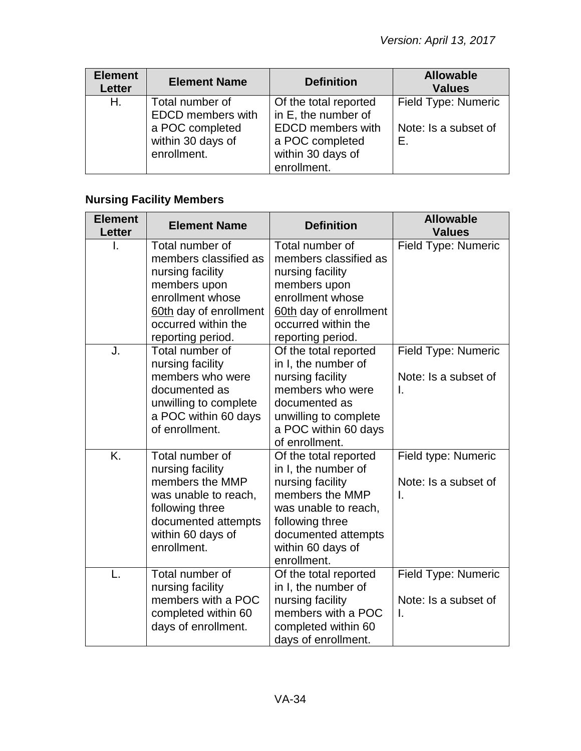| Element Letter | Element Name | Definition | Allowable Values |
| --- | --- | --- | --- |
| H. | Total number of EDCD members with a POC completed within 30 days of enrollment. | Of the total reported in E, the number of EDCD members with a POC completed within 30 days of enrollment. | Field Type: Numeric<br><br>Note: Is a subset of E. |

**Nursing Facility Members**

| Element Letter | Element Name | Definition | Allowable Values |
| --- | --- | --- | --- |
| I. | Total number of members classified as nursing facility members upon enrollment whose 60th day of enrollment occurred within the reporting period. | Total number of members classified as nursing facility members upon enrollment whose 60th day of enrollment occurred within the reporting period. | Field Type: Numeric |
| J. | Total number of nursing facility members who were documented as unwilling to complete a POC within 60 days of enrollment. | Of the total reported in I, the number of nursing facility members who were documented as unwilling to complete a POC within 60 days of enrollment. | Field Type: Numeric<br><br>Note: Is a subset of I. |
| K. | Total number of nursing facility members the MMP was unable to reach, following three documented attempts within 60 days of enrollment. | Of the total reported in I, the number of nursing facility members the MMP was unable to reach, following three documented attempts within 60 days of enrollment. | Field type: Numeric<br><br>Note: Is a subset of I. |
| L. | Total number of nursing facility members with a POC completed within 60 days of enrollment. | Of the total reported in I, the number of nursing facility members with a POC completed within 60 days of enrollment. | Field Type: Numeric<br><br>Note: Is a subset of I. |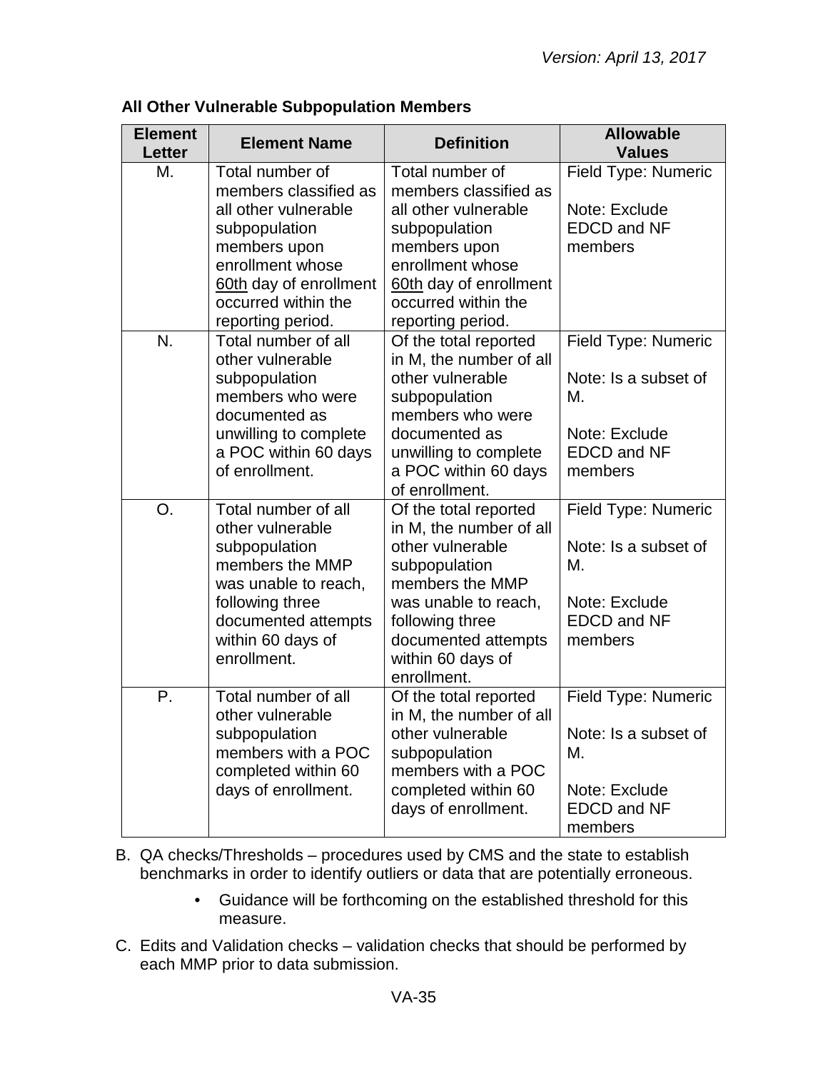**All Other Vulnerable Subpopulation Members**

| Element Letter | Element Name | Definition | Allowable Values |
|---|---|---|---|
| M. | Total number of members classified as all other vulnerable subpopulation members upon enrollment whose 60th day of enrollment occurred within the reporting period. | Total number of members classified as all other vulnerable subpopulation members upon enrollment whose 60th day of enrollment occurred within the reporting period. | Field Type: Numeric<br><br>Note: Exclude EDCD and NF members |
| N. | Total number of all other vulnerable subpopulation members who were documented as unwilling to complete a POC within 60 days of enrollment. | Of the total reported in M, the number of all other vulnerable subpopulation members who were documented as unwilling to complete a POC within 60 days of enrollment. | Field Type: Numeric<br><br>Note: Is a subset of M.<br><br>Note: Exclude EDCD and NF members |
| O. | Total number of all other vulnerable subpopulation members the MMP was unable to reach, following three documented attempts within 60 days of enrollment. | Of the total reported in M, the number of all other vulnerable subpopulation members the MMP was unable to reach, following three documented attempts within 60 days of enrollment. | Field Type: Numeric<br><br>Note: Is a subset of M.<br><br>Note: Exclude EDCD and NF members |
| P. | Total number of all other vulnerable subpopulation members with a POC completed within 60 days of enrollment. | Of the total reported in M, the number of all other vulnerable subpopulation members with a POC completed within 60 days of enrollment. | Field Type: Numeric<br><br>Note: Is a subset of M.<br><br>Note: Exclude EDCD and NF members |

B. QA checks/Thresholds – procedures used by CMS and the state to establish benchmarks in order to identify outliers or data that are potentially erroneous.

- Guidance will be forthcoming on the established threshold for this measure.

C. Edits and Validation checks – validation checks that should be performed by each MMP prior to data submission.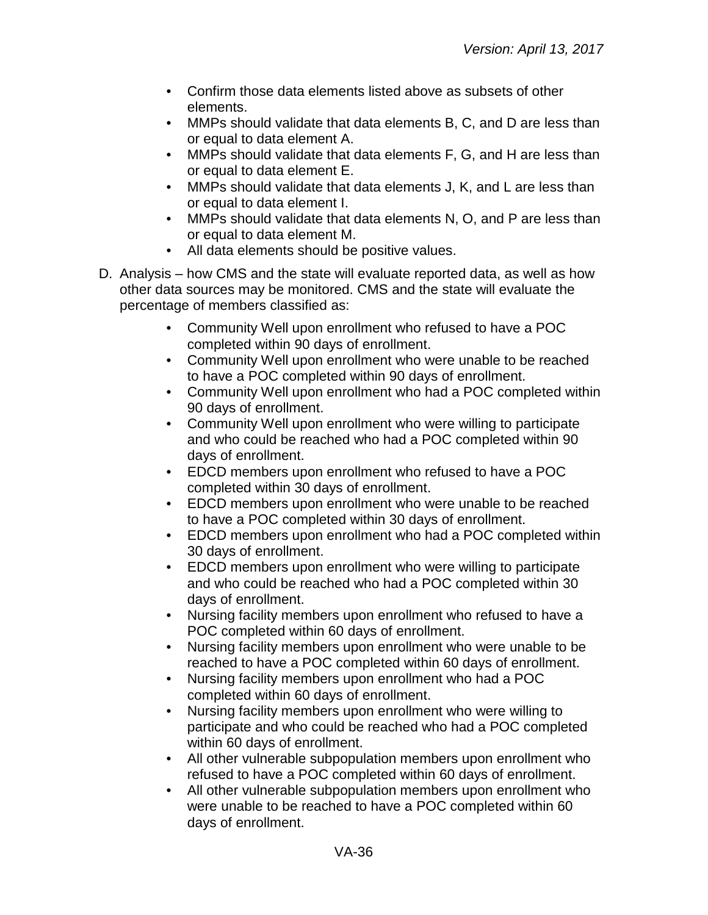- Confirm those data elements listed above as subsets of other elements.
- MMPs should validate that data elements B, C, and D are less than or equal to data element A.
- MMPs should validate that data elements F, G, and H are less than or equal to data element E.
- MMPs should validate that data elements J, K, and L are less than or equal to data element I.
- MMPs should validate that data elements N, O, and P are less than or equal to data element M.
- All data elements should be positive values.

D. Analysis – how CMS and the state will evaluate reported data, as well as how other data sources may be monitored. CMS and the state will evaluate the percentage of members classified as:

- Community Well upon enrollment who refused to have a POC completed within 90 days of enrollment.
- Community Well upon enrollment who were unable to be reached to have a POC completed within 90 days of enrollment.
- Community Well upon enrollment who had a POC completed within 90 days of enrollment.
- Community Well upon enrollment who were willing to participate and who could be reached who had a POC completed within 90 days of enrollment.
- EDCD members upon enrollment who refused to have a POC completed within 30 days of enrollment.
- EDCD members upon enrollment who were unable to be reached to have a POC completed within 30 days of enrollment.
- EDCD members upon enrollment who had a POC completed within 30 days of enrollment.
- EDCD members upon enrollment who were willing to participate and who could be reached who had a POC completed within 30 days of enrollment.
- Nursing facility members upon enrollment who refused to have a POC completed within 60 days of enrollment.
- Nursing facility members upon enrollment who were unable to be reached to have a POC completed within 60 days of enrollment.
- Nursing facility members upon enrollment who had a POC completed within 60 days of enrollment.
- Nursing facility members upon enrollment who were willing to participate and who could be reached who had a POC completed within 60 days of enrollment.
- All other vulnerable subpopulation members upon enrollment who refused to have a POC completed within 60 days of enrollment.
- All other vulnerable subpopulation members upon enrollment who were unable to be reached to have a POC completed within 60 days of enrollment.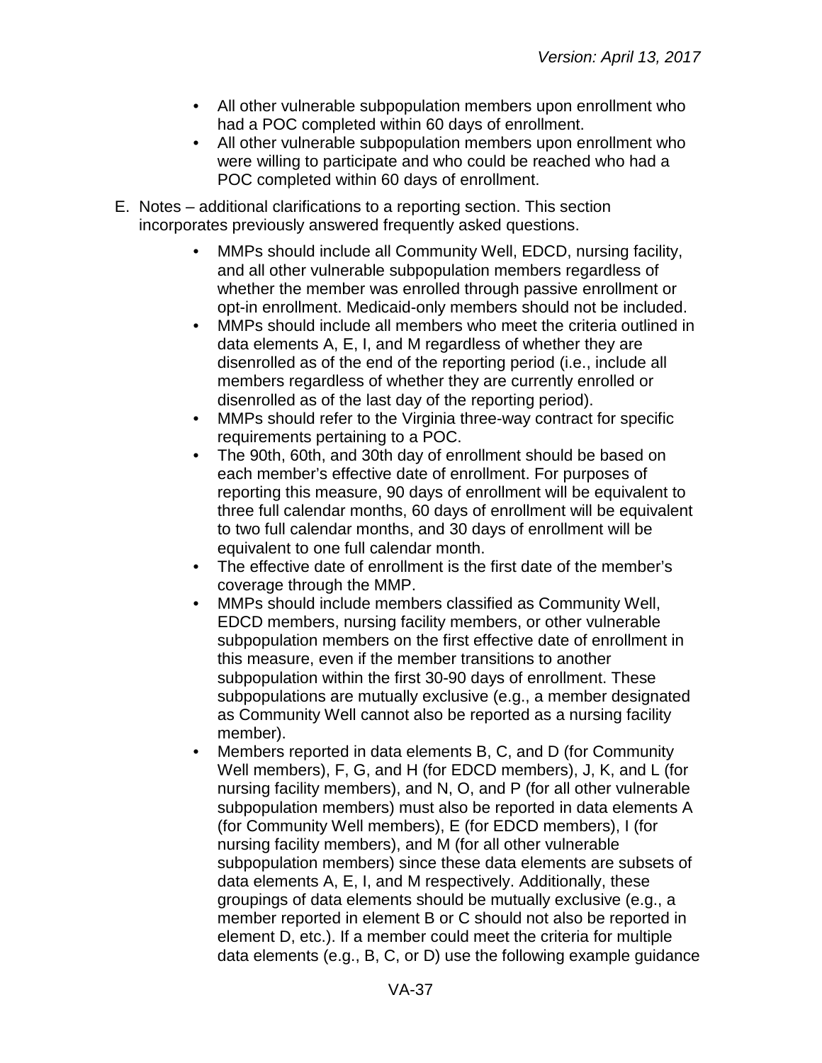- All other vulnerable subpopulation members upon enrollment who had a POC completed within 60 days of enrollment.
- All other vulnerable subpopulation members upon enrollment who were willing to participate and who could be reached who had a POC completed within 60 days of enrollment.

E. Notes – additional clarifications to a reporting section. This section incorporates previously answered frequently asked questions.

- MMPs should include all Community Well, EDCD, nursing facility, and all other vulnerable subpopulation members regardless of whether the member was enrolled through passive enrollment or opt-in enrollment. Medicaid-only members should not be included.
- MMPs should include all members who meet the criteria outlined in data elements A, E, I, and M regardless of whether they are disenrolled as of the end of the reporting period (i.e., include all members regardless of whether they are currently enrolled or disenrolled as of the last day of the reporting period).
- MMPs should refer to the Virginia three-way contract for specific requirements pertaining to a POC.
- The 90th, 60th, and 30th day of enrollment should be based on each member's effective date of enrollment. For purposes of reporting this measure, 90 days of enrollment will be equivalent to three full calendar months, 60 days of enrollment will be equivalent to two full calendar months, and 30 days of enrollment will be equivalent to one full calendar month.
- The effective date of enrollment is the first date of the member's coverage through the MMP.
- MMPs should include members classified as Community Well, EDCD members, nursing facility members, or other vulnerable subpopulation members on the first effective date of enrollment in this measure, even if the member transitions to another subpopulation within the first 30-90 days of enrollment. These subpopulations are mutually exclusive (e.g., a member designated as Community Well cannot also be reported as a nursing facility member).
- Members reported in data elements B, C, and D (for Community Well members), F, G, and H (for EDCD members), J, K, and L (for nursing facility members), and N, O, and P (for all other vulnerable subpopulation members) must also be reported in data elements A (for Community Well members), E (for EDCD members), I (for nursing facility members), and M (for all other vulnerable subpopulation members) since these data elements are subsets of data elements A, E, I, and M respectively. Additionally, these groupings of data elements should be mutually exclusive (e.g., a member reported in element B or C should not also be reported in element D, etc.). If a member could meet the criteria for multiple data elements (e.g., B, C, or D) use the following example guidance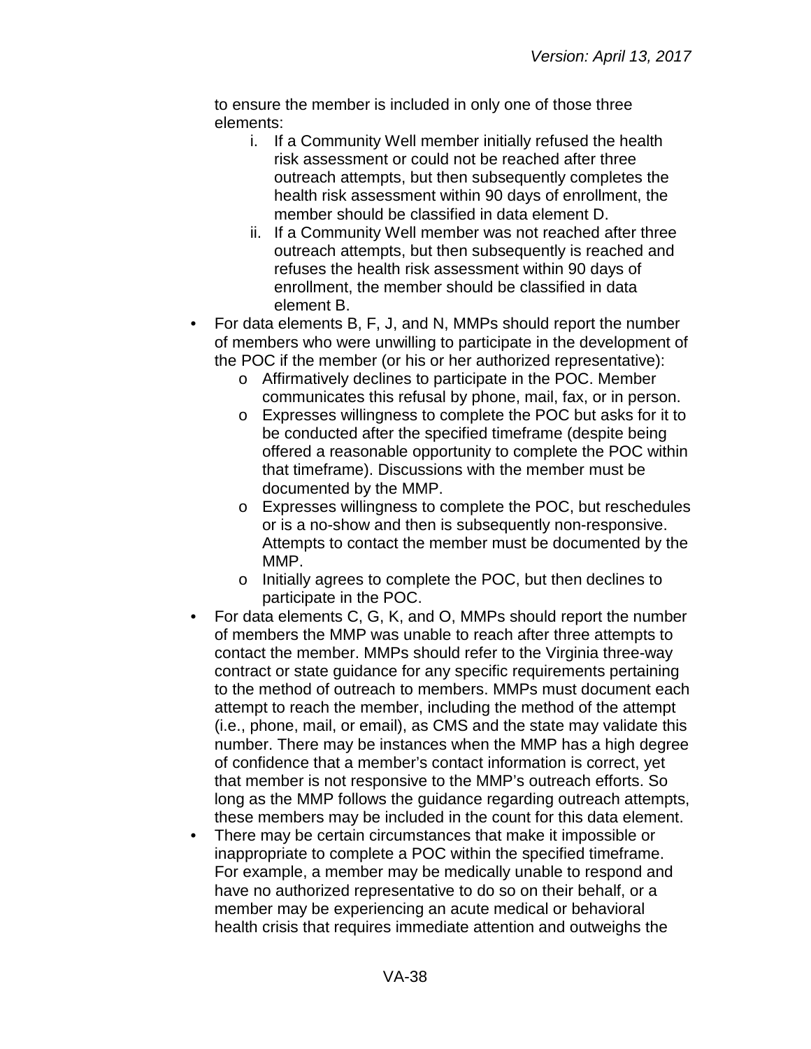to ensure the member is included in only one of those three elements:

   i. If a Community Well member initially refused the health risk assessment or could not be reached after three outreach attempts, but then subsequently completes the health risk assessment within 90 days of enrollment, the member should be classified in data element D.
   ii. If a Community Well member was not reached after three outreach attempts, but then subsequently is reached and refuses the health risk assessment within 90 days of enrollment, the member should be classified in data element B.

- For data elements B, F, J, and N, MMPs should report the number of members who were unwilling to participate in the development of the POC if the member (or his or her authorized representative):
  - Affirmatively declines to participate in the POC. Member communicates this refusal by phone, mail, fax, or in person.
  - Expresses willingness to complete the POC but asks for it to be conducted after the specified timeframe (despite being offered a reasonable opportunity to complete the POC within that timeframe). Discussions with the member must be documented by the MMP.
  - Expresses willingness to complete the POC, but reschedules or is a no-show and then is subsequently non-responsive. Attempts to contact the member must be documented by the MMP.
  - Initially agrees to complete the POC, but then declines to participate in the POC.
- For data elements C, G, K, and O, MMPs should report the number of members the MMP was unable to reach after three attempts to contact the member. MMPs should refer to the Virginia three-way contract or state guidance for any specific requirements pertaining to the method of outreach to members. MMPs must document each attempt to reach the member, including the method of the attempt (i.e., phone, mail, or email), as CMS and the state may validate this number. There may be instances when the MMP has a high degree of confidence that a member's contact information is correct, yet that member is not responsive to the MMP's outreach efforts. So long as the MMP follows the guidance regarding outreach attempts, these members may be included in the count for this data element.
- There may be certain circumstances that make it impossible or inappropriate to complete a POC within the specified timeframe. For example, a member may be medically unable to respond and have no authorized representative to do so on their behalf, or a member may be experiencing an acute medical or behavioral health crisis that requires immediate attention and outweighs the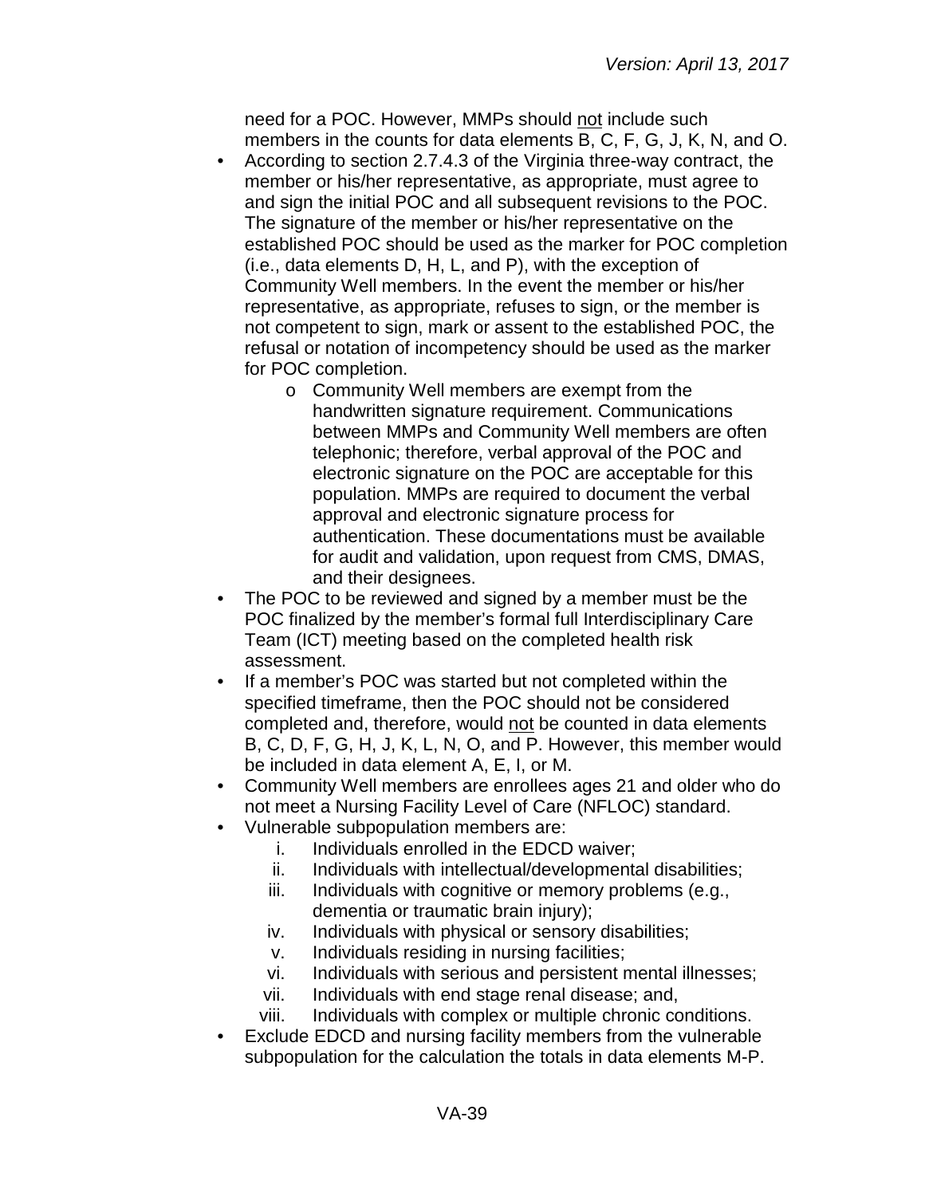need for a POC. However, MMPs should <u>not</u> include such members in the counts for data elements B, C, F, G, J, K, N, and O.

- According to section 2.7.4.3 of the Virginia three-way contract, the member or his/her representative, as appropriate, must agree to and sign the initial POC and all subsequent revisions to the POC. The signature of the member or his/her representative on the established POC should be used as the marker for POC completion (i.e., data elements D, H, L, and P), with the exception of Community Well members. In the event the member or his/her representative, as appropriate, refuses to sign, or the member is not competent to sign, mark or assent to the established POC, the refusal or notation of incompetency should be used as the marker for POC completion.
    - Community Well members are exempt from the handwritten signature requirement. Communications between MMPs and Community Well members are often telephonic; therefore, verbal approval of the POC and electronic signature on the POC are acceptable for this population. MMPs are required to document the verbal approval and electronic signature process for authentication. These documentations must be available for audit and validation, upon request from CMS, DMAS, and their designees.
- The POC to be reviewed and signed by a member must be the POC finalized by the member's formal full Interdisciplinary Care Team (ICT) meeting based on the completed health risk assessment.
- If a member's POC was started but not completed within the specified timeframe, then the POC should not be considered completed and, therefore, would <u>not</u> be counted in data elements B, C, D, F, G, H, J, K, L, N, O, and P. However, this member would be included in data element A, E, I, or M.
- Community Well members are enrollees ages 21 and older who do not meet a Nursing Facility Level of Care (NFLOC) standard.
- Vulnerable subpopulation members are:
    i. Individuals enrolled in the EDCD waiver;
    ii. Individuals with intellectual/developmental disabilities;
    iii. Individuals with cognitive or memory problems (e.g., dementia or traumatic brain injury);
    iv. Individuals with physical or sensory disabilities;
    v. Individuals residing in nursing facilities;
    vi. Individuals with serious and persistent mental illnesses;
    vii. Individuals with end stage renal disease; and,
    viii. Individuals with complex or multiple chronic conditions.
- Exclude EDCD and nursing facility members from the vulnerable subpopulation for the calculation the totals in data elements M-P.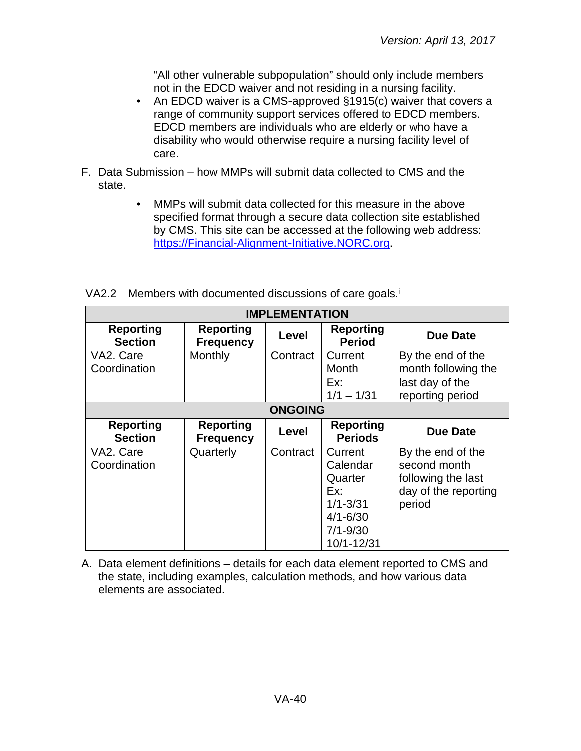"All other vulnerable subpopulation" should only include members not in the EDCD waiver and not residing in a nursing facility.

- An EDCD waiver is a CMS-approved §1915(c) waiver that covers a range of community support services offered to EDCD members. EDCD members are individuals who are elderly or who have a disability who would otherwise require a nursing facility level of care.

F. Data Submission – how MMPs will submit data collected to CMS and the state.

- MMPs will submit data collected for this measure in the above specified format through a secure data collection site established by CMS. This site can be accessed at the following web address: https://Financial-Alignment-Initiative.NORC.org.

VA2.2 Members with documented discussions of care goals.[i]

| IMPLEMENTATION | | | | |
|---|---|---|---|---|
| **Reporting Section** | **Reporting Frequency** | **Level** | **Reporting Period** | **Due Date** |
| VA2. Care Coordination | Monthly | Contract | Current Month<br>Ex:<br>1/1 – 1/31 | By the end of the month following the last day of the reporting period |
| **ONGOING** | | | | |
| **Reporting Section** | **Reporting Frequency** | **Level** | **Reporting Periods** | **Due Date** |
| VA2. Care Coordination | Quarterly | Contract | Current Calendar Quarter<br>Ex:<br>1/1-3/31<br>4/1-6/30<br>7/1-9/30<br>10/1-12/31 | By the end of the second month following the last day of the reporting period |

A. Data element definitions – details for each data element reported to CMS and the state, including examples, calculation methods, and how various data elements are associated.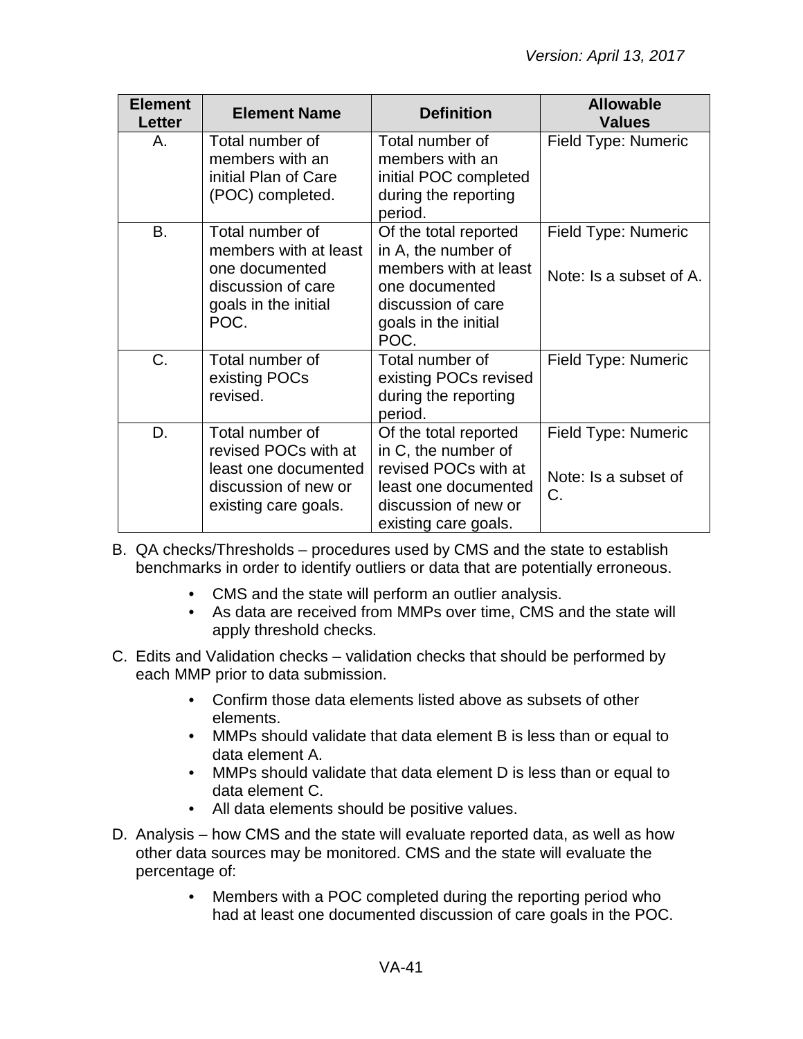| Element Letter | Element Name | Definition | Allowable Values |
|---|---|---|---|
| A. | Total number of members with an initial Plan of Care (POC) completed. | Total number of members with an initial POC completed during the reporting period. | Field Type: Numeric |
| B. | Total number of members with at least one documented discussion of care goals in the initial POC. | Of the total reported in A, the number of members with at least one documented discussion of care goals in the initial POC. | Field Type: Numeric<br><br>Note: Is a subset of A. |
| C. | Total number of existing POCs revised. | Total number of existing POCs revised during the reporting period. | Field Type: Numeric |
| D. | Total number of revised POCs with at least one documented discussion of new or existing care goals. | Of the total reported in C, the number of revised POCs with at least one documented discussion of new or existing care goals. | Field Type: Numeric<br><br>Note: Is a subset of C. |

B. QA checks/Thresholds – procedures used by CMS and the state to establish benchmarks in order to identify outliers or data that are potentially erroneous.

- CMS and the state will perform an outlier analysis.
- As data are received from MMPs over time, CMS and the state will apply threshold checks.

C. Edits and Validation checks – validation checks that should be performed by each MMP prior to data submission.

- Confirm those data elements listed above as subsets of other elements.
- MMPs should validate that data element B is less than or equal to data element A.
- MMPs should validate that data element D is less than or equal to data element C.
- All data elements should be positive values.

D. Analysis – how CMS and the state will evaluate reported data, as well as how other data sources may be monitored. CMS and the state will evaluate the percentage of:

- Members with a POC completed during the reporting period who had at least one documented discussion of care goals in the POC.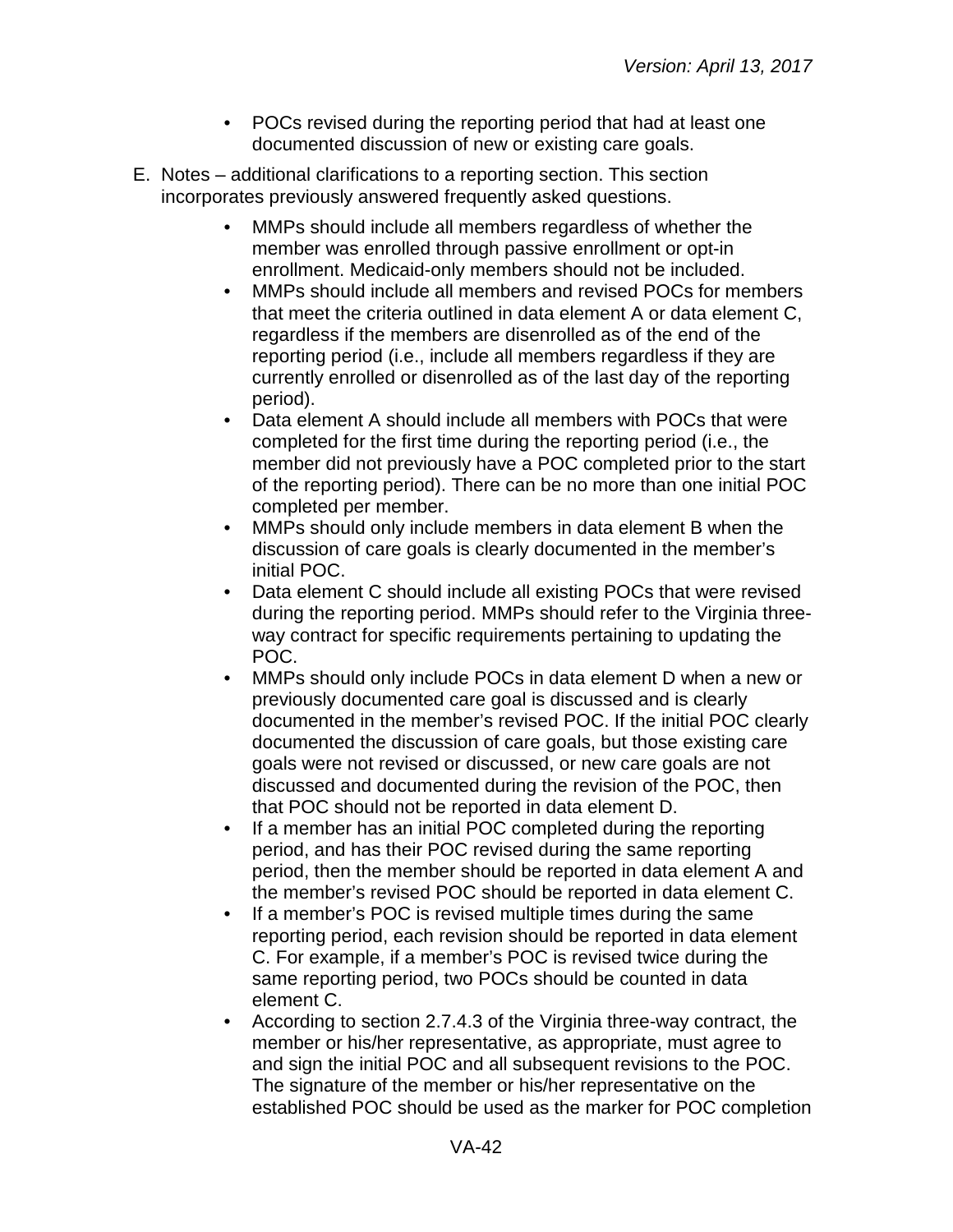- POCs revised during the reporting period that had at least one documented discussion of new or existing care goals.

E. Notes – additional clarifications to a reporting section. This section incorporates previously answered frequently asked questions.

   - MMPs should include all members regardless of whether the member was enrolled through passive enrollment or opt-in enrollment. Medicaid-only members should not be included.
   - MMPs should include all members and revised POCs for members that meet the criteria outlined in data element A or data element C, regardless if the members are disenrolled as of the end of the reporting period (i.e., include all members regardless if they are currently enrolled or disenrolled as of the last day of the reporting period).
   - Data element A should include all members with POCs that were completed for the first time during the reporting period (i.e., the member did not previously have a POC completed prior to the start of the reporting period). There can be no more than one initial POC completed per member.
   - MMPs should only include members in data element B when the discussion of care goals is clearly documented in the member's initial POC.
   - Data element C should include all existing POCs that were revised during the reporting period. MMPs should refer to the Virginia three-way contract for specific requirements pertaining to updating the POC.
   - MMPs should only include POCs in data element D when a new or previously documented care goal is discussed and is clearly documented in the member's revised POC. If the initial POC clearly documented the discussion of care goals, but those existing care goals were not revised or discussed, or new care goals are not discussed and documented during the revision of the POC, then that POC should not be reported in data element D.
   - If a member has an initial POC completed during the reporting period, and has their POC revised during the same reporting period, then the member should be reported in data element A and the member's revised POC should be reported in data element C.
   - If a member's POC is revised multiple times during the same reporting period, each revision should be reported in data element C. For example, if a member's POC is revised twice during the same reporting period, two POCs should be counted in data element C.
   - According to section 2.7.4.3 of the Virginia three-way contract, the member or his/her representative, as appropriate, must agree to and sign the initial POC and all subsequent revisions to the POC. The signature of the member or his/her representative on the established POC should be used as the marker for POC completion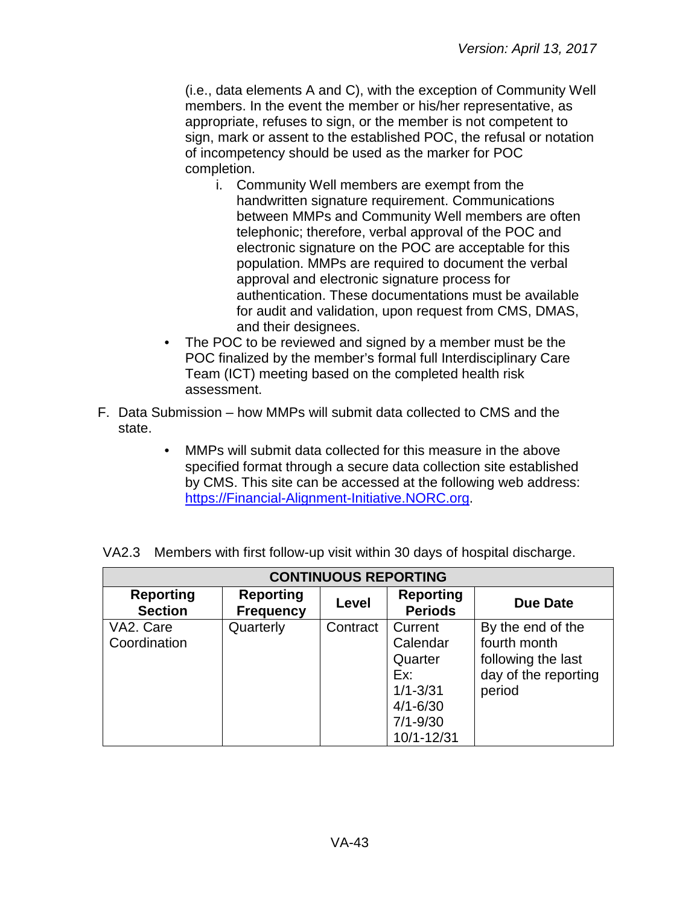(i.e., data elements A and C), with the exception of Community Well members. In the event the member or his/her representative, as appropriate, refuses to sign, or the member is not competent to sign, mark or assent to the established POC, the refusal or notation of incompetency should be used as the marker for POC completion.

  i. Community Well members are exempt from the handwritten signature requirement. Communications between MMPs and Community Well members are often telephonic; therefore, verbal approval of the POC and electronic signature on the POC are acceptable for this population. MMPs are required to document the verbal approval and electronic signature process for authentication. These documentations must be available for audit and validation, upon request from CMS, DMAS, and their designees.

- The POC to be reviewed and signed by a member must be the POC finalized by the member's formal full Interdisciplinary Care Team (ICT) meeting based on the completed health risk assessment.

F. Data Submission – how MMPs will submit data collected to CMS and the state.

- MMPs will submit data collected for this measure in the above specified format through a secure data collection site established by CMS. This site can be accessed at the following web address: https://Financial-Alignment-Initiative.NORC.org.

VA2.3 Members with first follow-up visit within 30 days of hospital discharge.

| CONTINUOUS REPORTING | | | | |
|---|---|---|---|---|
| **Reporting Section** | **Reporting Frequency** | **Level** | **Reporting Periods** | **Due Date** |
| VA2. Care Coordination | Quarterly | Contract | Current Calendar Quarter Ex: 1/1-3/31 4/1-6/30 7/1-9/30 10/1-12/31 | By the end of the fourth month following the last day of the reporting period |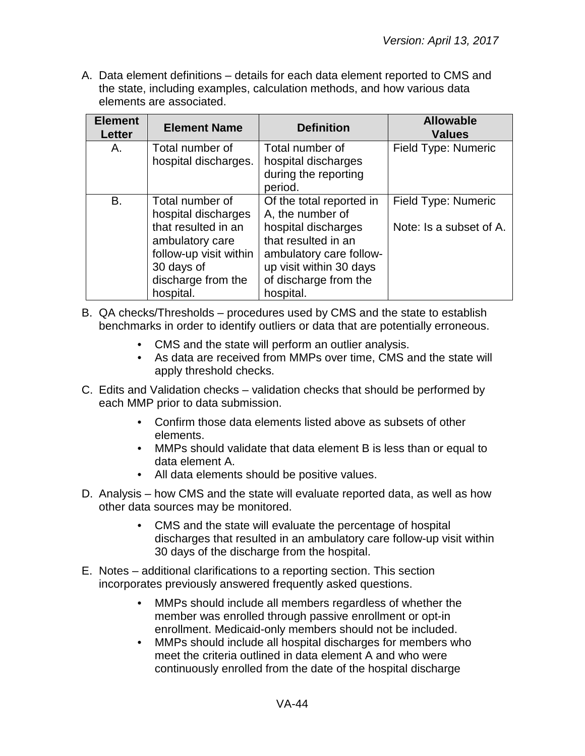A. Data element definitions – details for each data element reported to CMS and the state, including examples, calculation methods, and how various data elements are associated.

| Element Letter | Element Name | Definition | Allowable Values |
|---|---|---|---|
| A. | Total number of hospital discharges. | Total number of hospital discharges during the reporting period. | Field Type: Numeric |
| B. | Total number of hospital discharges that resulted in an ambulatory care follow-up visit within 30 days of discharge from the hospital. | Of the total reported in A, the number of hospital discharges that resulted in an ambulatory care follow-up visit within 30 days of discharge from the hospital. | Field Type: Numeric<br><br>Note: Is a subset of A. |

B. QA checks/Thresholds – procedures used by CMS and the state to establish benchmarks in order to identify outliers or data that are potentially erroneous.

- CMS and the state will perform an outlier analysis.
- As data are received from MMPs over time, CMS and the state will apply threshold checks.

C. Edits and Validation checks – validation checks that should be performed by each MMP prior to data submission.

- Confirm those data elements listed above as subsets of other elements.
- MMPs should validate that data element B is less than or equal to data element A.
- All data elements should be positive values.

D. Analysis – how CMS and the state will evaluate reported data, as well as how other data sources may be monitored.

- CMS and the state will evaluate the percentage of hospital discharges that resulted in an ambulatory care follow-up visit within 30 days of the discharge from the hospital.

E. Notes – additional clarifications to a reporting section. This section incorporates previously answered frequently asked questions.

- MMPs should include all members regardless of whether the member was enrolled through passive enrollment or opt-in enrollment. Medicaid-only members should not be included.
- MMPs should include all hospital discharges for members who meet the criteria outlined in data element A and who were continuously enrolled from the date of the hospital discharge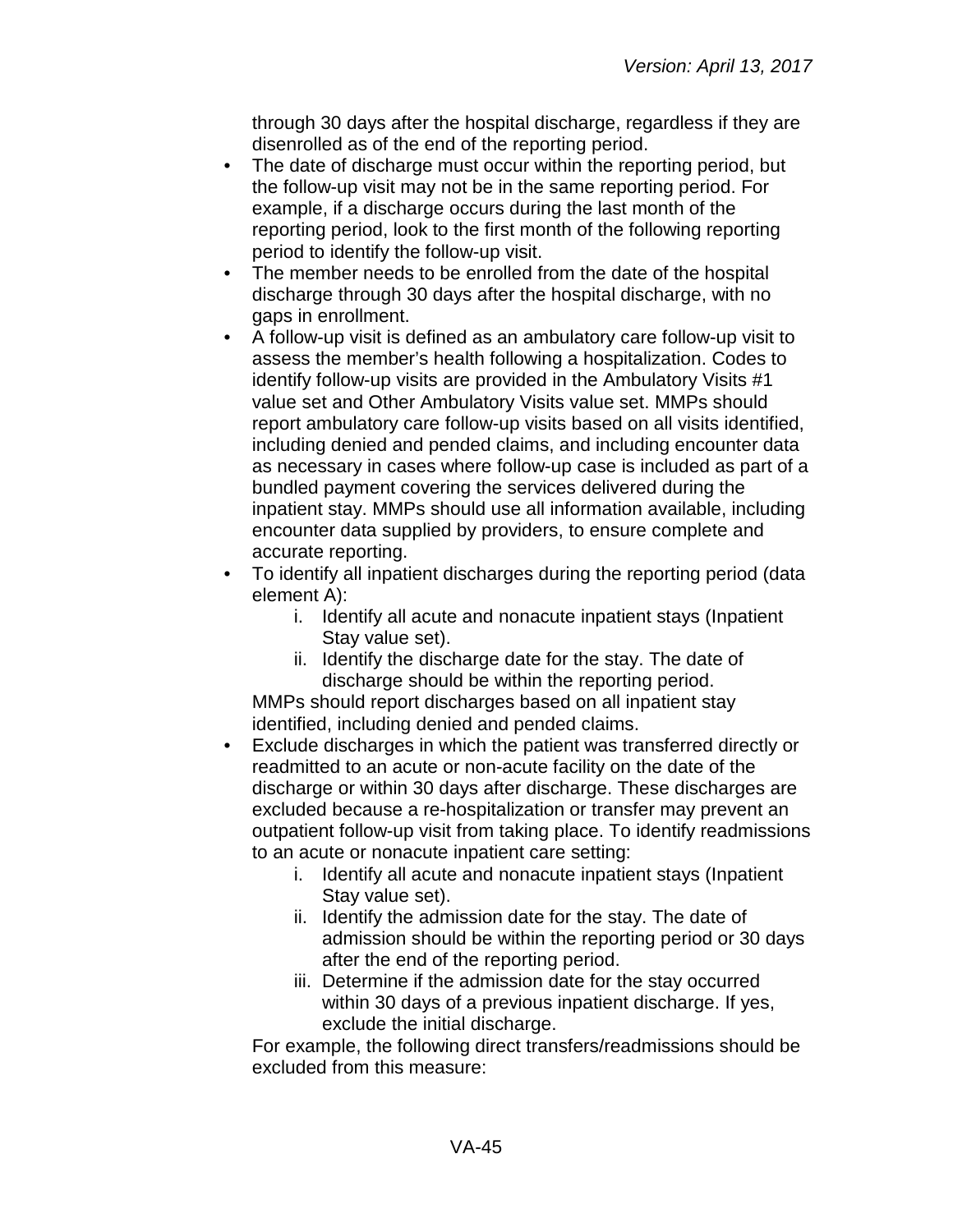through 30 days after the hospital discharge, regardless if they are disenrolled as of the end of the reporting period.

- The date of discharge must occur within the reporting period, but the follow-up visit may not be in the same reporting period. For example, if a discharge occurs during the last month of the reporting period, look to the first month of the following reporting period to identify the follow-up visit.
- The member needs to be enrolled from the date of the hospital discharge through 30 days after the hospital discharge, with no gaps in enrollment.
- A follow-up visit is defined as an ambulatory care follow-up visit to assess the member's health following a hospitalization. Codes to identify follow-up visits are provided in the Ambulatory Visits #1 value set and Other Ambulatory Visits value set. MMPs should report ambulatory care follow-up visits based on all visits identified, including denied and pended claims, and including encounter data as necessary in cases where follow-up case is included as part of a bundled payment covering the services delivered during the inpatient stay. MMPs should use all information available, including encounter data supplied by providers, to ensure complete and accurate reporting.
- To identify all inpatient discharges during the reporting period (data element A):
    i. Identify all acute and nonacute inpatient stays (Inpatient Stay value set).
    ii. Identify the discharge date for the stay. The date of discharge should be within the reporting period.

  MMPs should report discharges based on all inpatient stay identified, including denied and pended claims.
- Exclude discharges in which the patient was transferred directly or readmitted to an acute or non-acute facility on the date of the discharge or within 30 days after discharge. These discharges are excluded because a re-hospitalization or transfer may prevent an outpatient follow-up visit from taking place. To identify readmissions to an acute or nonacute inpatient care setting:
    i. Identify all acute and nonacute inpatient stays (Inpatient Stay value set).
    ii. Identify the admission date for the stay. The date of admission should be within the reporting period or 30 days after the end of the reporting period.
    iii. Determine if the admission date for the stay occurred within 30 days of a previous inpatient discharge. If yes, exclude the initial discharge.

  For example, the following direct transfers/readmissions should be excluded from this measure: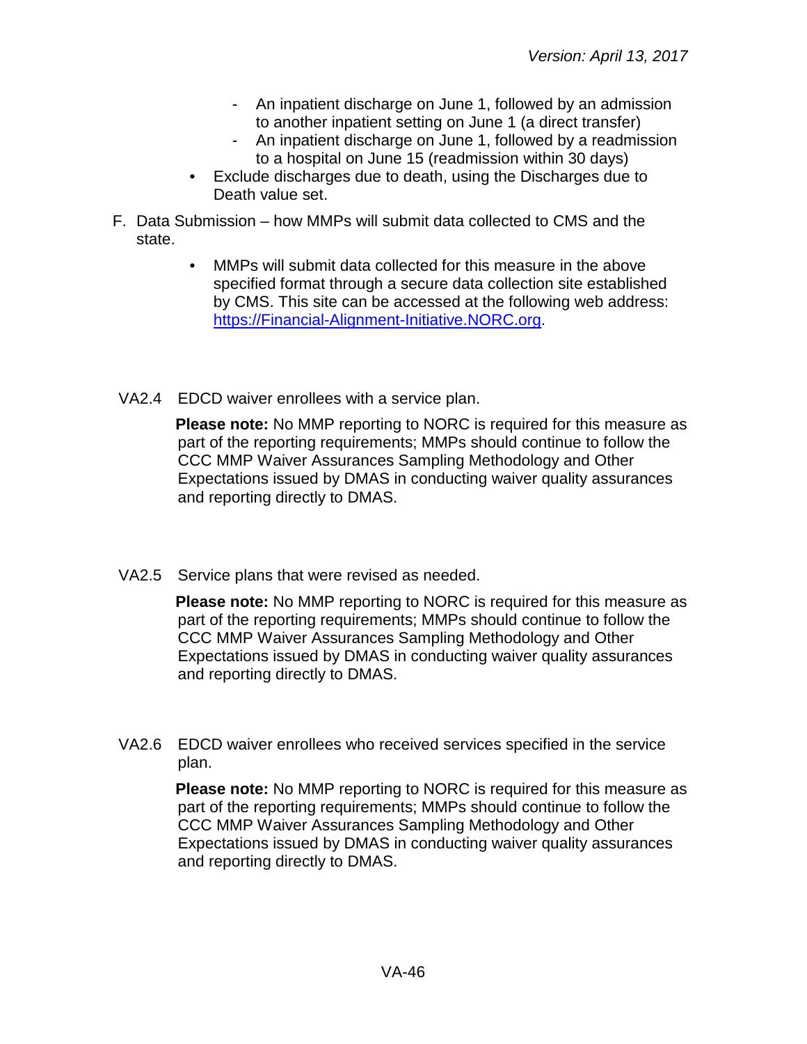- An inpatient discharge on June 1, followed by an admission to another inpatient setting on June 1 (a direct transfer)
  - An inpatient discharge on June 1, followed by a readmission to a hospital on June 15 (readmission within 30 days)
- Exclude discharges due to death, using the Discharges due to Death value set.

F. Data Submission – how MMPs will submit data collected to CMS and the state.

- MMPs will submit data collected for this measure in the above specified format through a secure data collection site established by CMS. This site can be accessed at the following web address: [https://Financial-Alignment-Initiative.NORC.org](https://Financial-Alignment-Initiative.NORC.org).

VA2.4 EDCD waiver enrollees with a service plan.

**Please note:** No MMP reporting to NORC is required for this measure as part of the reporting requirements; MMPs should continue to follow the CCC MMP Waiver Assurances Sampling Methodology and Other Expectations issued by DMAS in conducting waiver quality assurances and reporting directly to DMAS.

VA2.5 Service plans that were revised as needed.

**Please note:** No MMP reporting to NORC is required for this measure as part of the reporting requirements; MMPs should continue to follow the CCC MMP Waiver Assurances Sampling Methodology and Other Expectations issued by DMAS in conducting waiver quality assurances and reporting directly to DMAS.

VA2.6 EDCD waiver enrollees who received services specified in the service plan.

**Please note:** No MMP reporting to NORC is required for this measure as part of the reporting requirements; MMPs should continue to follow the CCC MMP Waiver Assurances Sampling Methodology and Other Expectations issued by DMAS in conducting waiver quality assurances and reporting directly to DMAS.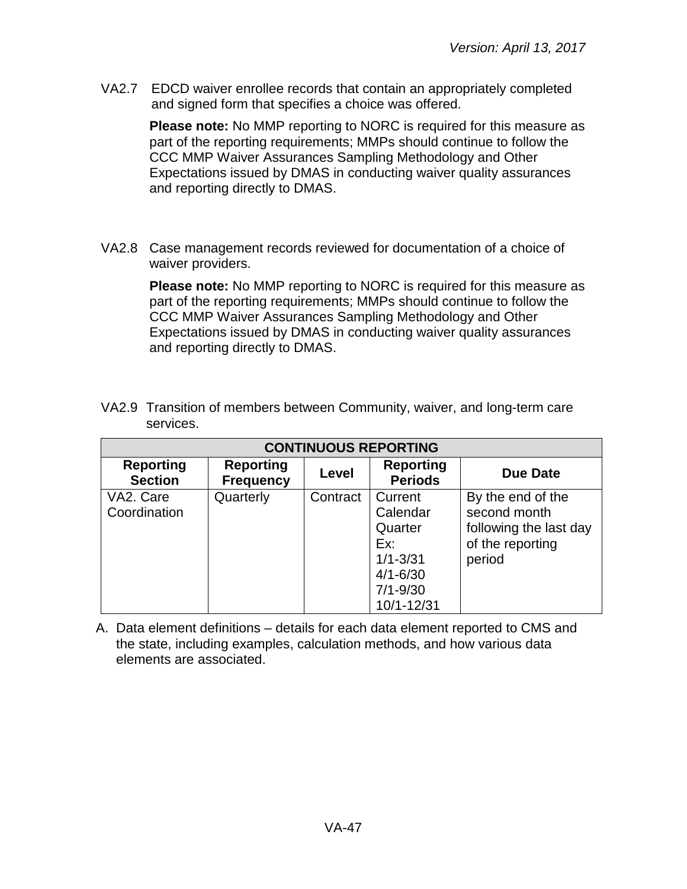VA2.7 EDCD waiver enrollee records that contain an appropriately completed and signed form that specifies a choice was offered.

**Please note:** No MMP reporting to NORC is required for this measure as part of the reporting requirements; MMPs should continue to follow the CCC MMP Waiver Assurances Sampling Methodology and Other Expectations issued by DMAS in conducting waiver quality assurances and reporting directly to DMAS.

VA2.8 Case management records reviewed for documentation of a choice of waiver providers.

**Please note:** No MMP reporting to NORC is required for this measure as part of the reporting requirements; MMPs should continue to follow the CCC MMP Waiver Assurances Sampling Methodology and Other Expectations issued by DMAS in conducting waiver quality assurances and reporting directly to DMAS.

VA2.9 Transition of members between Community, waiver, and long-term care services.

| CONTINUOUS REPORTING | | | | |
|---|---|---|---|---|
| **Reporting Section** | **Reporting Frequency** | **Level** | **Reporting Periods** | **Due Date** |
| VA2. Care Coordination | Quarterly | Contract | Current Calendar Quarter Ex: 1/1-3/31 4/1-6/30 7/1-9/30 10/1-12/31 | By the end of the second month following the last day of the reporting period |

A. Data element definitions – details for each data element reported to CMS and the state, including examples, calculation methods, and how various data elements are associated.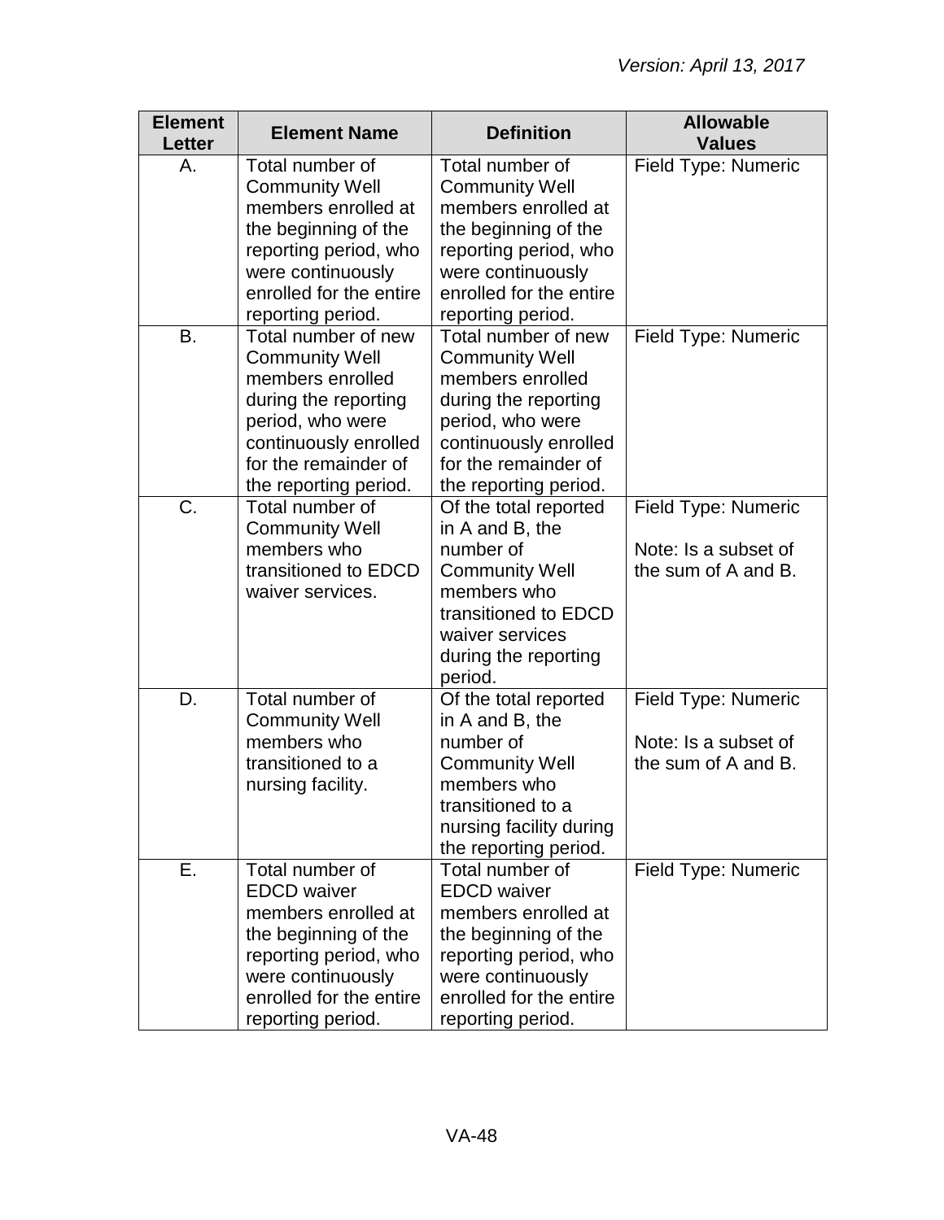| Element Letter | Element Name | Definition | Allowable Values |
|---|---|---|---|
| A. | Total number of Community Well members enrolled at the beginning of the reporting period, who were continuously enrolled for the entire reporting period. | Total number of Community Well members enrolled at the beginning of the reporting period, who were continuously enrolled for the entire reporting period. | Field Type: Numeric |
| B. | Total number of new Community Well members enrolled during the reporting period, who were continuously enrolled for the remainder of the reporting period. | Total number of new Community Well members enrolled during the reporting period, who were continuously enrolled for the remainder of the reporting period. | Field Type: Numeric |
| C. | Total number of Community Well members who transitioned to EDCD waiver services. | Of the total reported in A and B, the number of Community Well members who transitioned to EDCD waiver services during the reporting period. | Field Type: Numeric<br><br>Note: Is a subset of the sum of A and B. |
| D. | Total number of Community Well members who transitioned to a nursing facility. | Of the total reported in A and B, the number of Community Well members who transitioned to a nursing facility during the reporting period. | Field Type: Numeric<br><br>Note: Is a subset of the sum of A and B. |
| E. | Total number of EDCD waiver members enrolled at the beginning of the reporting period, who were continuously enrolled for the entire reporting period. | Total number of EDCD waiver members enrolled at the beginning of the reporting period, who were continuously enrolled for the entire reporting period. | Field Type: Numeric |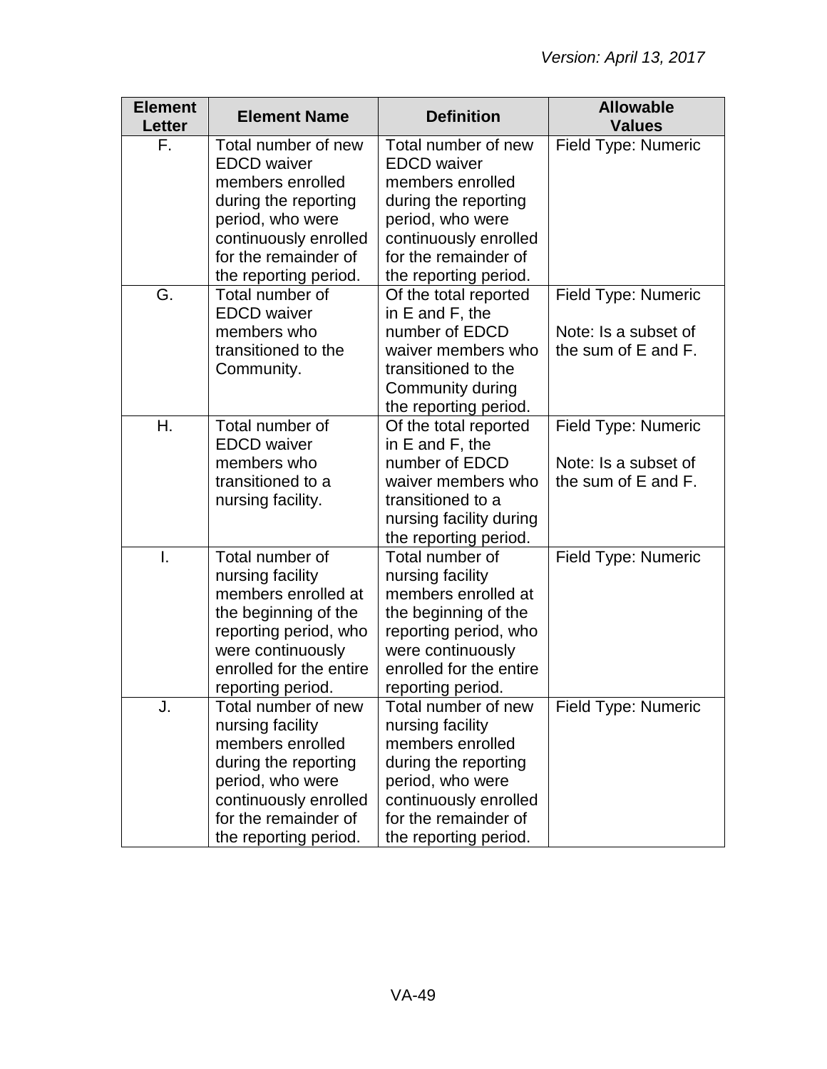| Element Letter | Element Name | Definition | Allowable Values |
|---|---|---|---|
| F. | Total number of new EDCD waiver members enrolled during the reporting period, who were continuously enrolled for the remainder of the reporting period. | Total number of new EDCD waiver members enrolled during the reporting period, who were continuously enrolled for the remainder of the reporting period. | Field Type: Numeric |
| G. | Total number of EDCD waiver members who transitioned to the Community. | Of the total reported in E and F, the number of EDCD waiver members who transitioned to the Community during the reporting period. | Field Type: Numeric<br><br>Note: Is a subset of the sum of E and F. |
| H. | Total number of EDCD waiver members who transitioned to a nursing facility. | Of the total reported in E and F, the number of EDCD waiver members who transitioned to a nursing facility during the reporting period. | Field Type: Numeric<br><br>Note: Is a subset of the sum of E and F. |
| I. | Total number of nursing facility members enrolled at the beginning of the reporting period, who were continuously enrolled for the entire reporting period. | Total number of nursing facility members enrolled at the beginning of the reporting period, who were continuously enrolled for the entire reporting period. | Field Type: Numeric |
| J. | Total number of new nursing facility members enrolled during the reporting period, who were continuously enrolled for the remainder of the reporting period. | Total number of new nursing facility members enrolled during the reporting period, who were continuously enrolled for the remainder of the reporting period. | Field Type: Numeric |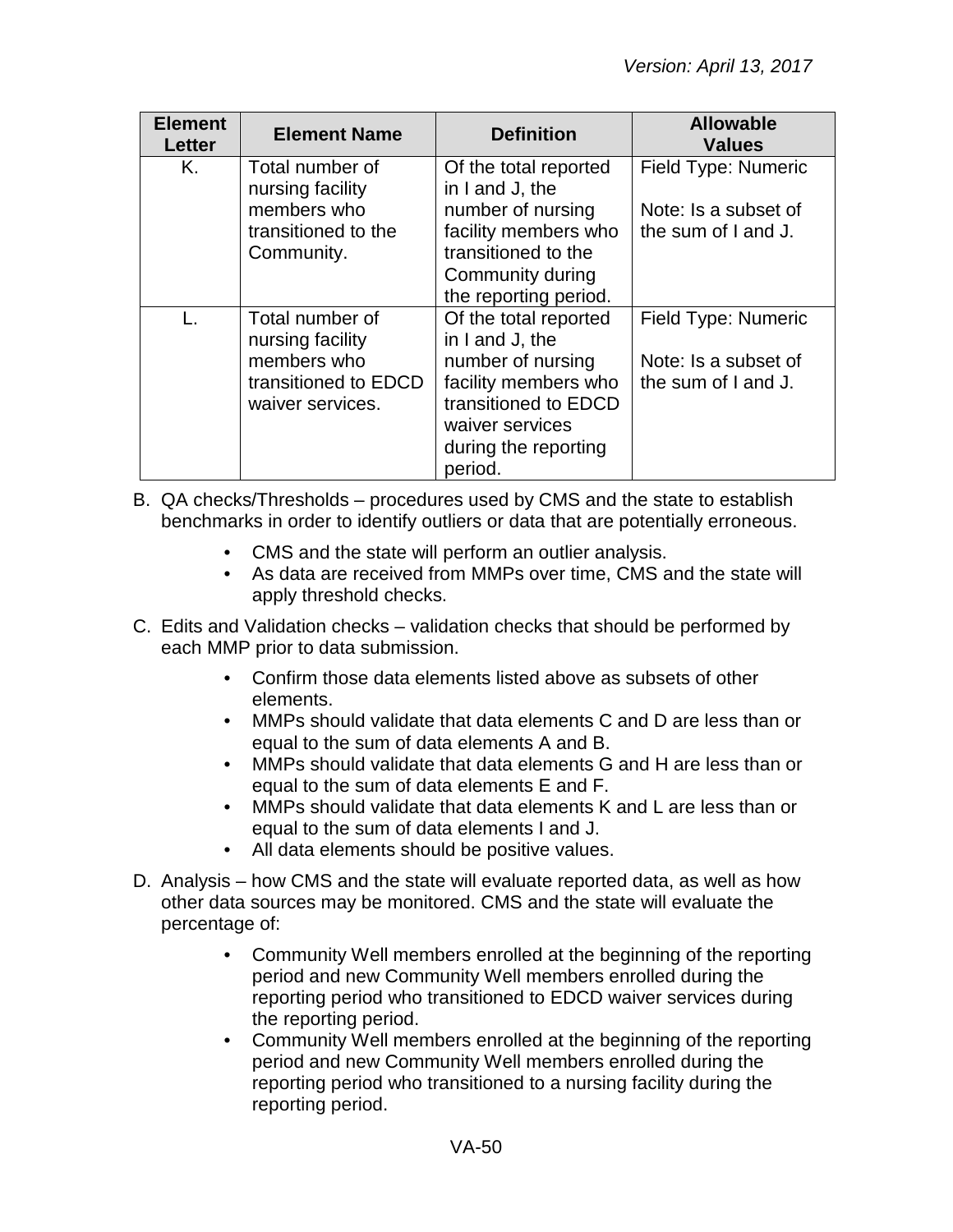| Element Letter | Element Name | Definition | Allowable Values |
|---|---|---|---|
| K. | Total number of nursing facility members who transitioned to the Community. | Of the total reported in I and J, the number of nursing facility members who transitioned to the Community during the reporting period. | Field Type: Numeric<br><br>Note: Is a subset of the sum of I and J. |
| L. | Total number of nursing facility members who transitioned to EDCD waiver services. | Of the total reported in I and J, the number of nursing facility members who transitioned to EDCD waiver services during the reporting period. | Field Type: Numeric<br><br>Note: Is a subset of the sum of I and J. |

B. QA checks/Thresholds – procedures used by CMS and the state to establish benchmarks in order to identify outliers or data that are potentially erroneous.

- CMS and the state will perform an outlier analysis.
- As data are received from MMPs over time, CMS and the state will apply threshold checks.

C. Edits and Validation checks – validation checks that should be performed by each MMP prior to data submission.

- Confirm those data elements listed above as subsets of other elements.
- MMPs should validate that data elements C and D are less than or equal to the sum of data elements A and B.
- MMPs should validate that data elements G and H are less than or equal to the sum of data elements E and F.
- MMPs should validate that data elements K and L are less than or equal to the sum of data elements I and J.
- All data elements should be positive values.

D. Analysis – how CMS and the state will evaluate reported data, as well as how other data sources may be monitored. CMS and the state will evaluate the percentage of:

- Community Well members enrolled at the beginning of the reporting period and new Community Well members enrolled during the reporting period who transitioned to EDCD waiver services during the reporting period.
- Community Well members enrolled at the beginning of the reporting period and new Community Well members enrolled during the reporting period who transitioned to a nursing facility during the reporting period.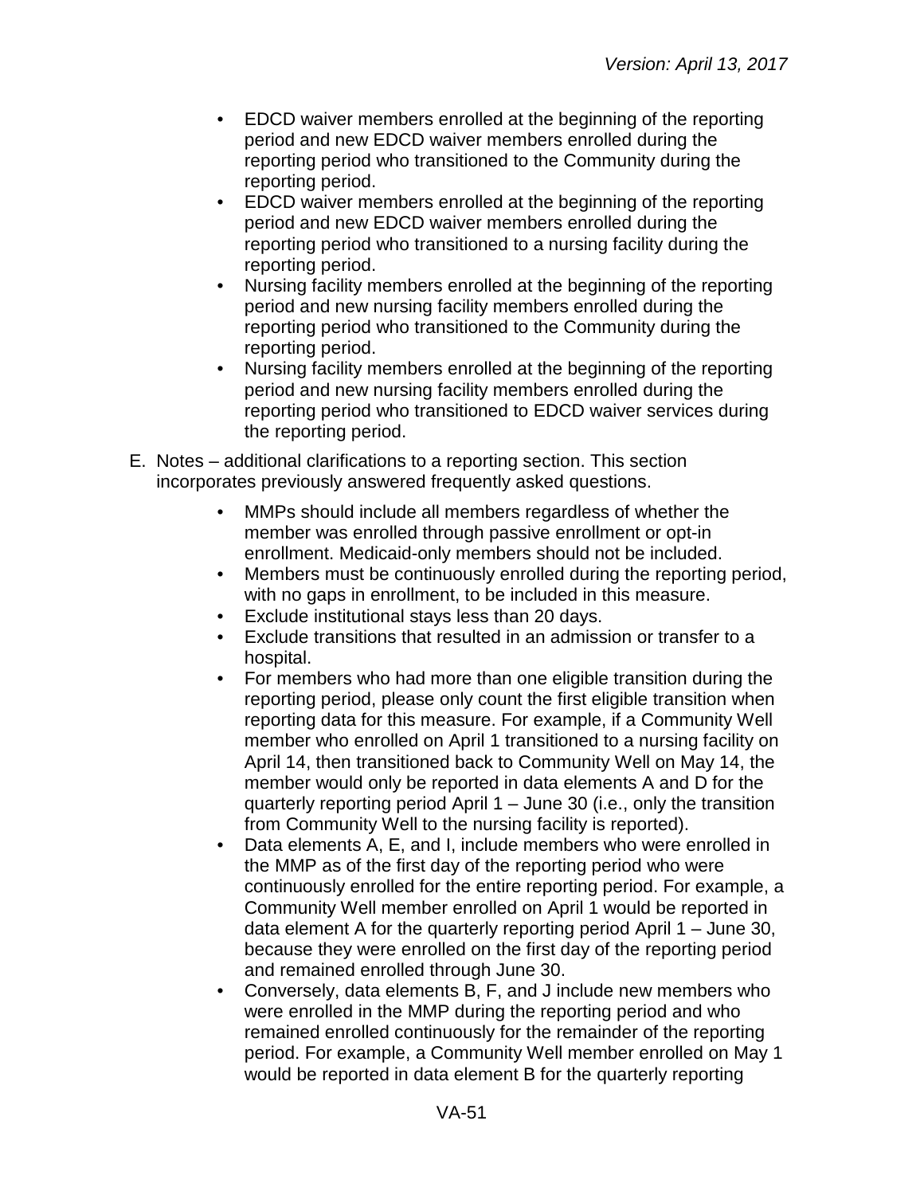- EDCD waiver members enrolled at the beginning of the reporting period and new EDCD waiver members enrolled during the reporting period who transitioned to the Community during the reporting period.
- EDCD waiver members enrolled at the beginning of the reporting period and new EDCD waiver members enrolled during the reporting period who transitioned to a nursing facility during the reporting period.
- Nursing facility members enrolled at the beginning of the reporting period and new nursing facility members enrolled during the reporting period who transitioned to the Community during the reporting period.
- Nursing facility members enrolled at the beginning of the reporting period and new nursing facility members enrolled during the reporting period who transitioned to EDCD waiver services during the reporting period.

E. Notes – additional clarifications to a reporting section. This section incorporates previously answered frequently asked questions.

- MMPs should include all members regardless of whether the member was enrolled through passive enrollment or opt-in enrollment. Medicaid-only members should not be included.
- Members must be continuously enrolled during the reporting period, with no gaps in enrollment, to be included in this measure.
- Exclude institutional stays less than 20 days.
- Exclude transitions that resulted in an admission or transfer to a hospital.
- For members who had more than one eligible transition during the reporting period, please only count the first eligible transition when reporting data for this measure. For example, if a Community Well member who enrolled on April 1 transitioned to a nursing facility on April 14, then transitioned back to Community Well on May 14, the member would only be reported in data elements A and D for the quarterly reporting period April 1 – June 30 (i.e., only the transition from Community Well to the nursing facility is reported).
- Data elements A, E, and I, include members who were enrolled in the MMP as of the first day of the reporting period who were continuously enrolled for the entire reporting period. For example, a Community Well member enrolled on April 1 would be reported in data element A for the quarterly reporting period April 1 – June 30, because they were enrolled on the first day of the reporting period and remained enrolled through June 30.
- Conversely, data elements B, F, and J include new members who were enrolled in the MMP during the reporting period and who remained enrolled continuously for the remainder of the reporting period. For example, a Community Well member enrolled on May 1 would be reported in data element B for the quarterly reporting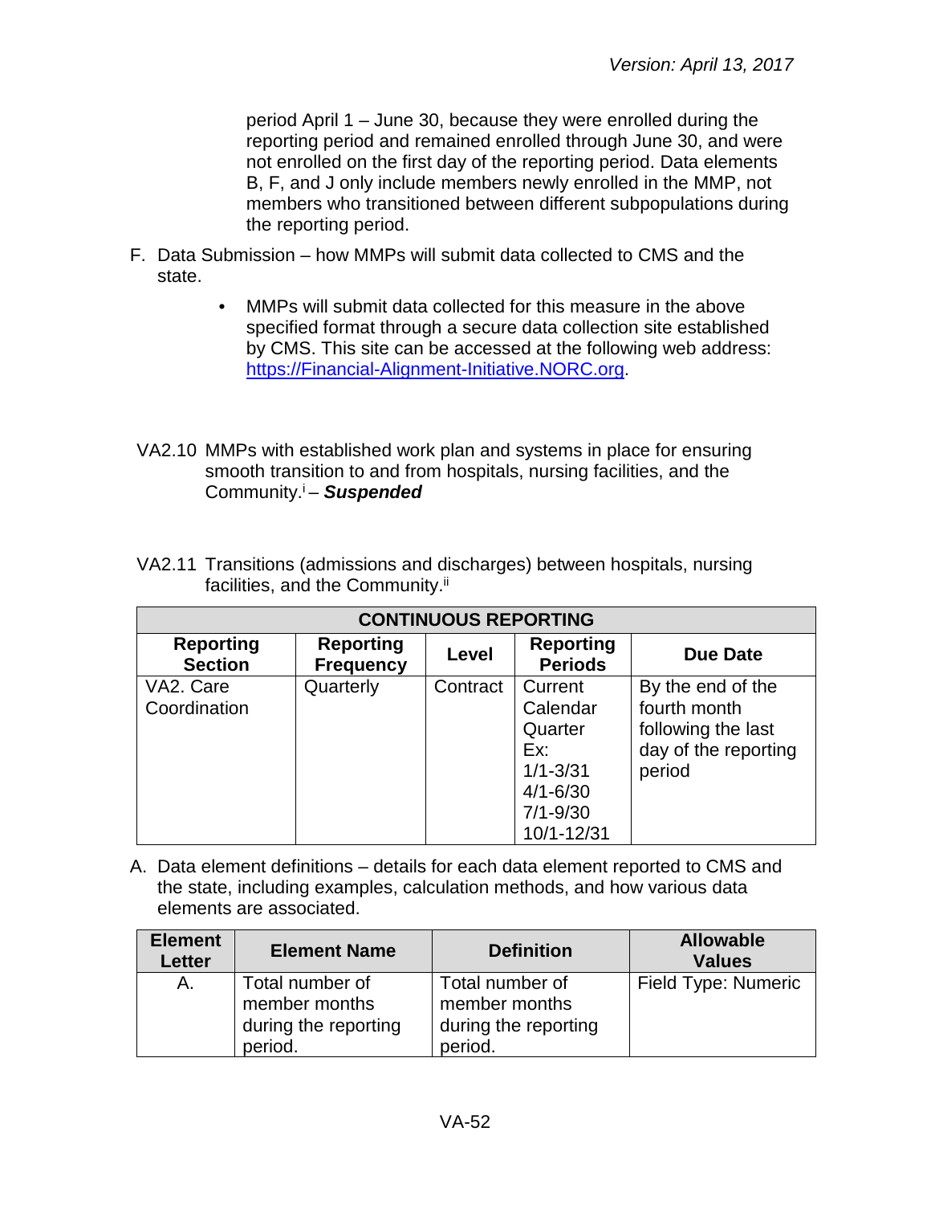period April 1 – June 30, because they were enrolled during the reporting period and remained enrolled through June 30, and were not enrolled on the first day of the reporting period. Data elements B, F, and J only include members newly enrolled in the MMP, not members who transitioned between different subpopulations during the reporting period.

F. Data Submission – how MMPs will submit data collected to CMS and the state.

- MMPs will submit data collected for this measure in the above specified format through a secure data collection site established by CMS. This site can be accessed at the following web address: https://Financial-Alignment-Initiative.NORC.org.

VA2.10 MMPs with established work plan and systems in place for ensuring smooth transition to and from hospitals, nursing facilities, and the Community.[i] – ***Suspended***

VA2.11 Transitions (admissions and discharges) between hospitals, nursing facilities, and the Community.[ii]

| CONTINUOUS REPORTING | | | | |
|---|---|---|---|---|
| **Reporting Section** | **Reporting Frequency** | **Level** | **Reporting Periods** | **Due Date** |
| VA2. Care Coordination | Quarterly | Contract | Current Calendar Quarter Ex: 1/1-3/31 4/1-6/30 7/1-9/30 10/1-12/31 | By the end of the fourth month following the last day of the reporting period |

A. Data element definitions – details for each data element reported to CMS and the state, including examples, calculation methods, and how various data elements are associated.

| Element Letter | Element Name | Definition | Allowable Values |
|---|---|---|---|
| A. | Total number of member months during the reporting period. | Total number of member months during the reporting period. | Field Type: Numeric |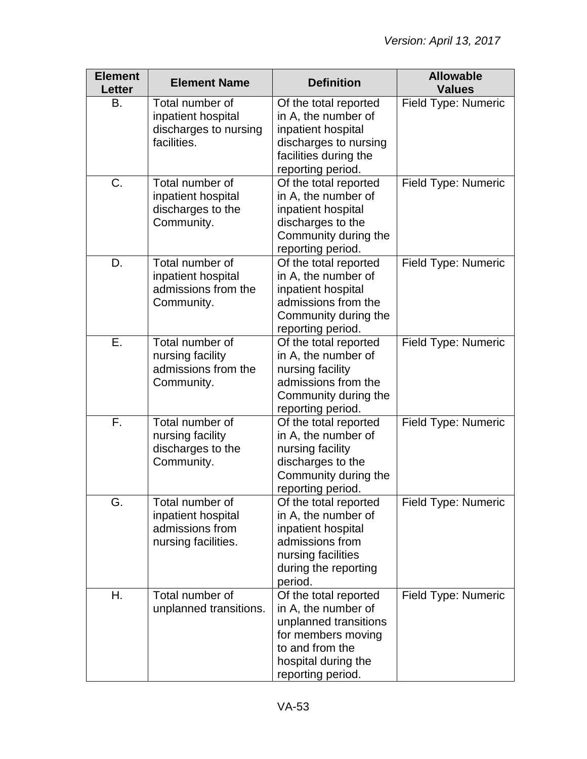| Element Letter | Element Name | Definition | Allowable Values |
|---|---|---|---|
| B. | Total number of inpatient hospital discharges to nursing facilities. | Of the total reported in A, the number of inpatient hospital discharges to nursing facilities during the reporting period. | Field Type: Numeric |
| C. | Total number of inpatient hospital discharges to the Community. | Of the total reported in A, the number of inpatient hospital discharges to the Community during the reporting period. | Field Type: Numeric |
| D. | Total number of inpatient hospital admissions from the Community. | Of the total reported in A, the number of inpatient hospital admissions from the Community during the reporting period. | Field Type: Numeric |
| E. | Total number of nursing facility admissions from the Community. | Of the total reported in A, the number of nursing facility admissions from the Community during the reporting period. | Field Type: Numeric |
| F. | Total number of nursing facility discharges to the Community. | Of the total reported in A, the number of nursing facility discharges to the Community during the reporting period. | Field Type: Numeric |
| G. | Total number of inpatient hospital admissions from nursing facilities. | Of the total reported in A, the number of inpatient hospital admissions from nursing facilities during the reporting period. | Field Type: Numeric |
| H. | Total number of unplanned transitions. | Of the total reported in A, the number of unplanned transitions for members moving to and from the hospital during the reporting period. | Field Type: Numeric |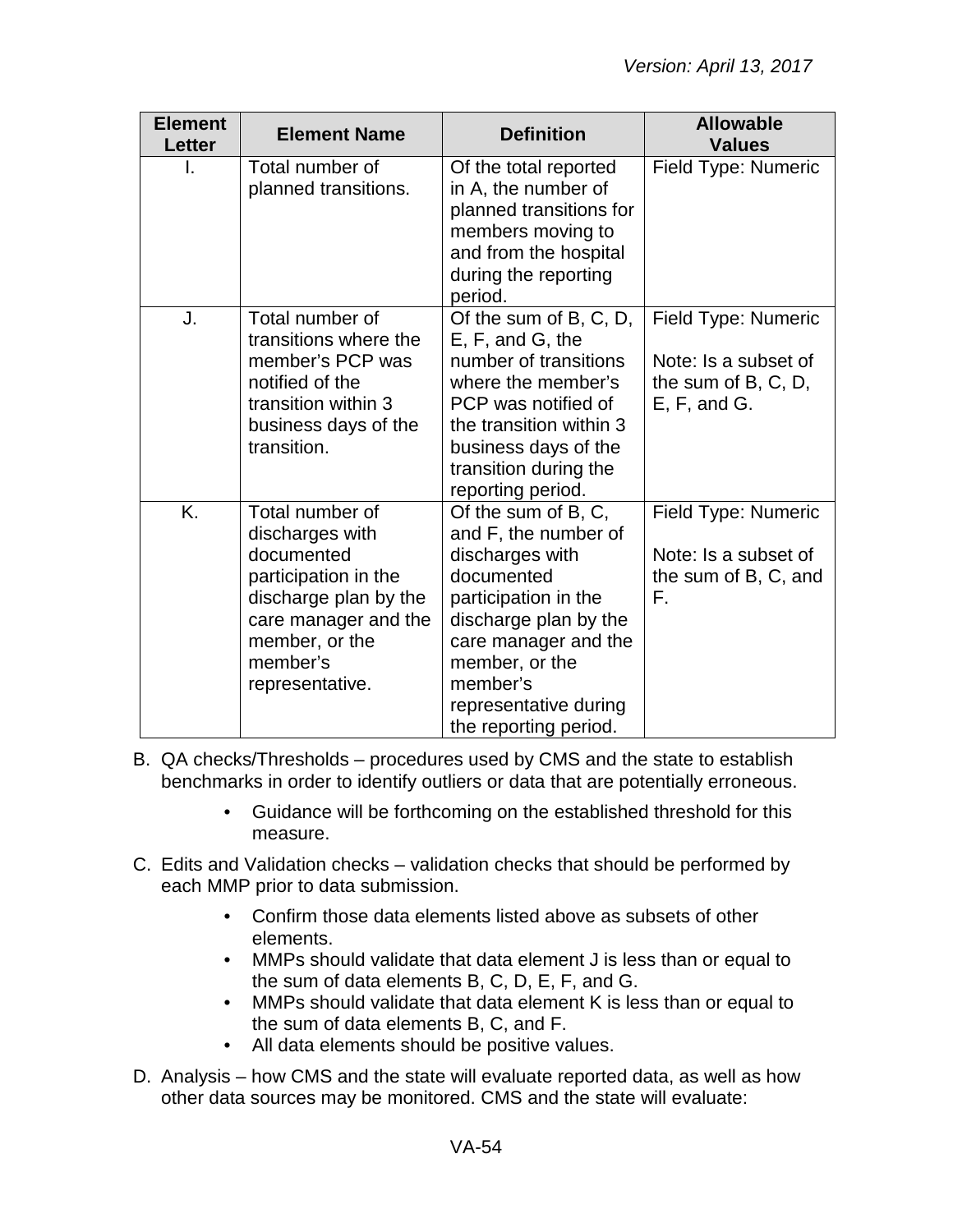| Element Letter | Element Name | Definition | Allowable Values |
|---|---|---|---|
| I. | Total number of planned transitions. | Of the total reported in A, the number of planned transitions for members moving to and from the hospital during the reporting period. | Field Type: Numeric |
| J. | Total number of transitions where the member's PCP was notified of the transition within 3 business days of the transition. | Of the sum of B, C, D, E, F, and G, the number of transitions where the member's PCP was notified of the transition within 3 business days of the transition during the reporting period. | Field Type: Numeric<br><br>Note: Is a subset of the sum of B, C, D, E, F, and G. |
| K. | Total number of discharges with documented participation in the discharge plan by the care manager and the member, or the member's representative. | Of the sum of B, C, and F, the number of discharges with documented participation in the discharge plan by the care manager and the member, or the member's representative during the reporting period. | Field Type: Numeric<br><br>Note: Is a subset of the sum of B, C, and F. |

B. QA checks/Thresholds – procedures used by CMS and the state to establish benchmarks in order to identify outliers or data that are potentially erroneous.

- Guidance will be forthcoming on the established threshold for this measure.

C. Edits and Validation checks – validation checks that should be performed by each MMP prior to data submission.

- Confirm those data elements listed above as subsets of other elements.
- MMPs should validate that data element J is less than or equal to the sum of data elements B, C, D, E, F, and G.
- MMPs should validate that data element K is less than or equal to the sum of data elements B, C, and F.
- All data elements should be positive values.

D. Analysis – how CMS and the state will evaluate reported data, as well as how other data sources may be monitored. CMS and the state will evaluate: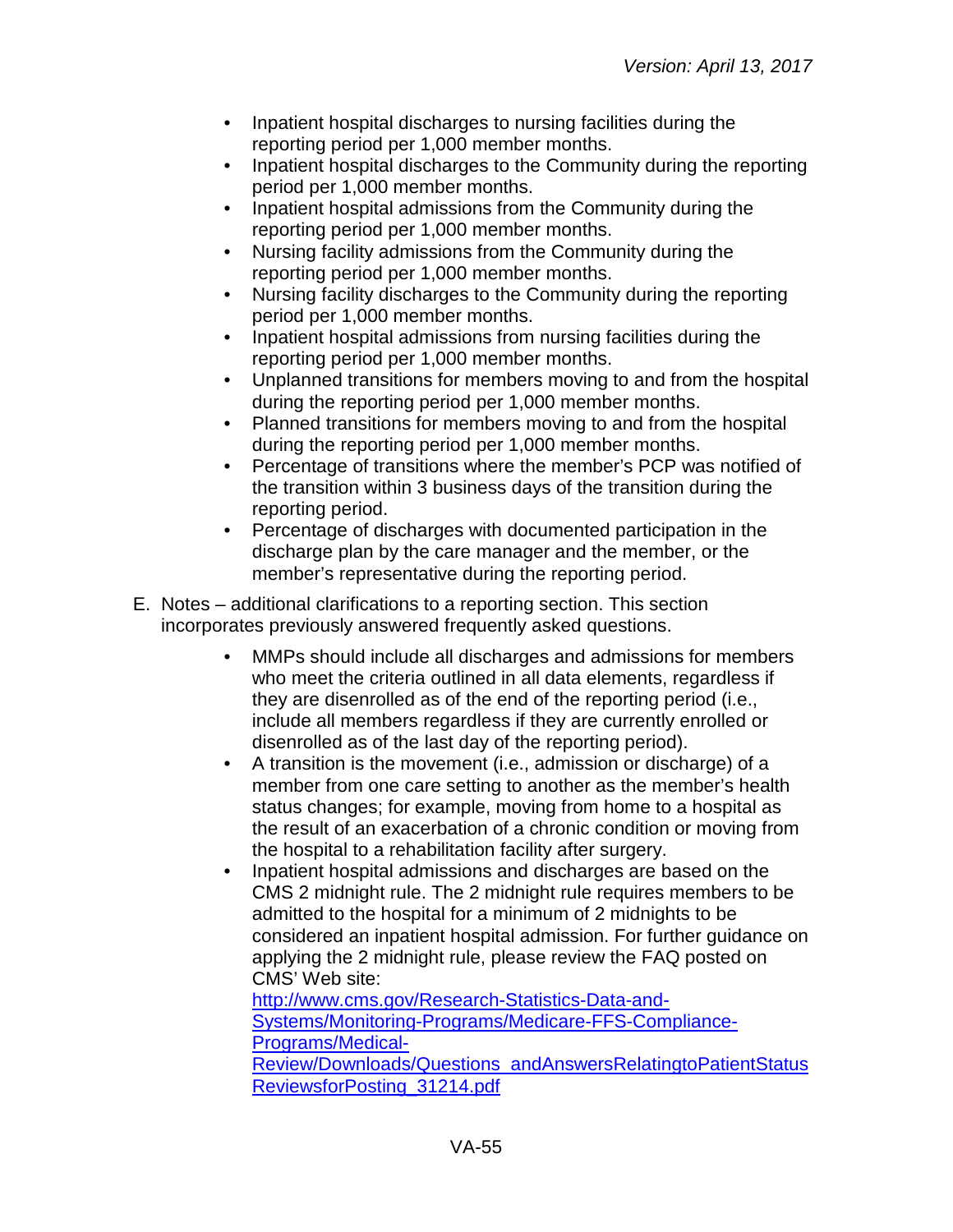- Inpatient hospital discharges to nursing facilities during the reporting period per 1,000 member months.
- Inpatient hospital discharges to the Community during the reporting period per 1,000 member months.
- Inpatient hospital admissions from the Community during the reporting period per 1,000 member months.
- Nursing facility admissions from the Community during the reporting period per 1,000 member months.
- Nursing facility discharges to the Community during the reporting period per 1,000 member months.
- Inpatient hospital admissions from nursing facilities during the reporting period per 1,000 member months.
- Unplanned transitions for members moving to and from the hospital during the reporting period per 1,000 member months.
- Planned transitions for members moving to and from the hospital during the reporting period per 1,000 member months.
- Percentage of transitions where the member's PCP was notified of the transition within 3 business days of the transition during the reporting period.
- Percentage of discharges with documented participation in the discharge plan by the care manager and the member, or the member's representative during the reporting period.

E. Notes – additional clarifications to a reporting section. This section incorporates previously answered frequently asked questions.

- MMPs should include all discharges and admissions for members who meet the criteria outlined in all data elements, regardless if they are disenrolled as of the end of the reporting period (i.e., include all members regardless if they are currently enrolled or disenrolled as of the last day of the reporting period).
- A transition is the movement (i.e., admission or discharge) of a member from one care setting to another as the member's health status changes; for example, moving from home to a hospital as the result of an exacerbation of a chronic condition or moving from the hospital to a rehabilitation facility after surgery.
- Inpatient hospital admissions and discharges are based on the CMS 2 midnight rule. The 2 midnight rule requires members to be admitted to the hospital for a minimum of 2 midnights to be considered an inpatient hospital admission. For further guidance on applying the 2 midnight rule, please review the FAQ posted on CMS' Web site: [http://www.cms.gov/Research-Statistics-Data-and-Systems/Monitoring-Programs/Medicare-FFS-Compliance-Programs/Medical-Review/Downloads/Questions_andAnswersRelatingtoPatientStatusReviewsforPosting_31214.pdf](http://www.cms.gov/Research-Statistics-Data-and-Systems/Monitoring-Programs/Medicare-FFS-Compliance-Programs/Medical-Review/Downloads/Questions_andAnswersRelatingtoPatientStatusReviewsforPosting_31214.pdf)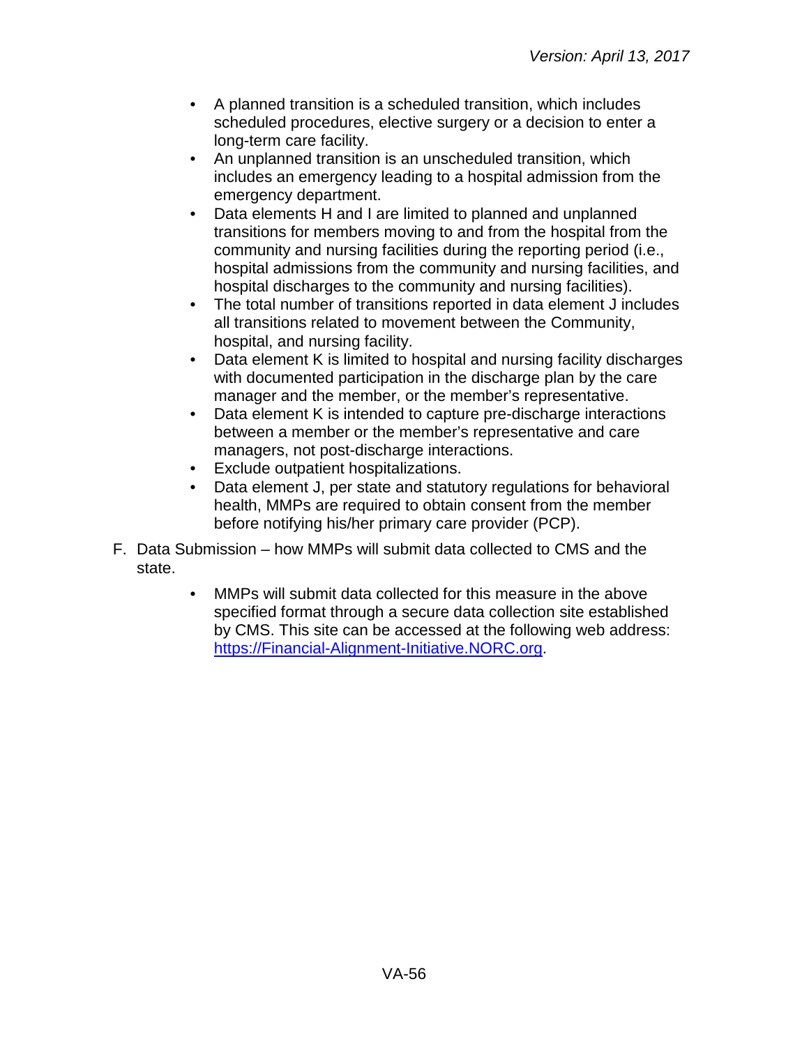- A planned transition is a scheduled transition, which includes scheduled procedures, elective surgery or a decision to enter a long-term care facility.
- An unplanned transition is an unscheduled transition, which includes an emergency leading to a hospital admission from the emergency department.
- Data elements H and I are limited to planned and unplanned transitions for members moving to and from the hospital from the community and nursing facilities during the reporting period (i.e., hospital admissions from the community and nursing facilities, and hospital discharges to the community and nursing facilities).
- The total number of transitions reported in data element J includes all transitions related to movement between the Community, hospital, and nursing facility.
- Data element K is limited to hospital and nursing facility discharges with documented participation in the discharge plan by the care manager and the member, or the member's representative.
- Data element K is intended to capture pre-discharge interactions between a member or the member's representative and care managers, not post-discharge interactions.
- Exclude outpatient hospitalizations.
- Data element J, per state and statutory regulations for behavioral health, MMPs are required to obtain consent from the member before notifying his/her primary care provider (PCP).

F. Data Submission – how MMPs will submit data collected to CMS and the state.

- MMPs will submit data collected for this measure in the above specified format through a secure data collection site established by CMS. This site can be accessed at the following web address: [https://Financial-Alignment-Initiative.NORC.org](https://Financial-Alignment-Initiative.NORC.org).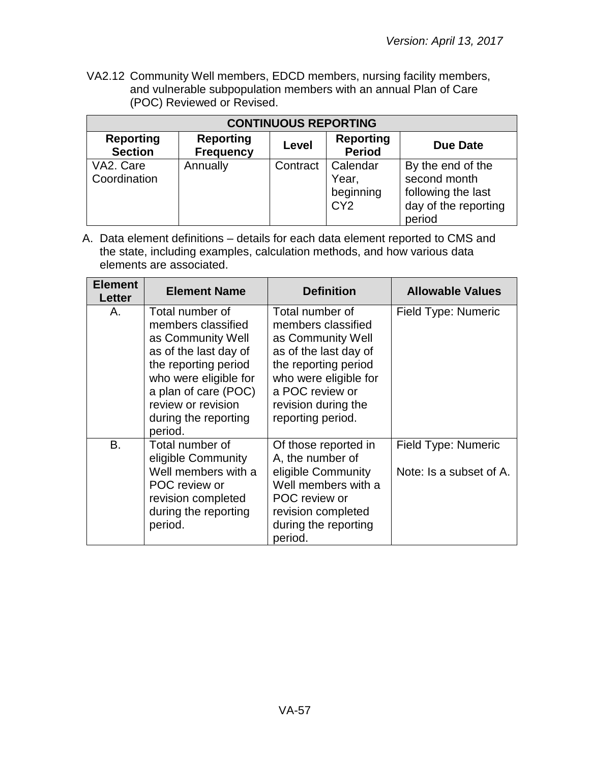VA2.12 Community Well members, EDCD members, nursing facility members, and vulnerable subpopulation members with an annual Plan of Care (POC) Reviewed or Revised.

| CONTINUOUS REPORTING | | | | |
|---|---|---|---|---|
| **Reporting Section** | **Reporting Frequency** | **Level** | **Reporting Period** | **Due Date** |
| VA2. Care Coordination | Annually | Contract | Calendar Year, beginning CY2 | By the end of the second month following the last day of the reporting period |

A. Data element definitions – details for each data element reported to CMS and the state, including examples, calculation methods, and how various data elements are associated.

| Element Letter | Element Name | Definition | Allowable Values |
|---|---|---|---|
| A. | Total number of members classified as Community Well as of the last day of the reporting period who were eligible for a plan of care (POC) review or revision during the reporting period. | Total number of members classified as Community Well as of the last day of the reporting period who were eligible for a POC review or revision during the reporting period. | Field Type: Numeric |
| B. | Total number of eligible Community Well members with a POC review or revision completed during the reporting period. | Of those reported in A, the number of eligible Community Well members with a POC review or revision completed during the reporting period. | Field Type: Numeric<br><br>Note: Is a subset of A. |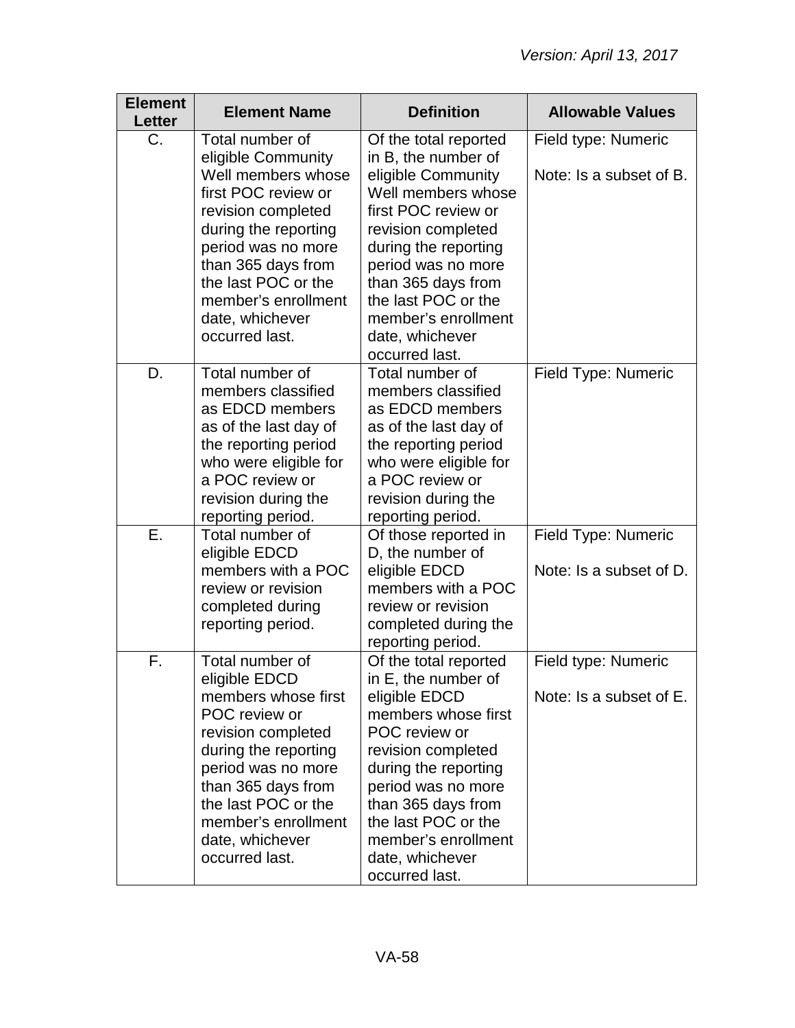| Element Letter | Element Name | Definition | Allowable Values |
|---|---|---|---|
| C. | Total number of eligible Community Well members whose first POC review or revision completed during the reporting period was no more than 365 days from the last POC or the member's enrollment date, whichever occurred last. | Of the total reported in B, the number of eligible Community Well members whose first POC review or revision completed during the reporting period was no more than 365 days from the last POC or the member's enrollment date, whichever occurred last. | Field type: Numeric<br><br>Note: Is a subset of B. |
| D. | Total number of members classified as EDCD members as of the last day of the reporting period who were eligible for a POC review or revision during the reporting period. | Total number of members classified as EDCD members as of the last day of the reporting period who were eligible for a POC review or revision during the reporting period. | Field Type: Numeric |
| E. | Total number of eligible EDCD members with a POC review or revision completed during reporting period. | Of those reported in D, the number of eligible EDCD members with a POC review or revision completed during the reporting period. | Field Type: Numeric<br><br>Note: Is a subset of D. |
| F. | Total number of eligible EDCD members whose first POC review or revision completed during the reporting period was no more than 365 days from the last POC or the member's enrollment date, whichever occurred last. | Of the total reported in E, the number of eligible EDCD members whose first POC review or revision completed during the reporting period was no more than 365 days from the last POC or the member's enrollment date, whichever occurred last. | Field type: Numeric<br><br>Note: Is a subset of E. |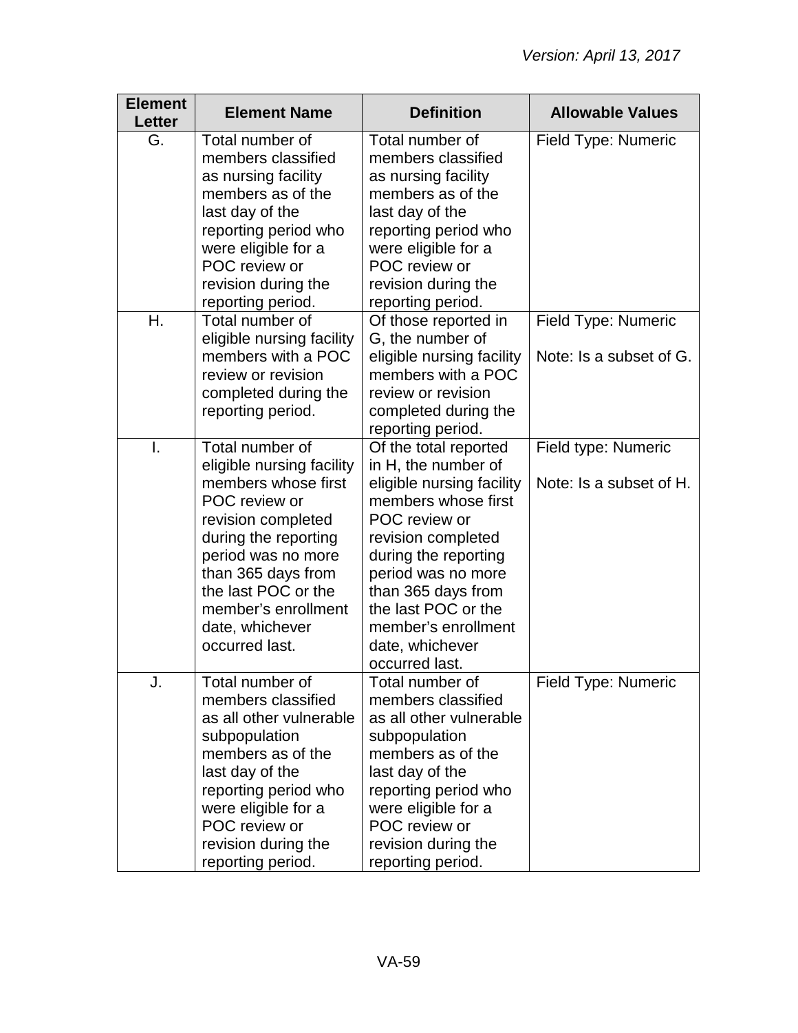| Element Letter | Element Name | Definition | Allowable Values |
| --- | --- | --- | --- |
| G. | Total number of members classified as nursing facility members as of the last day of the reporting period who were eligible for a POC review or revision during the reporting period. | Total number of members classified as nursing facility members as of the last day of the reporting period who were eligible for a POC review or revision during the reporting period. | Field Type: Numeric |
| H. | Total number of eligible nursing facility members with a POC review or revision completed during the reporting period. | Of those reported in G, the number of eligible nursing facility members with a POC review or revision completed during the reporting period. | Field Type: Numeric<br><br>Note: Is a subset of G. |
| I. | Total number of eligible nursing facility members whose first POC review or revision completed during the reporting period was no more than 365 days from the last POC or the member's enrollment date, whichever occurred last. | Of the total reported in H, the number of eligible nursing facility members whose first POC review or revision completed during the reporting period was no more than 365 days from the last POC or the member's enrollment date, whichever occurred last. | Field type: Numeric<br><br>Note: Is a subset of H. |
| J. | Total number of members classified as all other vulnerable subpopulation members as of the last day of the reporting period who were eligible for a POC review or revision during the reporting period. | Total number of members classified as all other vulnerable subpopulation members as of the last day of the reporting period who were eligible for a POC review or revision during the reporting period. | Field Type: Numeric |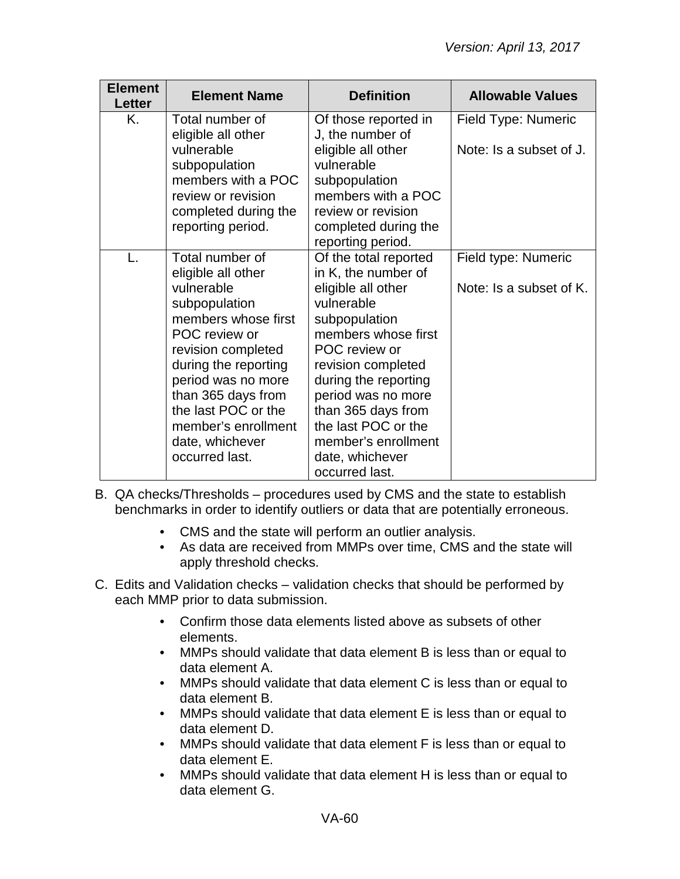| Element Letter | Element Name | Definition | Allowable Values |
|---|---|---|---|
| K. | Total number of eligible all other vulnerable subpopulation members with a POC review or revision completed during the reporting period. | Of those reported in J, the number of eligible all other vulnerable subpopulation members with a POC review or revision completed during the reporting period. | Field Type: Numeric<br><br>Note: Is a subset of J. |
| L. | Total number of eligible all other vulnerable subpopulation members whose first POC review or revision completed during the reporting period was no more than 365 days from the last POC or the member's enrollment date, whichever occurred last. | Of the total reported in K, the number of eligible all other vulnerable subpopulation members whose first POC review or revision completed during the reporting period was no more than 365 days from the last POC or the member's enrollment date, whichever occurred last. | Field type: Numeric<br><br>Note: Is a subset of K. |

B. QA checks/Thresholds – procedures used by CMS and the state to establish benchmarks in order to identify outliers or data that are potentially erroneous.

- CMS and the state will perform an outlier analysis.
- As data are received from MMPs over time, CMS and the state will apply threshold checks.

C. Edits and Validation checks – validation checks that should be performed by each MMP prior to data submission.

- Confirm those data elements listed above as subsets of other elements.
- MMPs should validate that data element B is less than or equal to data element A.
- MMPs should validate that data element C is less than or equal to data element B.
- MMPs should validate that data element E is less than or equal to data element D.
- MMPs should validate that data element F is less than or equal to data element E.
- MMPs should validate that data element H is less than or equal to data element G.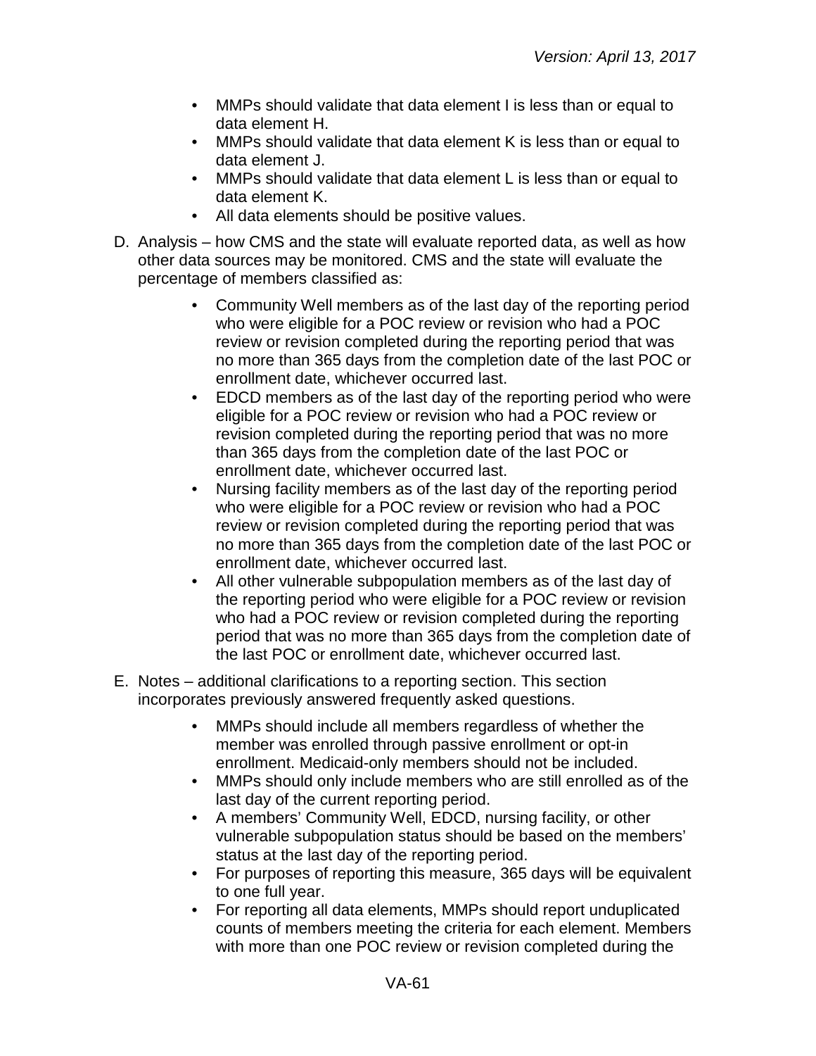- MMPs should validate that data element I is less than or equal to data element H.
- MMPs should validate that data element K is less than or equal to data element J.
- MMPs should validate that data element L is less than or equal to data element K.
- All data elements should be positive values.

D. Analysis – how CMS and the state will evaluate reported data, as well as how other data sources may be monitored. CMS and the state will evaluate the percentage of members classified as:

- Community Well members as of the last day of the reporting period who were eligible for a POC review or revision who had a POC review or revision completed during the reporting period that was no more than 365 days from the completion date of the last POC or enrollment date, whichever occurred last.
- EDCD members as of the last day of the reporting period who were eligible for a POC review or revision who had a POC review or revision completed during the reporting period that was no more than 365 days from the completion date of the last POC or enrollment date, whichever occurred last.
- Nursing facility members as of the last day of the reporting period who were eligible for a POC review or revision who had a POC review or revision completed during the reporting period that was no more than 365 days from the completion date of the last POC or enrollment date, whichever occurred last.
- All other vulnerable subpopulation members as of the last day of the reporting period who were eligible for a POC review or revision who had a POC review or revision completed during the reporting period that was no more than 365 days from the completion date of the last POC or enrollment date, whichever occurred last.

E. Notes – additional clarifications to a reporting section. This section incorporates previously answered frequently asked questions.

- MMPs should include all members regardless of whether the member was enrolled through passive enrollment or opt-in enrollment. Medicaid-only members should not be included.
- MMPs should only include members who are still enrolled as of the last day of the current reporting period.
- A members' Community Well, EDCD, nursing facility, or other vulnerable subpopulation status should be based on the members' status at the last day of the reporting period.
- For purposes of reporting this measure, 365 days will be equivalent to one full year.
- For reporting all data elements, MMPs should report unduplicated counts of members meeting the criteria for each element. Members with more than one POC review or revision completed during the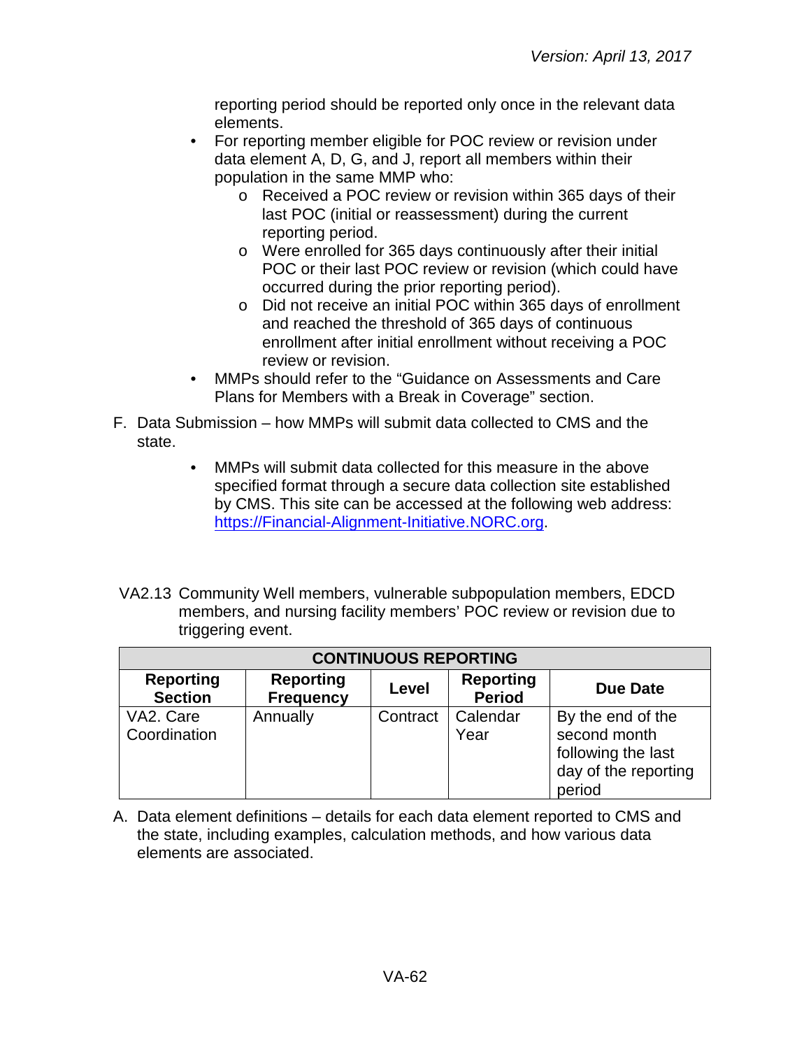reporting period should be reported only once in the relevant data elements.

- For reporting member eligible for POC review or revision under data element A, D, G, and J, report all members within their population in the same MMP who:
  - Received a POC review or revision within 365 days of their last POC (initial or reassessment) during the current reporting period.
  - Were enrolled for 365 days continuously after their initial POC or their last POC review or revision (which could have occurred during the prior reporting period).
  - Did not receive an initial POC within 365 days of enrollment and reached the threshold of 365 days of continuous enrollment after initial enrollment without receiving a POC review or revision.
- MMPs should refer to the "Guidance on Assessments and Care Plans for Members with a Break in Coverage" section.

F. Data Submission – how MMPs will submit data collected to CMS and the state.

- MMPs will submit data collected for this measure in the above specified format through a secure data collection site established by CMS. This site can be accessed at the following web address: [https://Financial-Alignment-Initiative.NORC.org](https://Financial-Alignment-Initiative.NORC.org).

VA2.13 Community Well members, vulnerable subpopulation members, EDCD members, and nursing facility members' POC review or revision due to triggering event.

| CONTINUOUS REPORTING | | | | |
|---|---|---|---|---|
| **Reporting Section** | **Reporting Frequency** | **Level** | **Reporting Period** | **Due Date** |
| VA2. Care Coordination | Annually | Contract | Calendar Year | By the end of the second month following the last day of the reporting period |

A. Data element definitions – details for each data element reported to CMS and the state, including examples, calculation methods, and how various data elements are associated.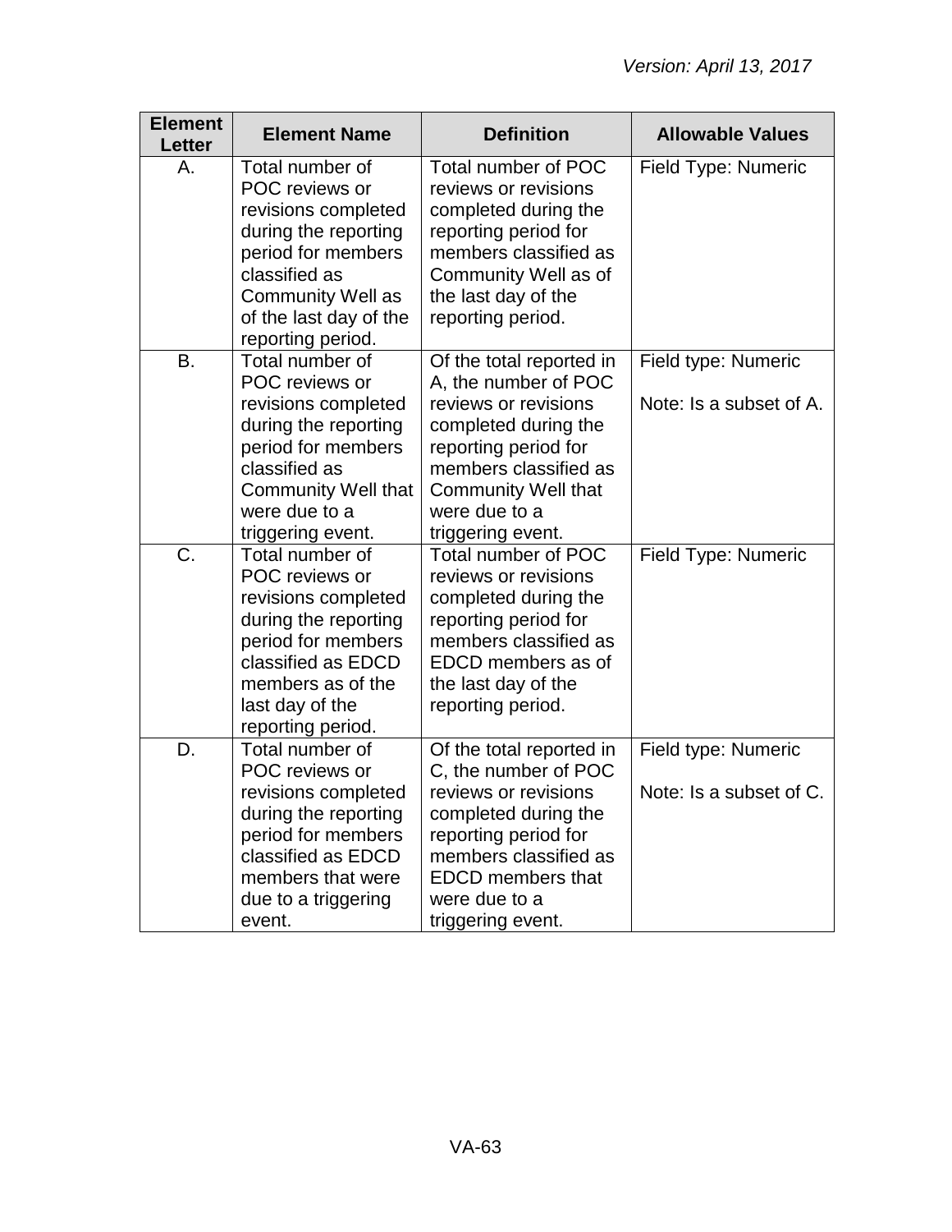| Element Letter | Element Name | Definition | Allowable Values |
|---|---|---|---|
| A. | Total number of POC reviews or revisions completed during the reporting period for members classified as Community Well as of the last day of the reporting period. | Total number of POC reviews or revisions completed during the reporting period for members classified as Community Well as of the last day of the reporting period. | Field Type: Numeric |
| B. | Total number of POC reviews or revisions completed during the reporting period for members classified as Community Well that were due to a triggering event. | Of the total reported in A, the number of POC reviews or revisions completed during the reporting period for members classified as Community Well that were due to a triggering event. | Field type: Numeric<br><br>Note: Is a subset of A. |
| C. | Total number of POC reviews or revisions completed during the reporting period for members classified as EDCD members as of the last day of the reporting period. | Total number of POC reviews or revisions completed during the reporting period for members classified as EDCD members as of the last day of the reporting period. | Field Type: Numeric |
| D. | Total number of POC reviews or revisions completed during the reporting period for members classified as EDCD members that were due to a triggering event. | Of the total reported in C, the number of POC reviews or revisions completed during the reporting period for members classified as EDCD members that were due to a triggering event. | Field type: Numeric<br><br>Note: Is a subset of C. |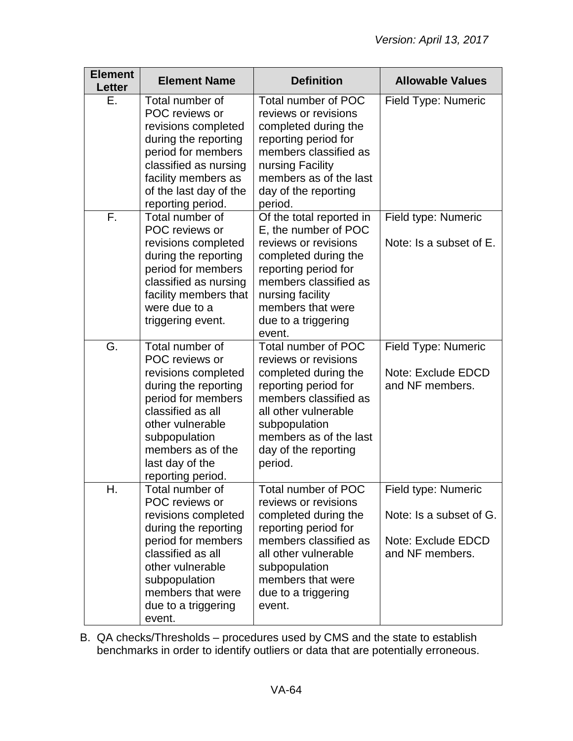| Element Letter | Element Name | Definition | Allowable Values |
|---|---|---|---|
| E. | Total number of POC reviews or revisions completed during the reporting period for members classified as nursing facility members as of the last day of the reporting period. | Total number of POC reviews or revisions completed during the reporting period for members classified as nursing Facility members as of the last day of the reporting period. | Field Type: Numeric |
| F. | Total number of POC reviews or revisions completed during the reporting period for members classified as nursing facility members that were due to a triggering event. | Of the total reported in E, the number of POC reviews or revisions completed during the reporting period for members classified as nursing facility members that were due to a triggering event. | Field type: Numeric<br><br>Note: Is a subset of E. |
| G. | Total number of POC reviews or revisions completed during the reporting period for members classified as all other vulnerable subpopulation members as of the last day of the reporting period. | Total number of POC reviews or revisions completed during the reporting period for members classified as all other vulnerable subpopulation members as of the last day of the reporting period. | Field Type: Numeric<br><br>Note: Exclude EDCD and NF members. |
| H. | Total number of POC reviews or revisions completed during the reporting period for members classified as all other vulnerable subpopulation members that were due to a triggering event. | Total number of POC reviews or revisions completed during the reporting period for members classified as all other vulnerable subpopulation members that were due to a triggering event. | Field type: Numeric<br><br>Note: Is a subset of G.<br><br>Note: Exclude EDCD and NF members. |

B. QA checks/Thresholds – procedures used by CMS and the state to establish benchmarks in order to identify outliers or data that are potentially erroneous.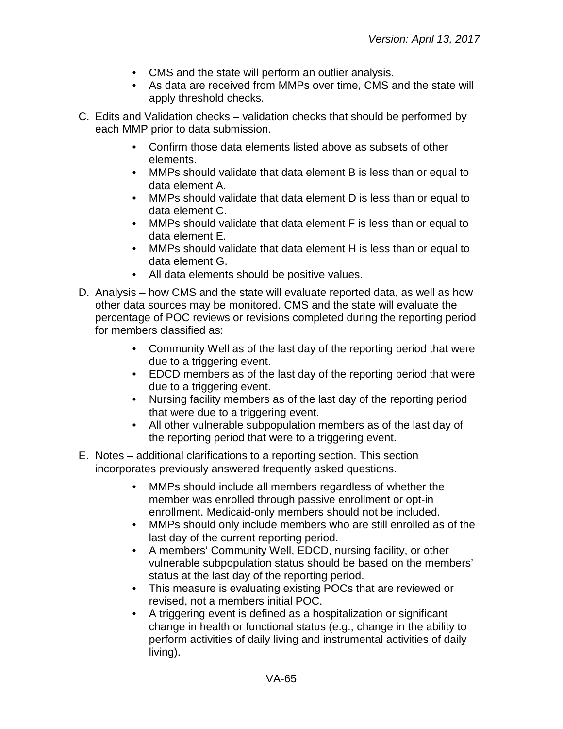- CMS and the state will perform an outlier analysis.
- As data are received from MMPs over time, CMS and the state will apply threshold checks.

C. Edits and Validation checks – validation checks that should be performed by each MMP prior to data submission.

- Confirm those data elements listed above as subsets of other elements.
- MMPs should validate that data element B is less than or equal to data element A.
- MMPs should validate that data element D is less than or equal to data element C.
- MMPs should validate that data element F is less than or equal to data element E.
- MMPs should validate that data element H is less than or equal to data element G.
- All data elements should be positive values.

D. Analysis – how CMS and the state will evaluate reported data, as well as how other data sources may be monitored. CMS and the state will evaluate the percentage of POC reviews or revisions completed during the reporting period for members classified as:

- Community Well as of the last day of the reporting period that were due to a triggering event.
- EDCD members as of the last day of the reporting period that were due to a triggering event.
- Nursing facility members as of the last day of the reporting period that were due to a triggering event.
- All other vulnerable subpopulation members as of the last day of the reporting period that were to a triggering event.

E. Notes – additional clarifications to a reporting section. This section incorporates previously answered frequently asked questions.

- MMPs should include all members regardless of whether the member was enrolled through passive enrollment or opt-in enrollment. Medicaid-only members should not be included.
- MMPs should only include members who are still enrolled as of the last day of the current reporting period.
- A members' Community Well, EDCD, nursing facility, or other vulnerable subpopulation status should be based on the members' status at the last day of the reporting period.
- This measure is evaluating existing POCs that are reviewed or revised, not a members initial POC.
- A triggering event is defined as a hospitalization or significant change in health or functional status (e.g., change in the ability to perform activities of daily living and instrumental activities of daily living).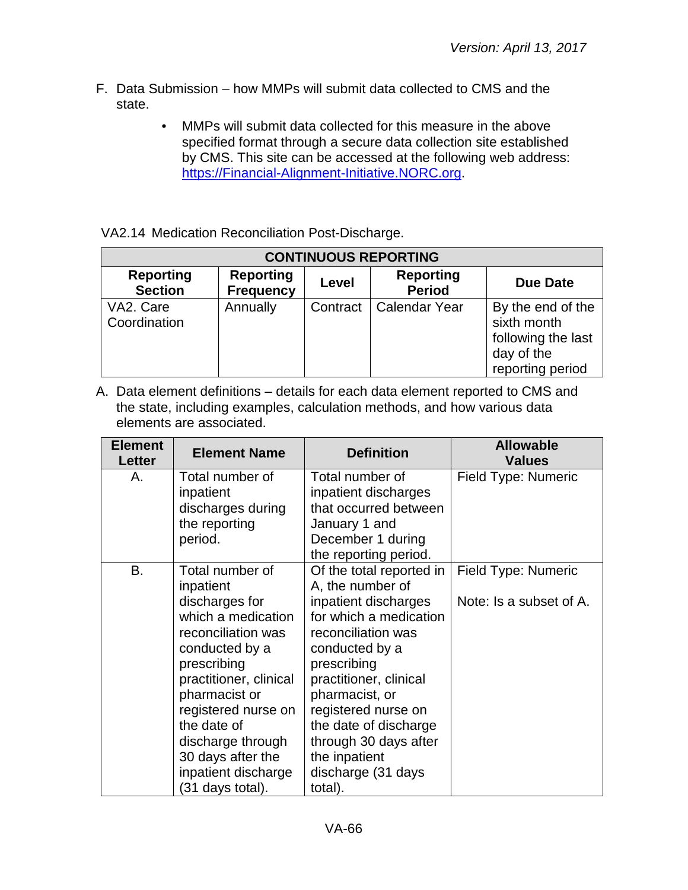F. Data Submission – how MMPs will submit data collected to CMS and the state.

- MMPs will submit data collected for this measure in the above specified format through a secure data collection site established by CMS. This site can be accessed at the following web address: https://Financial-Alignment-Initiative.NORC.org.

VA2.14 Medication Reconciliation Post-Discharge.

| CONTINUOUS REPORTING | | | | |
|---|---|---|---|---|
| **Reporting Section** | **Reporting Frequency** | **Level** | **Reporting Period** | **Due Date** |
| VA2. Care Coordination | Annually | Contract | Calendar Year | By the end of the sixth month following the last day of the reporting period |

A. Data element definitions – details for each data element reported to CMS and the state, including examples, calculation methods, and how various data elements are associated.

| Element Letter | Element Name | Definition | Allowable Values |
|---|---|---|---|
| A. | Total number of inpatient discharges during the reporting period. | Total number of inpatient discharges that occurred between January 1 and December 1 during the reporting period. | Field Type: Numeric |
| B. | Total number of inpatient discharges for which a medication reconciliation was conducted by a prescribing practitioner, clinical pharmacist or registered nurse on the date of discharge through 30 days after the inpatient discharge (31 days total). | Of the total reported in A, the number of inpatient discharges for which a medication reconciliation was conducted by a prescribing practitioner, clinical pharmacist, or registered nurse on the date of discharge through 30 days after the inpatient discharge (31 days total). | Field Type: Numeric<br><br>Note: Is a subset of A. |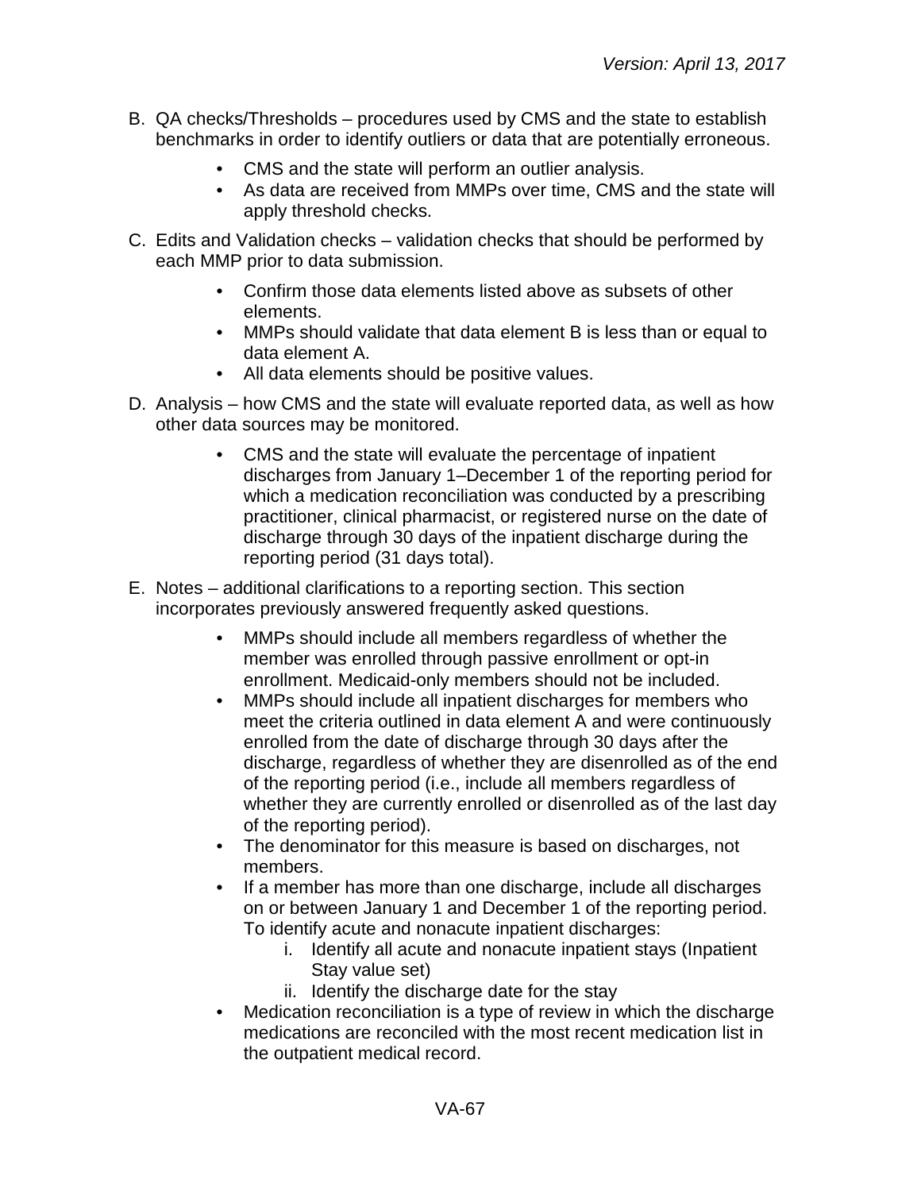B. QA checks/Thresholds – procedures used by CMS and the state to establish benchmarks in order to identify outliers or data that are potentially erroneous.

- CMS and the state will perform an outlier analysis.
- As data are received from MMPs over time, CMS and the state will apply threshold checks.

C. Edits and Validation checks – validation checks that should be performed by each MMP prior to data submission.

- Confirm those data elements listed above as subsets of other elements.
- MMPs should validate that data element B is less than or equal to data element A.
- All data elements should be positive values.

D. Analysis – how CMS and the state will evaluate reported data, as well as how other data sources may be monitored.

- CMS and the state will evaluate the percentage of inpatient discharges from January 1–December 1 of the reporting period for which a medication reconciliation was conducted by a prescribing practitioner, clinical pharmacist, or registered nurse on the date of discharge through 30 days of the inpatient discharge during the reporting period (31 days total).

E. Notes – additional clarifications to a reporting section. This section incorporates previously answered frequently asked questions.

- MMPs should include all members regardless of whether the member was enrolled through passive enrollment or opt-in enrollment. Medicaid-only members should not be included.
- MMPs should include all inpatient discharges for members who meet the criteria outlined in data element A and were continuously enrolled from the date of discharge through 30 days after the discharge, regardless of whether they are disenrolled as of the end of the reporting period (i.e., include all members regardless of whether they are currently enrolled or disenrolled as of the last day of the reporting period).
- The denominator for this measure is based on discharges, not members.
- If a member has more than one discharge, include all discharges on or between January 1 and December 1 of the reporting period. To identify acute and nonacute inpatient discharges:
  i. Identify all acute and nonacute inpatient stays (Inpatient Stay value set)
  ii. Identify the discharge date for the stay
- Medication reconciliation is a type of review in which the discharge medications are reconciled with the most recent medication list in the outpatient medical record.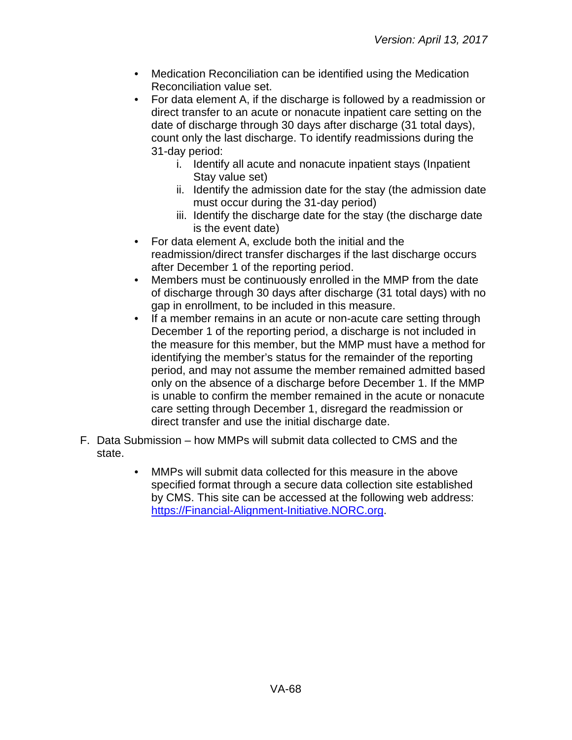- Medication Reconciliation can be identified using the Medication Reconciliation value set.
- For data element A, if the discharge is followed by a readmission or direct transfer to an acute or nonacute inpatient care setting on the date of discharge through 30 days after discharge (31 total days), count only the last discharge. To identify readmissions during the 31-day period:
    i. Identify all acute and nonacute inpatient stays (Inpatient Stay value set)
    ii. Identify the admission date for the stay (the admission date must occur during the 31-day period)
    iii. Identify the discharge date for the stay (the discharge date is the event date)
- For data element A, exclude both the initial and the readmission/direct transfer discharges if the last discharge occurs after December 1 of the reporting period.
- Members must be continuously enrolled in the MMP from the date of discharge through 30 days after discharge (31 total days) with no gap in enrollment, to be included in this measure.
- If a member remains in an acute or non-acute care setting through December 1 of the reporting period, a discharge is not included in the measure for this member, but the MMP must have a method for identifying the member's status for the remainder of the reporting period, and may not assume the member remained admitted based only on the absence of a discharge before December 1. If the MMP is unable to confirm the member remained in the acute or nonacute care setting through December 1, disregard the readmission or direct transfer and use the initial discharge date.

F. Data Submission – how MMPs will submit data collected to CMS and the state.

- MMPs will submit data collected for this measure in the above specified format through a secure data collection site established by CMS. This site can be accessed at the following web address: [https://Financial-Alignment-Initiative.NORC.org](https://Financial-Alignment-Initiative.NORC.org).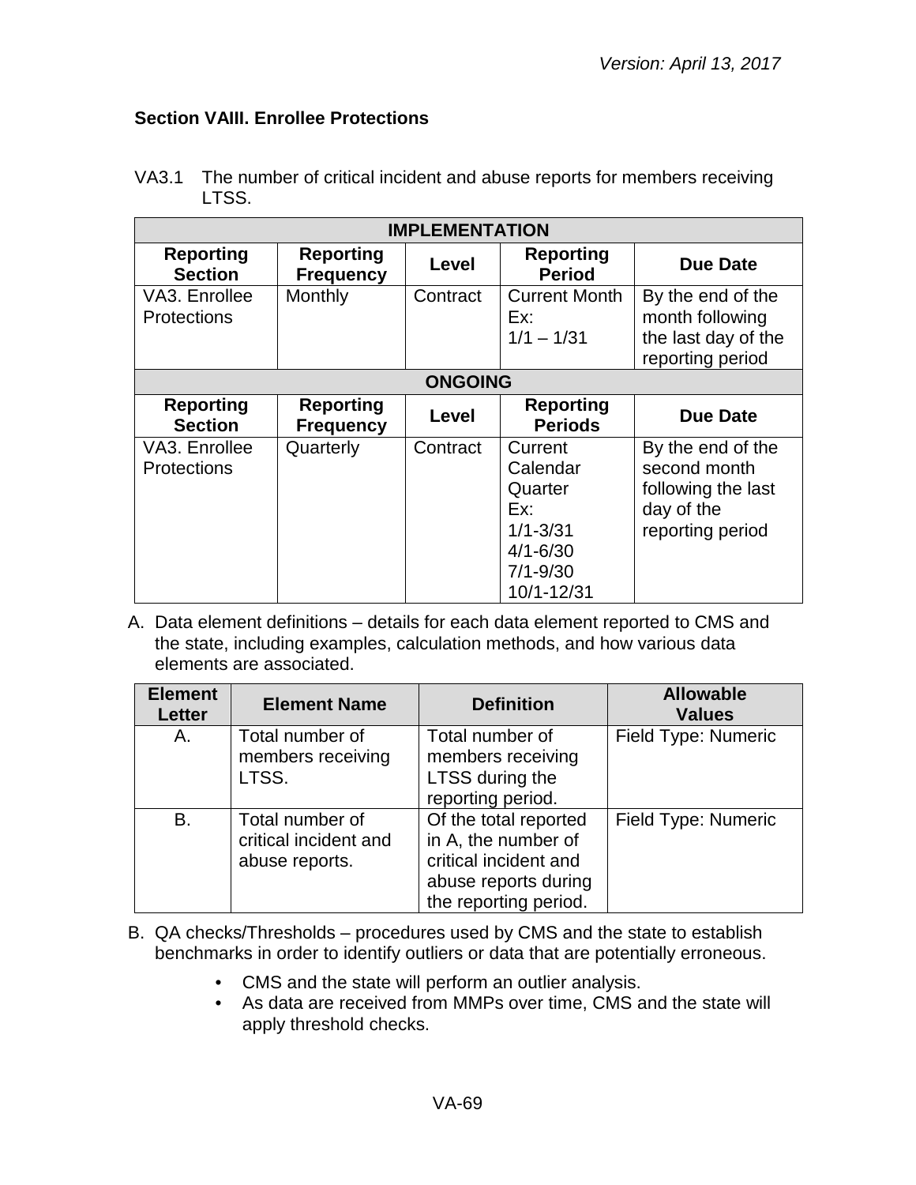### Section VAIII. Enrollee Protections

VA3.1 The number of critical incident and abuse reports for members receiving LTSS.

| IMPLEMENTATION | | | | |
|---|---|---|---|---|
| **Reporting Section** | **Reporting Frequency** | **Level** | **Reporting Period** | **Due Date** |
| VA3. Enrollee Protections | Monthly | Contract | Current Month<br>Ex:<br>1/1 – 1/31 | By the end of the month following the last day of the reporting period |
| **ONGOING** | | | | |
| **Reporting Section** | **Reporting Frequency** | **Level** | **Reporting Periods** | **Due Date** |
| VA3. Enrollee Protections | Quarterly | Contract | Current Calendar Quarter<br>Ex:<br>1/1-3/31<br>4/1-6/30<br>7/1-9/30<br>10/1-12/31 | By the end of the second month following the last day of the reporting period |

A. Data element definitions – details for each data element reported to CMS and the state, including examples, calculation methods, and how various data elements are associated.

| Element Letter | Element Name | Definition | Allowable Values |
|---|---|---|---|
| A. | Total number of members receiving LTSS. | Total number of members receiving LTSS during the reporting period. | Field Type: Numeric |
| B. | Total number of critical incident and abuse reports. | Of the total reported in A, the number of critical incident and abuse reports during the reporting period. | Field Type: Numeric |

B. QA checks/Thresholds – procedures used by CMS and the state to establish benchmarks in order to identify outliers or data that are potentially erroneous.

- CMS and the state will perform an outlier analysis.
- As data are received from MMPs over time, CMS and the state will apply threshold checks.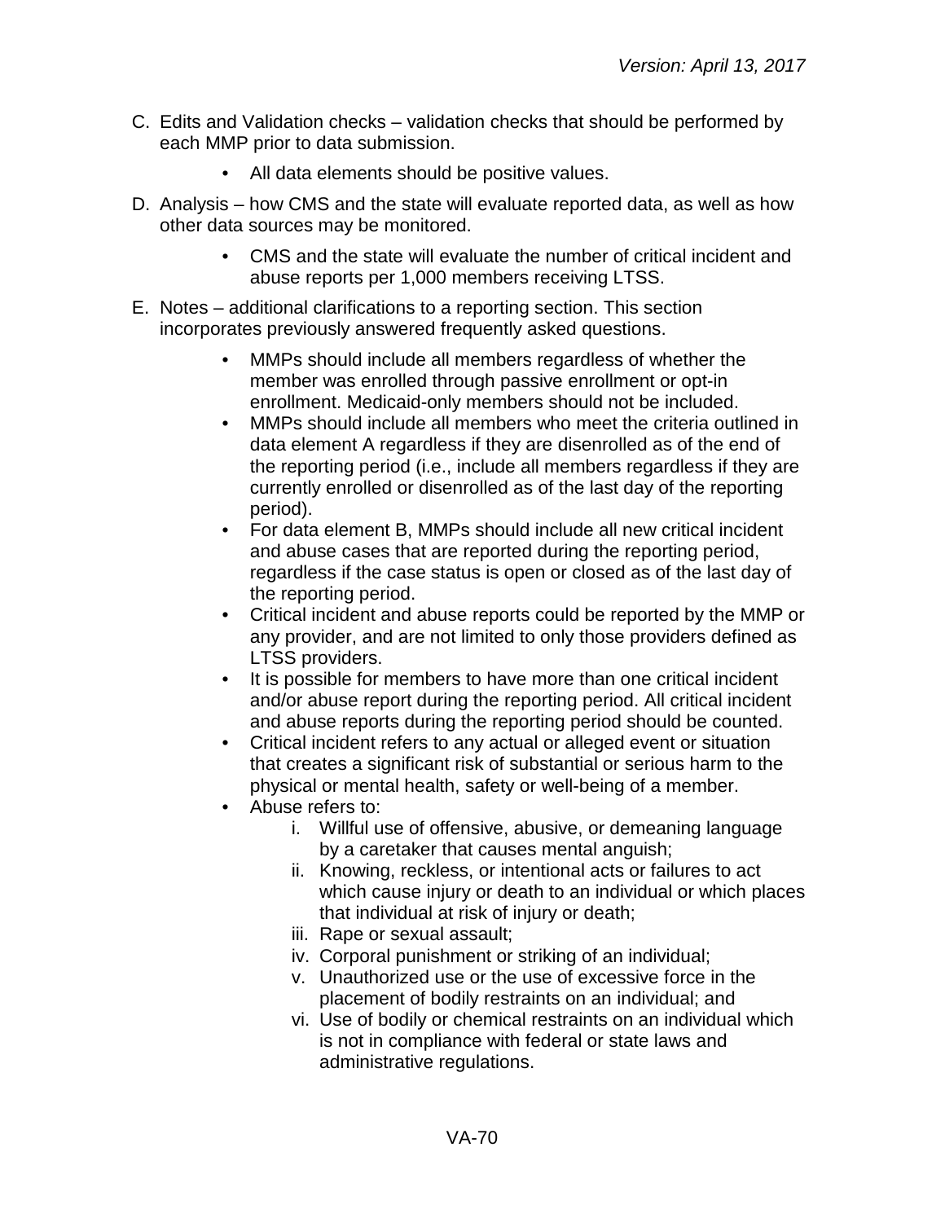C. Edits and Validation checks – validation checks that should be performed by each MMP prior to data submission.

    - All data elements should be positive values.

D. Analysis – how CMS and the state will evaluate reported data, as well as how other data sources may be monitored.

    - CMS and the state will evaluate the number of critical incident and abuse reports per 1,000 members receiving LTSS.

E. Notes – additional clarifications to a reporting section. This section incorporates previously answered frequently asked questions.

    - MMPs should include all members regardless of whether the member was enrolled through passive enrollment or opt-in enrollment. Medicaid-only members should not be included.
    - MMPs should include all members who meet the criteria outlined in data element A regardless if they are disenrolled as of the end of the reporting period (i.e., include all members regardless if they are currently enrolled or disenrolled as of the last day of the reporting period).
    - For data element B, MMPs should include all new critical incident and abuse cases that are reported during the reporting period, regardless if the case status is open or closed as of the last day of the reporting period.
    - Critical incident and abuse reports could be reported by the MMP or any provider, and are not limited to only those providers defined as LTSS providers.
    - It is possible for members to have more than one critical incident and/or abuse report during the reporting period. All critical incident and abuse reports during the reporting period should be counted.
    - Critical incident refers to any actual or alleged event or situation that creates a significant risk of substantial or serious harm to the physical or mental health, safety or well-being of a member.
    - Abuse refers to:
        i. Willful use of offensive, abusive, or demeaning language by a caretaker that causes mental anguish;
        ii. Knowing, reckless, or intentional acts or failures to act which cause injury or death to an individual or which places that individual at risk of injury or death;
        iii. Rape or sexual assault;
        iv. Corporal punishment or striking of an individual;
        v. Unauthorized use or the use of excessive force in the placement of bodily restraints on an individual; and
        vi. Use of bodily or chemical restraints on an individual which is not in compliance with federal or state laws and administrative regulations.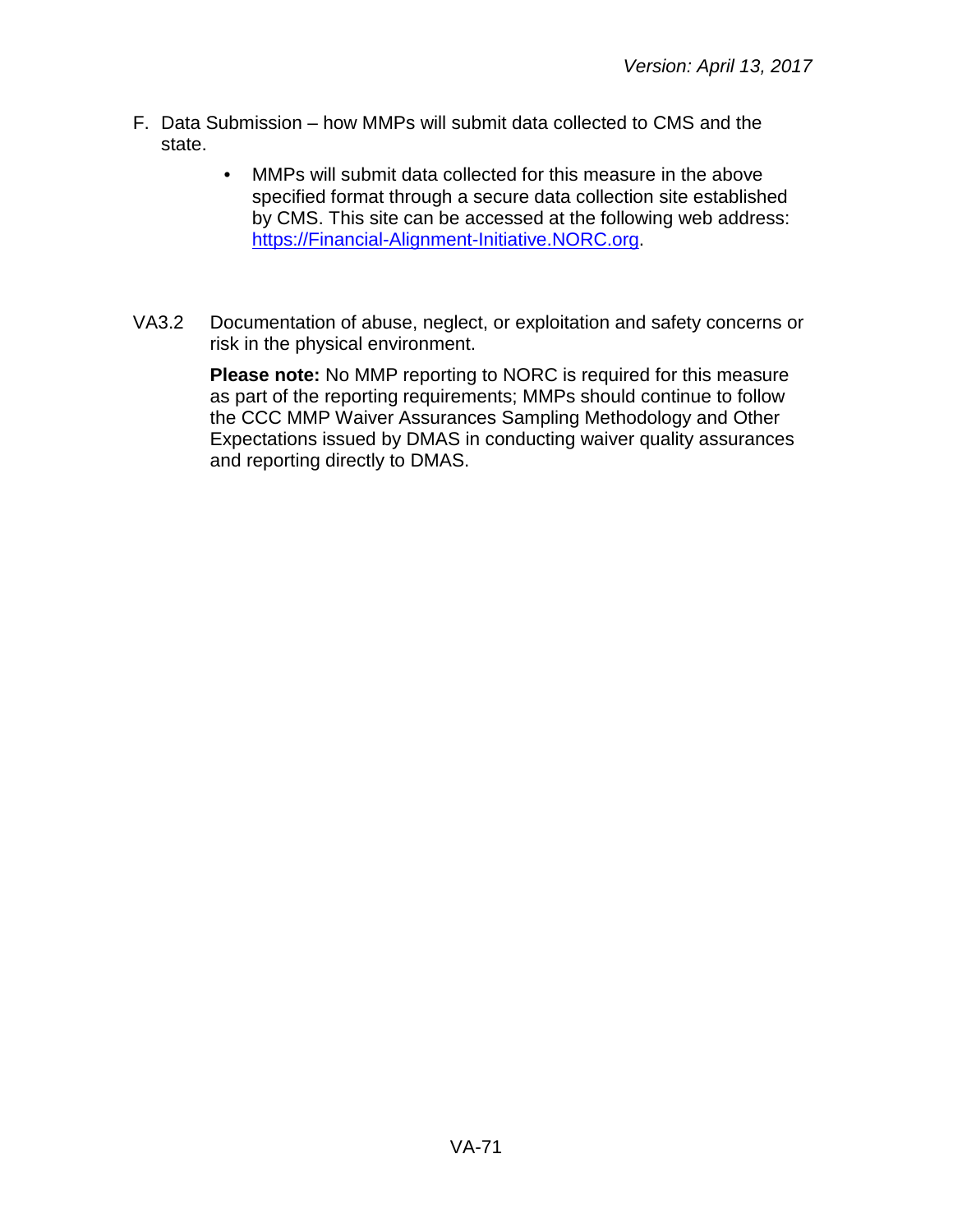F. Data Submission – how MMPs will submit data collected to CMS and the state.

- MMPs will submit data collected for this measure in the above specified format through a secure data collection site established by CMS. This site can be accessed at the following web address: https://Financial-Alignment-Initiative.NORC.org.

VA3.2 Documentation of abuse, neglect, or exploitation and safety concerns or risk in the physical environment.

**Please note:** No MMP reporting to NORC is required for this measure as part of the reporting requirements; MMPs should continue to follow the CCC MMP Waiver Assurances Sampling Methodology and Other Expectations issued by DMAS in conducting waiver quality assurances and reporting directly to DMAS.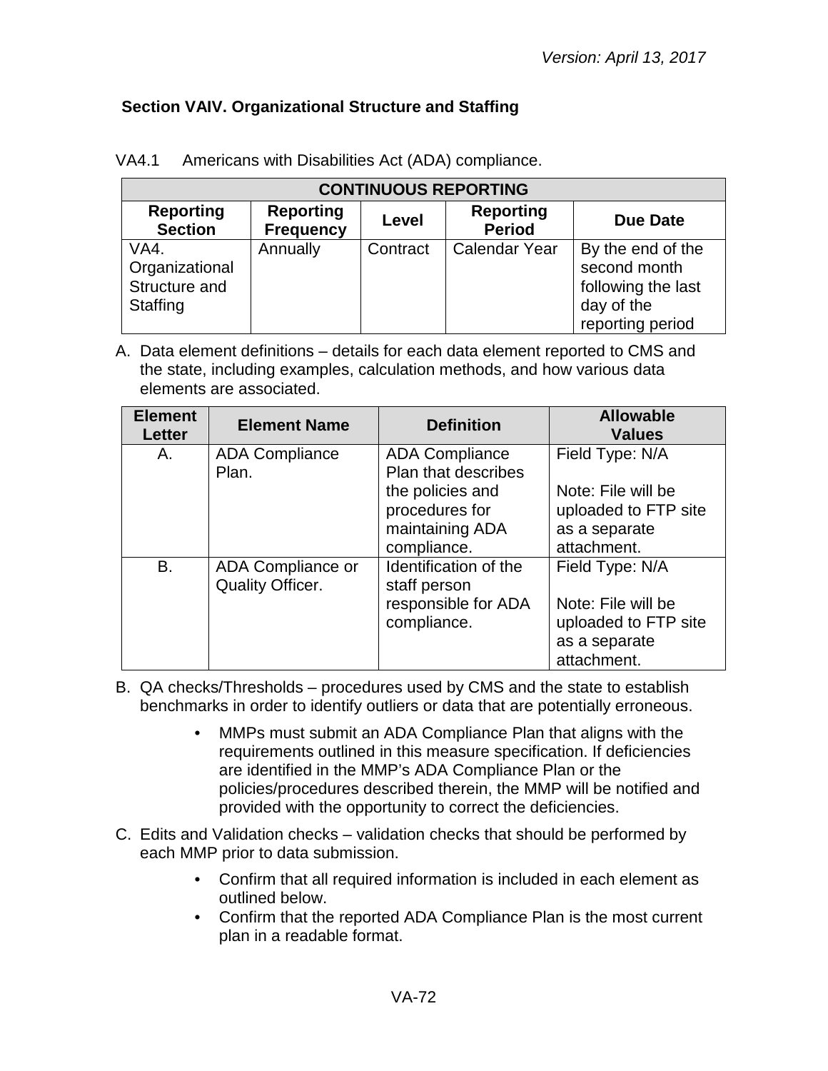### Section VAIV. Organizational Structure and Staffing

VA4.1 Americans with Disabilities Act (ADA) compliance.

| CONTINUOUS REPORTING | | | | |
|---|---|---|---|---|
| **Reporting Section** | **Reporting Frequency** | **Level** | **Reporting Period** | **Due Date** |
| VA4. Organizational Structure and Staffing | Annually | Contract | Calendar Year | By the end of the second month following the last day of the reporting period |

A. Data element definitions – details for each data element reported to CMS and the state, including examples, calculation methods, and how various data elements are associated.

| Element Letter | Element Name | Definition | Allowable Values |
|---|---|---|---|
| A. | ADA Compliance Plan. | ADA Compliance Plan that describes the policies and procedures for maintaining ADA compliance. | Field Type: N/A<br><br>Note: File will be uploaded to FTP site as a separate attachment. |
| B. | ADA Compliance or Quality Officer. | Identification of the staff person responsible for ADA compliance. | Field Type: N/A<br><br>Note: File will be uploaded to FTP site as a separate attachment. |

B. QA checks/Thresholds – procedures used by CMS and the state to establish benchmarks in order to identify outliers or data that are potentially erroneous.

- MMPs must submit an ADA Compliance Plan that aligns with the requirements outlined in this measure specification. If deficiencies are identified in the MMP's ADA Compliance Plan or the policies/procedures described therein, the MMP will be notified and provided with the opportunity to correct the deficiencies.

C. Edits and Validation checks – validation checks that should be performed by each MMP prior to data submission.

- Confirm that all required information is included in each element as outlined below.
- Confirm that the reported ADA Compliance Plan is the most current plan in a readable format.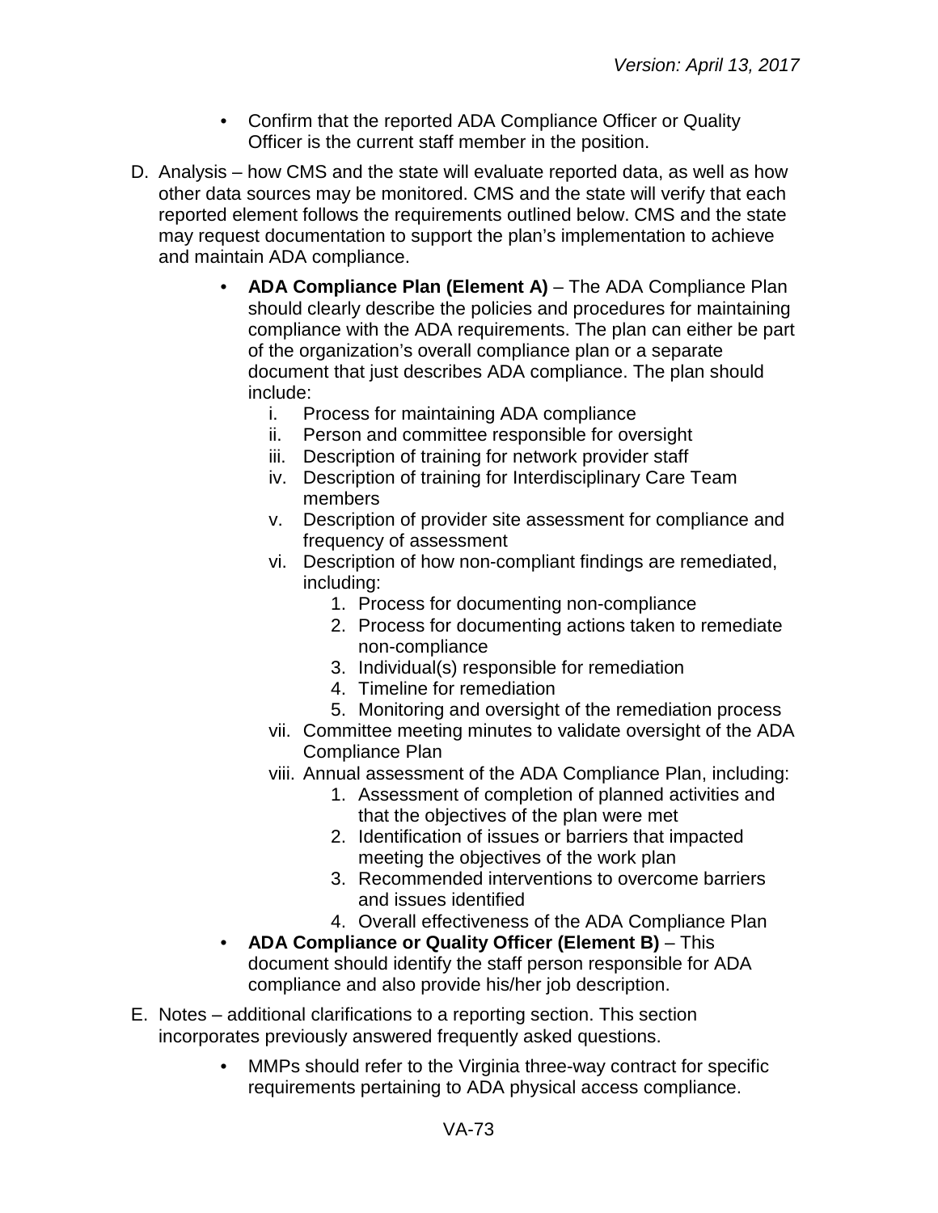- Confirm that the reported ADA Compliance Officer or Quality Officer is the current staff member in the position.

D. Analysis – how CMS and the state will evaluate reported data, as well as how other data sources may be monitored. CMS and the state will verify that each reported element follows the requirements outlined below. CMS and the state may request documentation to support the plan's implementation to achieve and maintain ADA compliance.

- **ADA Compliance Plan (Element A)** – The ADA Compliance Plan should clearly describe the policies and procedures for maintaining compliance with the ADA requirements. The plan can either be part of the organization's overall compliance plan or a separate document that just describes ADA compliance. The plan should include:
    i. Process for maintaining ADA compliance
    ii. Person and committee responsible for oversight
    iii. Description of training for network provider staff
    iv. Description of training for Interdisciplinary Care Team members
    v. Description of provider site assessment for compliance and frequency of assessment
    vi. Description of how non-compliant findings are remediated, including:
        1. Process for documenting non-compliance
        2. Process for documenting actions taken to remediate non-compliance
        3. Individual(s) responsible for remediation
        4. Timeline for remediation
        5. Monitoring and oversight of the remediation process
    vii. Committee meeting minutes to validate oversight of the ADA Compliance Plan
    viii. Annual assessment of the ADA Compliance Plan, including:
        1. Assessment of completion of planned activities and that the objectives of the plan were met
        2. Identification of issues or barriers that impacted meeting the objectives of the work plan
        3. Recommended interventions to overcome barriers and issues identified
        4. Overall effectiveness of the ADA Compliance Plan
- **ADA Compliance or Quality Officer (Element B)** – This document should identify the staff person responsible for ADA compliance and also provide his/her job description.

E. Notes – additional clarifications to a reporting section. This section incorporates previously answered frequently asked questions.

- MMPs should refer to the Virginia three-way contract for specific requirements pertaining to ADA physical access compliance.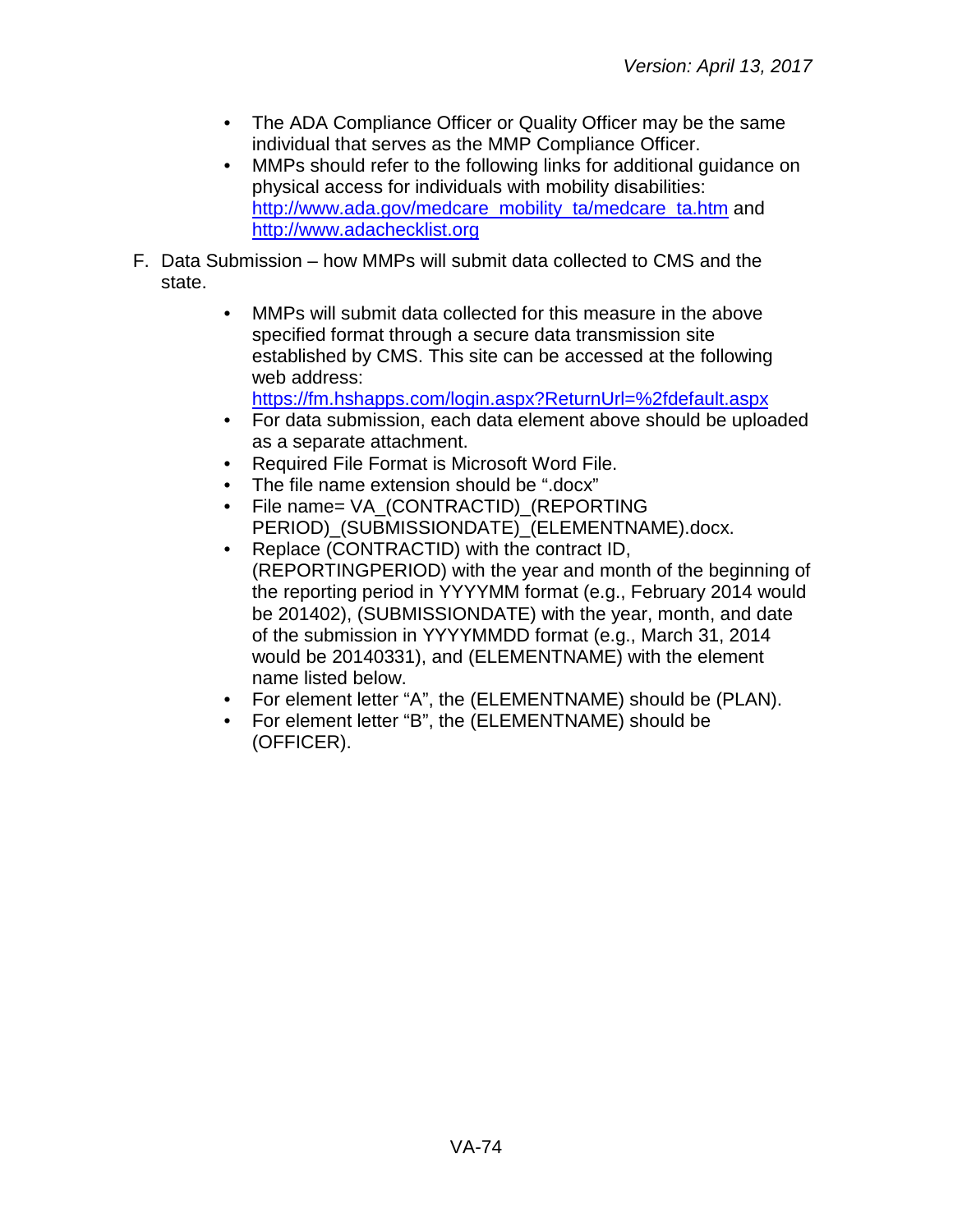- The ADA Compliance Officer or Quality Officer may be the same individual that serves as the MMP Compliance Officer.
- MMPs should refer to the following links for additional guidance on physical access for individuals with mobility disabilities: [http://www.ada.gov/medcare_mobility_ta/medcare_ta.htm](http://www.ada.gov/medcare_mobility_ta/medcare_ta.htm) and [http://www.adachecklist.org](http://www.adachecklist.org)

F. Data Submission – how MMPs will submit data collected to CMS and the state.

- MMPs will submit data collected for this measure in the above specified format through a secure data transmission site established by CMS. This site can be accessed at the following web address: [https://fm.hshapps.com/login.aspx?ReturnUrl=%2fdefault.aspx](https://fm.hshapps.com/login.aspx?ReturnUrl=%2fdefault.aspx)
- For data submission, each data element above should be uploaded as a separate attachment.
- Required File Format is Microsoft Word File.
- The file name extension should be ".docx"
- File name= VA_(CONTRACTID)_(REPORTING PERIOD)_(SUBMISSIONDATE)_(ELEMENTNAME).docx.
- Replace (CONTRACTID) with the contract ID, (REPORTINGPERIOD) with the year and month of the beginning of the reporting period in YYYYMM format (e.g., February 2014 would be 201402), (SUBMISSIONDATE) with the year, month, and date of the submission in YYYYMMDD format (e.g., March 31, 2014 would be 20140331), and (ELEMENTNAME) with the element name listed below.
- For element letter "A", the (ELEMENTNAME) should be (PLAN).
- For element letter "B", the (ELEMENTNAME) should be (OFFICER).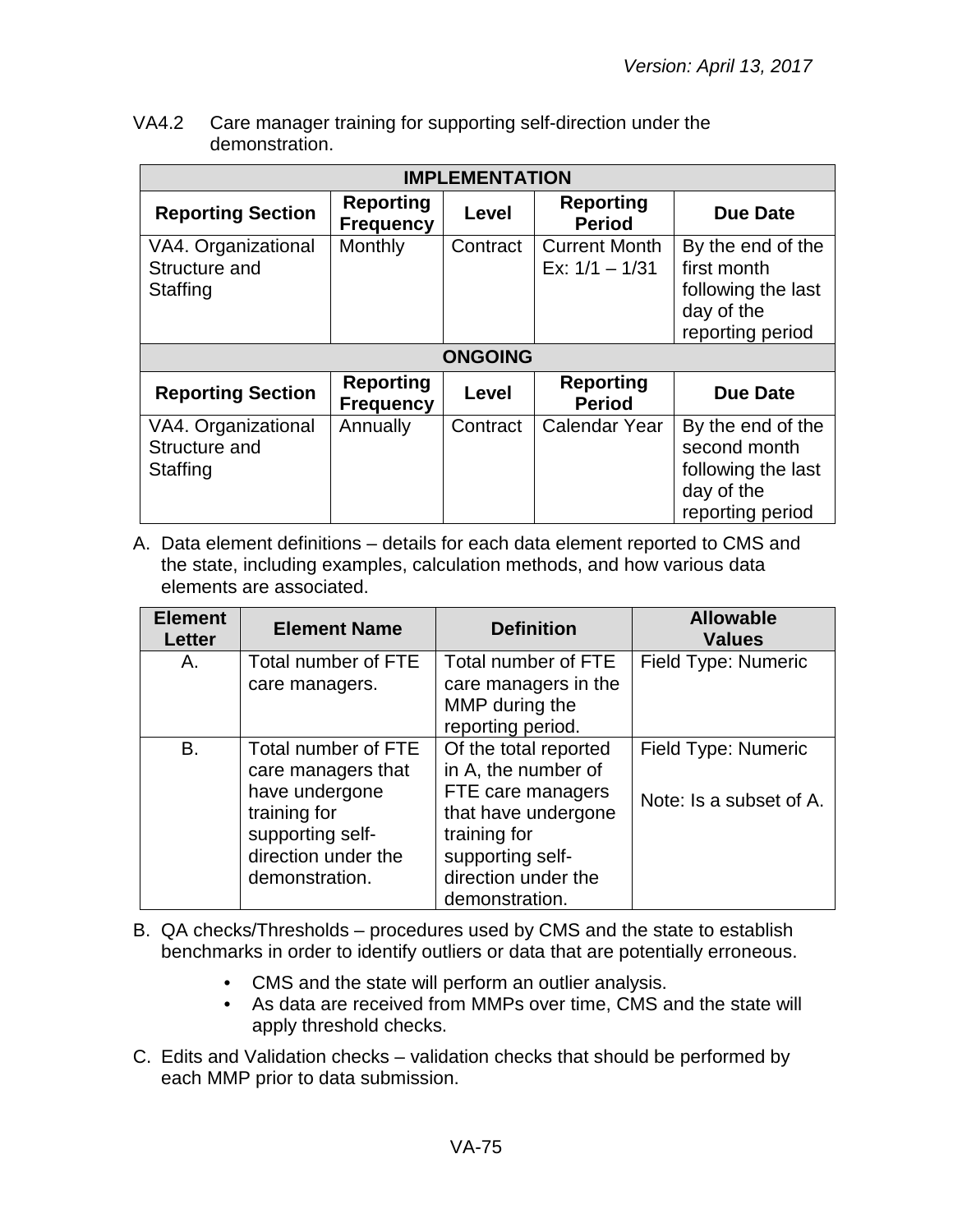VA4.2 Care manager training for supporting self-direction under the demonstration.

| IMPLEMENTATION | | | | |
|---|---|---|---|---|
| **Reporting Section** | **Reporting Frequency** | **Level** | **Reporting Period** | **Due Date** |
| VA4. Organizational Structure and Staffing | Monthly | Contract | Current Month Ex: 1/1 – 1/31 | By the end of the first month following the last day of the reporting period |
| **ONGOING** | | | | |
| **Reporting Section** | **Reporting Frequency** | **Level** | **Reporting Period** | **Due Date** |
| VA4. Organizational Structure and Staffing | Annually | Contract | Calendar Year | By the end of the second month following the last day of the reporting period |

A. Data element definitions – details for each data element reported to CMS and the state, including examples, calculation methods, and how various data elements are associated.

| Element Letter | Element Name | Definition | Allowable Values |
|---|---|---|---|
| A. | Total number of FTE care managers. | Total number of FTE care managers in the MMP during the reporting period. | Field Type: Numeric |
| B. | Total number of FTE care managers that have undergone training for supporting self-direction under the demonstration. | Of the total reported in A, the number of FTE care managers that have undergone training for supporting self-direction under the demonstration. | Field Type: Numeric<br><br>Note: Is a subset of A. |

B. QA checks/Thresholds – procedures used by CMS and the state to establish benchmarks in order to identify outliers or data that are potentially erroneous.

- CMS and the state will perform an outlier analysis.
- As data are received from MMPs over time, CMS and the state will apply threshold checks.

C. Edits and Validation checks – validation checks that should be performed by each MMP prior to data submission.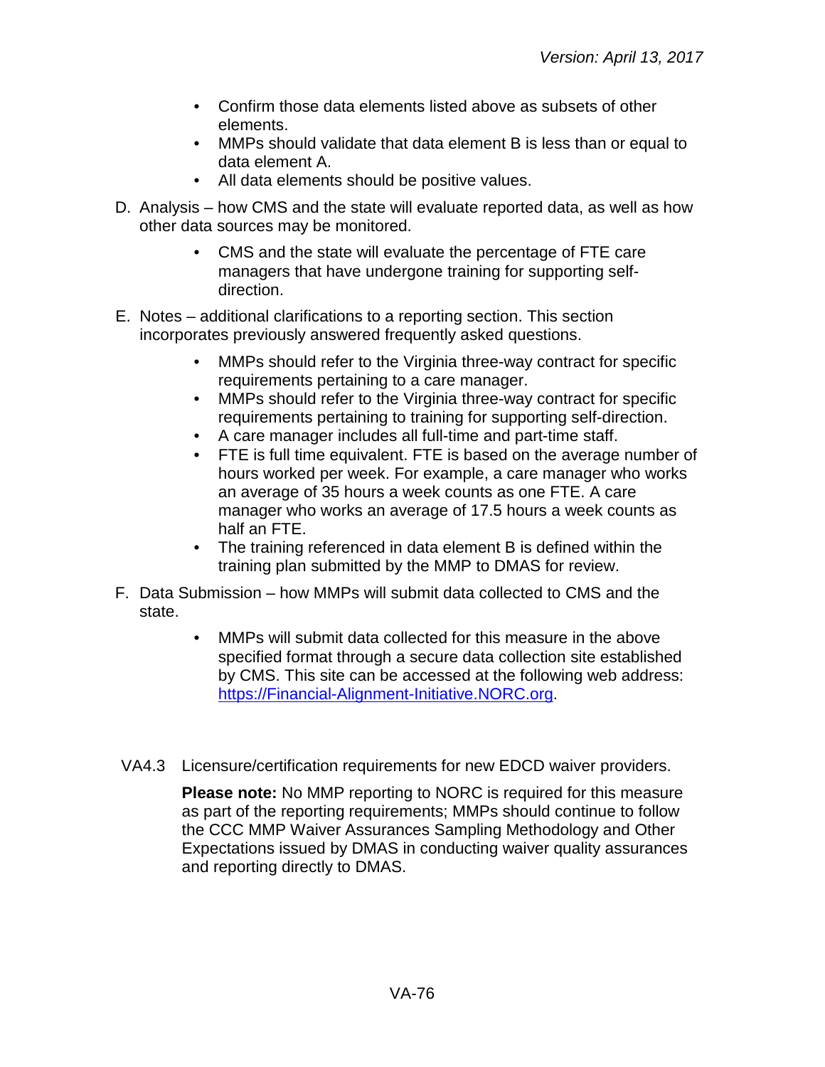- Confirm those data elements listed above as subsets of other elements.
- MMPs should validate that data element B is less than or equal to data element A.
- All data elements should be positive values.

D. Analysis – how CMS and the state will evaluate reported data, as well as how other data sources may be monitored.

- CMS and the state will evaluate the percentage of FTE care managers that have undergone training for supporting self-direction.

E. Notes – additional clarifications to a reporting section. This section incorporates previously answered frequently asked questions.

- MMPs should refer to the Virginia three-way contract for specific requirements pertaining to a care manager.
- MMPs should refer to the Virginia three-way contract for specific requirements pertaining to training for supporting self-direction.
- A care manager includes all full-time and part-time staff.
- FTE is full time equivalent. FTE is based on the average number of hours worked per week. For example, a care manager who works an average of 35 hours a week counts as one FTE. A care manager who works an average of 17.5 hours a week counts as half an FTE.
- The training referenced in data element B is defined within the training plan submitted by the MMP to DMAS for review.

F. Data Submission – how MMPs will submit data collected to CMS and the state.

- MMPs will submit data collected for this measure in the above specified format through a secure data collection site established by CMS. This site can be accessed at the following web address: [https://Financial-Alignment-Initiative.NORC.org](https://Financial-Alignment-Initiative.NORC.org).

VA4.3 Licensure/certification requirements for new EDCD waiver providers.

**Please note:** No MMP reporting to NORC is required for this measure as part of the reporting requirements; MMPs should continue to follow the CCC MMP Waiver Assurances Sampling Methodology and Other Expectations issued by DMAS in conducting waiver quality assurances and reporting directly to DMAS.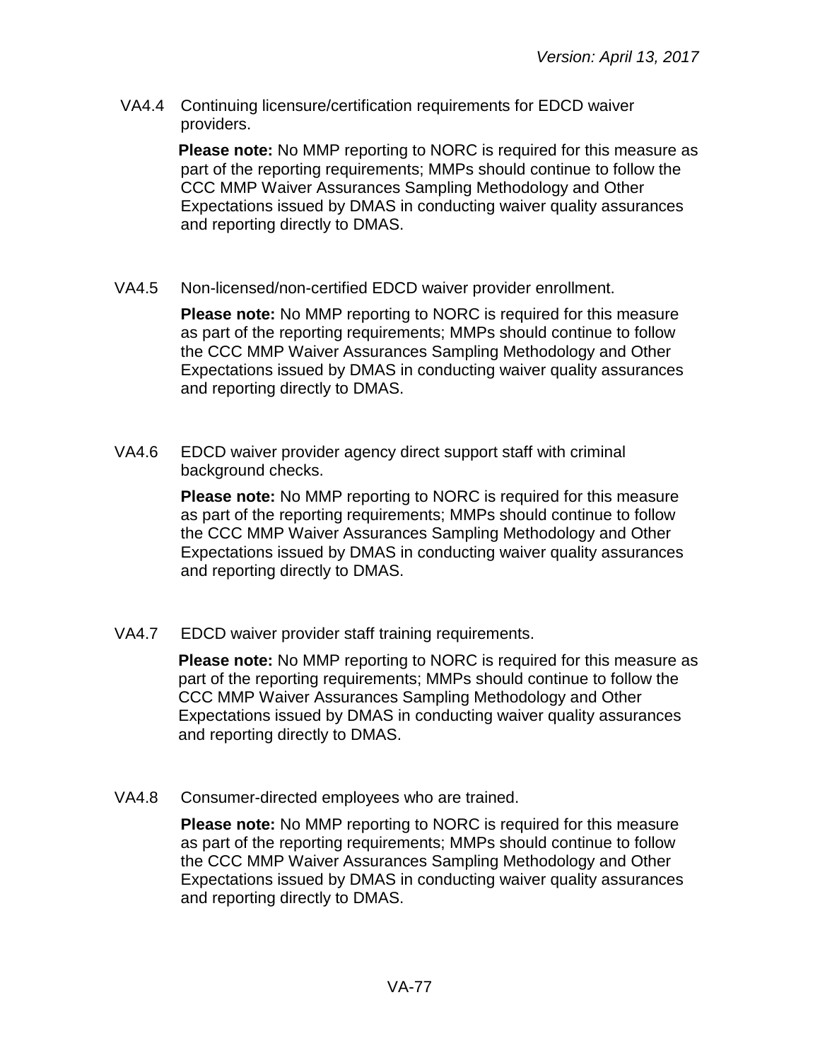VA4.4 Continuing licensure/certification requirements for EDCD waiver providers.

**Please note:** No MMP reporting to NORC is required for this measure as part of the reporting requirements; MMPs should continue to follow the CCC MMP Waiver Assurances Sampling Methodology and Other Expectations issued by DMAS in conducting waiver quality assurances and reporting directly to DMAS.

VA4.5 Non-licensed/non-certified EDCD waiver provider enrollment.

**Please note:** No MMP reporting to NORC is required for this measure as part of the reporting requirements; MMPs should continue to follow the CCC MMP Waiver Assurances Sampling Methodology and Other Expectations issued by DMAS in conducting waiver quality assurances and reporting directly to DMAS.

VA4.6 EDCD waiver provider agency direct support staff with criminal background checks.

**Please note:** No MMP reporting to NORC is required for this measure as part of the reporting requirements; MMPs should continue to follow the CCC MMP Waiver Assurances Sampling Methodology and Other Expectations issued by DMAS in conducting waiver quality assurances and reporting directly to DMAS.

VA4.7 EDCD waiver provider staff training requirements.

**Please note:** No MMP reporting to NORC is required for this measure as part of the reporting requirements; MMPs should continue to follow the CCC MMP Waiver Assurances Sampling Methodology and Other Expectations issued by DMAS in conducting waiver quality assurances and reporting directly to DMAS.

VA4.8 Consumer-directed employees who are trained.

**Please note:** No MMP reporting to NORC is required for this measure as part of the reporting requirements; MMPs should continue to follow the CCC MMP Waiver Assurances Sampling Methodology and Other Expectations issued by DMAS in conducting waiver quality assurances and reporting directly to DMAS.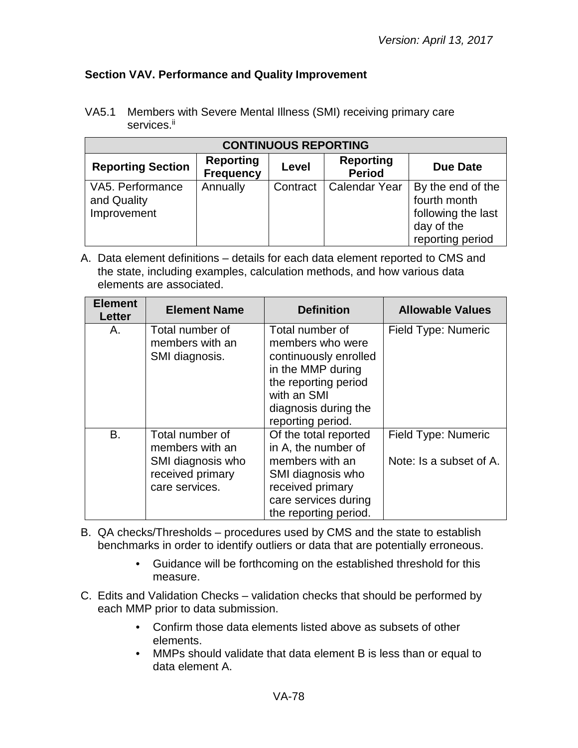### Section VAV. Performance and Quality Improvement

VA5.1 Members with Severe Mental Illness (SMI) receiving primary care services.[ii]

| CONTINUOUS REPORTING | | | | |
|---|---|---|---|---|
| **Reporting Section** | **Reporting Frequency** | **Level** | **Reporting Period** | **Due Date** |
| VA5. Performance and Quality Improvement | Annually | Contract | Calendar Year | By the end of the fourth month following the last day of the reporting period |

A. Data element definitions – details for each data element reported to CMS and the state, including examples, calculation methods, and how various data elements are associated.

| Element Letter | Element Name | Definition | Allowable Values |
|---|---|---|---|
| A. | Total number of members with an SMI diagnosis. | Total number of members who were continuously enrolled in the MMP during the reporting period with an SMI diagnosis during the reporting period. | Field Type: Numeric |
| B. | Total number of members with an SMI diagnosis who received primary care services. | Of the total reported in A, the number of members with an SMI diagnosis who received primary care services during the reporting period. | Field Type: Numeric<br><br>Note: Is a subset of A. |

B. QA checks/Thresholds – procedures used by CMS and the state to establish benchmarks in order to identify outliers or data that are potentially erroneous.

- Guidance will be forthcoming on the established threshold for this measure.

C. Edits and Validation Checks – validation checks that should be performed by each MMP prior to data submission.

- Confirm those data elements listed above as subsets of other elements.
- MMPs should validate that data element B is less than or equal to data element A.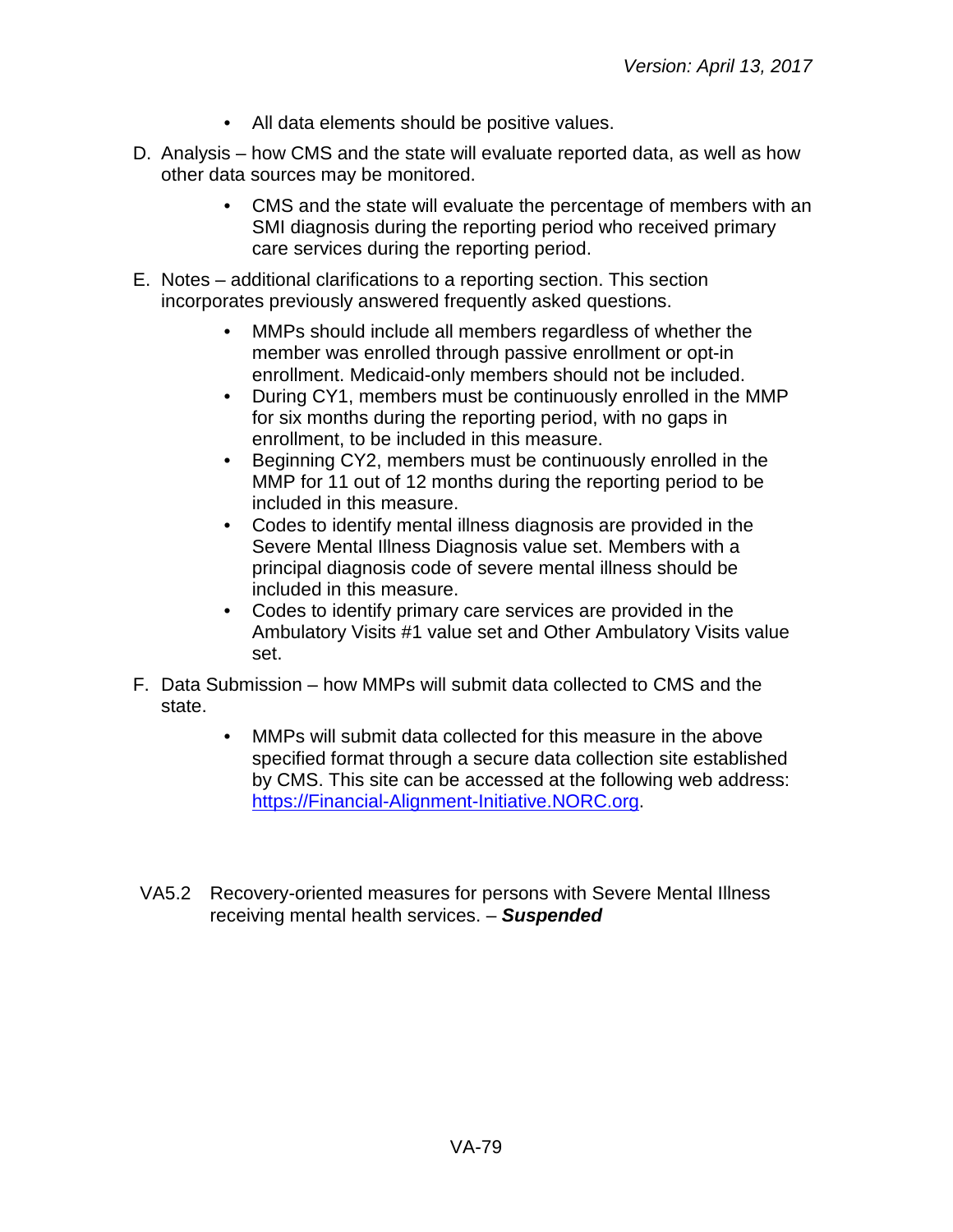- All data elements should be positive values.

D. Analysis – how CMS and the state will evaluate reported data, as well as how other data sources may be monitored.

- CMS and the state will evaluate the percentage of members with an SMI diagnosis during the reporting period who received primary care services during the reporting period.

E. Notes – additional clarifications to a reporting section. This section incorporates previously answered frequently asked questions.

- MMPs should include all members regardless of whether the member was enrolled through passive enrollment or opt-in enrollment. Medicaid-only members should not be included.
- During CY1, members must be continuously enrolled in the MMP for six months during the reporting period, with no gaps in enrollment, to be included in this measure.
- Beginning CY2, members must be continuously enrolled in the MMP for 11 out of 12 months during the reporting period to be included in this measure.
- Codes to identify mental illness diagnosis are provided in the Severe Mental Illness Diagnosis value set. Members with a principal diagnosis code of severe mental illness should be included in this measure.
- Codes to identify primary care services are provided in the Ambulatory Visits #1 value set and Other Ambulatory Visits value set.

F. Data Submission – how MMPs will submit data collected to CMS and the state.

- MMPs will submit data collected for this measure in the above specified format through a secure data collection site established by CMS. This site can be accessed at the following web address: [https://Financial-Alignment-Initiative.NORC.org](https://Financial-Alignment-Initiative.NORC.org).

VA5.2 Recovery-oriented measures for persons with Severe Mental Illness receiving mental health services. – ***Suspended***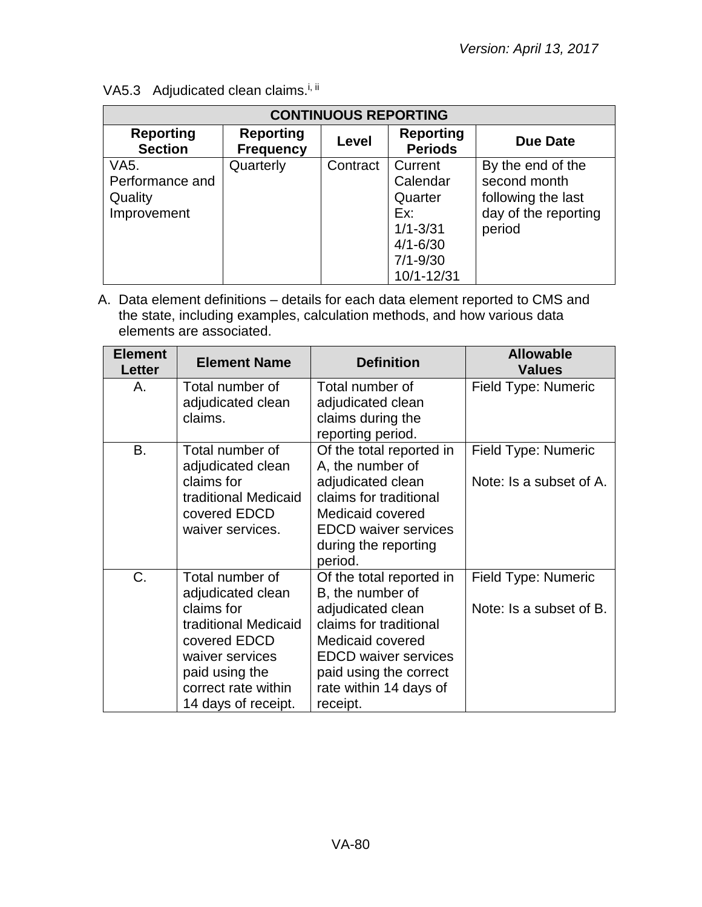VA5.3 Adjudicated clean claims.[i, ii]

| CONTINUOUS REPORTING | | | | |
|---|---|---|---|---|
| **Reporting Section** | **Reporting Frequency** | **Level** | **Reporting Periods** | **Due Date** |
| VA5. Performance and Quality Improvement | Quarterly | Contract | Current Calendar Quarter Ex: 1/1-3/31 4/1-6/30 7/1-9/30 10/1-12/31 | By the end of the second month following the last day of the reporting period |

A. Data element definitions – details for each data element reported to CMS and the state, including examples, calculation methods, and how various data elements are associated.

| Element Letter | Element Name | Definition | Allowable Values |
|---|---|---|---|
| A. | Total number of adjudicated clean claims. | Total number of adjudicated clean claims during the reporting period. | Field Type: Numeric |
| B. | Total number of adjudicated clean claims for traditional Medicaid covered EDCD waiver services. | Of the total reported in A, the number of adjudicated clean claims for traditional Medicaid covered EDCD waiver services during the reporting period. | Field Type: Numeric<br><br>Note: Is a subset of A. |
| C. | Total number of adjudicated clean claims for traditional Medicaid covered EDCD waiver services paid using the correct rate within 14 days of receipt. | Of the total reported in B, the number of adjudicated clean claims for traditional Medicaid covered EDCD waiver services paid using the correct rate within 14 days of receipt. | Field Type: Numeric<br><br>Note: Is a subset of B. |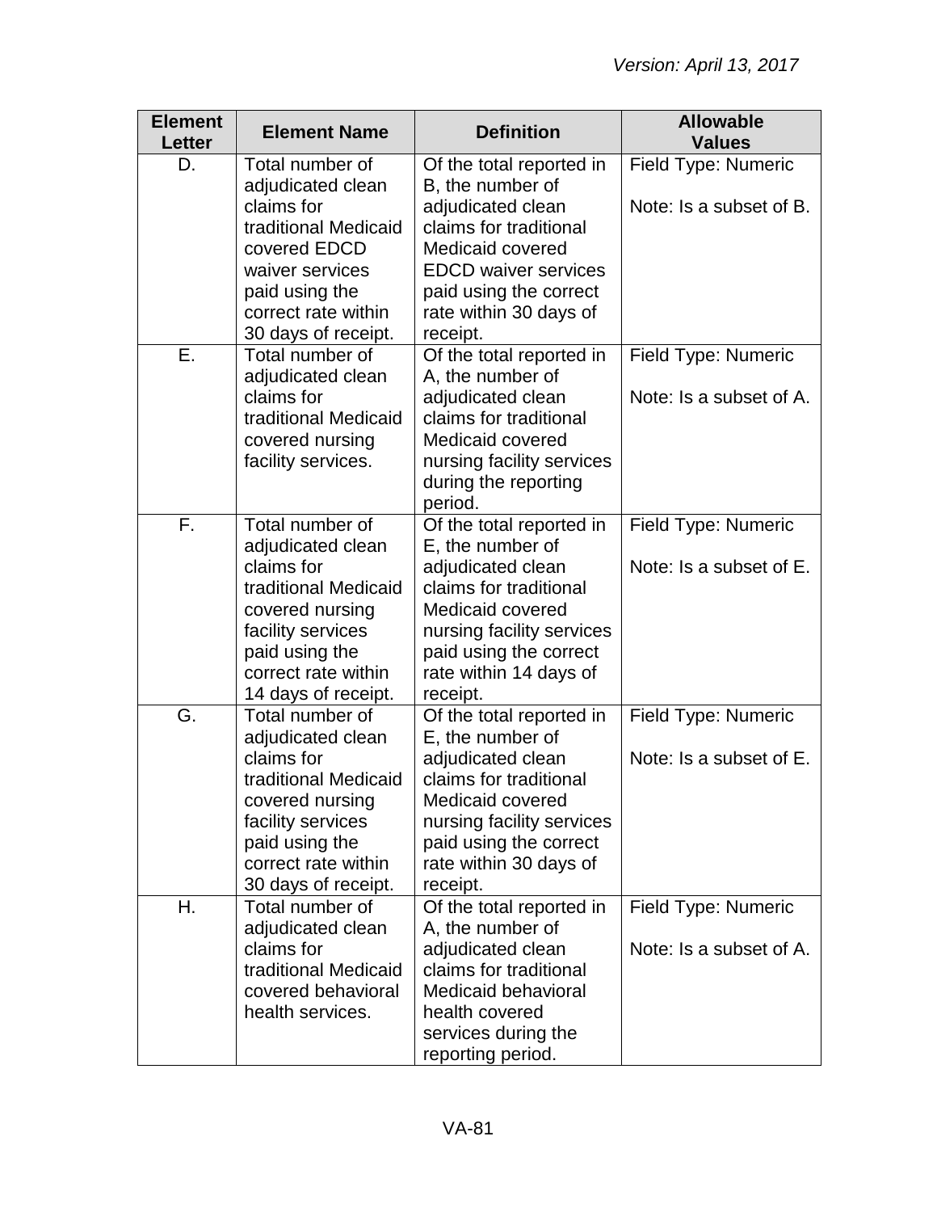| Element Letter | Element Name | Definition | Allowable Values |
|---|---|---|---|
| D. | Total number of adjudicated clean claims for traditional Medicaid covered EDCD waiver services paid using the correct rate within 30 days of receipt. | Of the total reported in B, the number of adjudicated clean claims for traditional Medicaid covered EDCD waiver services paid using the correct rate within 30 days of receipt. | Field Type: Numeric<br><br>Note: Is a subset of B. |
| E. | Total number of adjudicated clean claims for traditional Medicaid covered nursing facility services. | Of the total reported in A, the number of adjudicated clean claims for traditional Medicaid covered nursing facility services during the reporting period. | Field Type: Numeric<br><br>Note: Is a subset of A. |
| F. | Total number of adjudicated clean claims for traditional Medicaid covered nursing facility services paid using the correct rate within 14 days of receipt. | Of the total reported in E, the number of adjudicated clean claims for traditional Medicaid covered nursing facility services paid using the correct rate within 14 days of receipt. | Field Type: Numeric<br><br>Note: Is a subset of E. |
| G. | Total number of adjudicated clean claims for traditional Medicaid covered nursing facility services paid using the correct rate within 30 days of receipt. | Of the total reported in E, the number of adjudicated clean claims for traditional Medicaid covered nursing facility services paid using the correct rate within 30 days of receipt. | Field Type: Numeric<br><br>Note: Is a subset of E. |
| H. | Total number of adjudicated clean claims for traditional Medicaid covered behavioral health services. | Of the total reported in A, the number of adjudicated clean claims for traditional Medicaid behavioral health covered services during the reporting period. | Field Type: Numeric<br><br>Note: Is a subset of A. |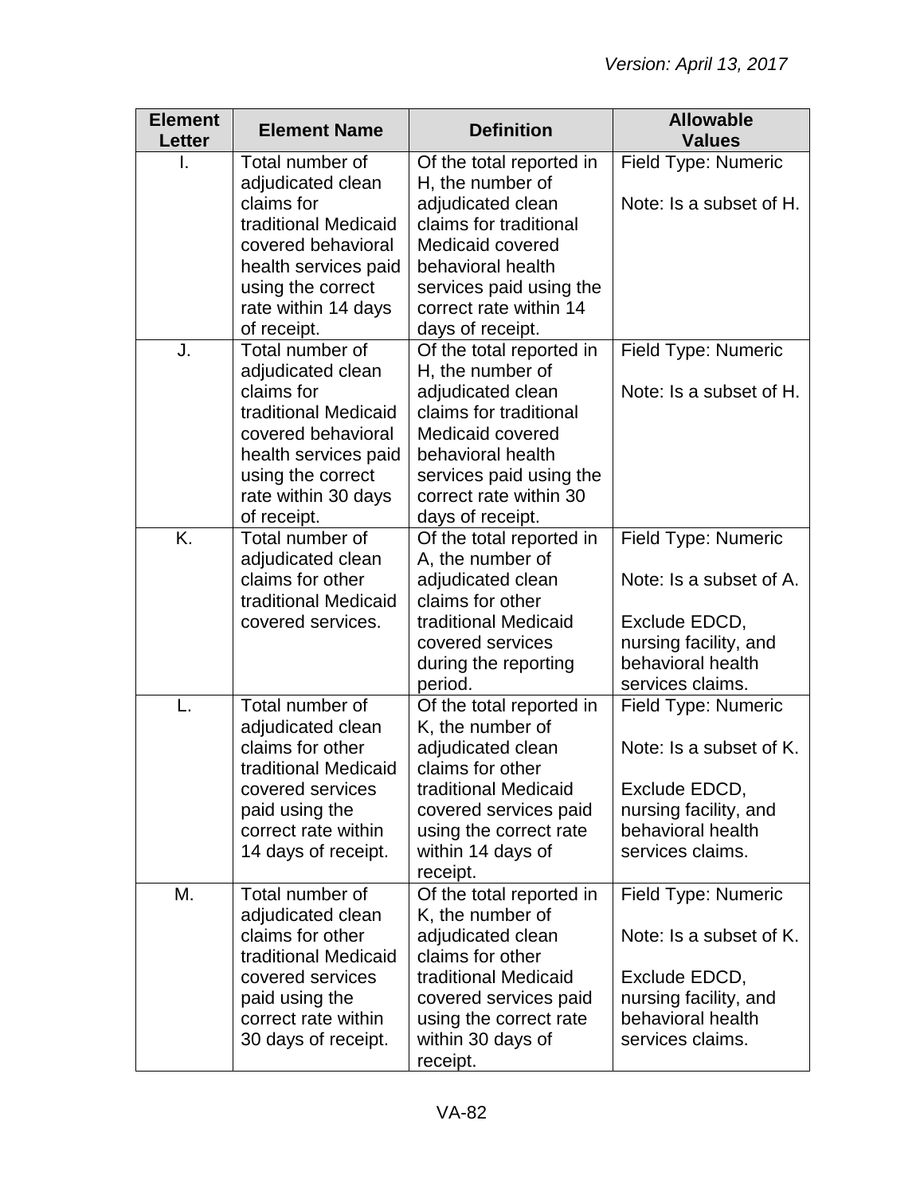| Element Letter | Element Name | Definition | Allowable Values |
|---|---|---|---|
| I. | Total number of adjudicated clean claims for traditional Medicaid covered behavioral health services paid using the correct rate within 14 days of receipt. | Of the total reported in H, the number of adjudicated clean claims for traditional Medicaid covered behavioral health services paid using the correct rate within 14 days of receipt. | Field Type: Numeric<br><br>Note: Is a subset of H. |
| J. | Total number of adjudicated clean claims for traditional Medicaid covered behavioral health services paid using the correct rate within 30 days of receipt. | Of the total reported in H, the number of adjudicated clean claims for traditional Medicaid covered behavioral health services paid using the correct rate within 30 days of receipt. | Field Type: Numeric<br><br>Note: Is a subset of H. |
| K. | Total number of adjudicated clean claims for other traditional Medicaid covered services. | Of the total reported in A, the number of adjudicated clean claims for other traditional Medicaid covered services during the reporting period. | Field Type: Numeric<br><br>Note: Is a subset of A.<br><br>Exclude EDCD, nursing facility, and behavioral health services claims. |
| L. | Total number of adjudicated clean claims for other traditional Medicaid covered services paid using the correct rate within 14 days of receipt. | Of the total reported in K, the number of adjudicated clean claims for other traditional Medicaid covered services paid using the correct rate within 14 days of receipt. | Field Type: Numeric<br><br>Note: Is a subset of K.<br><br>Exclude EDCD, nursing facility, and behavioral health services claims. |
| M. | Total number of adjudicated clean claims for other traditional Medicaid covered services paid using the correct rate within 30 days of receipt. | Of the total reported in K, the number of adjudicated clean claims for other traditional Medicaid covered services paid using the correct rate within 30 days of receipt. | Field Type: Numeric<br><br>Note: Is a subset of K.<br><br>Exclude EDCD, nursing facility, and behavioral health services claims. |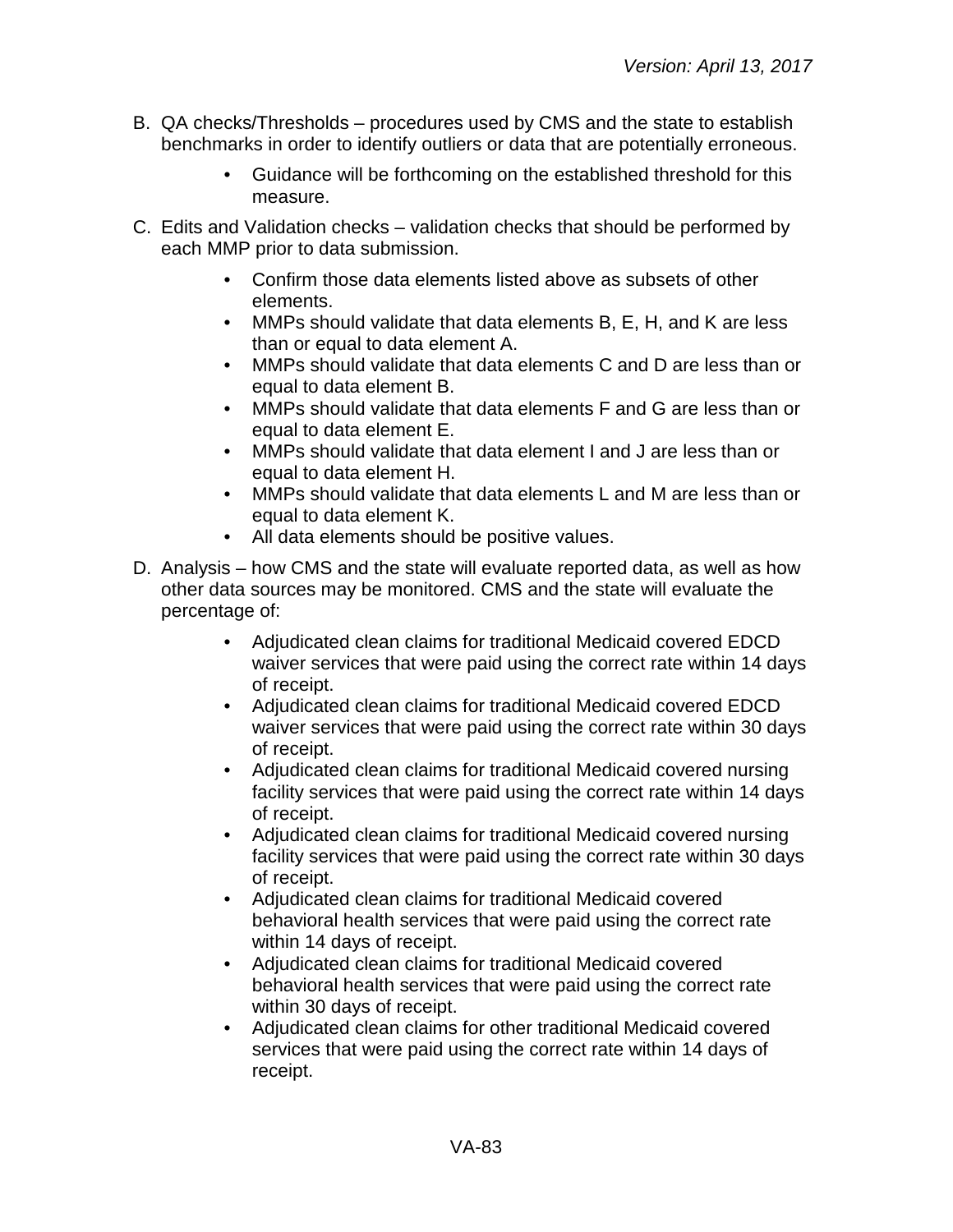B. QA checks/Thresholds – procedures used by CMS and the state to establish benchmarks in order to identify outliers or data that are potentially erroneous.

   - Guidance will be forthcoming on the established threshold for this measure.

C. Edits and Validation checks – validation checks that should be performed by each MMP prior to data submission.

   - Confirm those data elements listed above as subsets of other elements.
   - MMPs should validate that data elements B, E, H, and K are less than or equal to data element A.
   - MMPs should validate that data elements C and D are less than or equal to data element B.
   - MMPs should validate that data elements F and G are less than or equal to data element E.
   - MMPs should validate that data element I and J are less than or equal to data element H.
   - MMPs should validate that data elements L and M are less than or equal to data element K.
   - All data elements should be positive values.

D. Analysis – how CMS and the state will evaluate reported data, as well as how other data sources may be monitored. CMS and the state will evaluate the percentage of:

   - Adjudicated clean claims for traditional Medicaid covered EDCD waiver services that were paid using the correct rate within 14 days of receipt.
   - Adjudicated clean claims for traditional Medicaid covered EDCD waiver services that were paid using the correct rate within 30 days of receipt.
   - Adjudicated clean claims for traditional Medicaid covered nursing facility services that were paid using the correct rate within 14 days of receipt.
   - Adjudicated clean claims for traditional Medicaid covered nursing facility services that were paid using the correct rate within 30 days of receipt.
   - Adjudicated clean claims for traditional Medicaid covered behavioral health services that were paid using the correct rate within 14 days of receipt.
   - Adjudicated clean claims for traditional Medicaid covered behavioral health services that were paid using the correct rate within 30 days of receipt.
   - Adjudicated clean claims for other traditional Medicaid covered services that were paid using the correct rate within 14 days of receipt.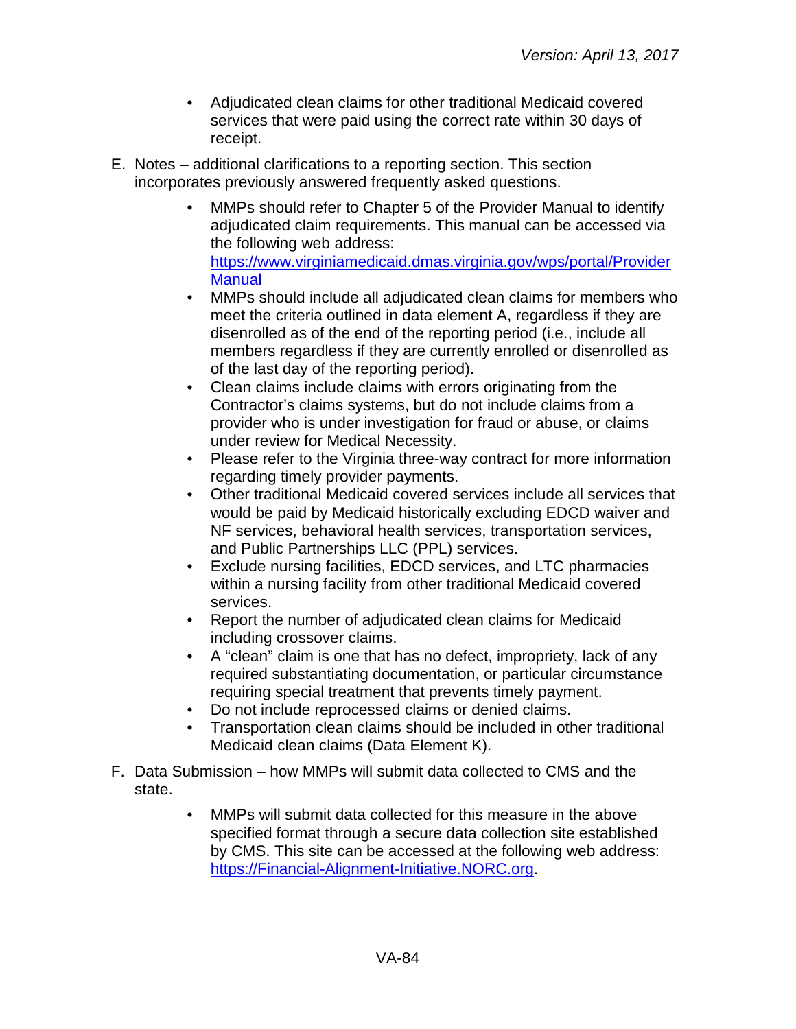- Adjudicated clean claims for other traditional Medicaid covered services that were paid using the correct rate within 30 days of receipt.

E. Notes – additional clarifications to a reporting section. This section incorporates previously answered frequently asked questions.

- MMPs should refer to Chapter 5 of the Provider Manual to identify adjudicated claim requirements. This manual can be accessed via the following web address: [https://www.virginiamedicaid.dmas.virginia.gov/wps/portal/ProviderManual](https://www.virginiamedicaid.dmas.virginia.gov/wps/portal/ProviderManual)
- MMPs should include all adjudicated clean claims for members who meet the criteria outlined in data element A, regardless if they are disenrolled as of the end of the reporting period (i.e., include all members regardless if they are currently enrolled or disenrolled as of the last day of the reporting period).
- Clean claims include claims with errors originating from the Contractor's claims systems, but do not include claims from a provider who is under investigation for fraud or abuse, or claims under review for Medical Necessity.
- Please refer to the Virginia three-way contract for more information regarding timely provider payments.
- Other traditional Medicaid covered services include all services that would be paid by Medicaid historically excluding EDCD waiver and NF services, behavioral health services, transportation services, and Public Partnerships LLC (PPL) services.
- Exclude nursing facilities, EDCD services, and LTC pharmacies within a nursing facility from other traditional Medicaid covered services.
- Report the number of adjudicated clean claims for Medicaid including crossover claims.
- A "clean" claim is one that has no defect, impropriety, lack of any required substantiating documentation, or particular circumstance requiring special treatment that prevents timely payment.
- Do not include reprocessed claims or denied claims.
- Transportation clean claims should be included in other traditional Medicaid clean claims (Data Element K).

F. Data Submission – how MMPs will submit data collected to CMS and the state.

- MMPs will submit data collected for this measure in the above specified format through a secure data collection site established by CMS. This site can be accessed at the following web address: [https://Financial-Alignment-Initiative.NORC.org](https://Financial-Alignment-Initiative.NORC.org).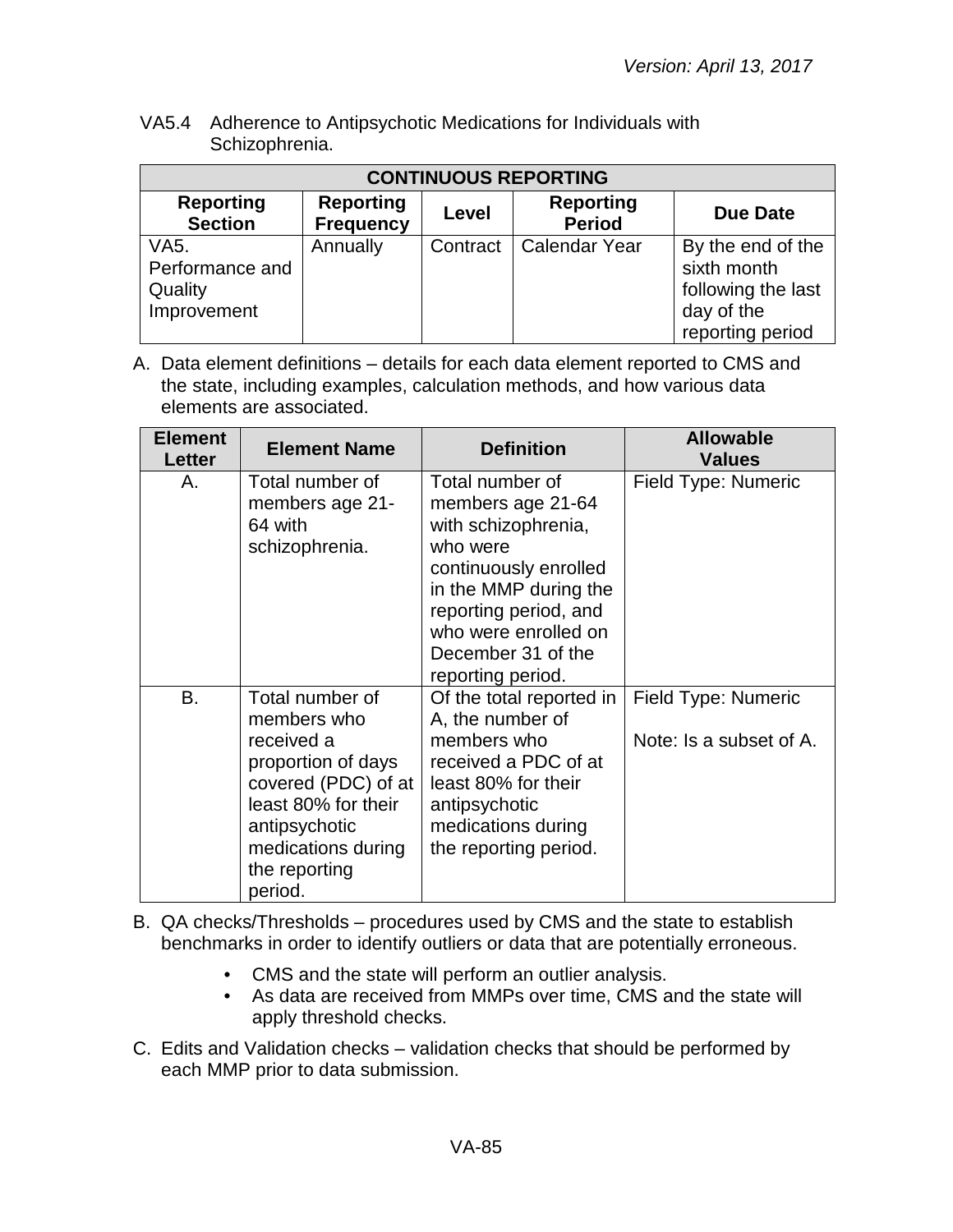VA5.4 Adherence to Antipsychotic Medications for Individuals with Schizophrenia.

| CONTINUOUS REPORTING | | | | |
|---|---|---|---|---|
| **Reporting Section** | **Reporting Frequency** | **Level** | **Reporting Period** | **Due Date** |
| VA5. Performance and Quality Improvement | Annually | Contract | Calendar Year | By the end of the sixth month following the last day of the reporting period |

A. Data element definitions – details for each data element reported to CMS and the state, including examples, calculation methods, and how various data elements are associated.

| Element Letter | Element Name | Definition | Allowable Values |
|---|---|---|---|
| A. | Total number of members age 21-64 with schizophrenia. | Total number of members age 21-64 with schizophrenia, who were continuously enrolled in the MMP during the reporting period, and who were enrolled on December 31 of the reporting period. | Field Type: Numeric |
| B. | Total number of members who received a proportion of days covered (PDC) of at least 80% for their antipsychotic medications during the reporting period. | Of the total reported in A, the number of members who received a PDC of at least 80% for their antipsychotic medications during the reporting period. | Field Type: Numeric<br><br>Note: Is a subset of A. |

B. QA checks/Thresholds – procedures used by CMS and the state to establish benchmarks in order to identify outliers or data that are potentially erroneous.

- CMS and the state will perform an outlier analysis.
- As data are received from MMPs over time, CMS and the state will apply threshold checks.

C. Edits and Validation checks – validation checks that should be performed by each MMP prior to data submission.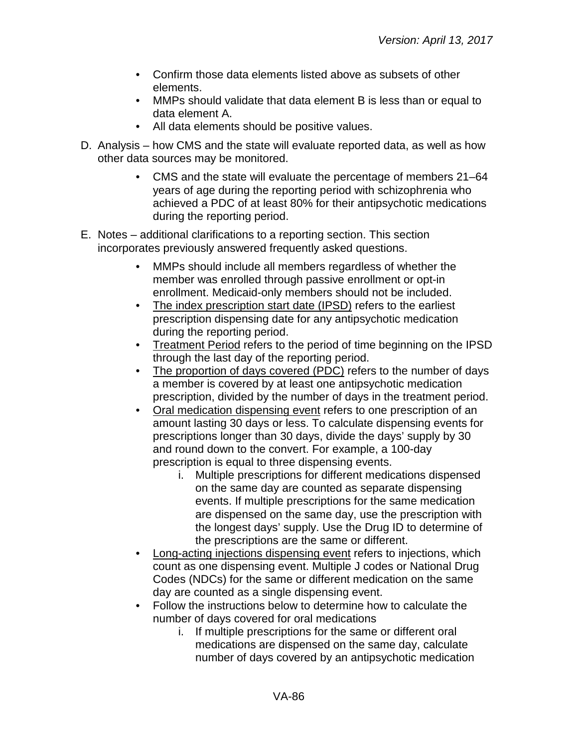- Confirm those data elements listed above as subsets of other elements.
- MMPs should validate that data element B is less than or equal to data element A.
- All data elements should be positive values.

D. Analysis – how CMS and the state will evaluate reported data, as well as how other data sources may be monitored.

- CMS and the state will evaluate the percentage of members 21–64 years of age during the reporting period with schizophrenia who achieved a PDC of at least 80% for their antipsychotic medications during the reporting period.

E. Notes – additional clarifications to a reporting section. This section incorporates previously answered frequently asked questions.

- MMPs should include all members regardless of whether the member was enrolled through passive enrollment or opt-in enrollment. Medicaid-only members should not be included.
- <u>The index prescription start date (IPSD)</u> refers to the earliest prescription dispensing date for any antipsychotic medication during the reporting period.
- <u>Treatment Period</u> refers to the period of time beginning on the IPSD through the last day of the reporting period.
- <u>The proportion of days covered (PDC)</u> refers to the number of days a member is covered by at least one antipsychotic medication prescription, divided by the number of days in the treatment period.
- <u>Oral medication dispensing event</u> refers to one prescription of an amount lasting 30 days or less. To calculate dispensing events for prescriptions longer than 30 days, divide the days' supply by 30 and round down to the convert. For example, a 100-day prescription is equal to three dispensing events.
    i. Multiple prescriptions for different medications dispensed on the same day are counted as separate dispensing events. If multiple prescriptions for the same medication are dispensed on the same day, use the prescription with the longest days' supply. Use the Drug ID to determine of the prescriptions are the same or different.
- <u>Long-acting injections dispensing event</u> refers to injections, which count as one dispensing event. Multiple J codes or National Drug Codes (NDCs) for the same or different medication on the same day are counted as a single dispensing event.
- Follow the instructions below to determine how to calculate the number of days covered for oral medications
    i. If multiple prescriptions for the same or different oral medications are dispensed on the same day, calculate number of days covered by an antipsychotic medication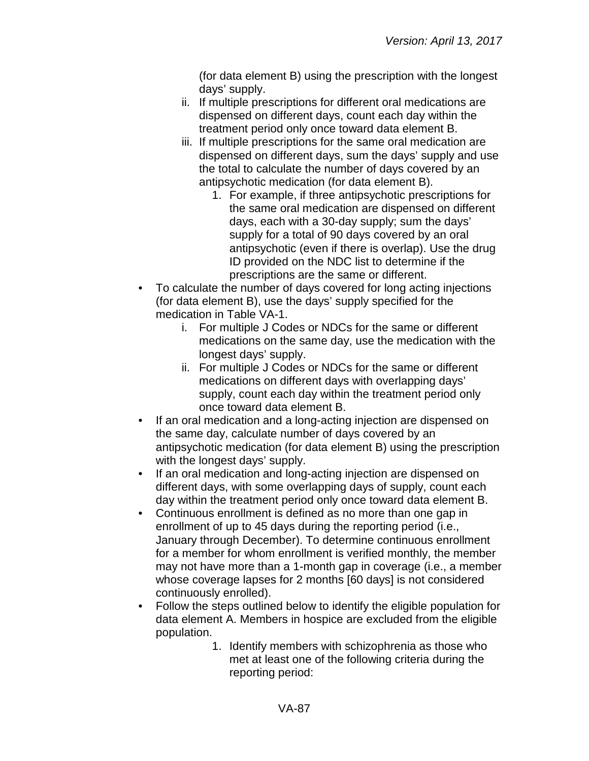(for data element B) using the prescription with the longest days' supply.

   ii. If multiple prescriptions for different oral medications are dispensed on different days, count each day within the treatment period only once toward data element B.
   iii. If multiple prescriptions for the same oral medication are dispensed on different days, sum the days' supply and use the total to calculate the number of days covered by an antipsychotic medication (for data element B).
      1. For example, if three antipsychotic prescriptions for the same oral medication are dispensed on different days, each with a 30-day supply; sum the days' supply for a total of 90 days covered by an oral antipsychotic (even if there is overlap). Use the drug ID provided on the NDC list to determine if the prescriptions are the same or different.

- To calculate the number of days covered for long acting injections (for data element B), use the days' supply specified for the medication in Table VA-1.
   i. For multiple J Codes or NDCs for the same or different medications on the same day, use the medication with the longest days' supply.
   ii. For multiple J Codes or NDCs for the same or different medications on different days with overlapping days' supply, count each day within the treatment period only once toward data element B.
- If an oral medication and a long-acting injection are dispensed on the same day, calculate number of days covered by an antipsychotic medication (for data element B) using the prescription with the longest days' supply.
- If an oral medication and long-acting injection are dispensed on different days, with some overlapping days of supply, count each day within the treatment period only once toward data element B.
- Continuous enrollment is defined as no more than one gap in enrollment of up to 45 days during the reporting period (i.e., January through December). To determine continuous enrollment for a member for whom enrollment is verified monthly, the member may not have more than a 1-month gap in coverage (i.e., a member whose coverage lapses for 2 months [60 days] is not considered continuously enrolled).
- Follow the steps outlined below to identify the eligible population for data element A. Members in hospice are excluded from the eligible population.
   1. Identify members with schizophrenia as those who met at least one of the following criteria during the reporting period: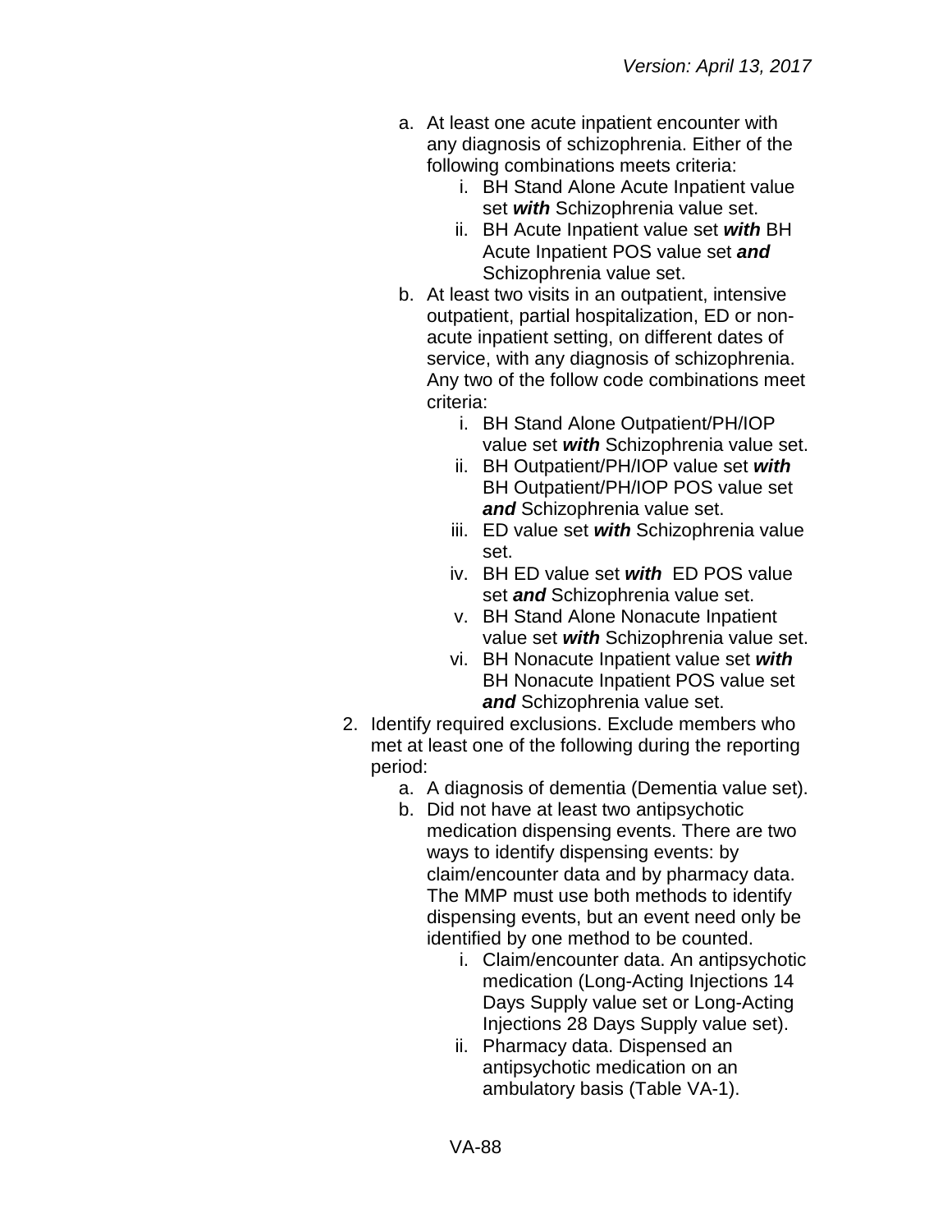a. At least one acute inpatient encounter with any diagnosis of schizophrenia. Either of the following combinations meets criteria:
    i. BH Stand Alone Acute Inpatient value set ***with*** Schizophrenia value set.
    ii. BH Acute Inpatient value set ***with*** BH Acute Inpatient POS value set ***and*** Schizophrenia value set.

b. At least two visits in an outpatient, intensive outpatient, partial hospitalization, ED or non-acute inpatient setting, on different dates of service, with any diagnosis of schizophrenia. Any two of the follow code combinations meet criteria:
    i. BH Stand Alone Outpatient/PH/IOP value set ***with*** Schizophrenia value set.
    ii. BH Outpatient/PH/IOP value set ***with*** BH Outpatient/PH/IOP POS value set ***and*** Schizophrenia value set.
    iii. ED value set ***with*** Schizophrenia value set.
    iv. BH ED value set ***with*** ED POS value set ***and*** Schizophrenia value set.
    v. BH Stand Alone Nonacute Inpatient value set ***with*** Schizophrenia value set.
    vi. BH Nonacute Inpatient value set ***with*** BH Nonacute Inpatient POS value set ***and*** Schizophrenia value set.

2. Identify required exclusions. Exclude members who met at least one of the following during the reporting period:
    a. A diagnosis of dementia (Dementia value set).
    b. Did not have at least two antipsychotic medication dispensing events. There are two ways to identify dispensing events: by claim/encounter data and by pharmacy data. The MMP must use both methods to identify dispensing events, but an event need only be identified by one method to be counted.
        i. Claim/encounter data. An antipsychotic medication (Long-Acting Injections 14 Days Supply value set or Long-Acting Injections 28 Days Supply value set).
        ii. Pharmacy data. Dispensed an antipsychotic medication on an ambulatory basis (Table VA-1).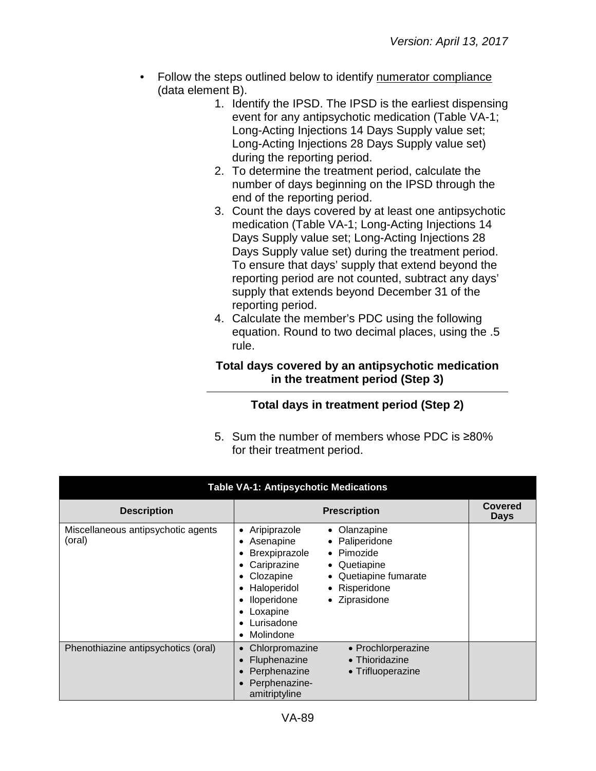- Follow the steps outlined below to identify numerator compliance (data element B).
    1. Identify the IPSD. The IPSD is the earliest dispensing event for any antipsychotic medication (Table VA-1; Long-Acting Injections 14 Days Supply value set; Long-Acting Injections 28 Days Supply value set) during the reporting period.
    2. To determine the treatment period, calculate the number of days beginning on the IPSD through the end of the reporting period.
    3. Count the days covered by at least one antipsychotic medication (Table VA-1; Long-Acting Injections 14 Days Supply value set; Long-Acting Injections 28 Days Supply value set) during the treatment period. To ensure that days' supply that extend beyond the reporting period are not counted, subtract any days' supply that extends beyond December 31 of the reporting period.
    4. Calculate the member's PDC using the following equation. Round to two decimal places, using the .5 rule.

$$\frac{\textbf{Total days covered by an antipsychotic medication in the treatment period (Step 3)}}{\textbf{Total days in treatment period (Step 2)}}$$

    5. Sum the number of members whose PDC is ≥80% for their treatment period.

| Table VA-1: Antipsychotic Medications | | |
|---|---|---|
| **Description** | **Prescription** | **Covered Days** |
| Miscellaneous antipsychotic agents (oral) | • Aripiprazole<br>• Asenapine<br>• Brexpiprazole<br>• Cariprazine<br>• Clozapine<br>• Haloperidol<br>• Iloperidone<br>• Loxapine<br>• Lurisadone<br>• Molindone<br>• Olanzapine<br>• Paliperidone<br>• Pimozide<br>• Quetiapine<br>• Quetiapine fumarate<br>• Risperidone<br>• Ziprasidone | |
| Phenothiazine antipsychotics (oral) | • Chlorpromazine<br>• Fluphenazine<br>• Perphenazine<br>• Perphenazine-amitriptyline<br>• Prochlorperazine<br>• Thioridazine<br>• Trifluoperazine | |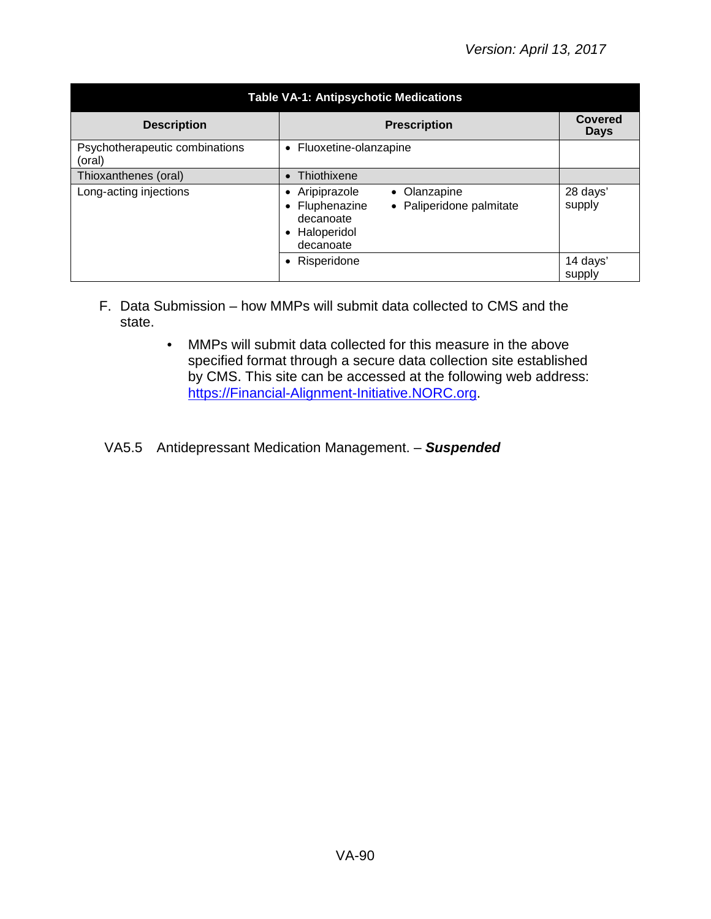| Table VA-1: Antipsychotic Medications | | |
|---|---|---|
| **Description** | **Prescription** | **Covered Days** |
| Psychotherapeutic combinations (oral) | • Fluoxetine-olanzapine | |
| Thioxanthenes (oral) | • Thiothixene | |
| Long-acting injections | • Aripiprazole • Fluphenazine decanoate • Haloperidol decanoate • Olanzapine • Paliperidone palmitate | 28 days' supply |
| | • Risperidone | 14 days' supply |

F. Data Submission – how MMPs will submit data collected to CMS and the state.

- MMPs will submit data collected for this measure in the above specified format through a secure data collection site established by CMS. This site can be accessed at the following web address: https://Financial-Alignment-Initiative.NORC.org.

VA5.5 Antidepressant Medication Management. – ***Suspended***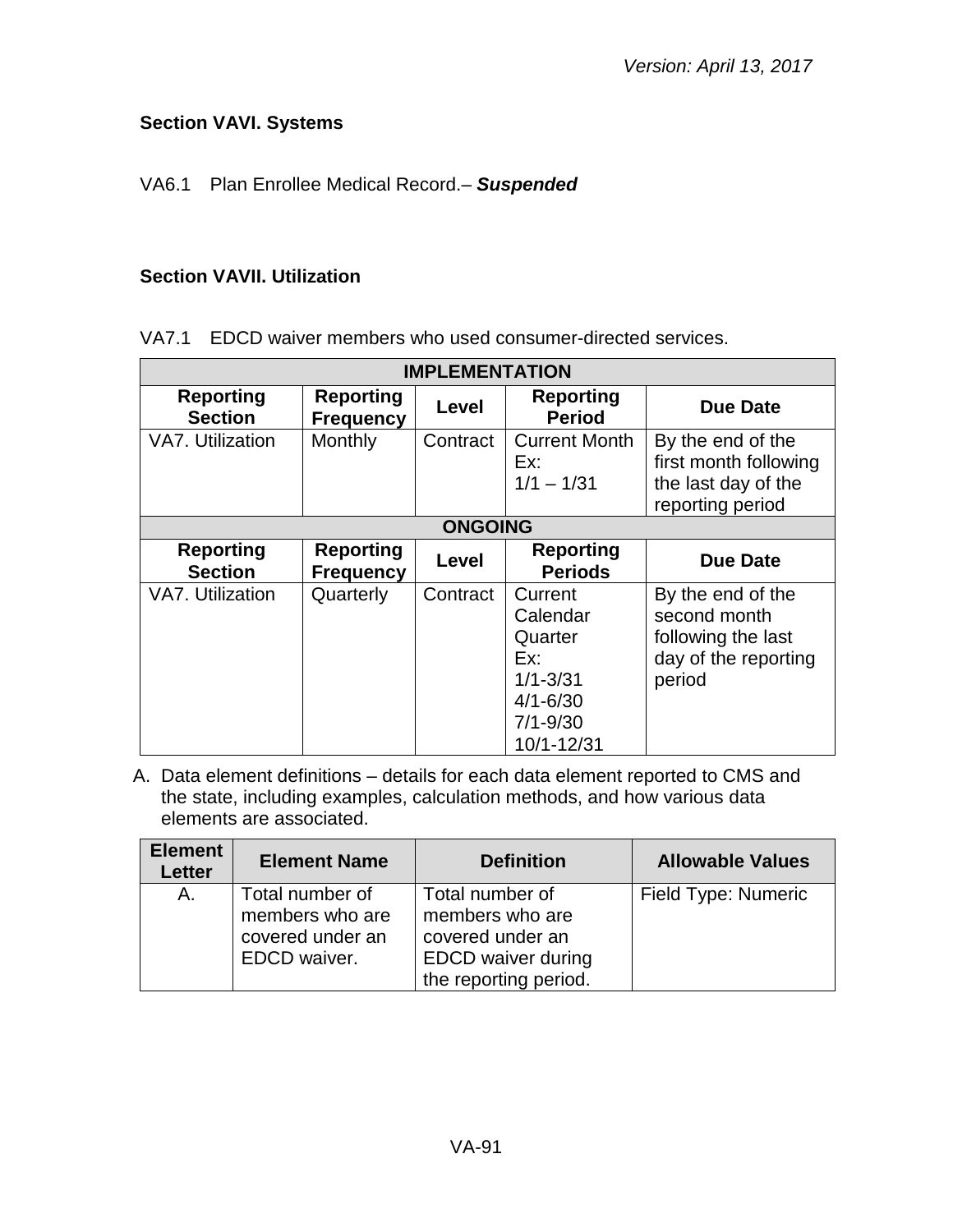### Section VAVI. Systems

VA6.1 Plan Enrollee Medical Record.– ***Suspended***

### Section VAVII. Utilization

VA7.1 EDCD waiver members who used consumer-directed services.

| IMPLEMENTATION | | | | |
|---|---|---|---|---|
| **Reporting Section** | **Reporting Frequency** | **Level** | **Reporting Period** | **Due Date** |
| VA7. Utilization | Monthly | Contract | Current Month Ex: 1/1 – 1/31 | By the end of the first month following the last day of the reporting period |
| **ONGOING** | | | | |
| **Reporting Section** | **Reporting Frequency** | **Level** | **Reporting Periods** | **Due Date** |
| VA7. Utilization | Quarterly | Contract | Current Calendar Quarter Ex: 1/1-3/31 4/1-6/30 7/1-9/30 10/1-12/31 | By the end of the second month following the last day of the reporting period |

A. Data element definitions – details for each data element reported to CMS and the state, including examples, calculation methods, and how various data elements are associated.

| Element Letter | Element Name | Definition | Allowable Values |
|---|---|---|---|
| A. | Total number of members who are covered under an EDCD waiver. | Total number of members who are covered under an EDCD waiver during the reporting period. | Field Type: Numeric |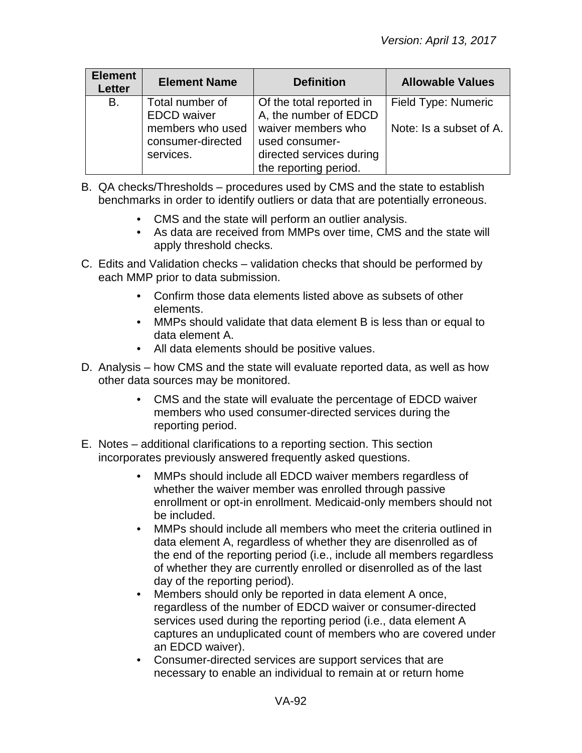| Element Letter | Element Name | Definition | Allowable Values |
|---|---|---|---|
| B. | Total number of EDCD waiver members who used consumer-directed services. | Of the total reported in A, the number of EDCD waiver members who used consumer-directed services during the reporting period. | Field Type: Numeric<br><br>Note: Is a subset of A. |

B. QA checks/Thresholds – procedures used by CMS and the state to establish benchmarks in order to identify outliers or data that are potentially erroneous.

- CMS and the state will perform an outlier analysis.
- As data are received from MMPs over time, CMS and the state will apply threshold checks.

C. Edits and Validation checks – validation checks that should be performed by each MMP prior to data submission.

- Confirm those data elements listed above as subsets of other elements.
- MMPs should validate that data element B is less than or equal to data element A.
- All data elements should be positive values.

D. Analysis – how CMS and the state will evaluate reported data, as well as how other data sources may be monitored.

- CMS and the state will evaluate the percentage of EDCD waiver members who used consumer-directed services during the reporting period.

E. Notes – additional clarifications to a reporting section. This section incorporates previously answered frequently asked questions.

- MMPs should include all EDCD waiver members regardless of whether the waiver member was enrolled through passive enrollment or opt-in enrollment. Medicaid-only members should not be included.
- MMPs should include all members who meet the criteria outlined in data element A, regardless of whether they are disenrolled as of the end of the reporting period (i.e., include all members regardless of whether they are currently enrolled or disenrolled as of the last day of the reporting period).
- Members should only be reported in data element A once, regardless of the number of EDCD waiver or consumer-directed services used during the reporting period (i.e., data element A captures an unduplicated count of members who are covered under an EDCD waiver).
- Consumer-directed services are support services that are necessary to enable an individual to remain at or return home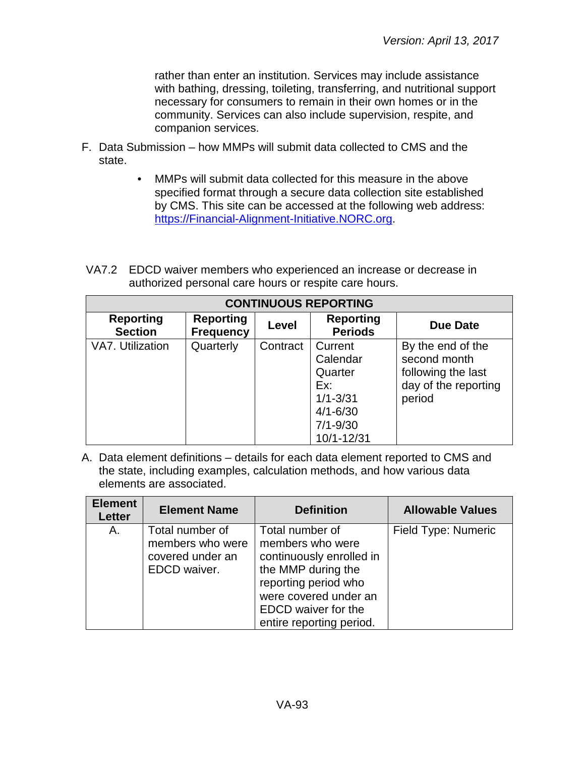rather than enter an institution. Services may include assistance with bathing, dressing, toileting, transferring, and nutritional support necessary for consumers to remain in their own homes or in the community. Services can also include supervision, respite, and companion services.

F. Data Submission – how MMPs will submit data collected to CMS and the state.

- MMPs will submit data collected for this measure in the above specified format through a secure data collection site established by CMS. This site can be accessed at the following web address: https://Financial-Alignment-Initiative.NORC.org.

VA7.2 EDCD waiver members who experienced an increase or decrease in authorized personal care hours or respite care hours.

| CONTINUOUS REPORTING | | | | |
|---|---|---|---|---|
| **Reporting Section** | **Reporting Frequency** | **Level** | **Reporting Periods** | **Due Date** |
| VA7. Utilization | Quarterly | Contract | Current Calendar Quarter Ex: 1/1-3/31 4/1-6/30 7/1-9/30 10/1-12/31 | By the end of the second month following the last day of the reporting period |

A. Data element definitions – details for each data element reported to CMS and the state, including examples, calculation methods, and how various data elements are associated.

| Element Letter | Element Name | Definition | Allowable Values |
|---|---|---|---|
| A. | Total number of members who were covered under an EDCD waiver. | Total number of members who were continuously enrolled in the MMP during the reporting period who were covered under an EDCD waiver for the entire reporting period. | Field Type: Numeric |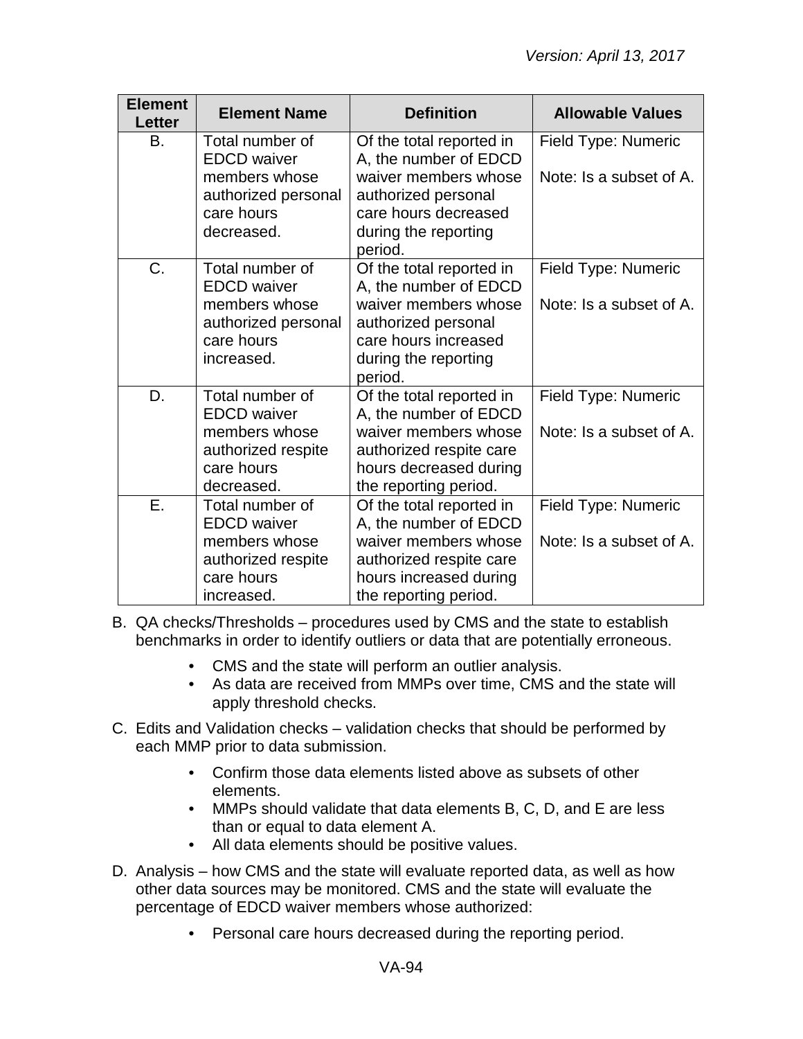| Element Letter | Element Name | Definition | Allowable Values |
|---|---|---|---|
| B. | Total number of EDCD waiver members whose authorized personal care hours decreased. | Of the total reported in A, the number of EDCD waiver members whose authorized personal care hours decreased during the reporting period. | Field Type: Numeric<br><br>Note: Is a subset of A. |
| C. | Total number of EDCD waiver members whose authorized personal care hours increased. | Of the total reported in A, the number of EDCD waiver members whose authorized personal care hours increased during the reporting period. | Field Type: Numeric<br><br>Note: Is a subset of A. |
| D. | Total number of EDCD waiver members whose authorized respite care hours decreased. | Of the total reported in A, the number of EDCD waiver members whose authorized respite care hours decreased during the reporting period. | Field Type: Numeric<br><br>Note: Is a subset of A. |
| E. | Total number of EDCD waiver members whose authorized respite care hours increased. | Of the total reported in A, the number of EDCD waiver members whose authorized respite care hours increased during the reporting period. | Field Type: Numeric<br><br>Note: Is a subset of A. |

B. QA checks/Thresholds – procedures used by CMS and the state to establish benchmarks in order to identify outliers or data that are potentially erroneous.

- CMS and the state will perform an outlier analysis.
- As data are received from MMPs over time, CMS and the state will apply threshold checks.

C. Edits and Validation checks – validation checks that should be performed by each MMP prior to data submission.

- Confirm those data elements listed above as subsets of other elements.
- MMPs should validate that data elements B, C, D, and E are less than or equal to data element A.
- All data elements should be positive values.

D. Analysis – how CMS and the state will evaluate reported data, as well as how other data sources may be monitored. CMS and the state will evaluate the percentage of EDCD waiver members whose authorized:

- Personal care hours decreased during the reporting period.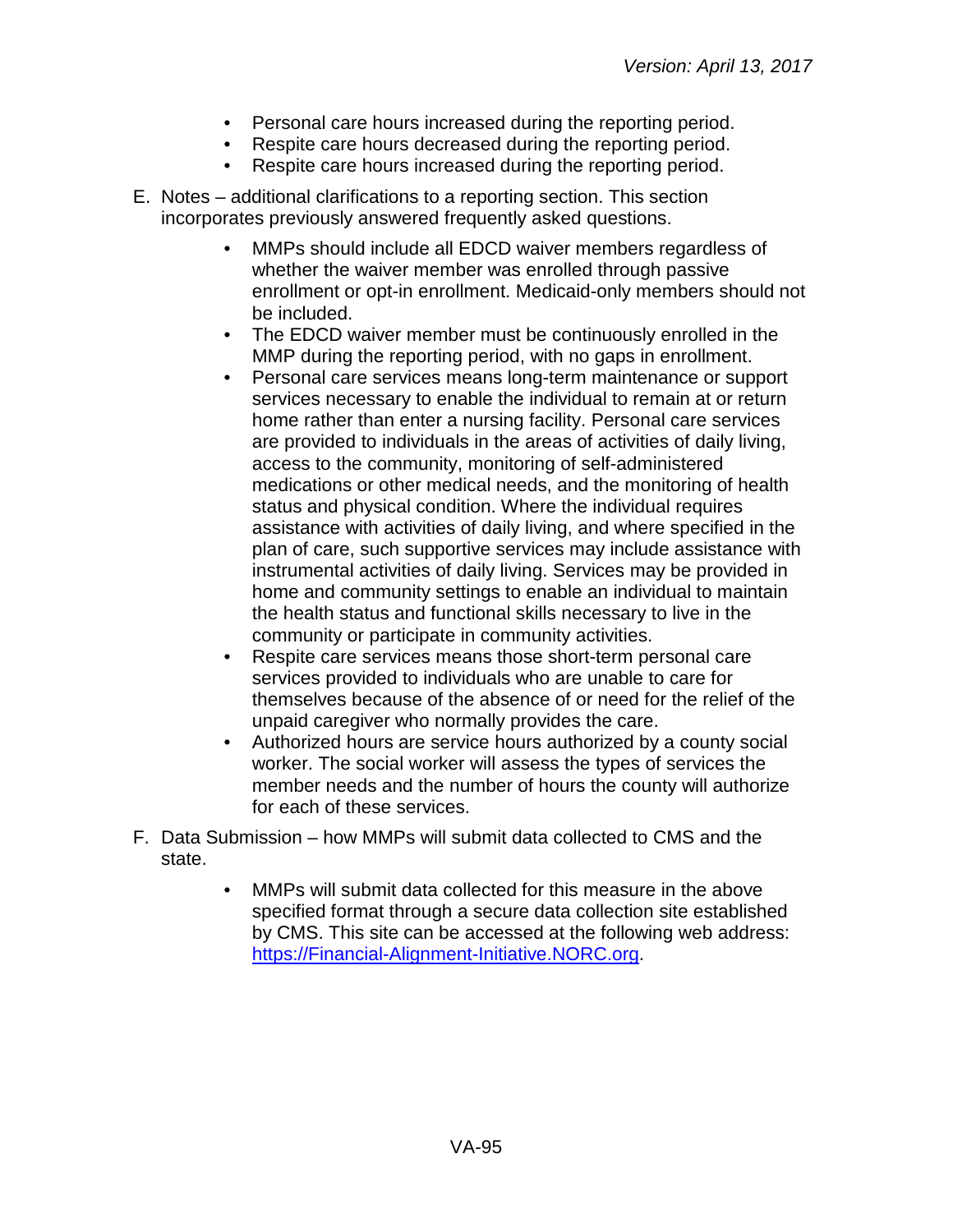- Personal care hours increased during the reporting period.
- Respite care hours decreased during the reporting period.
- Respite care hours increased during the reporting period.

E. Notes – additional clarifications to a reporting section. This section incorporates previously answered frequently asked questions.

- MMPs should include all EDCD waiver members regardless of whether the waiver member was enrolled through passive enrollment or opt-in enrollment. Medicaid-only members should not be included.
- The EDCD waiver member must be continuously enrolled in the MMP during the reporting period, with no gaps in enrollment.
- Personal care services means long-term maintenance or support services necessary to enable the individual to remain at or return home rather than enter a nursing facility. Personal care services are provided to individuals in the areas of activities of daily living, access to the community, monitoring of self-administered medications or other medical needs, and the monitoring of health status and physical condition. Where the individual requires assistance with activities of daily living, and where specified in the plan of care, such supportive services may include assistance with instrumental activities of daily living. Services may be provided in home and community settings to enable an individual to maintain the health status and functional skills necessary to live in the community or participate in community activities.
- Respite care services means those short-term personal care services provided to individuals who are unable to care for themselves because of the absence of or need for the relief of the unpaid caregiver who normally provides the care.
- Authorized hours are service hours authorized by a county social worker. The social worker will assess the types of services the member needs and the number of hours the county will authorize for each of these services.

F. Data Submission – how MMPs will submit data collected to CMS and the state.

- MMPs will submit data collected for this measure in the above specified format through a secure data collection site established by CMS. This site can be accessed at the following web address: [https://Financial-Alignment-Initiative.NORC.org](https://Financial-Alignment-Initiative.NORC.org).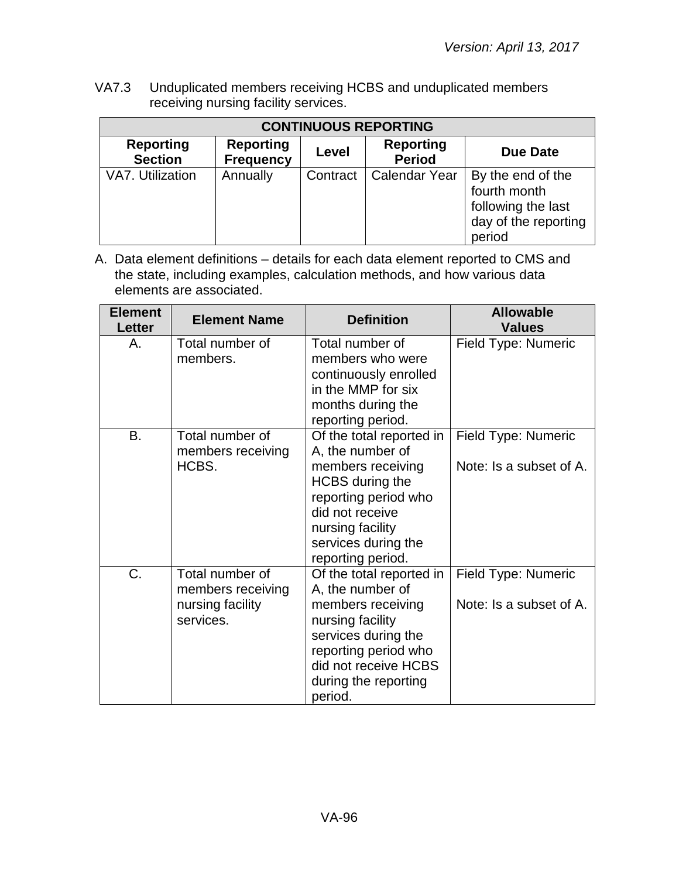VA7.3 Unduplicated members receiving HCBS and unduplicated members receiving nursing facility services.

| CONTINUOUS REPORTING | | | | |
|---|---|---|---|---|
| **Reporting Section** | **Reporting Frequency** | **Level** | **Reporting Period** | **Due Date** |
| VA7. Utilization | Annually | Contract | Calendar Year | By the end of the fourth month following the last day of the reporting period |

A. Data element definitions – details for each data element reported to CMS and the state, including examples, calculation methods, and how various data elements are associated.

| Element Letter | Element Name | Definition | Allowable Values |
|---|---|---|---|
| A. | Total number of members. | Total number of members who were continuously enrolled in the MMP for six months during the reporting period. | Field Type: Numeric |
| B. | Total number of members receiving HCBS. | Of the total reported in A, the number of members receiving HCBS during the reporting period who did not receive nursing facility services during the reporting period. | Field Type: Numeric<br><br>Note: Is a subset of A. |
| C. | Total number of members receiving nursing facility services. | Of the total reported in A, the number of members receiving nursing facility services during the reporting period who did not receive HCBS during the reporting period. | Field Type: Numeric<br><br>Note: Is a subset of A. |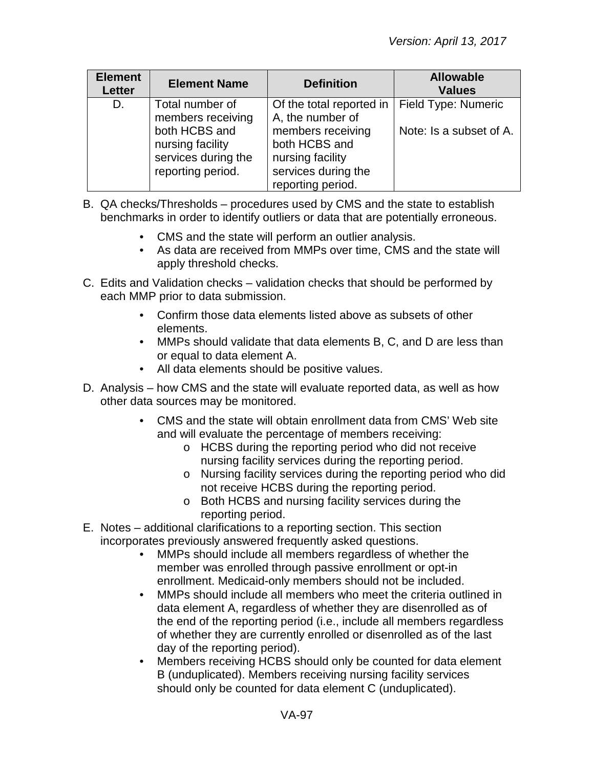| Element Letter | Element Name | Definition | Allowable Values |
| --- | --- | --- | --- |
| D. | Total number of members receiving both HCBS and nursing facility services during the reporting period. | Of the total reported in A, the number of members receiving both HCBS and nursing facility services during the reporting period. | Field Type: Numeric<br><br>Note: Is a subset of A. |

B. QA checks/Thresholds – procedures used by CMS and the state to establish benchmarks in order to identify outliers or data that are potentially erroneous.

- CMS and the state will perform an outlier analysis.
- As data are received from MMPs over time, CMS and the state will apply threshold checks.

C. Edits and Validation checks – validation checks that should be performed by each MMP prior to data submission.

- Confirm those data elements listed above as subsets of other elements.
- MMPs should validate that data elements B, C, and D are less than or equal to data element A.
- All data elements should be positive values.

D. Analysis – how CMS and the state will evaluate reported data, as well as how other data sources may be monitored.

- CMS and the state will obtain enrollment data from CMS' Web site and will evaluate the percentage of members receiving:
  - HCBS during the reporting period who did not receive nursing facility services during the reporting period.
  - Nursing facility services during the reporting period who did not receive HCBS during the reporting period.
  - Both HCBS and nursing facility services during the reporting period.

E. Notes – additional clarifications to a reporting section. This section incorporates previously answered frequently asked questions.

- MMPs should include all members regardless of whether the member was enrolled through passive enrollment or opt-in enrollment. Medicaid-only members should not be included.
- MMPs should include all members who meet the criteria outlined in data element A, regardless of whether they are disenrolled as of the end of the reporting period (i.e., include all members regardless of whether they are currently enrolled or disenrolled as of the last day of the reporting period).
- Members receiving HCBS should only be counted for data element B (unduplicated). Members receiving nursing facility services should only be counted for data element C (unduplicated).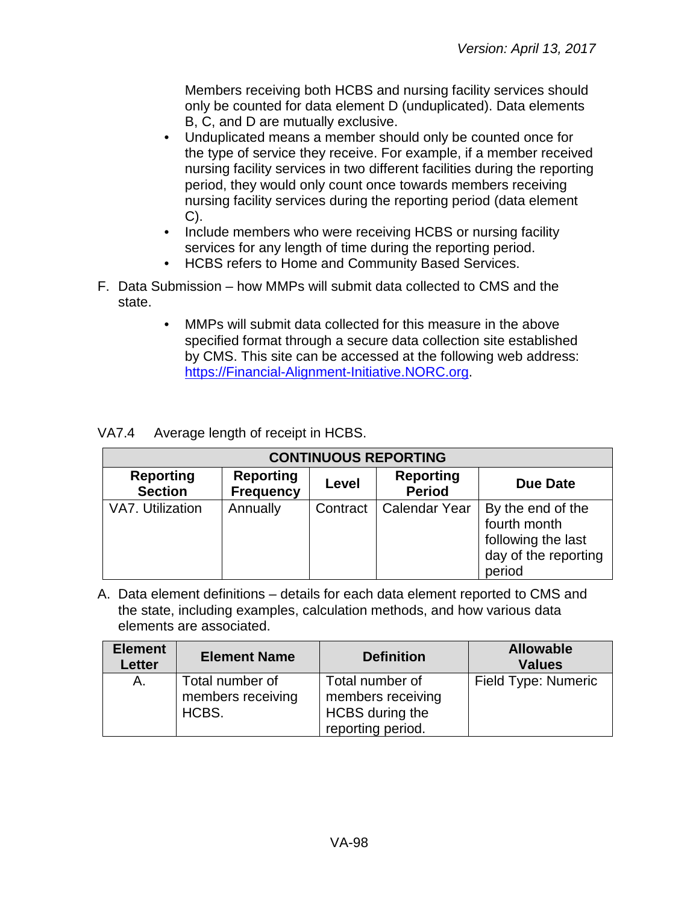Members receiving both HCBS and nursing facility services should only be counted for data element D (unduplicated). Data elements B, C, and D are mutually exclusive.

- Unduplicated means a member should only be counted once for the type of service they receive. For example, if a member received nursing facility services in two different facilities during the reporting period, they would only count once towards members receiving nursing facility services during the reporting period (data element C).
- Include members who were receiving HCBS or nursing facility services for any length of time during the reporting period.
- HCBS refers to Home and Community Based Services.

F. Data Submission – how MMPs will submit data collected to CMS and the state.

- MMPs will submit data collected for this measure in the above specified format through a secure data collection site established by CMS. This site can be accessed at the following web address: [https://Financial-Alignment-Initiative.NORC.org](https://Financial-Alignment-Initiative.NORC.org).

VA7.4 Average length of receipt in HCBS.

| CONTINUOUS REPORTING | | | | |
|---|---|---|---|---|
| **Reporting Section** | **Reporting Frequency** | **Level** | **Reporting Period** | **Due Date** |
| VA7. Utilization | Annually | Contract | Calendar Year | By the end of the fourth month following the last day of the reporting period |

A. Data element definitions – details for each data element reported to CMS and the state, including examples, calculation methods, and how various data elements are associated.

| Element Letter | Element Name | Definition | Allowable Values |
|---|---|---|---|
| A. | Total number of members receiving HCBS. | Total number of members receiving HCBS during the reporting period. | Field Type: Numeric |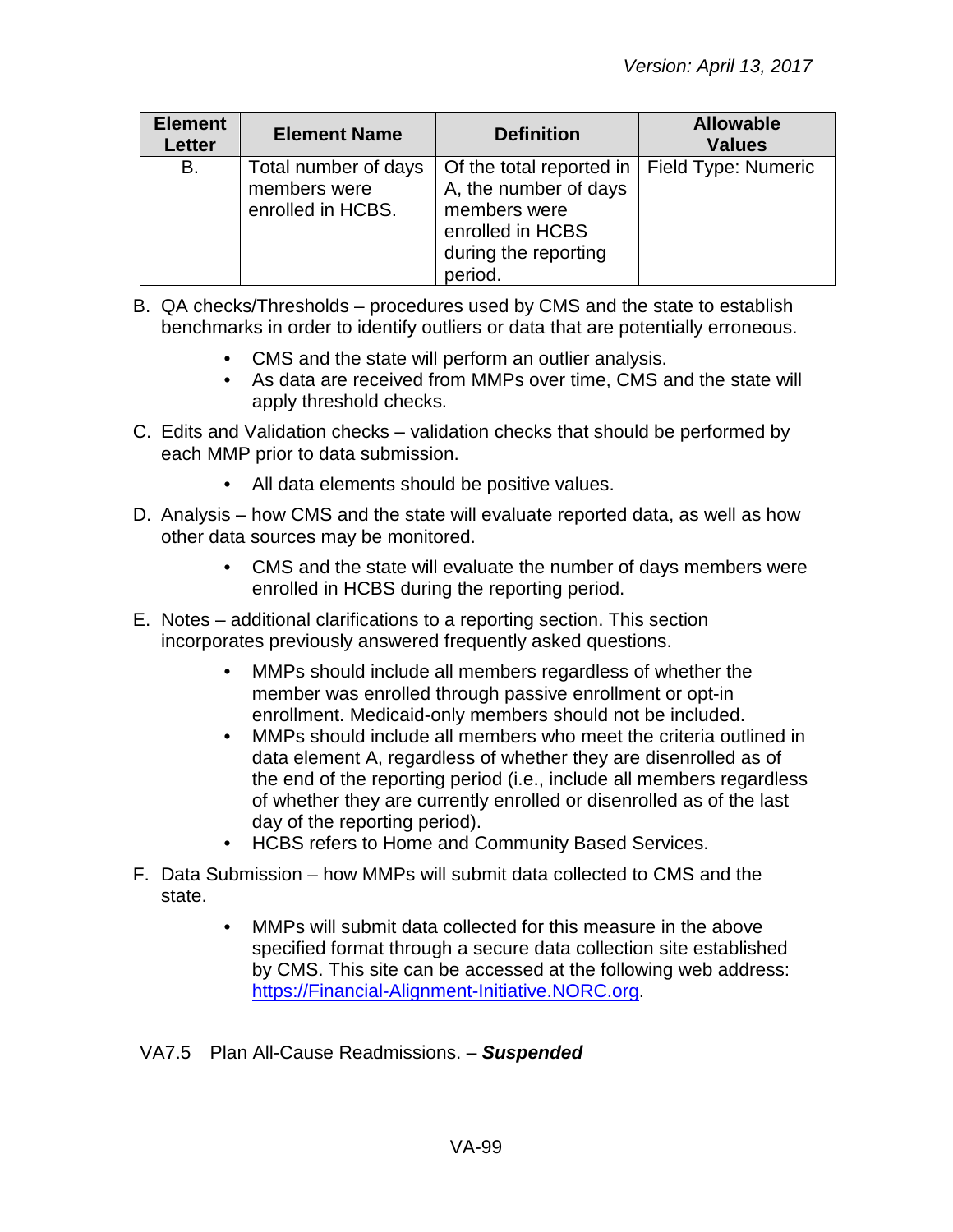| Element Letter | Element Name | Definition | Allowable Values |
|---|---|---|---|
| B. | Total number of days members were enrolled in HCBS. | Of the total reported in A, the number of days members were enrolled in HCBS during the reporting period. | Field Type: Numeric |

B. QA checks/Thresholds – procedures used by CMS and the state to establish benchmarks in order to identify outliers or data that are potentially erroneous.

- CMS and the state will perform an outlier analysis.
- As data are received from MMPs over time, CMS and the state will apply threshold checks.

C. Edits and Validation checks – validation checks that should be performed by each MMP prior to data submission.

- All data elements should be positive values.

D. Analysis – how CMS and the state will evaluate reported data, as well as how other data sources may be monitored.

- CMS and the state will evaluate the number of days members were enrolled in HCBS during the reporting period.

E. Notes – additional clarifications to a reporting section. This section incorporates previously answered frequently asked questions.

- MMPs should include all members regardless of whether the member was enrolled through passive enrollment or opt-in enrollment. Medicaid-only members should not be included.
- MMPs should include all members who meet the criteria outlined in data element A, regardless of whether they are disenrolled as of the end of the reporting period (i.e., include all members regardless of whether they are currently enrolled or disenrolled as of the last day of the reporting period).
- HCBS refers to Home and Community Based Services.

F. Data Submission – how MMPs will submit data collected to CMS and the state.

- MMPs will submit data collected for this measure in the above specified format through a secure data collection site established by CMS. This site can be accessed at the following web address: [https://Financial-Alignment-Initiative.NORC.org](https://Financial-Alignment-Initiative.NORC.org).

VA7.5 Plan All-Cause Readmissions. – ***Suspended***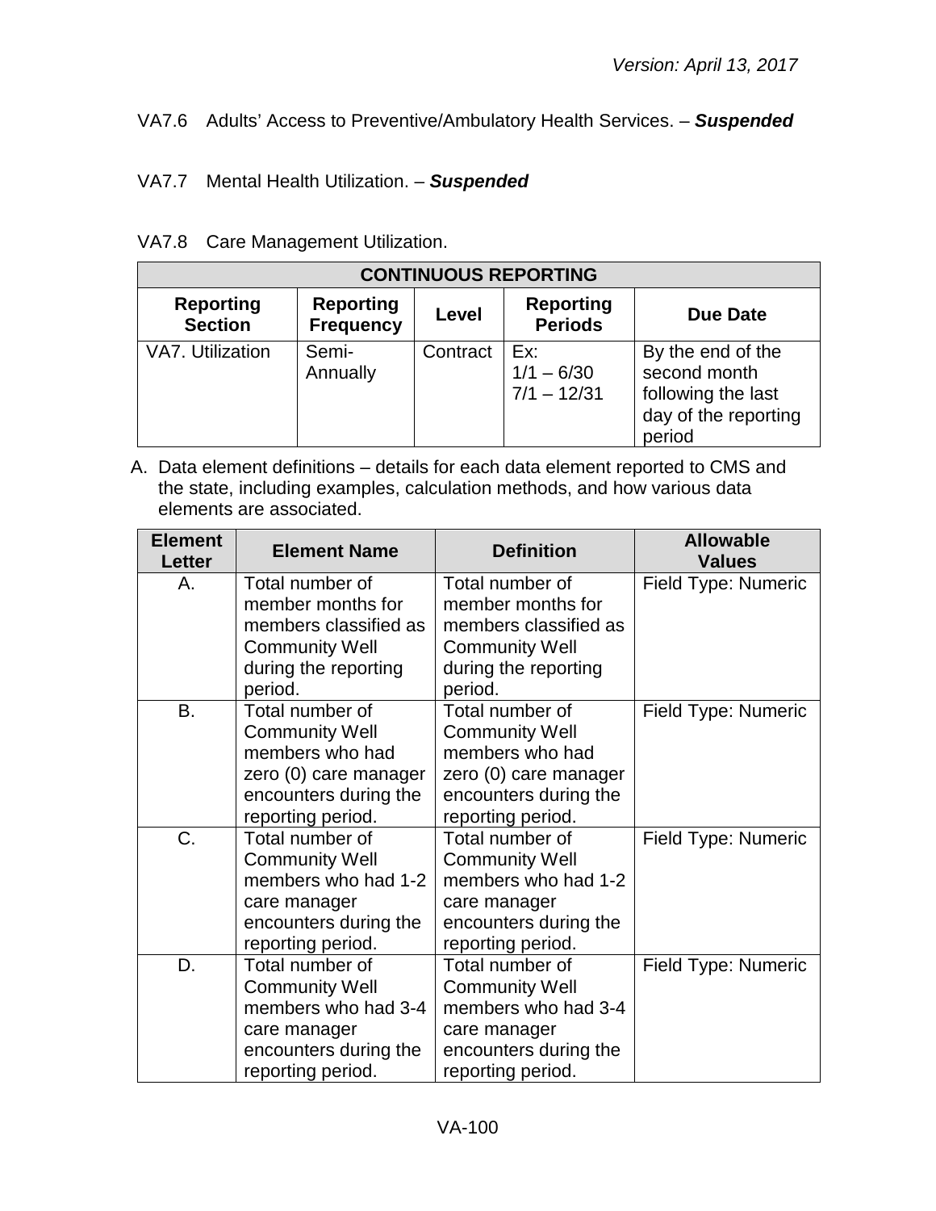VA7.6 Adults' Access to Preventive/Ambulatory Health Services. – ***Suspended***

VA7.7 Mental Health Utilization. – ***Suspended***

VA7.8 Care Management Utilization.

| CONTINUOUS REPORTING | | | | |
|---|---|---|---|---|
| **Reporting Section** | **Reporting Frequency** | **Level** | **Reporting Periods** | **Due Date** |
| VA7. Utilization | Semi-Annually | Contract | Ex:<br>1/1 – 6/30<br>7/1 – 12/31 | By the end of the second month following the last day of the reporting period |

A. Data element definitions – details for each data element reported to CMS and the state, including examples, calculation methods, and how various data elements are associated.

| Element Letter | Element Name | Definition | Allowable Values |
|---|---|---|---|
| A. | Total number of member months for members classified as Community Well during the reporting period. | Total number of member months for members classified as Community Well during the reporting period. | Field Type: Numeric |
| B. | Total number of Community Well members who had zero (0) care manager encounters during the reporting period. | Total number of Community Well members who had zero (0) care manager encounters during the reporting period. | Field Type: Numeric |
| C. | Total number of Community Well members who had 1-2 care manager encounters during the reporting period. | Total number of Community Well members who had 1-2 care manager encounters during the reporting period. | Field Type: Numeric |
| D. | Total number of Community Well members who had 3-4 care manager encounters during the reporting period. | Total number of Community Well members who had 3-4 care manager encounters during the reporting period. | Field Type: Numeric |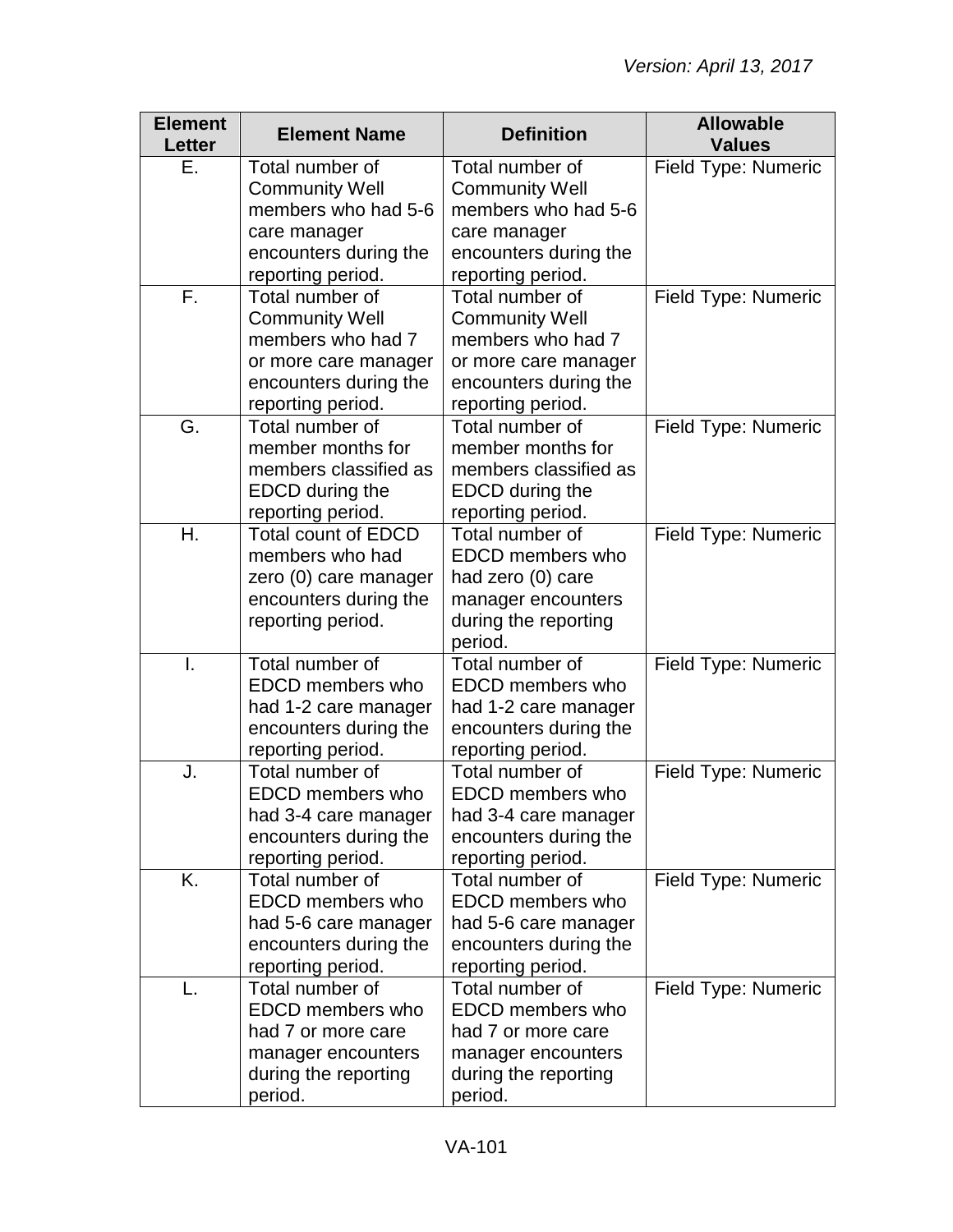| Element Letter | Element Name | Definition | Allowable Values |
| --- | --- | --- | --- |
| E. | Total number of Community Well members who had 5-6 care manager encounters during the reporting period. | Total number of Community Well members who had 5-6 care manager encounters during the reporting period. | Field Type: Numeric |
| F. | Total number of Community Well members who had 7 or more care manager encounters during the reporting period. | Total number of Community Well members who had 7 or more care manager encounters during the reporting period. | Field Type: Numeric |
| G. | Total number of member months for members classified as EDCD during the reporting period. | Total number of member months for members classified as EDCD during the reporting period. | Field Type: Numeric |
| H. | Total count of EDCD members who had zero (0) care manager encounters during the reporting period. | Total number of EDCD members who had zero (0) care manager encounters during the reporting period. | Field Type: Numeric |
| I. | Total number of EDCD members who had 1-2 care manager encounters during the reporting period. | Total number of EDCD members who had 1-2 care manager encounters during the reporting period. | Field Type: Numeric |
| J. | Total number of EDCD members who had 3-4 care manager encounters during the reporting period. | Total number of EDCD members who had 3-4 care manager encounters during the reporting period. | Field Type: Numeric |
| K. | Total number of EDCD members who had 5-6 care manager encounters during the reporting period. | Total number of EDCD members who had 5-6 care manager encounters during the reporting period. | Field Type: Numeric |
| L. | Total number of EDCD members who had 7 or more care manager encounters during the reporting period. | Total number of EDCD members who had 7 or more care manager encounters during the reporting period. | Field Type: Numeric |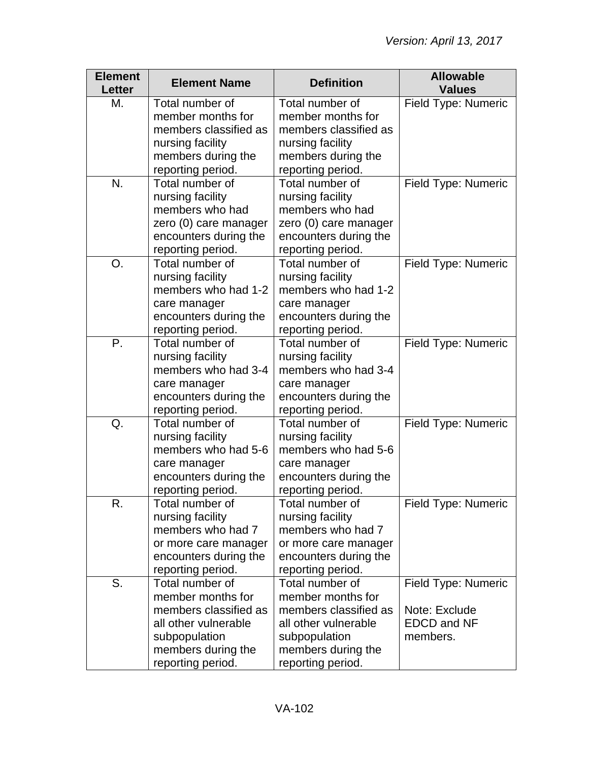| Element Letter | Element Name | Definition | Allowable Values |
| --- | --- | --- | --- |
| M. | Total number of member months for members classified as nursing facility members during the reporting period. | Total number of member months for members classified as nursing facility members during the reporting period. | Field Type: Numeric |
| N. | Total number of nursing facility members who had zero (0) care manager encounters during the reporting period. | Total number of nursing facility members who had zero (0) care manager encounters during the reporting period. | Field Type: Numeric |
| O. | Total number of nursing facility members who had 1-2 care manager encounters during the reporting period. | Total number of nursing facility members who had 1-2 care manager encounters during the reporting period. | Field Type: Numeric |
| P. | Total number of nursing facility members who had 3-4 care manager encounters during the reporting period. | Total number of nursing facility members who had 3-4 care manager encounters during the reporting period. | Field Type: Numeric |
| Q. | Total number of nursing facility members who had 5-6 care manager encounters during the reporting period. | Total number of nursing facility members who had 5-6 care manager encounters during the reporting period. | Field Type: Numeric |
| R. | Total number of nursing facility members who had 7 or more care manager encounters during the reporting period. | Total number of nursing facility members who had 7 or more care manager encounters during the reporting period. | Field Type: Numeric |
| S. | Total number of member months for members classified as all other vulnerable subpopulation members during the reporting period. | Total number of member months for members classified as all other vulnerable subpopulation members during the reporting period. | Field Type: Numeric<br><br>Note: Exclude EDCD and NF members. |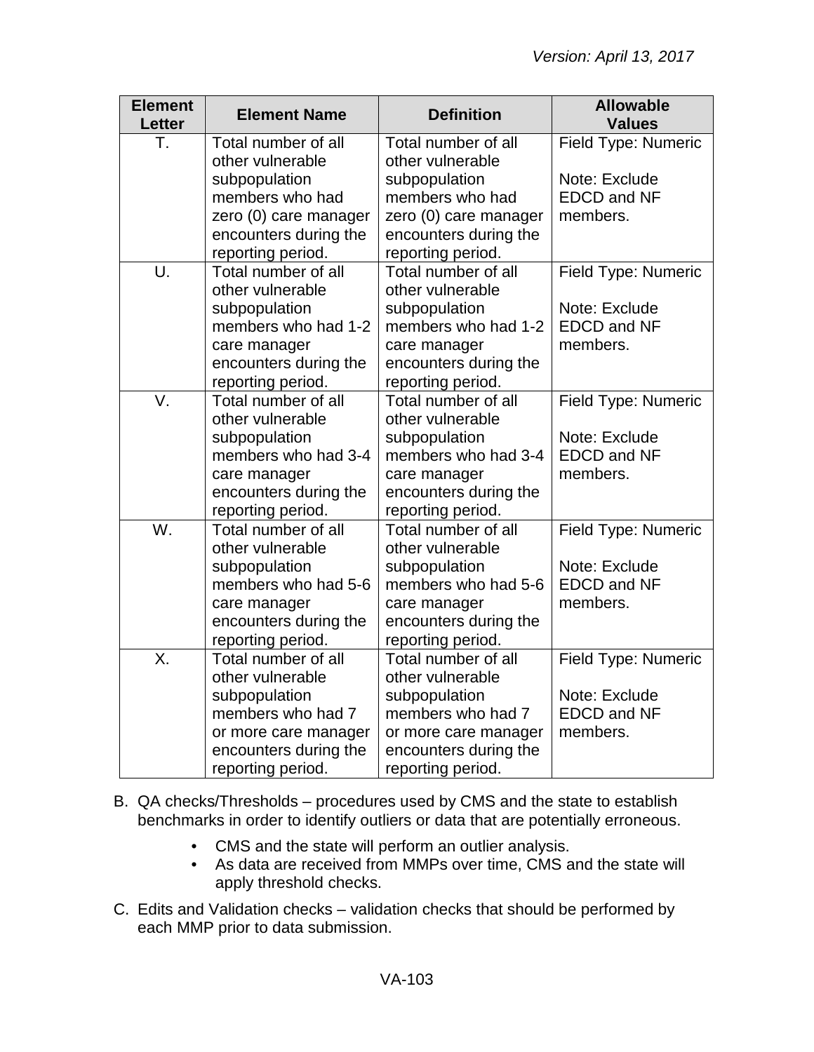| Element Letter | Element Name | Definition | Allowable Values |
|---|---|---|---|
| T. | Total number of all other vulnerable subpopulation members who had zero (0) care manager encounters during the reporting period. | Total number of all other vulnerable subpopulation members who had zero (0) care manager encounters during the reporting period. | Field Type: Numeric<br><br>Note: Exclude EDCD and NF members. |
| U. | Total number of all other vulnerable subpopulation members who had 1-2 care manager encounters during the reporting period. | Total number of all other vulnerable subpopulation members who had 1-2 care manager encounters during the reporting period. | Field Type: Numeric<br><br>Note: Exclude EDCD and NF members. |
| V. | Total number of all other vulnerable subpopulation members who had 3-4 care manager encounters during the reporting period. | Total number of all other vulnerable subpopulation members who had 3-4 care manager encounters during the reporting period. | Field Type: Numeric<br><br>Note: Exclude EDCD and NF members. |
| W. | Total number of all other vulnerable subpopulation members who had 5-6 care manager encounters during the reporting period. | Total number of all other vulnerable subpopulation members who had 5-6 care manager encounters during the reporting period. | Field Type: Numeric<br><br>Note: Exclude EDCD and NF members. |
| X. | Total number of all other vulnerable subpopulation members who had 7 or more care manager encounters during the reporting period. | Total number of all other vulnerable subpopulation members who had 7 or more care manager encounters during the reporting period. | Field Type: Numeric<br><br>Note: Exclude EDCD and NF members. |

B. QA checks/Thresholds – procedures used by CMS and the state to establish benchmarks in order to identify outliers or data that are potentially erroneous.

- CMS and the state will perform an outlier analysis.
- As data are received from MMPs over time, CMS and the state will apply threshold checks.

C. Edits and Validation checks – validation checks that should be performed by each MMP prior to data submission.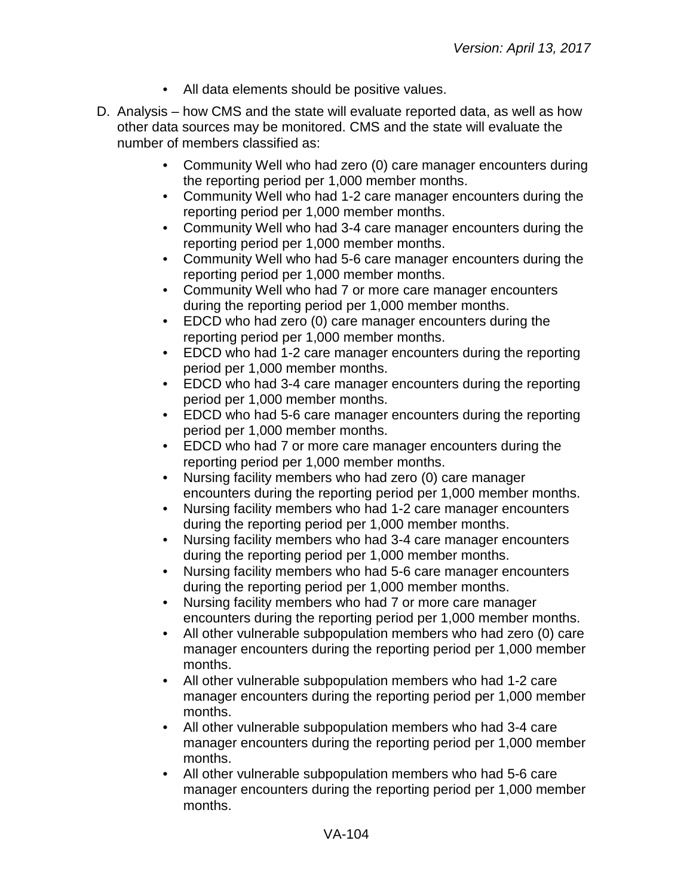- All data elements should be positive values.

D. Analysis – how CMS and the state will evaluate reported data, as well as how other data sources may be monitored. CMS and the state will evaluate the number of members classified as:

- Community Well who had zero (0) care manager encounters during the reporting period per 1,000 member months.
- Community Well who had 1-2 care manager encounters during the reporting period per 1,000 member months.
- Community Well who had 3-4 care manager encounters during the reporting period per 1,000 member months.
- Community Well who had 5-6 care manager encounters during the reporting period per 1,000 member months.
- Community Well who had 7 or more care manager encounters during the reporting period per 1,000 member months.
- EDCD who had zero (0) care manager encounters during the reporting period per 1,000 member months.
- EDCD who had 1-2 care manager encounters during the reporting period per 1,000 member months.
- EDCD who had 3-4 care manager encounters during the reporting period per 1,000 member months.
- EDCD who had 5-6 care manager encounters during the reporting period per 1,000 member months.
- EDCD who had 7 or more care manager encounters during the reporting period per 1,000 member months.
- Nursing facility members who had zero (0) care manager encounters during the reporting period per 1,000 member months.
- Nursing facility members who had 1-2 care manager encounters during the reporting period per 1,000 member months.
- Nursing facility members who had 3-4 care manager encounters during the reporting period per 1,000 member months.
- Nursing facility members who had 5-6 care manager encounters during the reporting period per 1,000 member months.
- Nursing facility members who had 7 or more care manager encounters during the reporting period per 1,000 member months.
- All other vulnerable subpopulation members who had zero (0) care manager encounters during the reporting period per 1,000 member months.
- All other vulnerable subpopulation members who had 1-2 care manager encounters during the reporting period per 1,000 member months.
- All other vulnerable subpopulation members who had 3-4 care manager encounters during the reporting period per 1,000 member months.
- All other vulnerable subpopulation members who had 5-6 care manager encounters during the reporting period per 1,000 member months.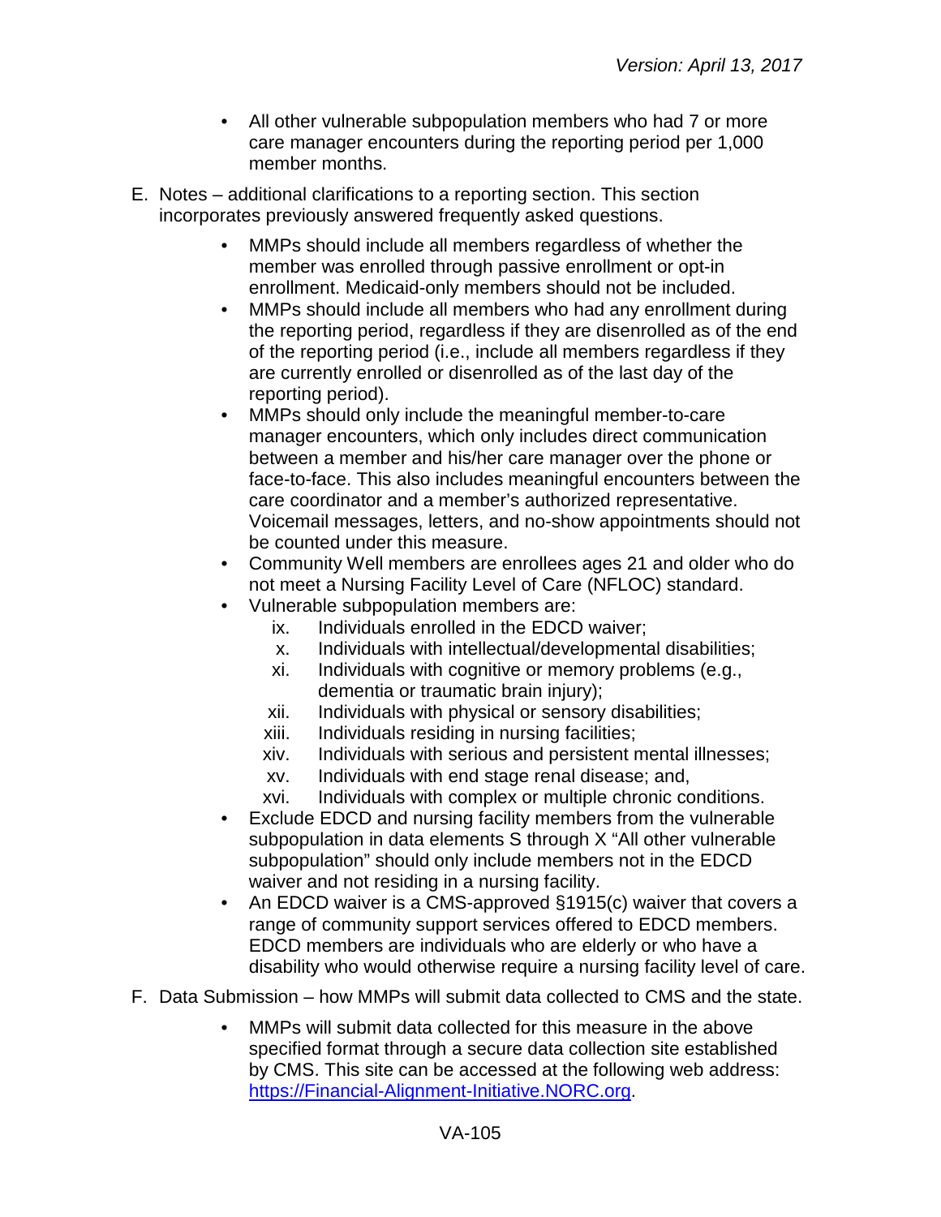- All other vulnerable subpopulation members who had 7 or more care manager encounters during the reporting period per 1,000 member months.

E. Notes – additional clarifications to a reporting section. This section incorporates previously answered frequently asked questions.

- MMPs should include all members regardless of whether the member was enrolled through passive enrollment or opt-in enrollment. Medicaid-only members should not be included.
- MMPs should include all members who had any enrollment during the reporting period, regardless if they are disenrolled as of the end of the reporting period (i.e., include all members regardless if they are currently enrolled or disenrolled as of the last day of the reporting period).
- MMPs should only include the meaningful member-to-care manager encounters, which only includes direct communication between a member and his/her care manager over the phone or face-to-face. This also includes meaningful encounters between the care coordinator and a member's authorized representative. Voicemail messages, letters, and no-show appointments should not be counted under this measure.
- Community Well members are enrollees ages 21 and older who do not meet a Nursing Facility Level of Care (NFLOC) standard.
- Vulnerable subpopulation members are:
  - ix. Individuals enrolled in the EDCD waiver;
  - x. Individuals with intellectual/developmental disabilities;
  - xi. Individuals with cognitive or memory problems (e.g., dementia or traumatic brain injury);
  - xii. Individuals with physical or sensory disabilities;
  - xiii. Individuals residing in nursing facilities;
  - xiv. Individuals with serious and persistent mental illnesses;
  - xv. Individuals with end stage renal disease; and,
  - xvi. Individuals with complex or multiple chronic conditions.
- Exclude EDCD and nursing facility members from the vulnerable subpopulation in data elements S through X "All other vulnerable subpopulation" should only include members not in the EDCD waiver and not residing in a nursing facility.
- An EDCD waiver is a CMS-approved §1915(c) waiver that covers a range of community support services offered to EDCD members. EDCD members are individuals who are elderly or who have a disability who would otherwise require a nursing facility level of care.

F. Data Submission – how MMPs will submit data collected to CMS and the state.

- MMPs will submit data collected for this measure in the above specified format through a secure data collection site established by CMS. This site can be accessed at the following web address: [https://Financial-Alignment-Initiative.NORC.org](https://Financial-Alignment-Initiative.NORC.org).